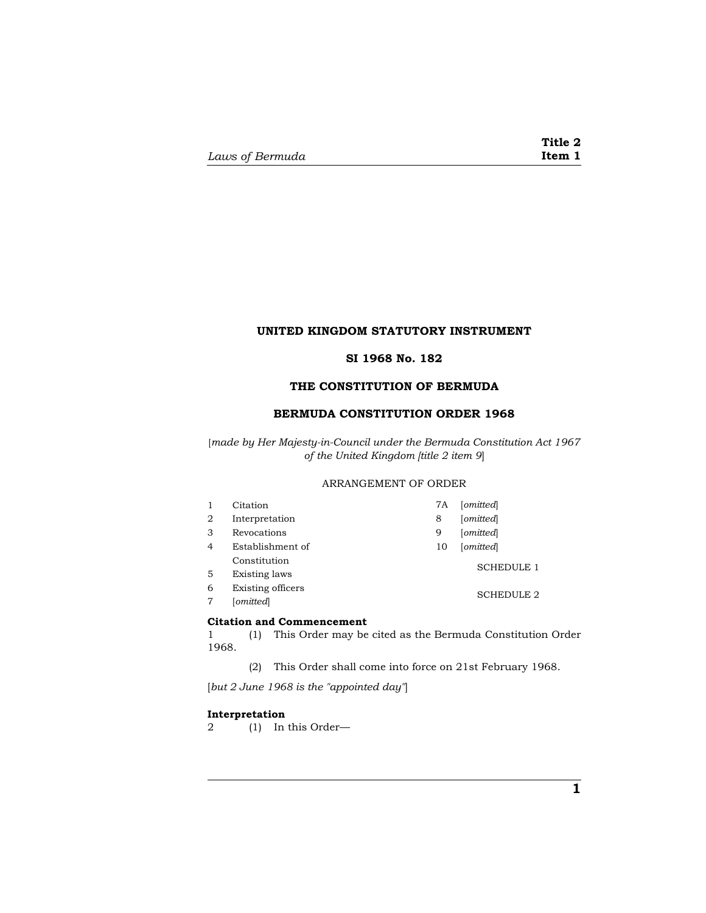**UNITED KINGDOM STATUTORY INSTRUMENT**

**SI 1968 No. 182**

# THE CONSTITUTION OF BERMUDA

# BERMUDA CONSTITUTION ORDER 1968

[*made by Her Majesty-in-Council under the Bermuda Constitution Act 1967 of the United Kingdom [title 2 item 9*]

ARRANGEMENT OF ORDER

| | | | |
|---|---|---|---|
| 1 | Citation | 7A | [*omitted*] |
| 2 | Interpretation | 8 | [*omitted*] |
| 3 | Revocations | 9 | [*omitted*] |
| 4 | Establishment of Constitution | 10 | [*omitted*] |
| 5 | Existing laws | | SCHEDULE 1 |
| 6 | Existing officers | | SCHEDULE 2 |
| 7 | [*omitted*] | | |

**Citation and Commencement**

1 (1) This Order may be cited as the Bermuda Constitution Order 1968.

(2) This Order shall come into force on 21st February 1968.

[*but 2 June 1968 is the "appointed day"*]

**Interpretation**

2 (1) In this Order—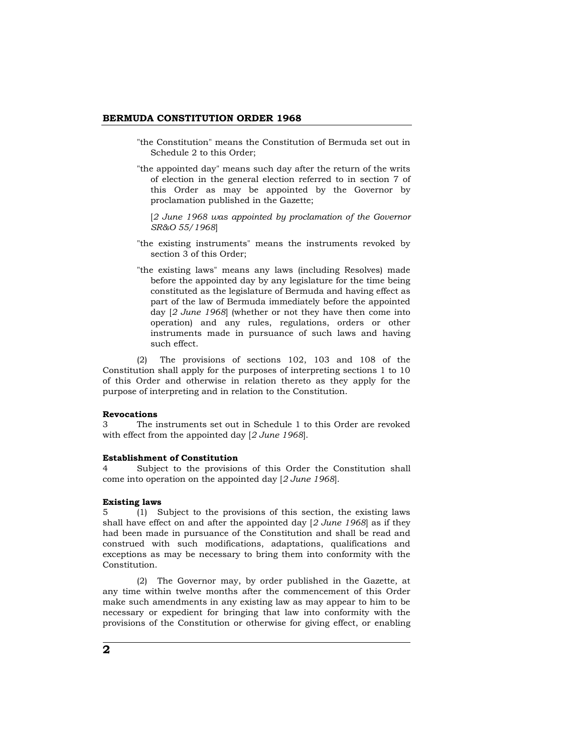"the Constitution" means the Constitution of Bermuda set out in Schedule 2 to this Order;

"the appointed day" means such day after the return of the writs of election in the general election referred to in section 7 of this Order as may be appointed by the Governor by proclamation published in the Gazette;

[*2 June 1968 was appointed by proclamation of the Governor SR&O 55/1968*]

"the existing instruments" means the instruments revoked by section 3 of this Order;

"the existing laws" means any laws (including Resolves) made before the appointed day by any legislature for the time being constituted as the legislature of Bermuda and having effect as part of the law of Bermuda immediately before the appointed day [*2 June 1968*] (whether or not they have then come into operation) and any rules, regulations, orders or other instruments made in pursuance of such laws and having such effect.

(2) The provisions of sections 102, 103 and 108 of the Constitution shall apply for the purposes of interpreting sections 1 to 10 of this Order and otherwise in relation thereto as they apply for the purpose of interpreting and in relation to the Constitution.

**Revocations**

3 The instruments set out in Schedule 1 to this Order are revoked with effect from the appointed day [*2 June 1968*].

**Establishment of Constitution**

4 Subject to the provisions of this Order the Constitution shall come into operation on the appointed day [*2 June 1968*].

**Existing laws**

5 (1) Subject to the provisions of this section, the existing laws shall have effect on and after the appointed day [*2 June 1968*] as if they had been made in pursuance of the Constitution and shall be read and construed with such modifications, adaptations, qualifications and exceptions as may be necessary to bring them into conformity with the Constitution.

(2) The Governor may, by order published in the Gazette, at any time within twelve months after the commencement of this Order make such amendments in any existing law as may appear to him to be necessary or expedient for bringing that law into conformity with the provisions of the Constitution or otherwise for giving effect, or enabling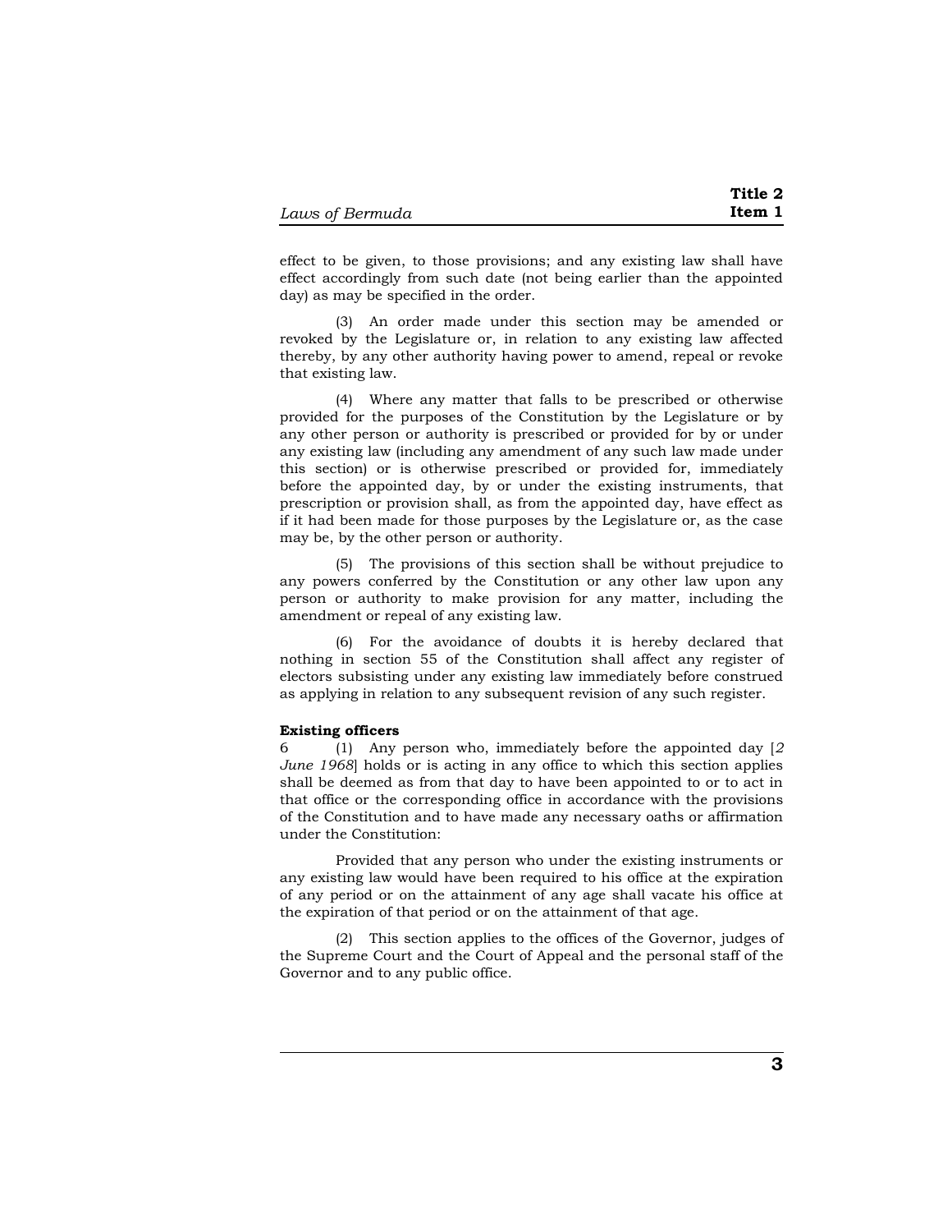effect to be given, to those provisions; and any existing law shall have effect accordingly from such date (not being earlier than the appointed day) as may be specified in the order.

(3) An order made under this section may be amended or revoked by the Legislature or, in relation to any existing law affected thereby, by any other authority having power to amend, repeal or revoke that existing law.

(4) Where any matter that falls to be prescribed or otherwise provided for the purposes of the Constitution by the Legislature or by any other person or authority is prescribed or provided for by or under any existing law (including any amendment of any such law made under this section) or is otherwise prescribed or provided for, immediately before the appointed day, by or under the existing instruments, that prescription or provision shall, as from the appointed day, have effect as if it had been made for those purposes by the Legislature or, as the case may be, by the other person or authority.

(5) The provisions of this section shall be without prejudice to any powers conferred by the Constitution or any other law upon any person or authority to make provision for any matter, including the amendment or repeal of any existing law.

(6) For the avoidance of doubts it is hereby declared that nothing in section 55 of the Constitution shall affect any register of electors subsisting under any existing law immediately before construed as applying in relation to any subsequent revision of any such register.

**Existing officers**

6 (1) Any person who, immediately before the appointed day [*2 June 1968*] holds or is acting in any office to which this section applies shall be deemed as from that day to have been appointed to or to act in that office or the corresponding office in accordance with the provisions of the Constitution and to have made any necessary oaths or affirmation under the Constitution:

Provided that any person who under the existing instruments or any existing law would have been required to his office at the expiration of any period or on the attainment of any age shall vacate his office at the expiration of that period or on the attainment of that age.

(2) This section applies to the offices of the Governor, judges of the Supreme Court and the Court of Appeal and the personal staff of the Governor and to any public office.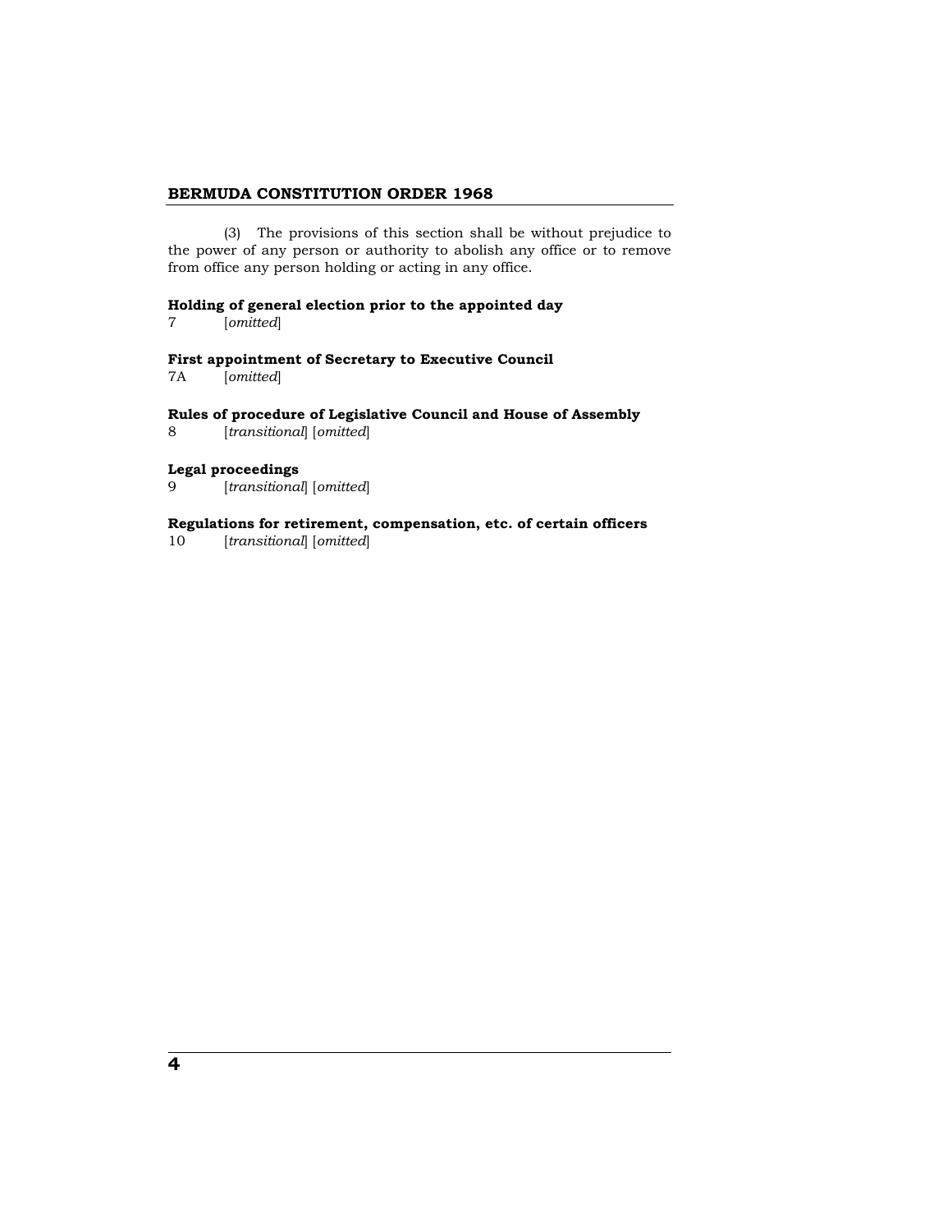(3) The provisions of this section shall be without prejudice to the power of any person or authority to abolish any office or to remove from office any person holding or acting in any office.

**Holding of general election prior to the appointed day**

7 [*omitted*]

**First appointment of Secretary to Executive Council**

7A [*omitted*]

**Rules of procedure of Legislative Council and House of Assembly**

8 [*transitional*] [*omitted*]

**Legal proceedings**

9 [*transitional*] [*omitted*]

**Regulations for retirement, compensation, etc. of certain officers**

10 [*transitional*] [*omitted*]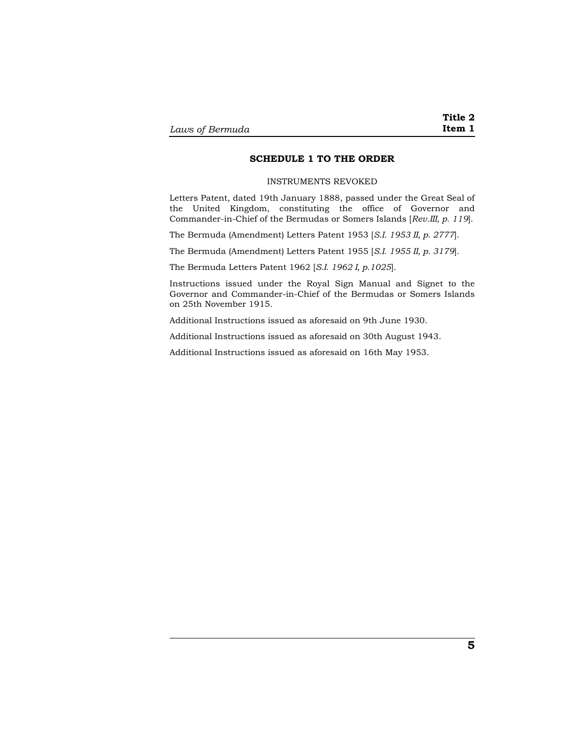## SCHEDULE 1 TO THE ORDER

INSTRUMENTS REVOKED

Letters Patent, dated 19th January 1888, passed under the Great Seal of the United Kingdom, constituting the office of Governor and Commander-in-Chief of the Bermudas or Somers Islands [*Rev.III, p. 119*].

The Bermuda (Amendment) Letters Patent 1953 [*S.I. 1953 II, p. 2777*].

The Bermuda (Amendment) Letters Patent 1955 [*S.I. 1955 II, p. 3179*].

The Bermuda Letters Patent 1962 [*S.I. 1962 I, p.1025*].

Instructions issued under the Royal Sign Manual and Signet to the Governor and Commander-in-Chief of the Bermudas or Somers Islands on 25th November 1915.

Additional Instructions issued as aforesaid on 9th June 1930.

Additional Instructions issued as aforesaid on 30th August 1943.

Additional Instructions issued as aforesaid on 16th May 1953.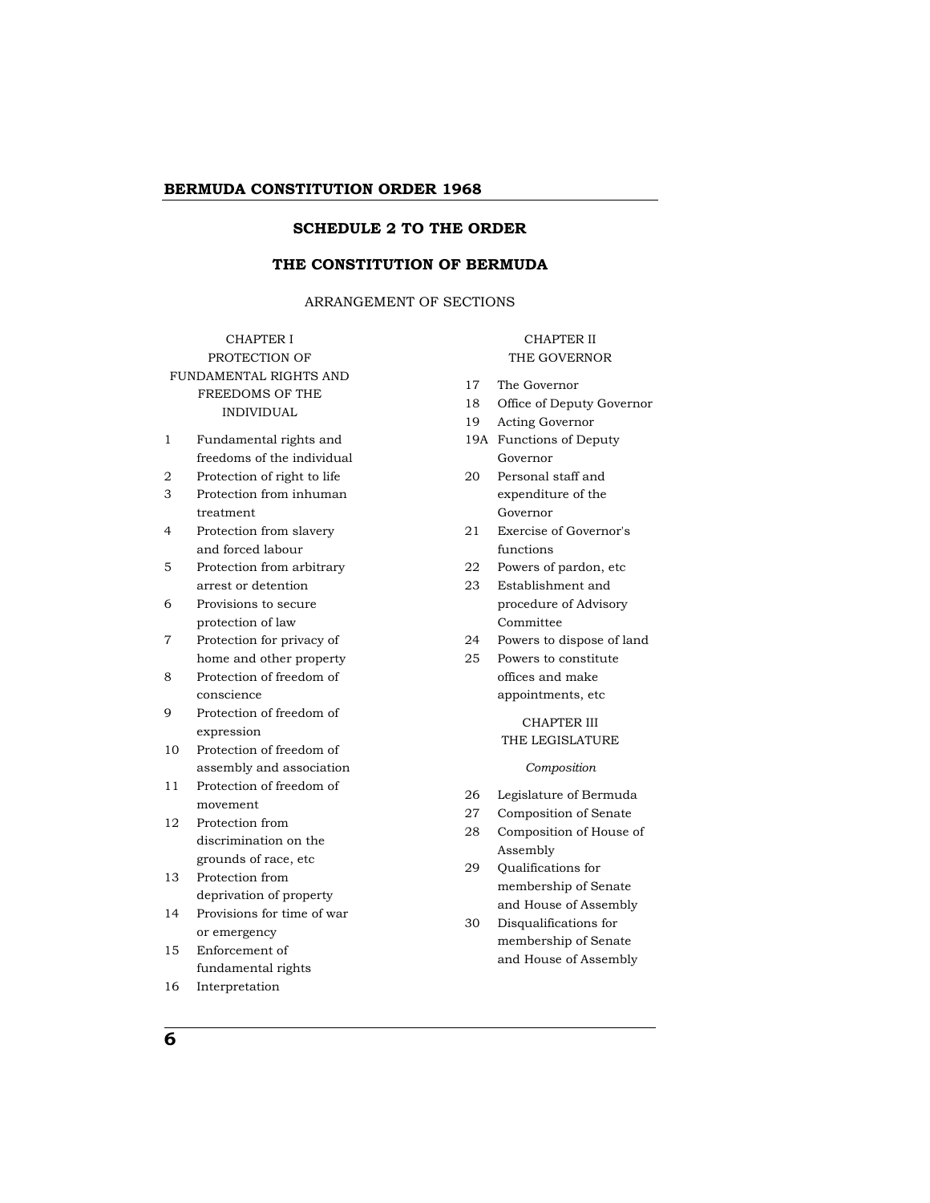## SCHEDULE 2 TO THE ORDER

## THE CONSTITUTION OF BERMUDA

ARRANGEMENT OF SECTIONS

### CHAPTER I
### PROTECTION OF FUNDAMENTAL RIGHTS AND FREEDOMS OF THE INDIVIDUAL

1 Fundamental rights and freedoms of the individual
2 Protection of right to life
3 Protection from inhuman treatment
4 Protection from slavery and forced labour
5 Protection from arbitrary arrest or detention
6 Provisions to secure protection of law
7 Protection for privacy of home and other property
8 Protection of freedom of conscience
9 Protection of freedom of expression
10 Protection of freedom of assembly and association
11 Protection of freedom of movement
12 Protection from discrimination on the grounds of race, etc
13 Protection from deprivation of property
14 Provisions for time of war or emergency
15 Enforcement of fundamental rights
16 Interpretation

### CHAPTER II
### THE GOVERNOR

17 The Governor
18 Office of Deputy Governor
19 Acting Governor
19A Functions of Deputy Governor
20 Personal staff and expenditure of the Governor
21 Exercise of Governor's functions
22 Powers of pardon, etc
23 Establishment and procedure of Advisory Committee
24 Powers to dispose of land
25 Powers to constitute offices and make appointments, etc

### CHAPTER III
### THE LEGISLATURE

*Composition*

26 Legislature of Bermuda
27 Composition of Senate
28 Composition of House of Assembly
29 Qualifications for membership of Senate and House of Assembly
30 Disqualifications for membership of Senate and House of Assembly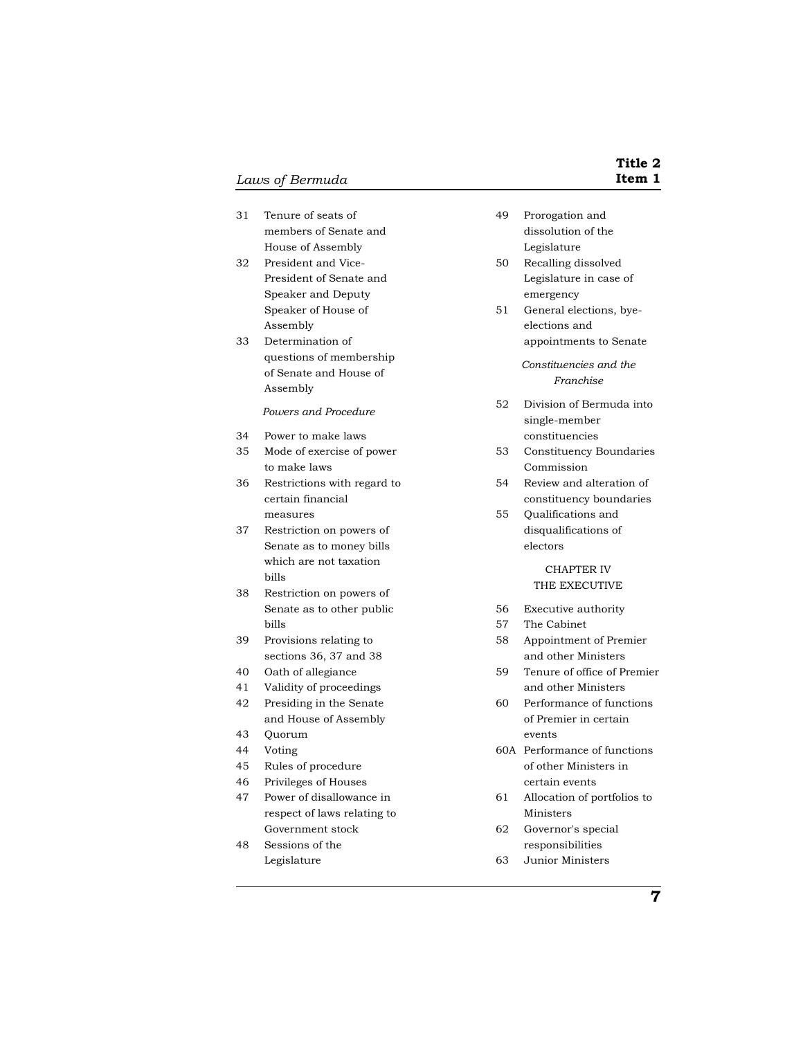31 Tenure of seats of members of Senate and House of Assembly
32 President and Vice-President of Senate and Speaker and Deputy Speaker of House of Assembly
33 Determination of questions of membership of Senate and House of Assembly

*Powers and Procedure*

34 Power to make laws
35 Mode of exercise of power to make laws
36 Restrictions with regard to certain financial measures
37 Restriction on powers of Senate as to money bills which are not taxation bills
38 Restriction on powers of Senate as to other public bills
39 Provisions relating to sections 36, 37 and 38
40 Oath of allegiance
41 Validity of proceedings
42 Presiding in the Senate and House of Assembly
43 Quorum
44 Voting
45 Rules of procedure
46 Privileges of Houses
47 Power of disallowance in respect of laws relating to Government stock
48 Sessions of the Legislature
49 Prorogation and dissolution of the Legislature
50 Recalling dissolved Legislature in case of emergency
51 General elections, bye-elections and appointments to Senate

*Constituencies and the Franchise*

52 Division of Bermuda into single-member constituencies
53 Constituency Boundaries Commission
54 Review and alteration of constituency boundaries
55 Qualifications and disqualifications of electors

CHAPTER IV
THE EXECUTIVE

56 Executive authority
57 The Cabinet
58 Appointment of Premier and other Ministers
59 Tenure of office of Premier and other Ministers
60 Performance of functions of Premier in certain events
60A Performance of functions of other Ministers in certain events
61 Allocation of portfolios to Ministers
62 Governor's special responsibilities
63 Junior Ministers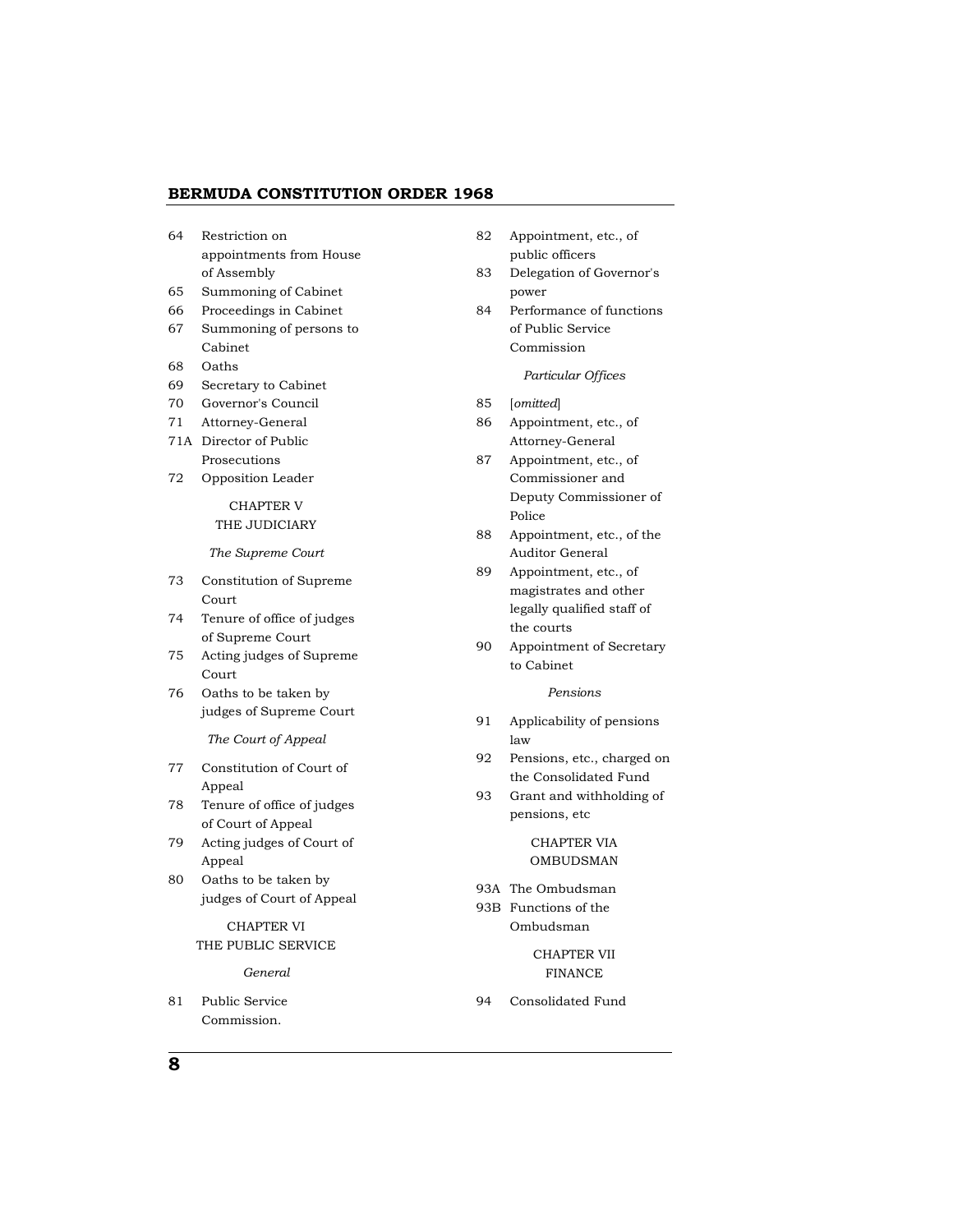64 Restriction on appointments from House of Assembly
65 Summoning of Cabinet
66 Proceedings in Cabinet
67 Summoning of persons to Cabinet
68 Oaths
69 Secretary to Cabinet
70 Governor's Council
71 Attorney-General
71A Director of Public Prosecutions
72 Opposition Leader

CHAPTER V
THE JUDICIARY

*The Supreme Court*

73 Constitution of Supreme Court
74 Tenure of office of judges of Supreme Court
75 Acting judges of Supreme Court
76 Oaths to be taken by judges of Supreme Court

*The Court of Appeal*

77 Constitution of Court of Appeal
78 Tenure of office of judges of Court of Appeal
79 Acting judges of Court of Appeal
80 Oaths to be taken by judges of Court of Appeal

CHAPTER VI
THE PUBLIC SERVICE

*General*

81 Public Service Commission.
82 Appointment, etc., of public officers
83 Delegation of Governor's power
84 Performance of functions of Public Service Commission

*Particular Offices*

85 [*omitted*]
86 Appointment, etc., of Attorney-General
87 Appointment, etc., of Commissioner and Deputy Commissioner of Police
88 Appointment, etc., of the Auditor General
89 Appointment, etc., of magistrates and other legally qualified staff of the courts
90 Appointment of Secretary to Cabinet

*Pensions*

91 Applicability of pensions law
92 Pensions, etc., charged on the Consolidated Fund
93 Grant and withholding of pensions, etc

CHAPTER VIA
OMBUDSMAN

93A The Ombudsman
93B Functions of the Ombudsman

CHAPTER VII
FINANCE

94 Consolidated Fund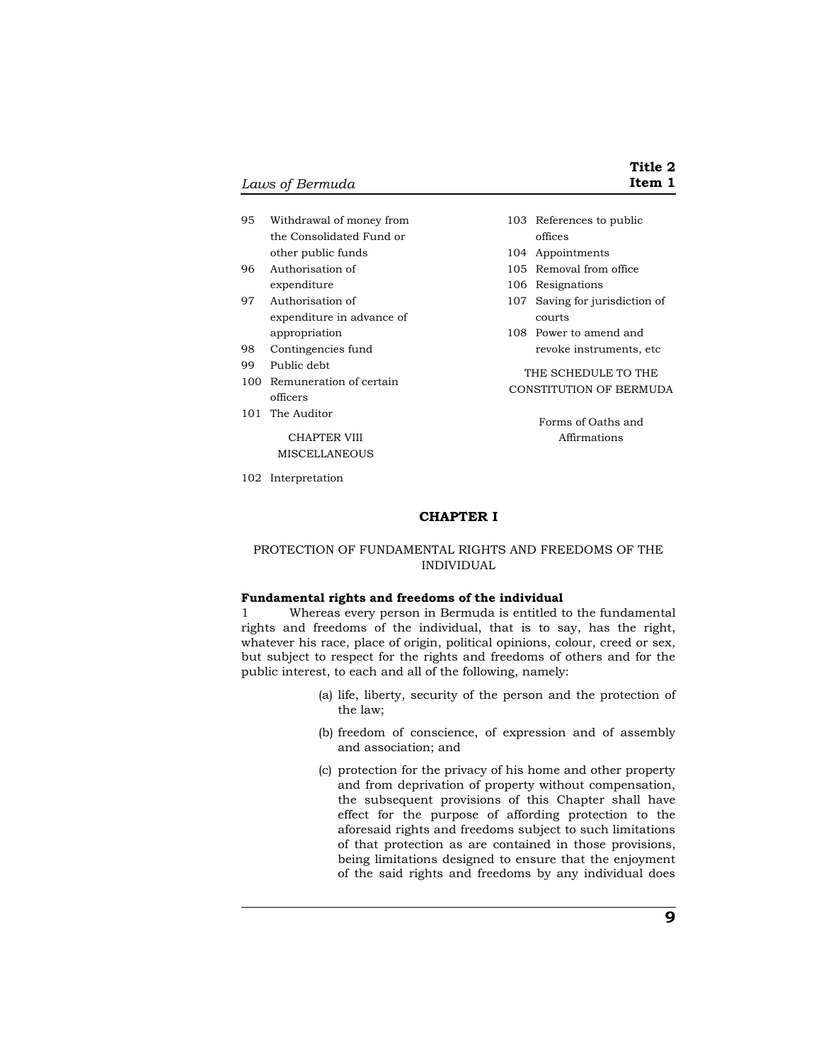95 Withdrawal of money from the Consolidated Fund or other public funds

96 Authorisation of expenditure

97 Authorisation of expenditure in advance of appropriation

98 Contingencies fund

99 Public debt

100 Remuneration of certain officers

101 The Auditor

CHAPTER VIII
MISCELLANEOUS

102 Interpretation

103 References to public offices

104 Appointments

105 Removal from office

106 Resignations

107 Saving for jurisdiction of courts

108 Power to amend and revoke instruments, etc

THE SCHEDULE TO THE CONSTITUTION OF BERMUDA

Forms of Oaths and Affirmations

## CHAPTER I

### PROTECTION OF FUNDAMENTAL RIGHTS AND FREEDOMS OF THE INDIVIDUAL

**Fundamental rights and freedoms of the individual**

1 Whereas every person in Bermuda is entitled to the fundamental rights and freedoms of the individual, that is to say, has the right, whatever his race, place of origin, political opinions, colour, creed or sex, but subject to respect for the rights and freedoms of others and for the public interest, to each and all of the following, namely:

(a) life, liberty, security of the person and the protection of the law;

(b) freedom of conscience, of expression and of assembly and association; and

(c) protection for the privacy of his home and other property and from deprivation of property without compensation, the subsequent provisions of this Chapter shall have effect for the purpose of affording protection to the aforesaid rights and freedoms subject to such limitations of that protection as are contained in those provisions, being limitations designed to ensure that the enjoyment of the said rights and freedoms by any individual does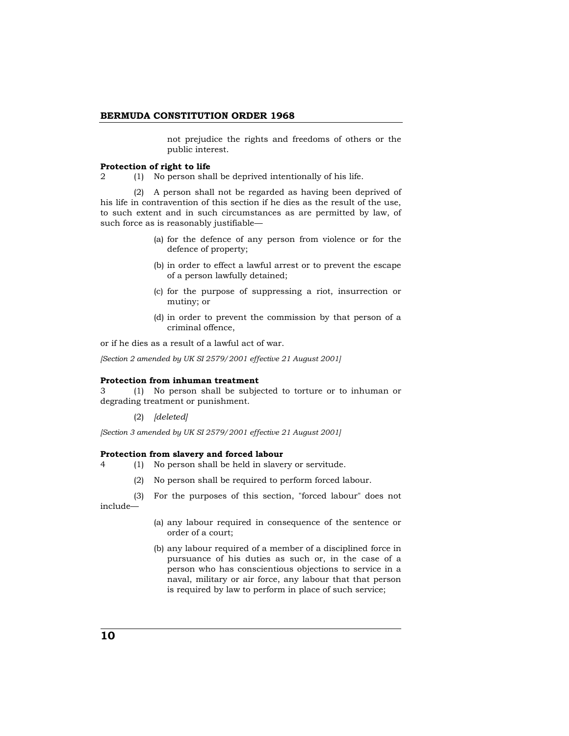not prejudice the rights and freedoms of others or the public interest.

**Protection of right to life**

2 (1) No person shall be deprived intentionally of his life.

(2) A person shall not be regarded as having been deprived of his life in contravention of this section if he dies as the result of the use, to such extent and in such circumstances as are permitted by law, of such force as is reasonably justifiable—

(a) for the defence of any person from violence or for the defence of property;

(b) in order to effect a lawful arrest or to prevent the escape of a person lawfully detained;

(c) for the purpose of suppressing a riot, insurrection or mutiny; or

(d) in order to prevent the commission by that person of a criminal offence,

or if he dies as a result of a lawful act of war.

*[Section 2 amended by UK SI 2579/2001 effective 21 August 2001]*

**Protection from inhuman treatment**

3 (1) No person shall be subjected to torture or to inhuman or degrading treatment or punishment.

(2) *[deleted]*

*[Section 3 amended by UK SI 2579/2001 effective 21 August 2001]*

**Protection from slavery and forced labour**

4 (1) No person shall be held in slavery or servitude.

(2) No person shall be required to perform forced labour.

(3) For the purposes of this section, "forced labour" does not include—

(a) any labour required in consequence of the sentence or order of a court;

(b) any labour required of a member of a disciplined force in pursuance of his duties as such or, in the case of a person who has conscientious objections to service in a naval, military or air force, any labour that that person is required by law to perform in place of such service;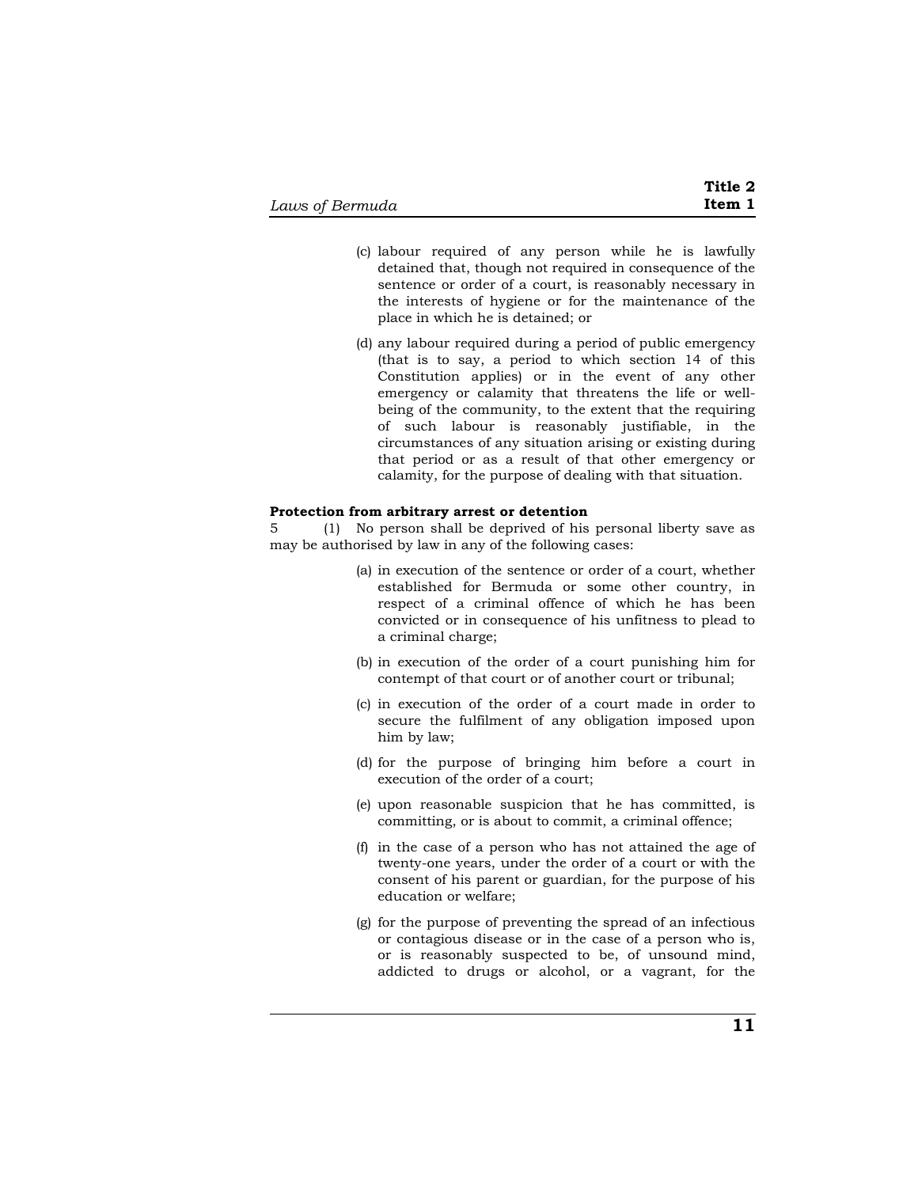(c) labour required of any person while he is lawfully detained that, though not required in consequence of the sentence or order of a court, is reasonably necessary in the interests of hygiene or for the maintenance of the place in which he is detained; or

(d) any labour required during a period of public emergency (that is to say, a period to which section 14 of this Constitution applies) or in the event of any other emergency or calamity that threatens the life or well-being of the community, to the extent that the requiring of such labour is reasonably justifiable, in the circumstances of any situation arising or existing during that period or as a result of that other emergency or calamity, for the purpose of dealing with that situation.

**Protection from arbitrary arrest or detention**

5 (1) No person shall be deprived of his personal liberty save as may be authorised by law in any of the following cases:

(a) in execution of the sentence or order of a court, whether established for Bermuda or some other country, in respect of a criminal offence of which he has been convicted or in consequence of his unfitness to plead to a criminal charge;

(b) in execution of the order of a court punishing him for contempt of that court or of another court or tribunal;

(c) in execution of the order of a court made in order to secure the fulfilment of any obligation imposed upon him by law;

(d) for the purpose of bringing him before a court in execution of the order of a court;

(e) upon reasonable suspicion that he has committed, is committing, or is about to commit, a criminal offence;

(f) in the case of a person who has not attained the age of twenty-one years, under the order of a court or with the consent of his parent or guardian, for the purpose of his education or welfare;

(g) for the purpose of preventing the spread of an infectious or contagious disease or in the case of a person who is, or is reasonably suspected to be, of unsound mind, addicted to drugs or alcohol, or a vagrant, for the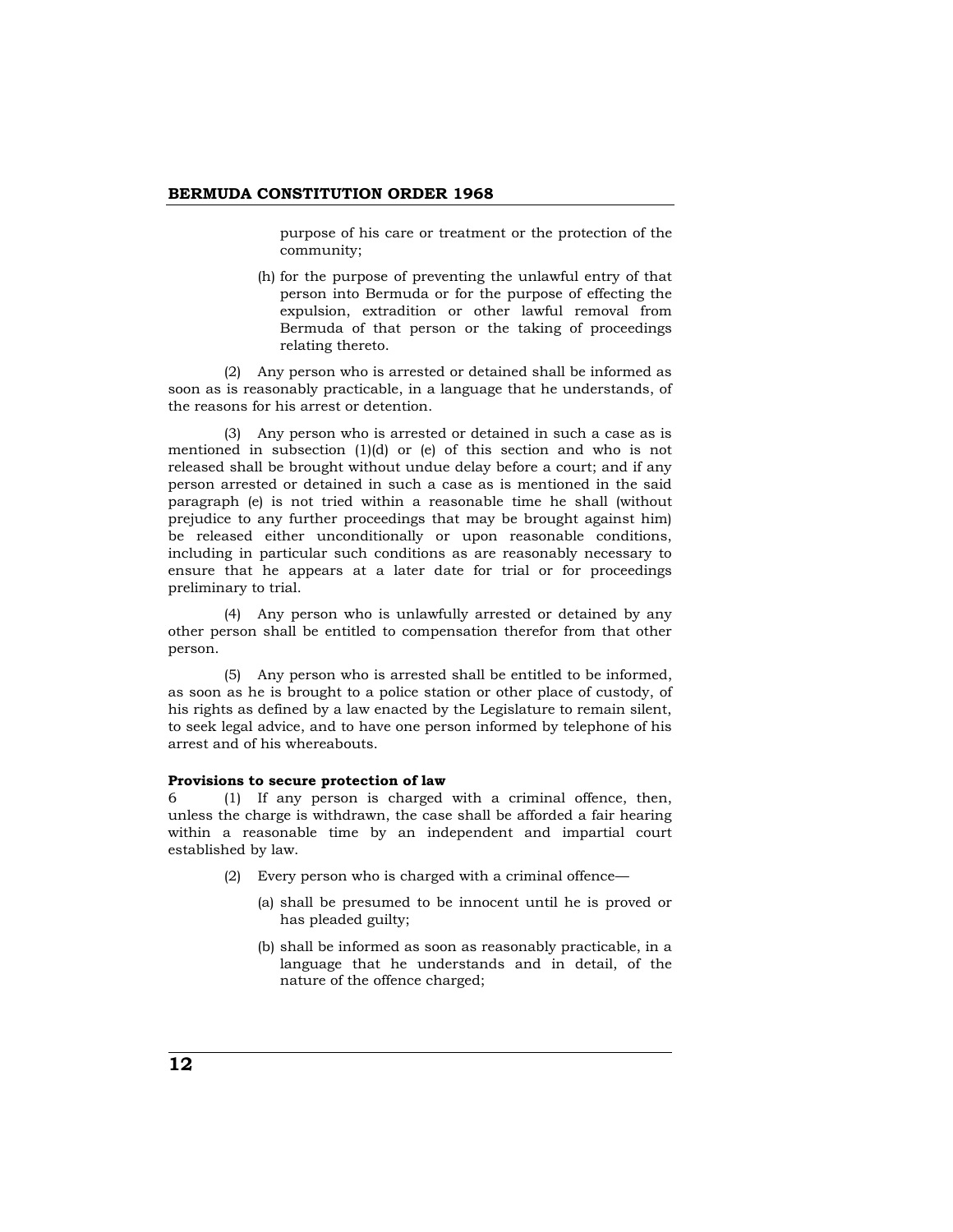purpose of his care or treatment or the protection of the community;

(h) for the purpose of preventing the unlawful entry of that person into Bermuda or for the purpose of effecting the expulsion, extradition or other lawful removal from Bermuda of that person or the taking of proceedings relating thereto.

(2) Any person who is arrested or detained shall be informed as soon as is reasonably practicable, in a language that he understands, of the reasons for his arrest or detention.

(3) Any person who is arrested or detained in such a case as is mentioned in subsection (1)(d) or (e) of this section and who is not released shall be brought without undue delay before a court; and if any person arrested or detained in such a case as is mentioned in the said paragraph (e) is not tried within a reasonable time he shall (without prejudice to any further proceedings that may be brought against him) be released either unconditionally or upon reasonable conditions, including in particular such conditions as are reasonably necessary to ensure that he appears at a later date for trial or for proceedings preliminary to trial.

(4) Any person who is unlawfully arrested or detained by any other person shall be entitled to compensation therefor from that other person.

(5) Any person who is arrested shall be entitled to be informed, as soon as he is brought to a police station or other place of custody, of his rights as defined by a law enacted by the Legislature to remain silent, to seek legal advice, and to have one person informed by telephone of his arrest and of his whereabouts.

**Provisions to secure protection of law**

6 (1) If any person is charged with a criminal offence, then, unless the charge is withdrawn, the case shall be afforded a fair hearing within a reasonable time by an independent and impartial court established by law.

(2) Every person who is charged with a criminal offence—

(a) shall be presumed to be innocent until he is proved or has pleaded guilty;

(b) shall be informed as soon as reasonably practicable, in a language that he understands and in detail, of the nature of the offence charged;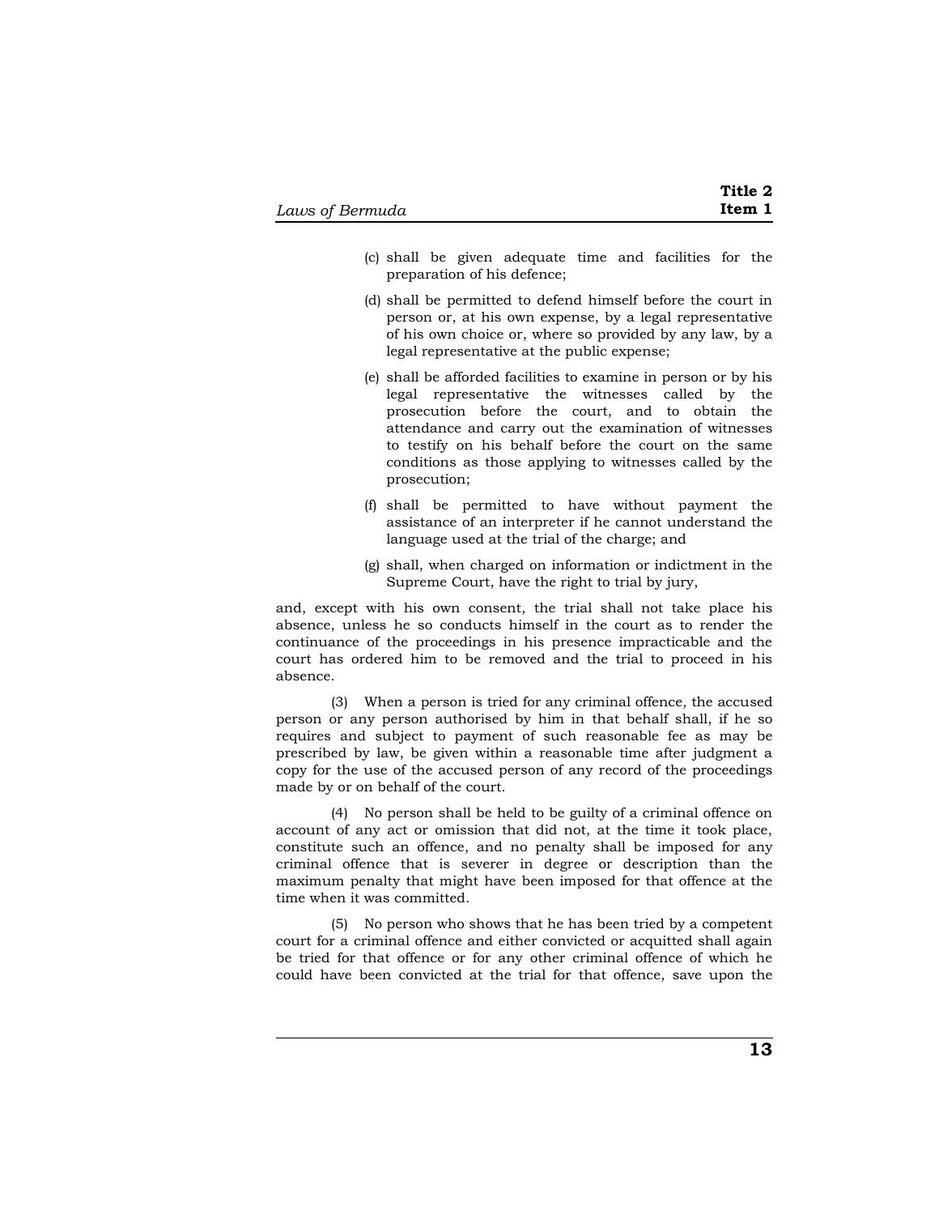(c) shall be given adequate time and facilities for the preparation of his defence;

(d) shall be permitted to defend himself before the court in person or, at his own expense, by a legal representative of his own choice or, where so provided by any law, by a legal representative at the public expense;

(e) shall be afforded facilities to examine in person or by his legal representative the witnesses called by the prosecution before the court, and to obtain the attendance and carry out the examination of witnesses to testify on his behalf before the court on the same conditions as those applying to witnesses called by the prosecution;

(f) shall be permitted to have without payment the assistance of an interpreter if he cannot understand the language used at the trial of the charge; and

(g) shall, when charged on information or indictment in the Supreme Court, have the right to trial by jury,

and, except with his own consent, the trial shall not take place his absence, unless he so conducts himself in the court as to render the continuance of the proceedings in his presence impracticable and the court has ordered him to be removed and the trial to proceed in his absence.

(3) When a person is tried for any criminal offence, the accused person or any person authorised by him in that behalf shall, if he so requires and subject to payment of such reasonable fee as may be prescribed by law, be given within a reasonable time after judgment a copy for the use of the accused person of any record of the proceedings made by or on behalf of the court.

(4) No person shall be held to be guilty of a criminal offence on account of any act or omission that did not, at the time it took place, constitute such an offence, and no penalty shall be imposed for any criminal offence that is severer in degree or description than the maximum penalty that might have been imposed for that offence at the time when it was committed.

(5) No person who shows that he has been tried by a competent court for a criminal offence and either convicted or acquitted shall again be tried for that offence or for any other criminal offence of which he could have been convicted at the trial for that offence, save upon the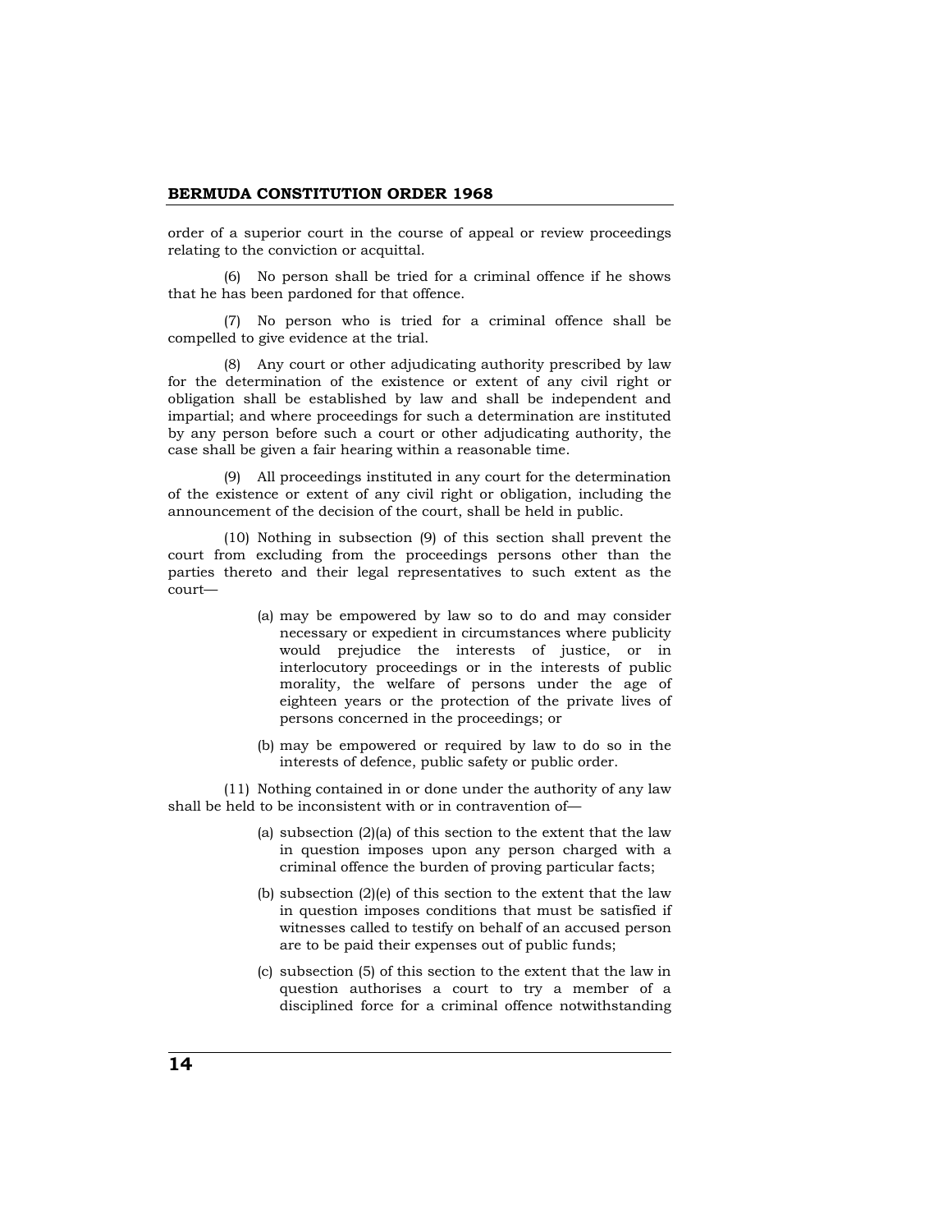order of a superior court in the course of appeal or review proceedings relating to the conviction or acquittal.

(6) No person shall be tried for a criminal offence if he shows that he has been pardoned for that offence.

(7) No person who is tried for a criminal offence shall be compelled to give evidence at the trial.

(8) Any court or other adjudicating authority prescribed by law for the determination of the existence or extent of any civil right or obligation shall be established by law and shall be independent and impartial; and where proceedings for such a determination are instituted by any person before such a court or other adjudicating authority, the case shall be given a fair hearing within a reasonable time.

(9) All proceedings instituted in any court for the determination of the existence or extent of any civil right or obligation, including the announcement of the decision of the court, shall be held in public.

(10) Nothing in subsection (9) of this section shall prevent the court from excluding from the proceedings persons other than the parties thereto and their legal representatives to such extent as the court—

(a) may be empowered by law so to do and may consider necessary or expedient in circumstances where publicity would prejudice the interests of justice, or in interlocutory proceedings or in the interests of public morality, the welfare of persons under the age of eighteen years or the protection of the private lives of persons concerned in the proceedings; or

(b) may be empowered or required by law to do so in the interests of defence, public safety or public order.

(11) Nothing contained in or done under the authority of any law shall be held to be inconsistent with or in contravention of—

(a) subsection (2)(a) of this section to the extent that the law in question imposes upon any person charged with a criminal offence the burden of proving particular facts;

(b) subsection (2)(e) of this section to the extent that the law in question imposes conditions that must be satisfied if witnesses called to testify on behalf of an accused person are to be paid their expenses out of public funds;

(c) subsection (5) of this section to the extent that the law in question authorises a court to try a member of a disciplined force for a criminal offence notwithstanding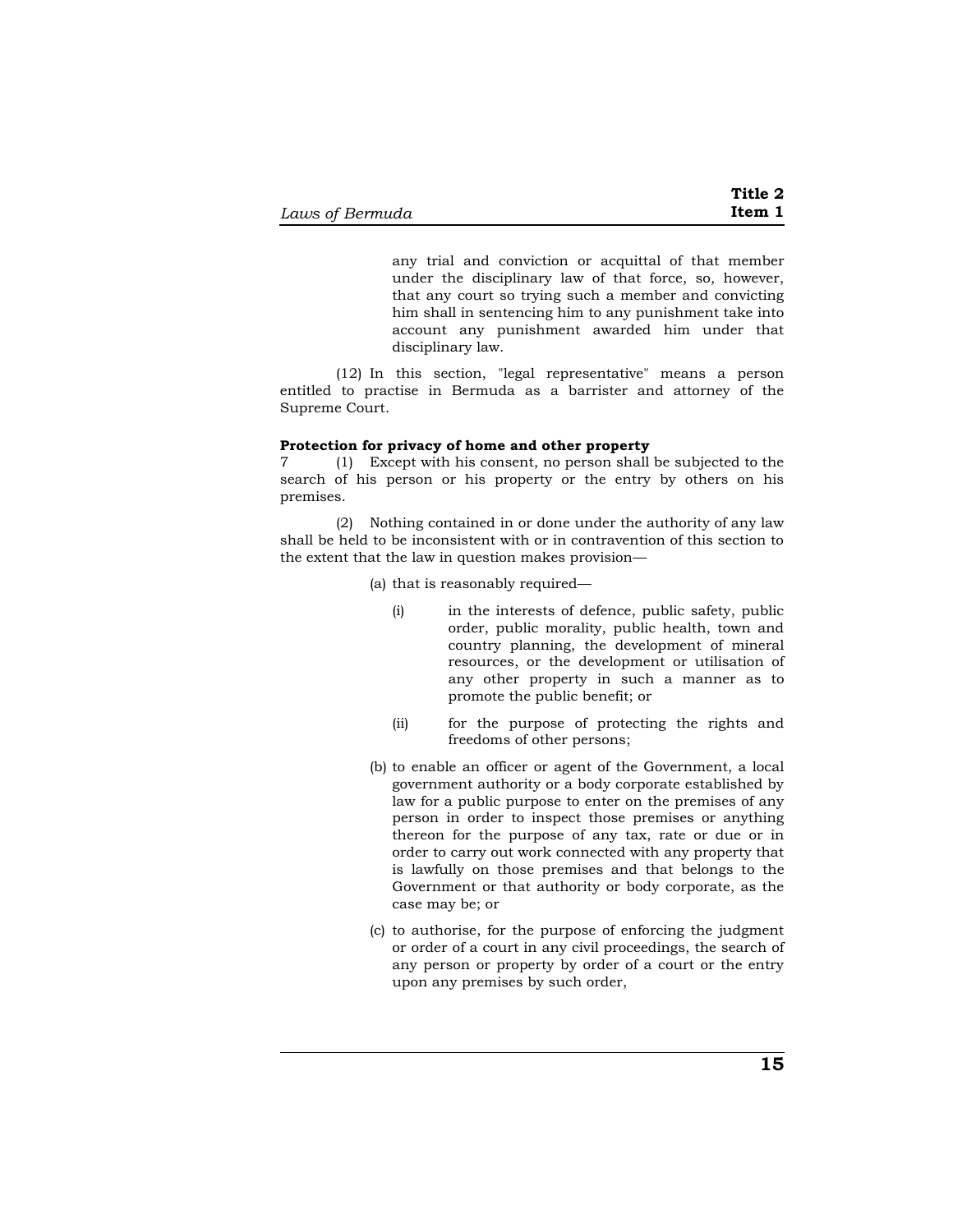any trial and conviction or acquittal of that member under the disciplinary law of that force, so, however, that any court so trying such a member and convicting him shall in sentencing him to any punishment take into account any punishment awarded him under that disciplinary law.

(12) In this section, "legal representative" means a person entitled to practise in Bermuda as a barrister and attorney of the Supreme Court.

**Protection for privacy of home and other property**

7 (1) Except with his consent, no person shall be subjected to the search of his person or his property or the entry by others on his premises.

(2) Nothing contained in or done under the authority of any law shall be held to be inconsistent with or in contravention of this section to the extent that the law in question makes provision—

(a) that is reasonably required—

(i) in the interests of defence, public safety, public order, public morality, public health, town and country planning, the development of mineral resources, or the development or utilisation of any other property in such a manner as to promote the public benefit; or

(ii) for the purpose of protecting the rights and freedoms of other persons;

(b) to enable an officer or agent of the Government, a local government authority or a body corporate established by law for a public purpose to enter on the premises of any person in order to inspect those premises or anything thereon for the purpose of any tax, rate or due or in order to carry out work connected with any property that is lawfully on those premises and that belongs to the Government or that authority or body corporate, as the case may be; or

(c) to authorise, for the purpose of enforcing the judgment or order of a court in any civil proceedings, the search of any person or property by order of a court or the entry upon any premises by such order,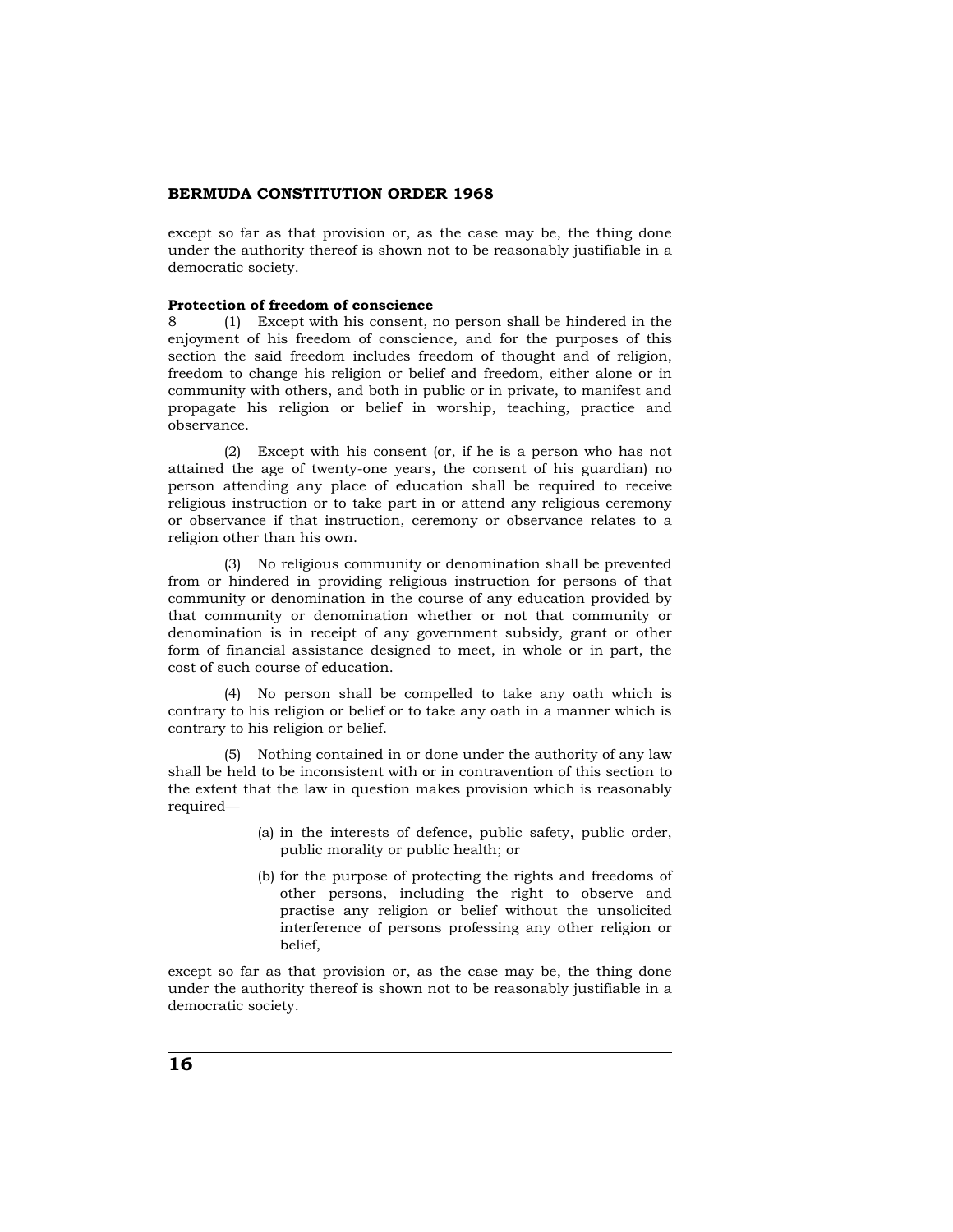except so far as that provision or, as the case may be, the thing done under the authority thereof is shown not to be reasonably justifiable in a democratic society.

**Protection of freedom of conscience**

8 (1) Except with his consent, no person shall be hindered in the enjoyment of his freedom of conscience, and for the purposes of this section the said freedom includes freedom of thought and of religion, freedom to change his religion or belief and freedom, either alone or in community with others, and both in public or in private, to manifest and propagate his religion or belief in worship, teaching, practice and observance.

(2) Except with his consent (or, if he is a person who has not attained the age of twenty-one years, the consent of his guardian) no person attending any place of education shall be required to receive religious instruction or to take part in or attend any religious ceremony or observance if that instruction, ceremony or observance relates to a religion other than his own.

(3) No religious community or denomination shall be prevented from or hindered in providing religious instruction for persons of that community or denomination in the course of any education provided by that community or denomination whether or not that community or denomination is in receipt of any government subsidy, grant or other form of financial assistance designed to meet, in whole or in part, the cost of such course of education.

(4) No person shall be compelled to take any oath which is contrary to his religion or belief or to take any oath in a manner which is contrary to his religion or belief.

(5) Nothing contained in or done under the authority of any law shall be held to be inconsistent with or in contravention of this section to the extent that the law in question makes provision which is reasonably required—

(a) in the interests of defence, public safety, public order, public morality or public health; or

(b) for the purpose of protecting the rights and freedoms of other persons, including the right to observe and practise any religion or belief without the unsolicited interference of persons professing any other religion or belief,

except so far as that provision or, as the case may be, the thing done under the authority thereof is shown not to be reasonably justifiable in a democratic society.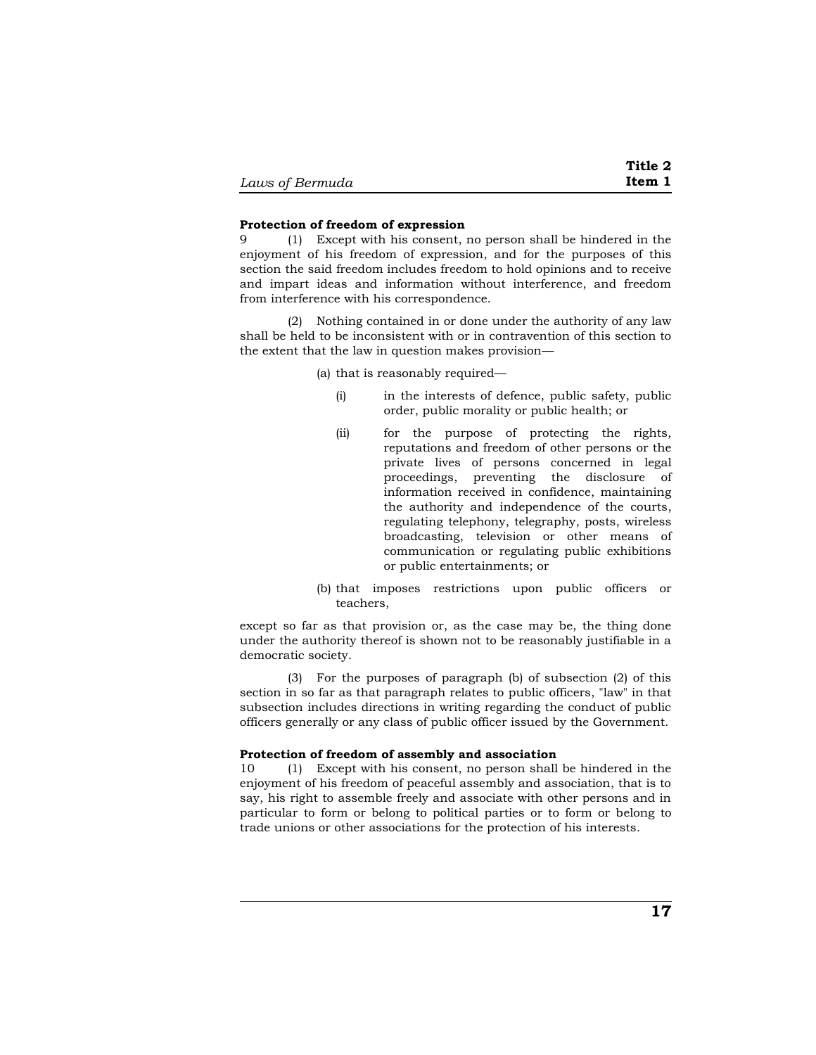**Protection of freedom of expression**

9 (1) Except with his consent, no person shall be hindered in the enjoyment of his freedom of expression, and for the purposes of this section the said freedom includes freedom to hold opinions and to receive and impart ideas and information without interference, and freedom from interference with his correspondence.

(2) Nothing contained in or done under the authority of any law shall be held to be inconsistent with or in contravention of this section to the extent that the law in question makes provision—

(a) that is reasonably required—

(i) in the interests of defence, public safety, public order, public morality or public health; or

(ii) for the purpose of protecting the rights, reputations and freedom of other persons or the private lives of persons concerned in legal proceedings, preventing the disclosure of information received in confidence, maintaining the authority and independence of the courts, regulating telephony, telegraphy, posts, wireless broadcasting, television or other means of communication or regulating public exhibitions or public entertainments; or

(b) that imposes restrictions upon public officers or teachers,

except so far as that provision or, as the case may be, the thing done under the authority thereof is shown not to be reasonably justifiable in a democratic society.

(3) For the purposes of paragraph (b) of subsection (2) of this section in so far as that paragraph relates to public officers, "law" in that subsection includes directions in writing regarding the conduct of public officers generally or any class of public officer issued by the Government.

**Protection of freedom of assembly and association**

10 (1) Except with his consent, no person shall be hindered in the enjoyment of his freedom of peaceful assembly and association, that is to say, his right to assemble freely and associate with other persons and in particular to form or belong to political parties or to form or belong to trade unions or other associations for the protection of his interests.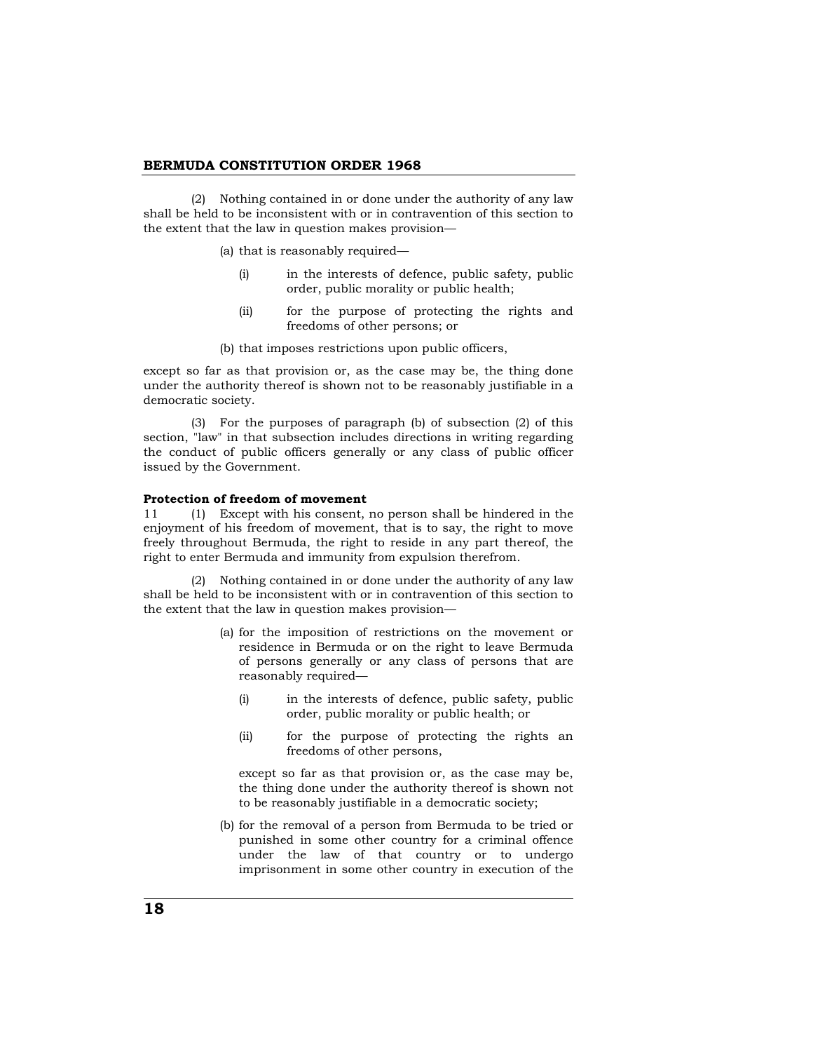(2) Nothing contained in or done under the authority of any law shall be held to be inconsistent with or in contravention of this section to the extent that the law in question makes provision—

(a) that is reasonably required—

(i) in the interests of defence, public safety, public order, public morality or public health;

(ii) for the purpose of protecting the rights and freedoms of other persons; or

(b) that imposes restrictions upon public officers,

except so far as that provision or, as the case may be, the thing done under the authority thereof is shown not to be reasonably justifiable in a democratic society.

(3) For the purposes of paragraph (b) of subsection (2) of this section, "law" in that subsection includes directions in writing regarding the conduct of public officers generally or any class of public officer issued by the Government.

**Protection of freedom of movement**

11 (1) Except with his consent, no person shall be hindered in the enjoyment of his freedom of movement, that is to say, the right to move freely throughout Bermuda, the right to reside in any part thereof, the right to enter Bermuda and immunity from expulsion therefrom.

(2) Nothing contained in or done under the authority of any law shall be held to be inconsistent with or in contravention of this section to the extent that the law in question makes provision—

(a) for the imposition of restrictions on the movement or residence in Bermuda or on the right to leave Bermuda of persons generally or any class of persons that are reasonably required—

(i) in the interests of defence, public safety, public order, public morality or public health; or

(ii) for the purpose of protecting the rights an freedoms of other persons,

except so far as that provision or, as the case may be, the thing done under the authority thereof is shown not to be reasonably justifiable in a democratic society;

(b) for the removal of a person from Bermuda to be tried or punished in some other country for a criminal offence under the law of that country or to undergo imprisonment in some other country in execution of the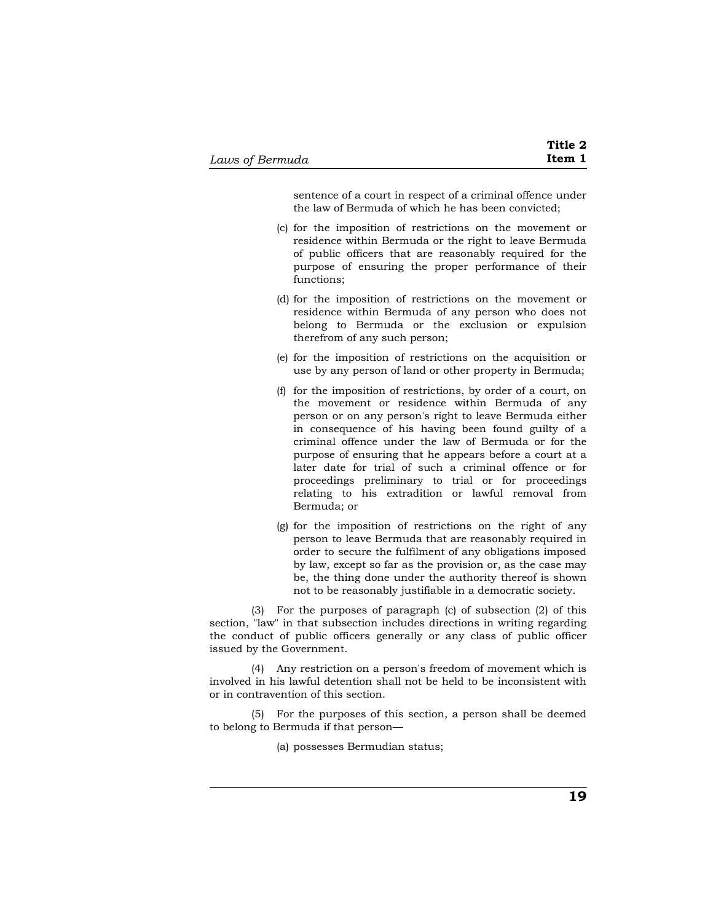sentence of a court in respect of a criminal offence under the law of Bermuda of which he has been convicted;

(c) for the imposition of restrictions on the movement or residence within Bermuda or the right to leave Bermuda of public officers that are reasonably required for the purpose of ensuring the proper performance of their functions;

(d) for the imposition of restrictions on the movement or residence within Bermuda of any person who does not belong to Bermuda or the exclusion or expulsion therefrom of any such person;

(e) for the imposition of restrictions on the acquisition or use by any person of land or other property in Bermuda;

(f) for the imposition of restrictions, by order of a court, on the movement or residence within Bermuda of any person or on any person's right to leave Bermuda either in consequence of his having been found guilty of a criminal offence under the law of Bermuda or for the purpose of ensuring that he appears before a court at a later date for trial of such a criminal offence or for proceedings preliminary to trial or for proceedings relating to his extradition or lawful removal from Bermuda; or

(g) for the imposition of restrictions on the right of any person to leave Bermuda that are reasonably required in order to secure the fulfilment of any obligations imposed by law, except so far as the provision or, as the case may be, the thing done under the authority thereof is shown not to be reasonably justifiable in a democratic society.

(3) For the purposes of paragraph (c) of subsection (2) of this section, "law" in that subsection includes directions in writing regarding the conduct of public officers generally or any class of public officer issued by the Government.

(4) Any restriction on a person's freedom of movement which is involved in his lawful detention shall not be held to be inconsistent with or in contravention of this section.

(5) For the purposes of this section, a person shall be deemed to belong to Bermuda if that person—

(a) possesses Bermudian status;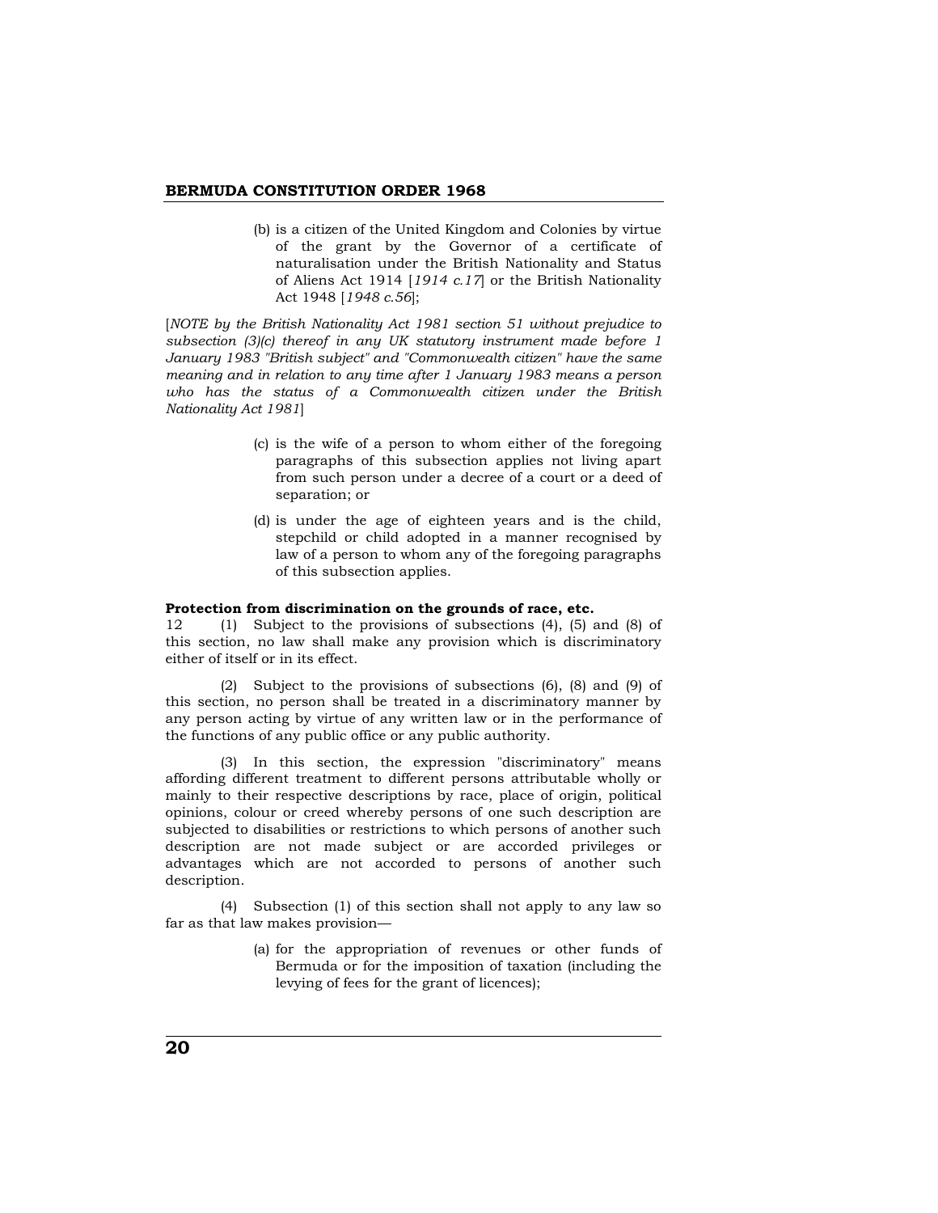(b) is a citizen of the United Kingdom and Colonies by virtue of the grant by the Governor of a certificate of naturalisation under the British Nationality and Status of Aliens Act 1914 [*1914 c.17*] or the British Nationality Act 1948 [*1948 c.56*];

[*NOTE by the British Nationality Act 1981 section 51 without prejudice to subsection (3)(c) thereof in any UK statutory instrument made before 1 January 1983 "British subject" and "Commonwealth citizen" have the same meaning and in relation to any time after 1 January 1983 means a person who has the status of a Commonwealth citizen under the British Nationality Act 1981*]

(c) is the wife of a person to whom either of the foregoing paragraphs of this subsection applies not living apart from such person under a decree of a court or a deed of separation; or

(d) is under the age of eighteen years and is the child, stepchild or child adopted in a manner recognised by law of a person to whom any of the foregoing paragraphs of this subsection applies.

**Protection from discrimination on the grounds of race, etc.**

12 (1) Subject to the provisions of subsections (4), (5) and (8) of this section, no law shall make any provision which is discriminatory either of itself or in its effect.

(2) Subject to the provisions of subsections (6), (8) and (9) of this section, no person shall be treated in a discriminatory manner by any person acting by virtue of any written law or in the performance of the functions of any public office or any public authority.

(3) In this section, the expression "discriminatory" means affording different treatment to different persons attributable wholly or mainly to their respective descriptions by race, place of origin, political opinions, colour or creed whereby persons of one such description are subjected to disabilities or restrictions to which persons of another such description are not made subject or are accorded privileges or advantages which are not accorded to persons of another such description.

(4) Subsection (1) of this section shall not apply to any law so far as that law makes provision—

(a) for the appropriation of revenues or other funds of Bermuda or for the imposition of taxation (including the levying of fees for the grant of licences);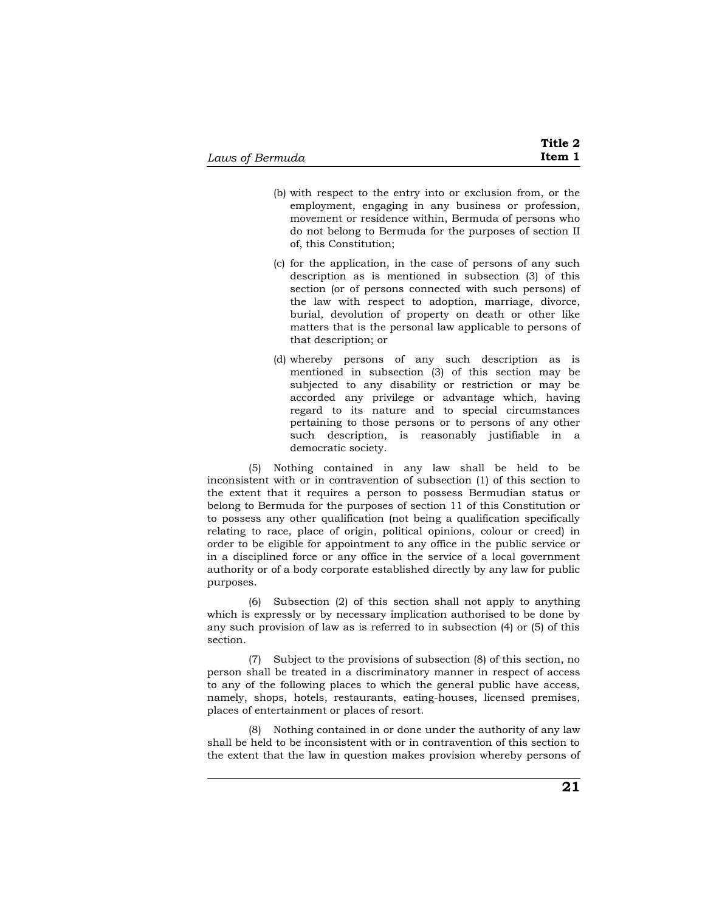(b) with respect to the entry into or exclusion from, or the employment, engaging in any business or profession, movement or residence within, Bermuda of persons who do not belong to Bermuda for the purposes of section II of, this Constitution;

(c) for the application, in the case of persons of any such description as is mentioned in subsection (3) of this section (or of persons connected with such persons) of the law with respect to adoption, marriage, divorce, burial, devolution of property on death or other like matters that is the personal law applicable to persons of that description; or

(d) whereby persons of any such description as is mentioned in subsection (3) of this section may be subjected to any disability or restriction or may be accorded any privilege or advantage which, having regard to its nature and to special circumstances pertaining to those persons or to persons of any other such description, is reasonably justifiable in a democratic society.

(5) Nothing contained in any law shall be held to be inconsistent with or in contravention of subsection (1) of this section to the extent that it requires a person to possess Bermudian status or belong to Bermuda for the purposes of section 11 of this Constitution or to possess any other qualification (not being a qualification specifically relating to race, place of origin, political opinions, colour or creed) in order to be eligible for appointment to any office in the public service or in a disciplined force or any office in the service of a local government authority or of a body corporate established directly by any law for public purposes.

(6) Subsection (2) of this section shall not apply to anything which is expressly or by necessary implication authorised to be done by any such provision of law as is referred to in subsection (4) or (5) of this section.

(7) Subject to the provisions of subsection (8) of this section, no person shall be treated in a discriminatory manner in respect of access to any of the following places to which the general public have access, namely, shops, hotels, restaurants, eating-houses, licensed premises, places of entertainment or places of resort.

(8) Nothing contained in or done under the authority of any law shall be held to be inconsistent with or in contravention of this section to the extent that the law in question makes provision whereby persons of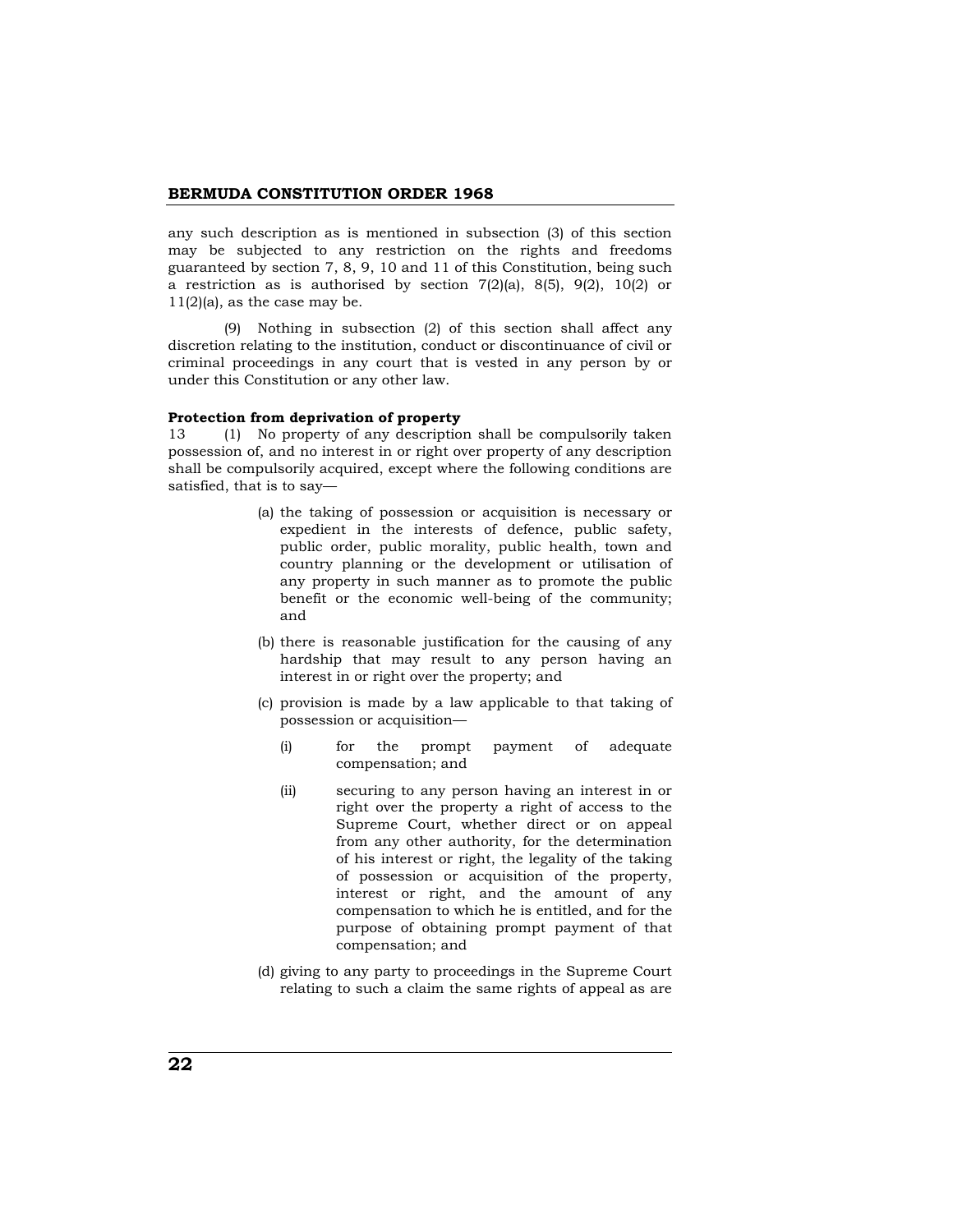any such description as is mentioned in subsection (3) of this section may be subjected to any restriction on the rights and freedoms guaranteed by section 7, 8, 9, 10 and 11 of this Constitution, being such a restriction as is authorised by section 7(2)(a), 8(5), 9(2), 10(2) or 11(2)(a), as the case may be.

(9) Nothing in subsection (2) of this section shall affect any discretion relating to the institution, conduct or discontinuance of civil or criminal proceedings in any court that is vested in any person by or under this Constitution or any other law.

**Protection from deprivation of property**

13 (1) No property of any description shall be compulsorily taken possession of, and no interest in or right over property of any description shall be compulsorily acquired, except where the following conditions are satisfied, that is to say—

(a) the taking of possession or acquisition is necessary or expedient in the interests of defence, public safety, public order, public morality, public health, town and country planning or the development or utilisation of any property in such manner as to promote the public benefit or the economic well-being of the community; and

(b) there is reasonable justification for the causing of any hardship that may result to any person having an interest in or right over the property; and

(c) provision is made by a law applicable to that taking of possession or acquisition—

(i) for the prompt payment of adequate compensation; and

(ii) securing to any person having an interest in or right over the property a right of access to the Supreme Court, whether direct or on appeal from any other authority, for the determination of his interest or right, the legality of the taking of possession or acquisition of the property, interest or right, and the amount of any compensation to which he is entitled, and for the purpose of obtaining prompt payment of that compensation; and

(d) giving to any party to proceedings in the Supreme Court relating to such a claim the same rights of appeal as are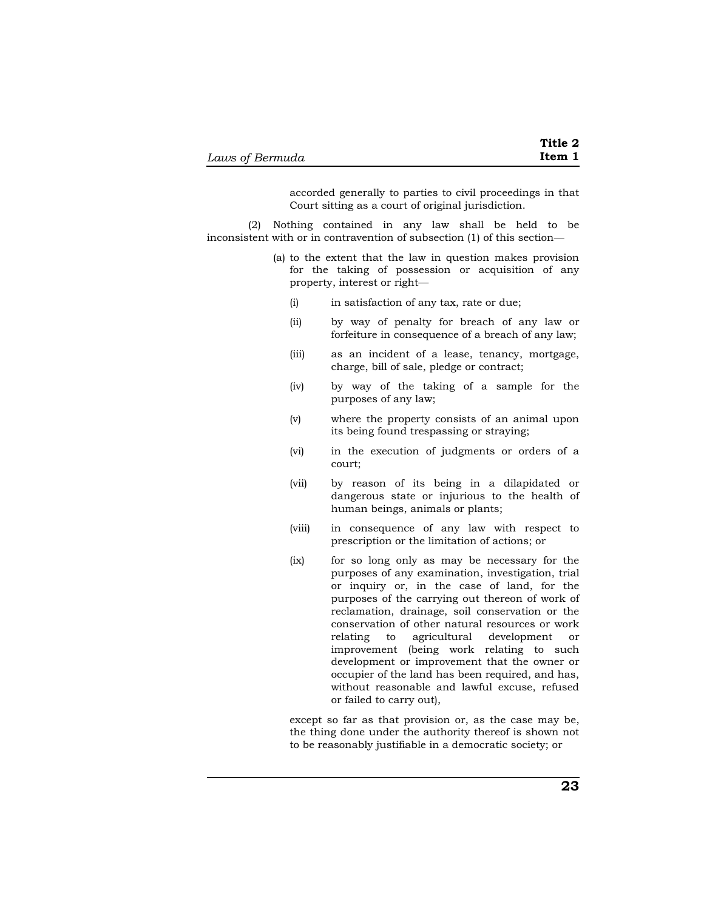accorded generally to parties to civil proceedings in that Court sitting as a court of original jurisdiction.

(2) Nothing contained in any law shall be held to be inconsistent with or in contravention of subsection (1) of this section—

(a) to the extent that the law in question makes provision for the taking of possession or acquisition of any property, interest or right—

(i) in satisfaction of any tax, rate or due;

(ii) by way of penalty for breach of any law or forfeiture in consequence of a breach of any law;

(iii) as an incident of a lease, tenancy, mortgage, charge, bill of sale, pledge or contract;

(iv) by way of the taking of a sample for the purposes of any law;

(v) where the property consists of an animal upon its being found trespassing or straying;

(vi) in the execution of judgments or orders of a court;

(vii) by reason of its being in a dilapidated or dangerous state or injurious to the health of human beings, animals or plants;

(viii) in consequence of any law with respect to prescription or the limitation of actions; or

(ix) for so long only as may be necessary for the purposes of any examination, investigation, trial or inquiry or, in the case of land, for the purposes of the carrying out thereon of work of reclamation, drainage, soil conservation or the conservation of other natural resources or work relating to agricultural development or improvement (being work relating to such development or improvement that the owner or occupier of the land has been required, and has, without reasonable and lawful excuse, refused or failed to carry out),

except so far as that provision or, as the case may be, the thing done under the authority thereof is shown not to be reasonably justifiable in a democratic society; or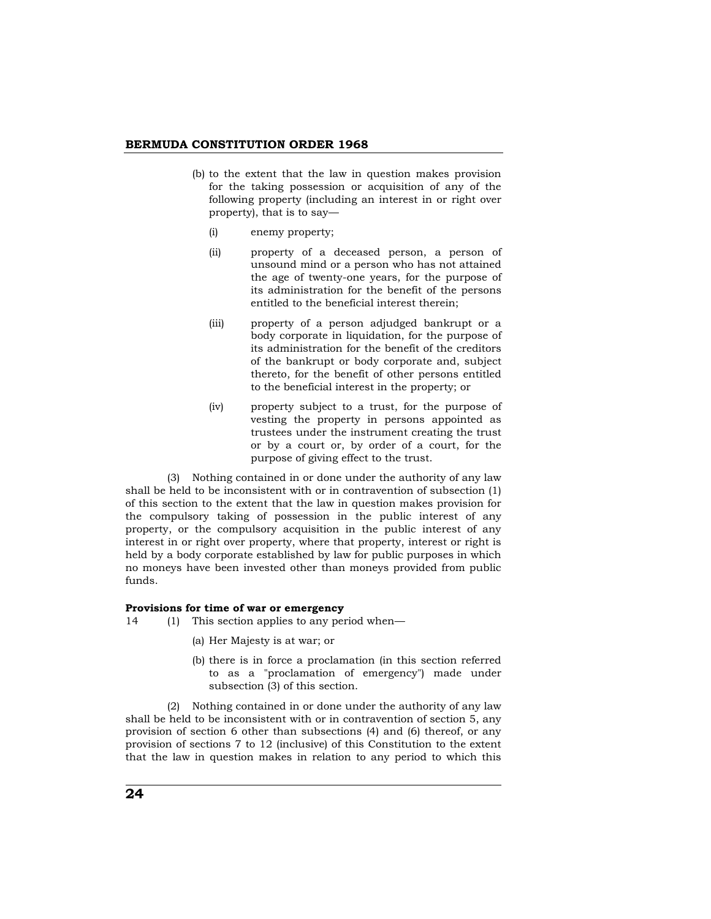(b) to the extent that the law in question makes provision for the taking possession or acquisition of any of the following property (including an interest in or right over property), that is to say—

   (i) enemy property;

   (ii) property of a deceased person, a person of unsound mind or a person who has not attained the age of twenty-one years, for the purpose of its administration for the benefit of the persons entitled to the beneficial interest therein;

   (iii) property of a person adjudged bankrupt or a body corporate in liquidation, for the purpose of its administration for the benefit of the creditors of the bankrupt or body corporate and, subject thereto, for the benefit of other persons entitled to the beneficial interest in the property; or

   (iv) property subject to a trust, for the purpose of vesting the property in persons appointed as trustees under the instrument creating the trust or by a court or, by order of a court, for the purpose of giving effect to the trust.

(3) Nothing contained in or done under the authority of any law shall be held to be inconsistent with or in contravention of subsection (1) of this section to the extent that the law in question makes provision for the compulsory taking of possession in the public interest of any property, or the compulsory acquisition in the public interest of any interest in or right over property, where that property, interest or right is held by a body corporate established by law for public purposes in which no moneys have been invested other than moneys provided from public funds.

**Provisions for time of war or emergency**

14 (1) This section applies to any period when—

(a) Her Majesty is at war; or

(b) there is in force a proclamation (in this section referred to as a "proclamation of emergency") made under subsection (3) of this section.

(2) Nothing contained in or done under the authority of any law shall be held to be inconsistent with or in contravention of section 5, any provision of section 6 other than subsections (4) and (6) thereof, or any provision of sections 7 to 12 (inclusive) of this Constitution to the extent that the law in question makes in relation to any period to which this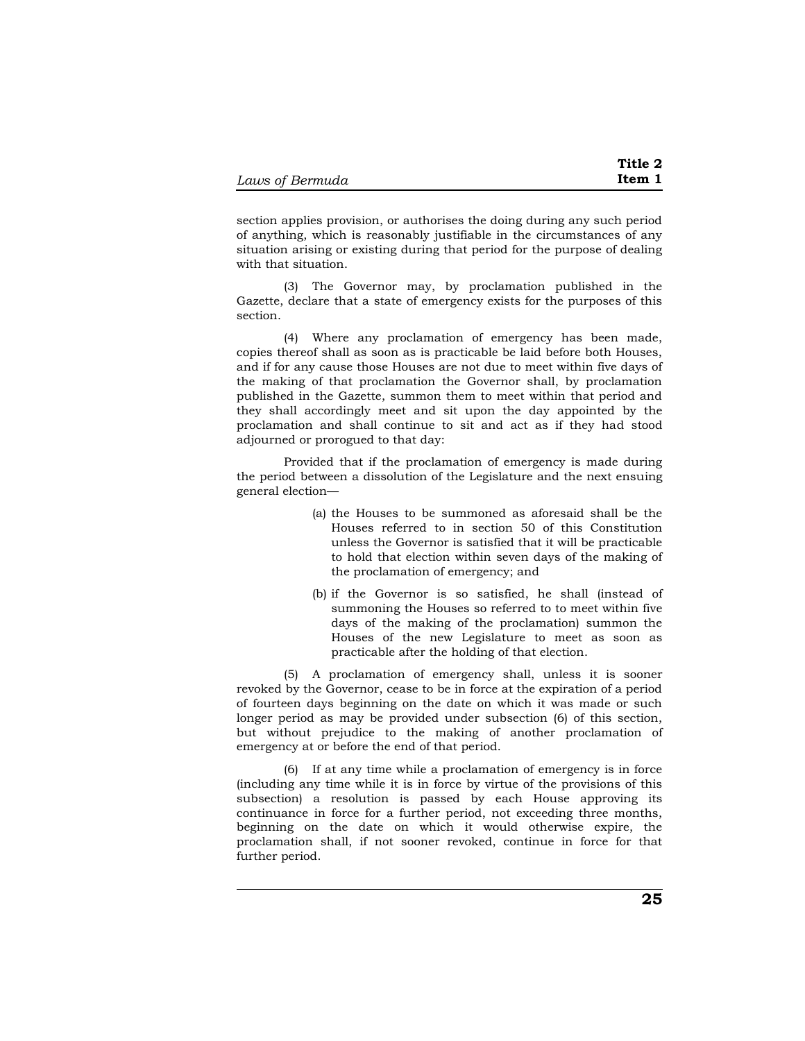section applies provision, or authorises the doing during any such period of anything, which is reasonably justifiable in the circumstances of any situation arising or existing during that period for the purpose of dealing with that situation.

(3) The Governor may, by proclamation published in the Gazette, declare that a state of emergency exists for the purposes of this section.

(4) Where any proclamation of emergency has been made, copies thereof shall as soon as is practicable be laid before both Houses, and if for any cause those Houses are not due to meet within five days of the making of that proclamation the Governor shall, by proclamation published in the Gazette, summon them to meet within that period and they shall accordingly meet and sit upon the day appointed by the proclamation and shall continue to sit and act as if they had stood adjourned or prorogued to that day:

Provided that if the proclamation of emergency is made during the period between a dissolution of the Legislature and the next ensuing general election—

(a) the Houses to be summoned as aforesaid shall be the Houses referred to in section 50 of this Constitution unless the Governor is satisfied that it will be practicable to hold that election within seven days of the making of the proclamation of emergency; and

(b) if the Governor is so satisfied, he shall (instead of summoning the Houses so referred to to meet within five days of the making of the proclamation) summon the Houses of the new Legislature to meet as soon as practicable after the holding of that election.

(5) A proclamation of emergency shall, unless it is sooner revoked by the Governor, cease to be in force at the expiration of a period of fourteen days beginning on the date on which it was made or such longer period as may be provided under subsection (6) of this section, but without prejudice to the making of another proclamation of emergency at or before the end of that period.

(6) If at any time while a proclamation of emergency is in force (including any time while it is in force by virtue of the provisions of this subsection) a resolution is passed by each House approving its continuance in force for a further period, not exceeding three months, beginning on the date on which it would otherwise expire, the proclamation shall, if not sooner revoked, continue in force for that further period.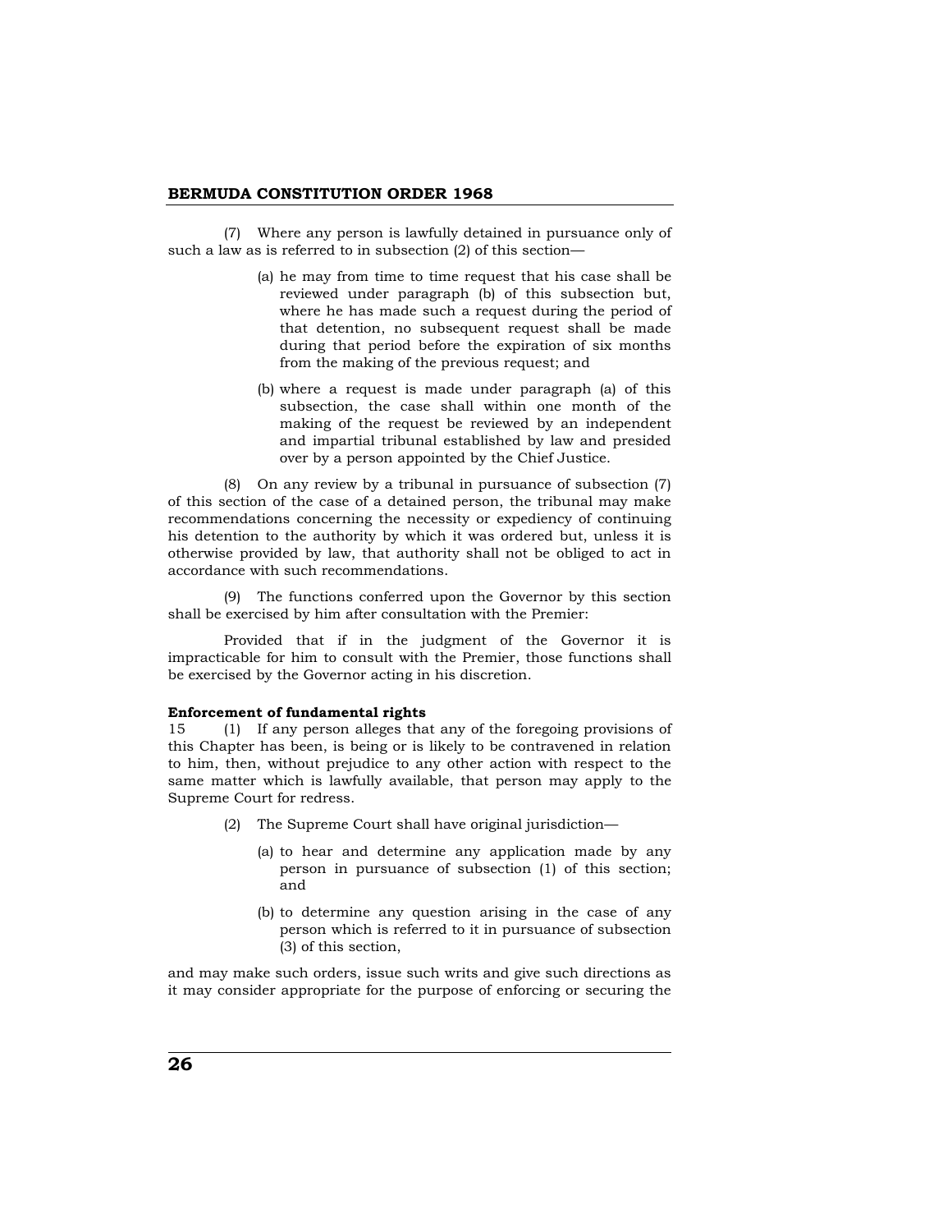(7) Where any person is lawfully detained in pursuance only of such a law as is referred to in subsection (2) of this section—

(a) he may from time to time request that his case shall be reviewed under paragraph (b) of this subsection but, where he has made such a request during the period of that detention, no subsequent request shall be made during that period before the expiration of six months from the making of the previous request; and

(b) where a request is made under paragraph (a) of this subsection, the case shall within one month of the making of the request be reviewed by an independent and impartial tribunal established by law and presided over by a person appointed by the Chief Justice.

(8) On any review by a tribunal in pursuance of subsection (7) of this section of the case of a detained person, the tribunal may make recommendations concerning the necessity or expediency of continuing his detention to the authority by which it was ordered but, unless it is otherwise provided by law, that authority shall not be obliged to act in accordance with such recommendations.

(9) The functions conferred upon the Governor by this section shall be exercised by him after consultation with the Premier:

Provided that if in the judgment of the Governor it is impracticable for him to consult with the Premier, those functions shall be exercised by the Governor acting in his discretion.

**Enforcement of fundamental rights**

15 (1) If any person alleges that any of the foregoing provisions of this Chapter has been, is being or is likely to be contravened in relation to him, then, without prejudice to any other action with respect to the same matter which is lawfully available, that person may apply to the Supreme Court for redress.

(2) The Supreme Court shall have original jurisdiction—

(a) to hear and determine any application made by any person in pursuance of subsection (1) of this section; and

(b) to determine any question arising in the case of any person which is referred to it in pursuance of subsection (3) of this section,

and may make such orders, issue such writs and give such directions as it may consider appropriate for the purpose of enforcing or securing the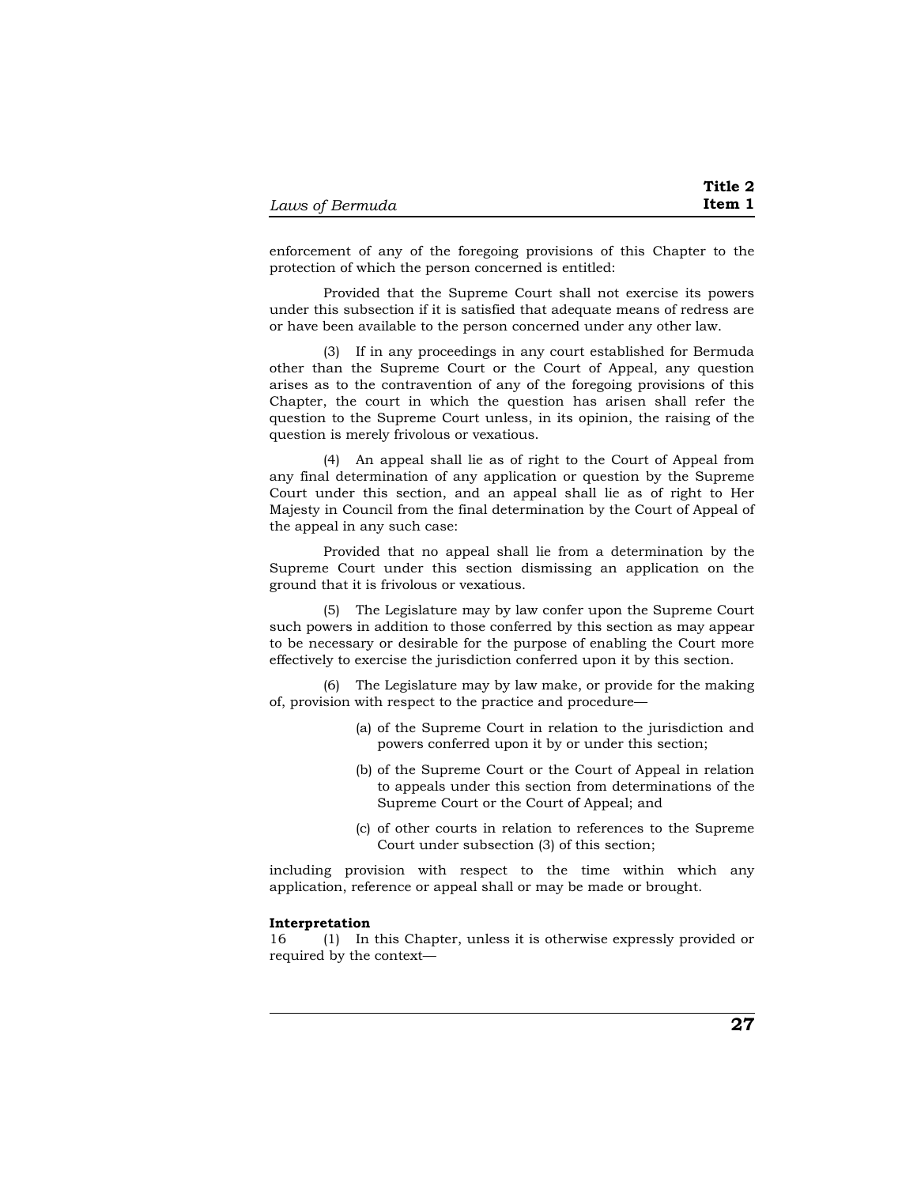enforcement of any of the foregoing provisions of this Chapter to the protection of which the person concerned is entitled:

Provided that the Supreme Court shall not exercise its powers under this subsection if it is satisfied that adequate means of redress are or have been available to the person concerned under any other law.

(3) If in any proceedings in any court established for Bermuda other than the Supreme Court or the Court of Appeal, any question arises as to the contravention of any of the foregoing provisions of this Chapter, the court in which the question has arisen shall refer the question to the Supreme Court unless, in its opinion, the raising of the question is merely frivolous or vexatious.

(4) An appeal shall lie as of right to the Court of Appeal from any final determination of any application or question by the Supreme Court under this section, and an appeal shall lie as of right to Her Majesty in Council from the final determination by the Court of Appeal of the appeal in any such case:

Provided that no appeal shall lie from a determination by the Supreme Court under this section dismissing an application on the ground that it is frivolous or vexatious.

(5) The Legislature may by law confer upon the Supreme Court such powers in addition to those conferred by this section as may appear to be necessary or desirable for the purpose of enabling the Court more effectively to exercise the jurisdiction conferred upon it by this section.

(6) The Legislature may by law make, or provide for the making of, provision with respect to the practice and procedure—

(a) of the Supreme Court in relation to the jurisdiction and powers conferred upon it by or under this section;

(b) of the Supreme Court or the Court of Appeal in relation to appeals under this section from determinations of the Supreme Court or the Court of Appeal; and

(c) of other courts in relation to references to the Supreme Court under subsection (3) of this section;

including provision with respect to the time within which any application, reference or appeal shall or may be made or brought.

**Interpretation**

16 (1) In this Chapter, unless it is otherwise expressly provided or required by the context—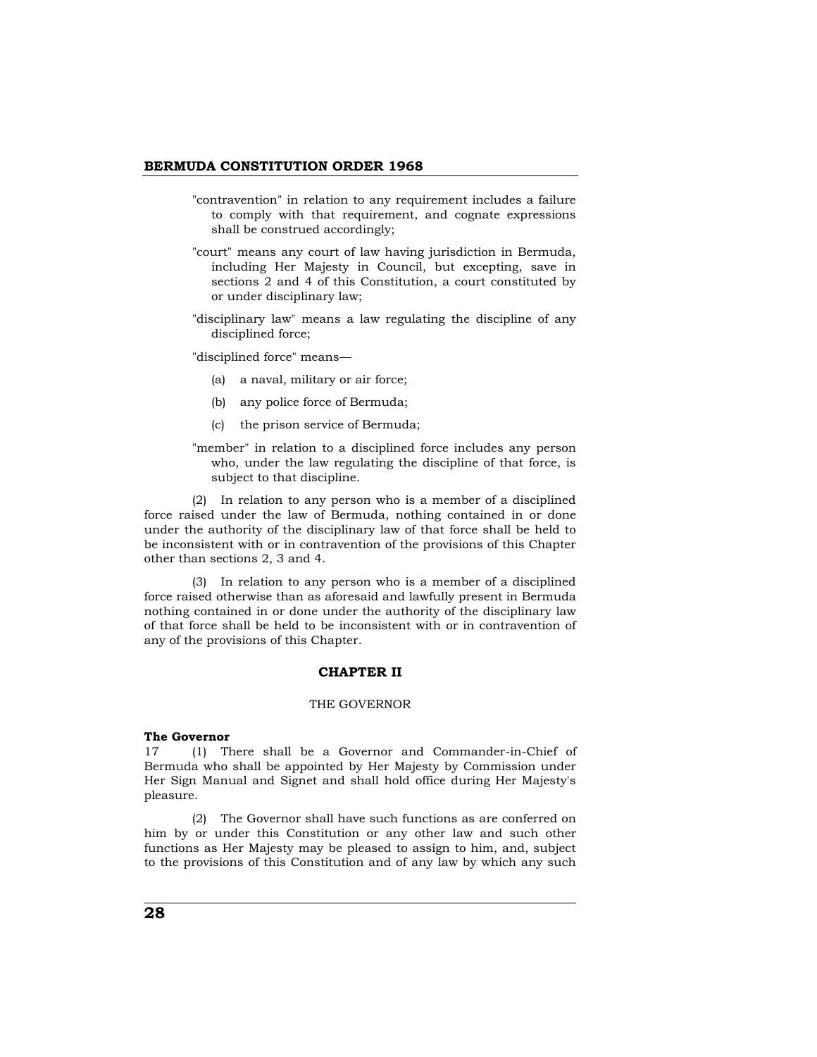"contravention" in relation to any requirement includes a failure to comply with that requirement, and cognate expressions shall be construed accordingly;

"court" means any court of law having jurisdiction in Bermuda, including Her Majesty in Council, but excepting, save in sections 2 and 4 of this Constitution, a court constituted by or under disciplinary law;

"disciplinary law" means a law regulating the discipline of any disciplined force;

"disciplined force" means—

(a) a naval, military or air force;

(b) any police force of Bermuda;

(c) the prison service of Bermuda;

"member" in relation to a disciplined force includes any person who, under the law regulating the discipline of that force, is subject to that discipline.

(2) In relation to any person who is a member of a disciplined force raised under the law of Bermuda, nothing contained in or done under the authority of the disciplinary law of that force shall be held to be inconsistent with or in contravention of the provisions of this Chapter other than sections 2, 3 and 4.

(3) In relation to any person who is a member of a disciplined force raised otherwise than as aforesaid and lawfully present in Bermuda nothing contained in or done under the authority of the disciplinary law of that force shall be held to be inconsistent with or in contravention of any of the provisions of this Chapter.

## CHAPTER II

THE GOVERNOR

**The Governor**

17 (1) There shall be a Governor and Commander-in-Chief of Bermuda who shall be appointed by Her Majesty by Commission under Her Sign Manual and Signet and shall hold office during Her Majesty's pleasure.

(2) The Governor shall have such functions as are conferred on him by or under this Constitution or any other law and such other functions as Her Majesty may be pleased to assign to him, and, subject to the provisions of this Constitution and of any law by which any such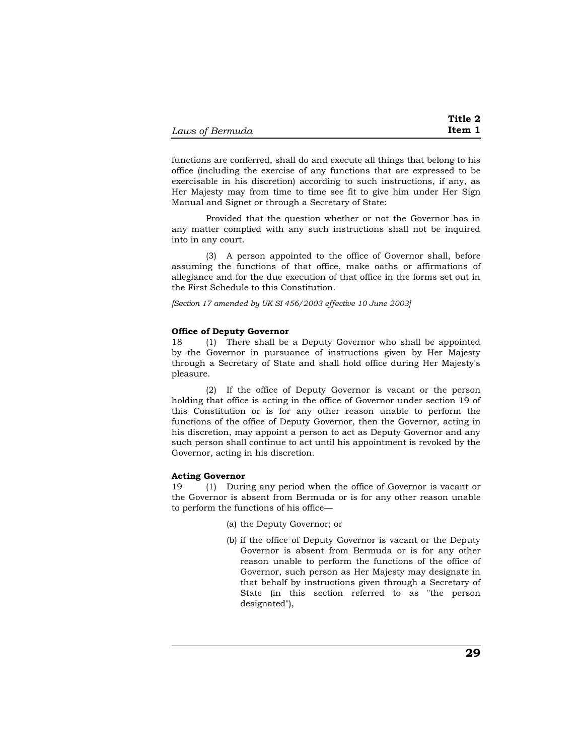functions are conferred, shall do and execute all things that belong to his office (including the exercise of any functions that are expressed to be exercisable in his discretion) according to such instructions, if any, as Her Majesty may from time to time see fit to give him under Her Sign Manual and Signet or through a Secretary of State:

Provided that the question whether or not the Governor has in any matter complied with any such instructions shall not be inquired into in any court.

(3) A person appointed to the office of Governor shall, before assuming the functions of that office, make oaths or affirmations of allegiance and for the due execution of that office in the forms set out in the First Schedule to this Constitution.

*[Section 17 amended by UK SI 456/2003 effective 10 June 2003]*

**Office of Deputy Governor**

18 (1) There shall be a Deputy Governor who shall be appointed by the Governor in pursuance of instructions given by Her Majesty through a Secretary of State and shall hold office during Her Majesty's pleasure.

(2) If the office of Deputy Governor is vacant or the person holding that office is acting in the office of Governor under section 19 of this Constitution or is for any other reason unable to perform the functions of the office of Deputy Governor, then the Governor, acting in his discretion, may appoint a person to act as Deputy Governor and any such person shall continue to act until his appointment is revoked by the Governor, acting in his discretion.

**Acting Governor**

19 (1) During any period when the office of Governor is vacant or the Governor is absent from Bermuda or is for any other reason unable to perform the functions of his office—

(a) the Deputy Governor; or

(b) if the office of Deputy Governor is vacant or the Deputy Governor is absent from Bermuda or is for any other reason unable to perform the functions of the office of Governor, such person as Her Majesty may designate in that behalf by instructions given through a Secretary of State (in this section referred to as "the person designated"),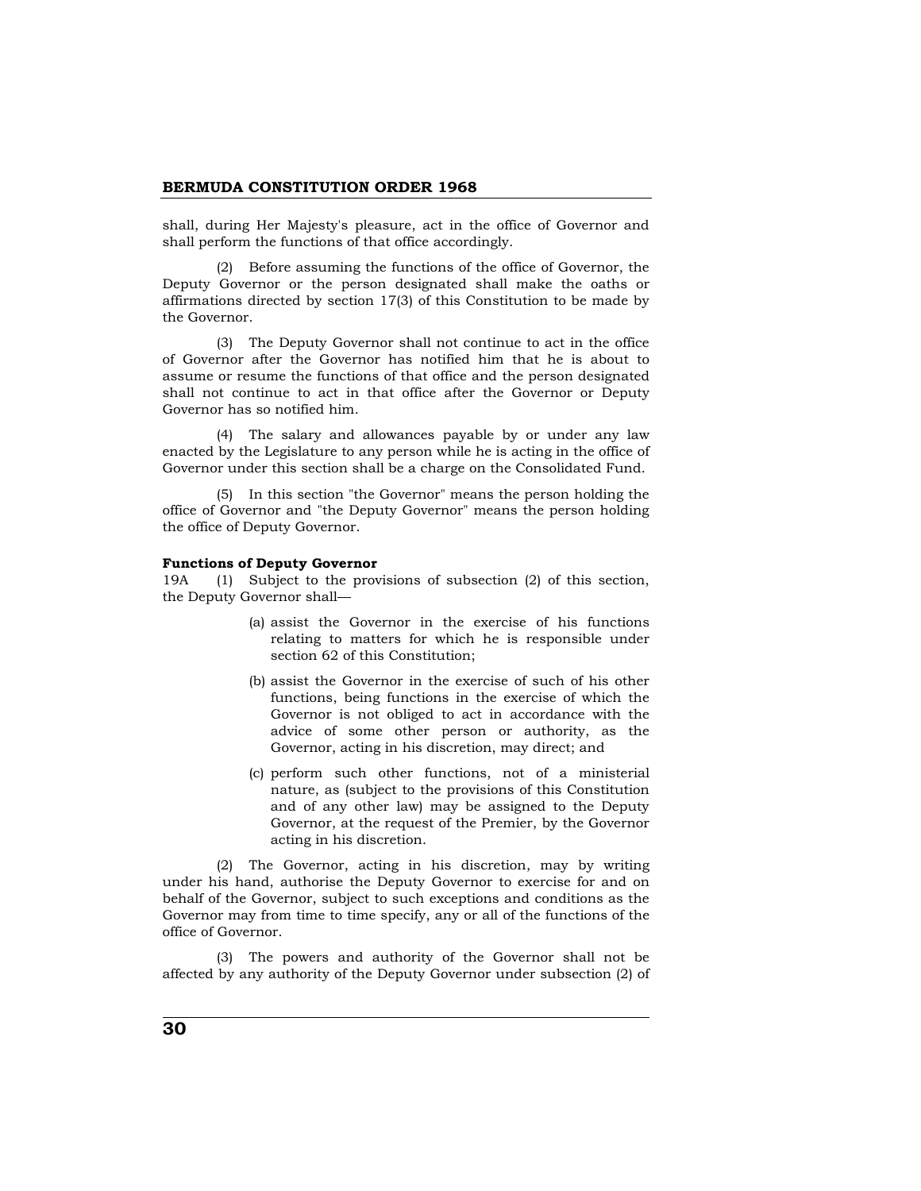shall, during Her Majesty's pleasure, act in the office of Governor and shall perform the functions of that office accordingly.

(2) Before assuming the functions of the office of Governor, the Deputy Governor or the person designated shall make the oaths or affirmations directed by section 17(3) of this Constitution to be made by the Governor.

(3) The Deputy Governor shall not continue to act in the office of Governor after the Governor has notified him that he is about to assume or resume the functions of that office and the person designated shall not continue to act in that office after the Governor or Deputy Governor has so notified him.

(4) The salary and allowances payable by or under any law enacted by the Legislature to any person while he is acting in the office of Governor under this section shall be a charge on the Consolidated Fund.

(5) In this section "the Governor" means the person holding the office of Governor and "the Deputy Governor" means the person holding the office of Deputy Governor.

**Functions of Deputy Governor**

19A (1) Subject to the provisions of subsection (2) of this section, the Deputy Governor shall—

(a) assist the Governor in the exercise of his functions relating to matters for which he is responsible under section 62 of this Constitution;

(b) assist the Governor in the exercise of such of his other functions, being functions in the exercise of which the Governor is not obliged to act in accordance with the advice of some other person or authority, as the Governor, acting in his discretion, may direct; and

(c) perform such other functions, not of a ministerial nature, as (subject to the provisions of this Constitution and of any other law) may be assigned to the Deputy Governor, at the request of the Premier, by the Governor acting in his discretion.

(2) The Governor, acting in his discretion, may by writing under his hand, authorise the Deputy Governor to exercise for and on behalf of the Governor, subject to such exceptions and conditions as the Governor may from time to time specify, any or all of the functions of the office of Governor.

(3) The powers and authority of the Governor shall not be affected by any authority of the Deputy Governor under subsection (2) of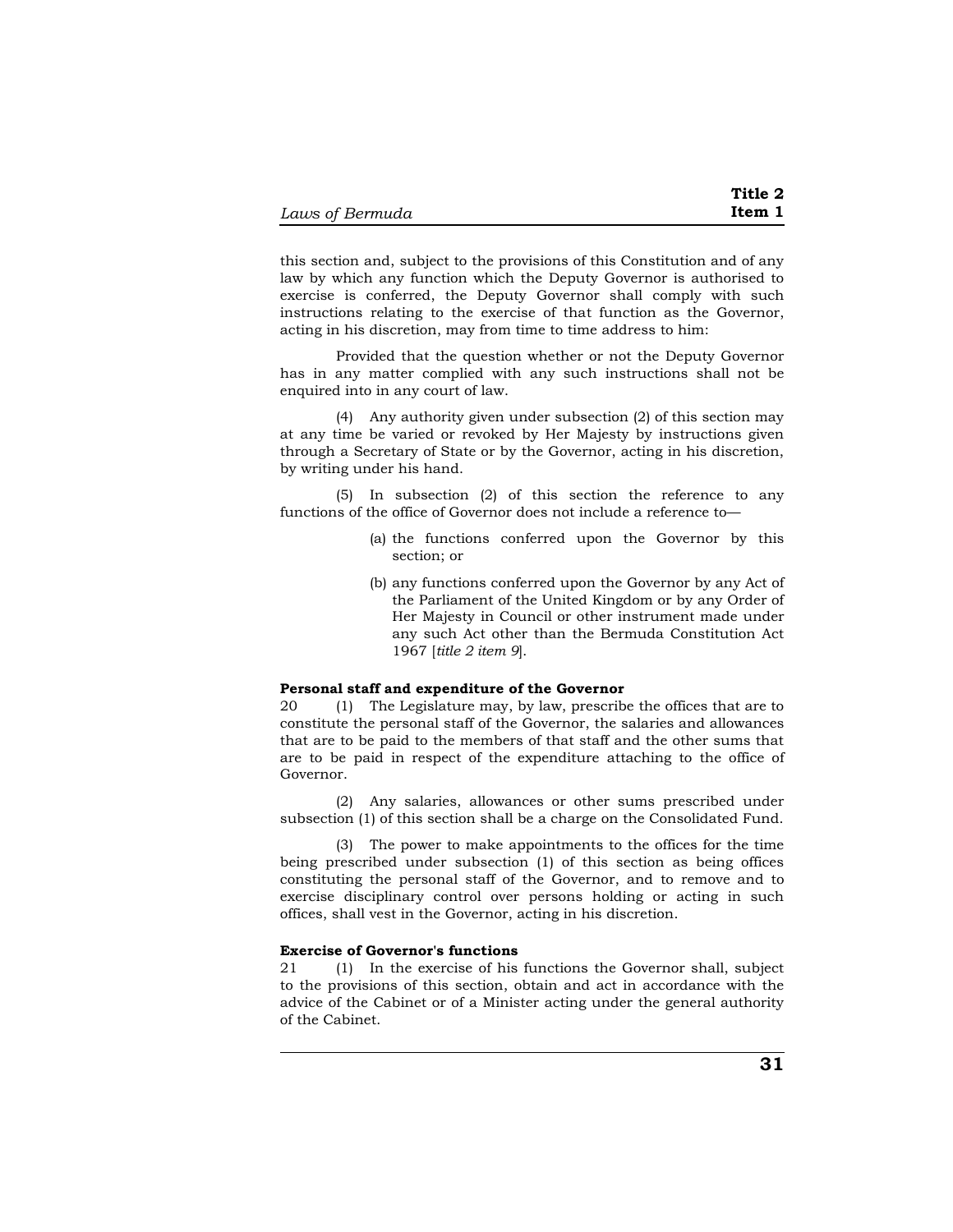this section and, subject to the provisions of this Constitution and of any law by which any function which the Deputy Governor is authorised to exercise is conferred, the Deputy Governor shall comply with such instructions relating to the exercise of that function as the Governor, acting in his discretion, may from time to time address to him:

Provided that the question whether or not the Deputy Governor has in any matter complied with any such instructions shall not be enquired into in any court of law.

(4) Any authority given under subsection (2) of this section may at any time be varied or revoked by Her Majesty by instructions given through a Secretary of State or by the Governor, acting in his discretion, by writing under his hand.

(5) In subsection (2) of this section the reference to any functions of the office of Governor does not include a reference to—

(a) the functions conferred upon the Governor by this section; or

(b) any functions conferred upon the Governor by any Act of the Parliament of the United Kingdom or by any Order of Her Majesty in Council or other instrument made under any such Act other than the Bermuda Constitution Act 1967 [*title 2 item 9*].

**Personal staff and expenditure of the Governor**

20 (1) The Legislature may, by law, prescribe the offices that are to constitute the personal staff of the Governor, the salaries and allowances that are to be paid to the members of that staff and the other sums that are to be paid in respect of the expenditure attaching to the office of Governor.

(2) Any salaries, allowances or other sums prescribed under subsection (1) of this section shall be a charge on the Consolidated Fund.

(3) The power to make appointments to the offices for the time being prescribed under subsection (1) of this section as being offices constituting the personal staff of the Governor, and to remove and to exercise disciplinary control over persons holding or acting in such offices, shall vest in the Governor, acting in his discretion.

**Exercise of Governor's functions**

21 (1) In the exercise of his functions the Governor shall, subject to the provisions of this section, obtain and act in accordance with the advice of the Cabinet or of a Minister acting under the general authority of the Cabinet.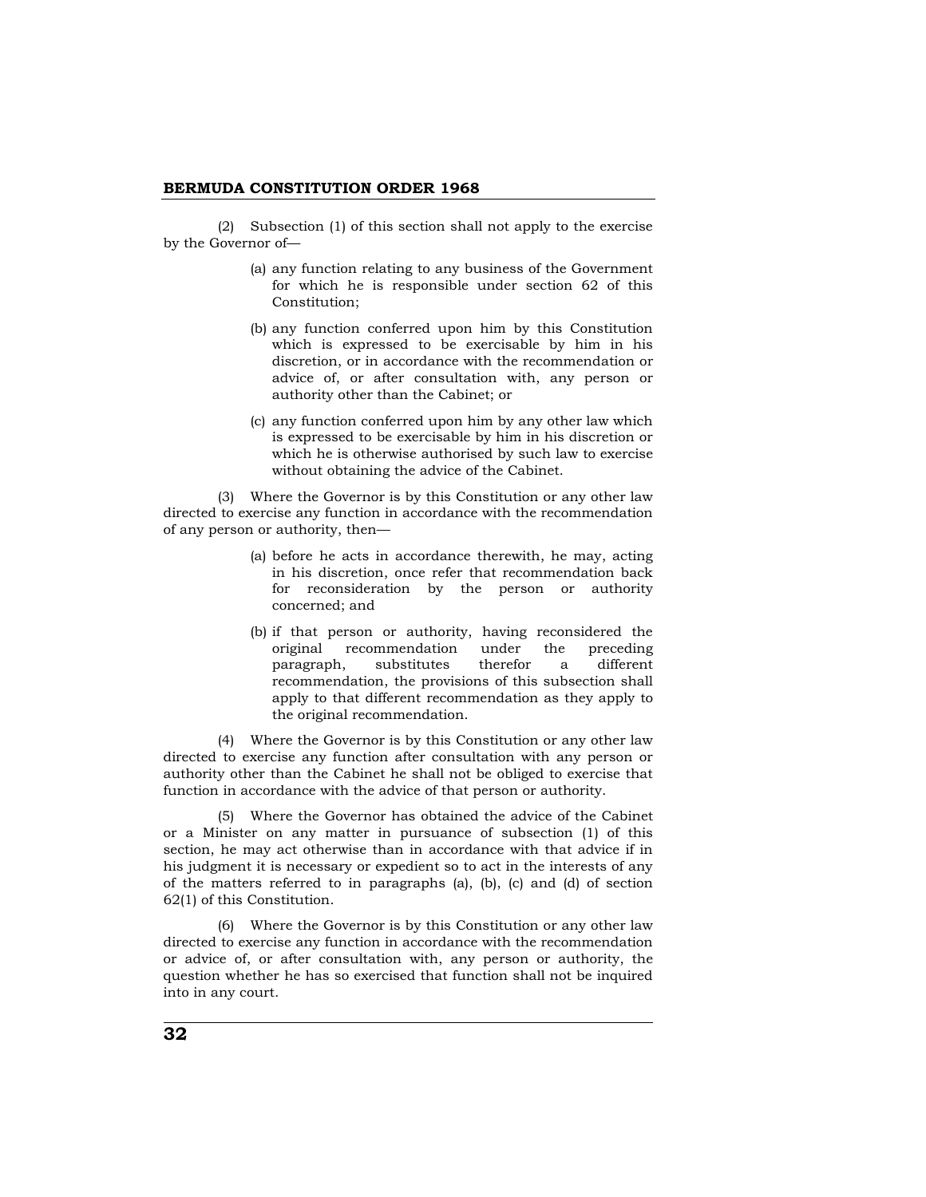(2) Subsection (1) of this section shall not apply to the exercise by the Governor of—

(a) any function relating to any business of the Government for which he is responsible under section 62 of this Constitution;

(b) any function conferred upon him by this Constitution which is expressed to be exercisable by him in his discretion, or in accordance with the recommendation or advice of, or after consultation with, any person or authority other than the Cabinet; or

(c) any function conferred upon him by any other law which is expressed to be exercisable by him in his discretion or which he is otherwise authorised by such law to exercise without obtaining the advice of the Cabinet.

(3) Where the Governor is by this Constitution or any other law directed to exercise any function in accordance with the recommendation of any person or authority, then—

(a) before he acts in accordance therewith, he may, acting in his discretion, once refer that recommendation back for reconsideration by the person or authority concerned; and

(b) if that person or authority, having reconsidered the original recommendation under the preceding paragraph, substitutes therefor a different recommendation, the provisions of this subsection shall apply to that different recommendation as they apply to the original recommendation.

(4) Where the Governor is by this Constitution or any other law directed to exercise any function after consultation with any person or authority other than the Cabinet he shall not be obliged to exercise that function in accordance with the advice of that person or authority.

(5) Where the Governor has obtained the advice of the Cabinet or a Minister on any matter in pursuance of subsection (1) of this section, he may act otherwise than in accordance with that advice if in his judgment it is necessary or expedient so to act in the interests of any of the matters referred to in paragraphs (a), (b), (c) and (d) of section 62(1) of this Constitution.

(6) Where the Governor is by this Constitution or any other law directed to exercise any function in accordance with the recommendation or advice of, or after consultation with, any person or authority, the question whether he has so exercised that function shall not be inquired into in any court.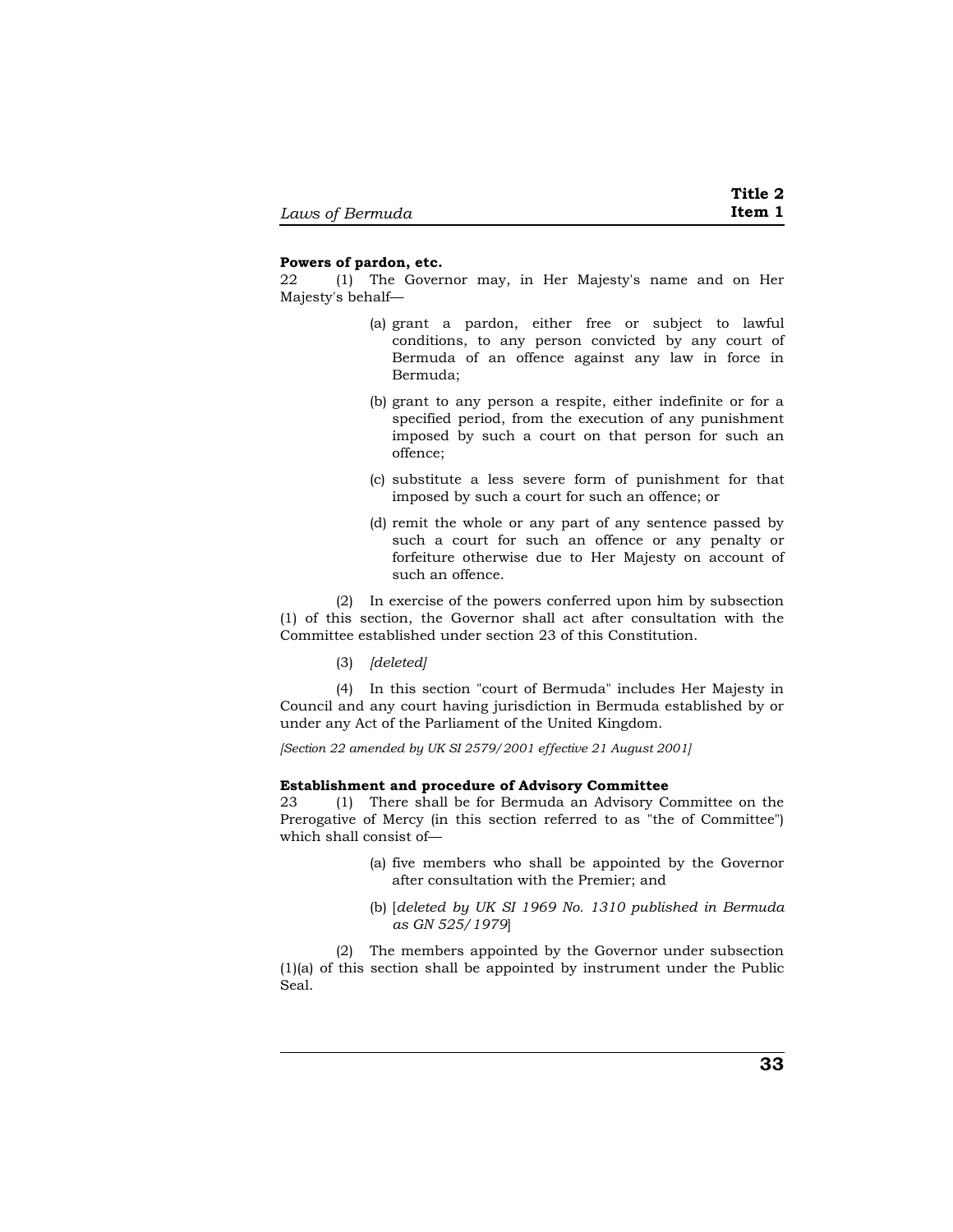**Powers of pardon, etc.**

22 (1) The Governor may, in Her Majesty's name and on Her Majesty's behalf—

(a) grant a pardon, either free or subject to lawful conditions, to any person convicted by any court of Bermuda of an offence against any law in force in Bermuda;

(b) grant to any person a respite, either indefinite or for a specified period, from the execution of any punishment imposed by such a court on that person for such an offence;

(c) substitute a less severe form of punishment for that imposed by such a court for such an offence; or

(d) remit the whole or any part of any sentence passed by such a court for such an offence or any penalty or forfeiture otherwise due to Her Majesty on account of such an offence.

(2) In exercise of the powers conferred upon him by subsection (1) of this section, the Governor shall act after consultation with the Committee established under section 23 of this Constitution.

(3) *[deleted]*

(4) In this section "court of Bermuda" includes Her Majesty in Council and any court having jurisdiction in Bermuda established by or under any Act of the Parliament of the United Kingdom.

*[Section 22 amended by UK SI 2579/2001 effective 21 August 2001]*

**Establishment and procedure of Advisory Committee**

23 (1) There shall be for Bermuda an Advisory Committee on the Prerogative of Mercy (in this section referred to as "the of Committee") which shall consist of—

(a) five members who shall be appointed by the Governor after consultation with the Premier; and

(b) [*deleted by UK SI 1969 No. 1310 published in Bermuda as GN 525/1979*]

(2) The members appointed by the Governor under subsection (1)(a) of this section shall be appointed by instrument under the Public Seal.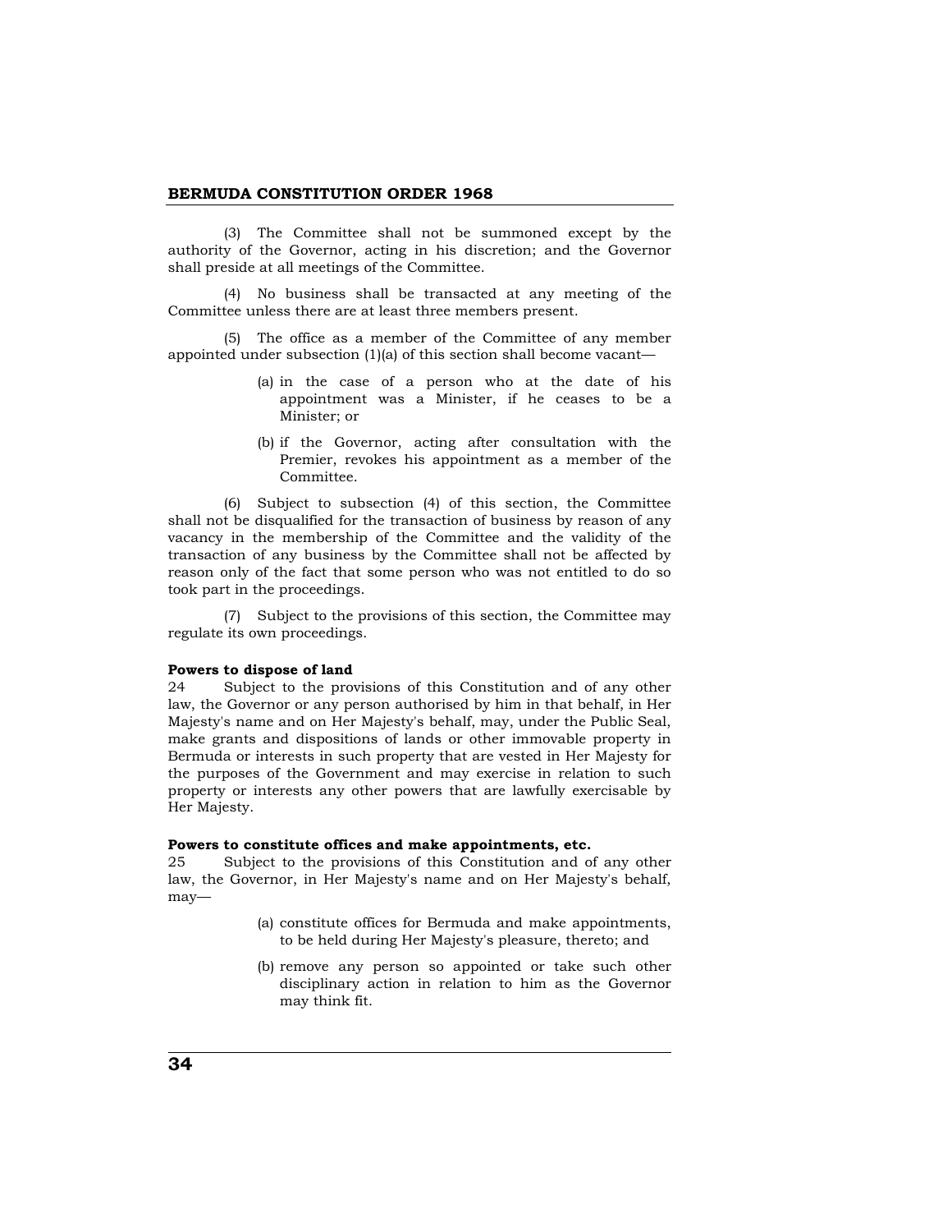(3) The Committee shall not be summoned except by the authority of the Governor, acting in his discretion; and the Governor shall preside at all meetings of the Committee.

(4) No business shall be transacted at any meeting of the Committee unless there are at least three members present.

(5) The office as a member of the Committee of any member appointed under subsection (1)(a) of this section shall become vacant—

- (a) in the case of a person who at the date of his appointment was a Minister, if he ceases to be a Minister; or
- (b) if the Governor, acting after consultation with the Premier, revokes his appointment as a member of the Committee.

(6) Subject to subsection (4) of this section, the Committee shall not be disqualified for the transaction of business by reason of any vacancy in the membership of the Committee and the validity of the transaction of any business by the Committee shall not be affected by reason only of the fact that some person who was not entitled to do so took part in the proceedings.

(7) Subject to the provisions of this section, the Committee may regulate its own proceedings.

**Powers to dispose of land**

24 Subject to the provisions of this Constitution and of any other law, the Governor or any person authorised by him in that behalf, in Her Majesty's name and on Her Majesty's behalf, may, under the Public Seal, make grants and dispositions of lands or other immovable property in Bermuda or interests in such property that are vested in Her Majesty for the purposes of the Government and may exercise in relation to such property or interests any other powers that are lawfully exercisable by Her Majesty.

**Powers to constitute offices and make appointments, etc.**

25 Subject to the provisions of this Constitution and of any other law, the Governor, in Her Majesty's name and on Her Majesty's behalf, may—

- (a) constitute offices for Bermuda and make appointments, to be held during Her Majesty's pleasure, thereto; and
- (b) remove any person so appointed or take such other disciplinary action in relation to him as the Governor may think fit.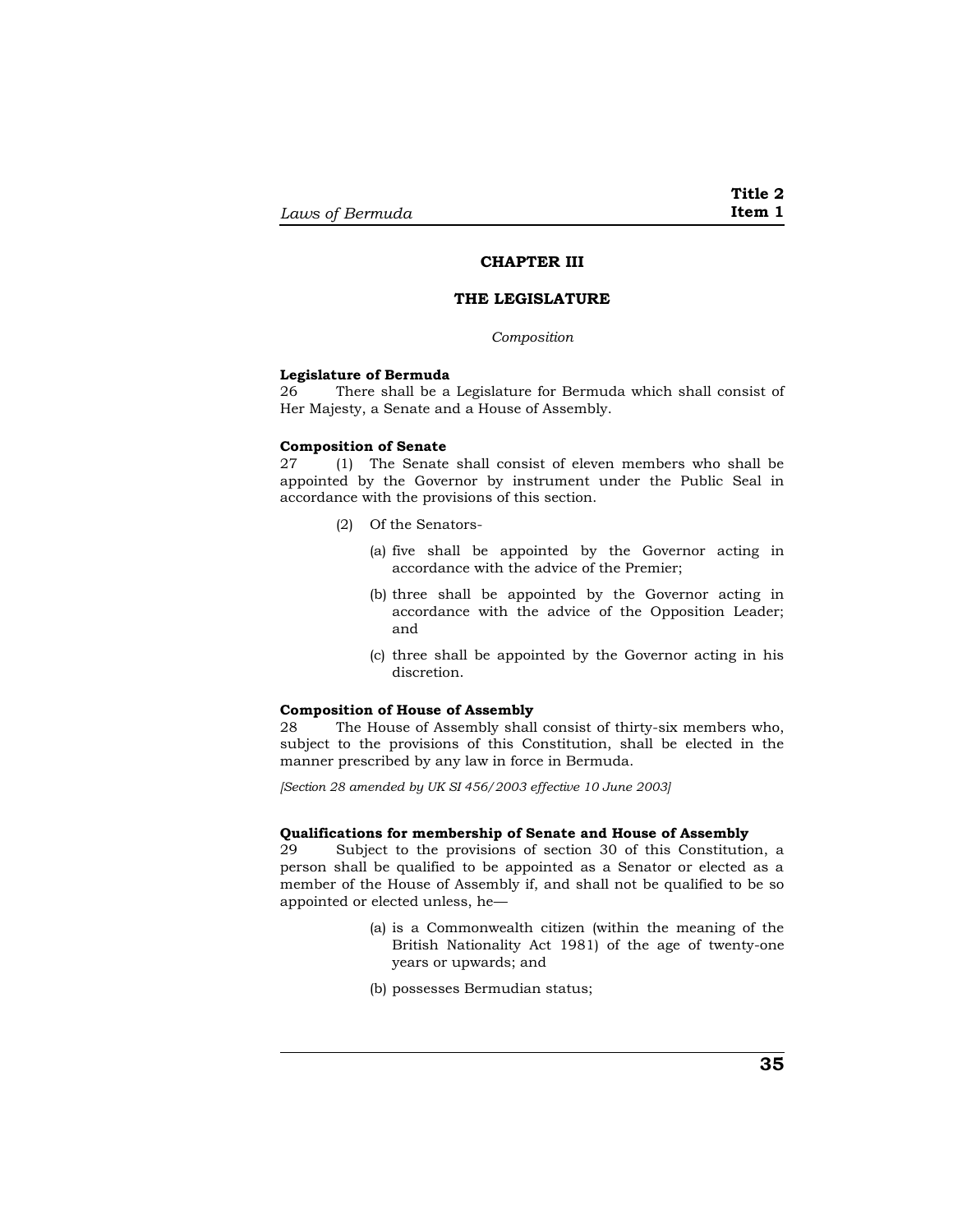## CHAPTER III

## THE LEGISLATURE

*Composition*

**Legislature of Bermuda**

26 There shall be a Legislature for Bermuda which shall consist of Her Majesty, a Senate and a House of Assembly.

**Composition of Senate**

27 (1) The Senate shall consist of eleven members who shall be appointed by the Governor by instrument under the Public Seal in accordance with the provisions of this section.

(2) Of the Senators-

(a) five shall be appointed by the Governor acting in accordance with the advice of the Premier;

(b) three shall be appointed by the Governor acting in accordance with the advice of the Opposition Leader; and

(c) three shall be appointed by the Governor acting in his discretion.

**Composition of House of Assembly**

28 The House of Assembly shall consist of thirty-six members who, subject to the provisions of this Constitution, shall be elected in the manner prescribed by any law in force in Bermuda.

*[Section 28 amended by UK SI 456/2003 effective 10 June 2003]*

**Qualifications for membership of Senate and House of Assembly**

29 Subject to the provisions of section 30 of this Constitution, a person shall be qualified to be appointed as a Senator or elected as a member of the House of Assembly if, and shall not be qualified to be so appointed or elected unless, he—

(a) is a Commonwealth citizen (within the meaning of the British Nationality Act 1981) of the age of twenty-one years or upwards; and

(b) possesses Bermudian status;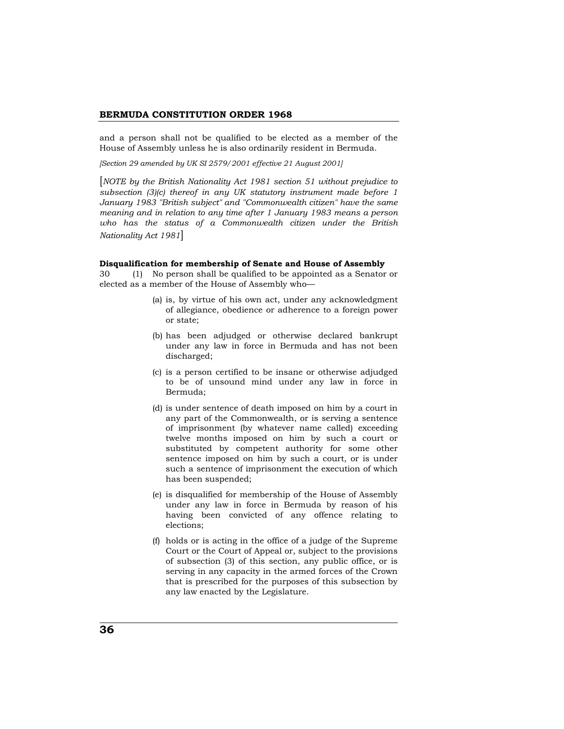and a person shall not be qualified to be elected as a member of the House of Assembly unless he is also ordinarily resident in Bermuda.

*[Section 29 amended by UK SI 2579/2001 effective 21 August 2001]*

[*NOTE by the British Nationality Act 1981 section 51 without prejudice to subsection (3)(c) thereof in any UK statutory instrument made before 1 January 1983 "British subject" and "Commonwealth citizen" have the same meaning and in relation to any time after 1 January 1983 means a person who has the status of a Commonwealth citizen under the British Nationality Act 1981*]

**Disqualification for membership of Senate and House of Assembly**

30 (1) No person shall be qualified to be appointed as a Senator or elected as a member of the House of Assembly who—

(a) is, by virtue of his own act, under any acknowledgment of allegiance, obedience or adherence to a foreign power or state;

(b) has been adjudged or otherwise declared bankrupt under any law in force in Bermuda and has not been discharged;

(c) is a person certified to be insane or otherwise adjudged to be of unsound mind under any law in force in Bermuda;

(d) is under sentence of death imposed on him by a court in any part of the Commonwealth, or is serving a sentence of imprisonment (by whatever name called) exceeding twelve months imposed on him by such a court or substituted by competent authority for some other sentence imposed on him by such a court, or is under such a sentence of imprisonment the execution of which has been suspended;

(e) is disqualified for membership of the House of Assembly under any law in force in Bermuda by reason of his having been convicted of any offence relating to elections;

(f) holds or is acting in the office of a judge of the Supreme Court or the Court of Appeal or, subject to the provisions of subsection (3) of this section, any public office, or is serving in any capacity in the armed forces of the Crown that is prescribed for the purposes of this subsection by any law enacted by the Legislature.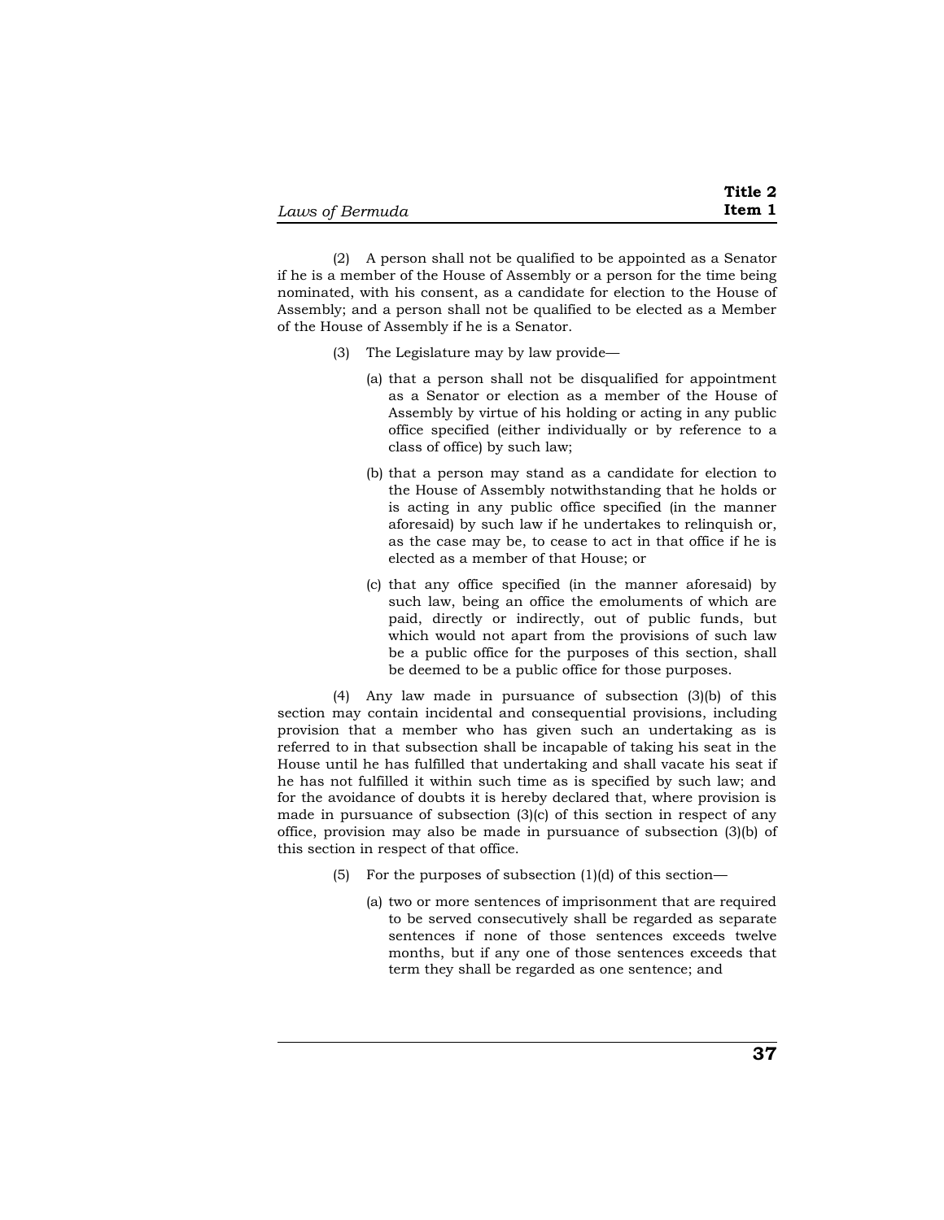(2) A person shall not be qualified to be appointed as a Senator if he is a member of the House of Assembly or a person for the time being nominated, with his consent, as a candidate for election to the House of Assembly; and a person shall not be qualified to be elected as a Member of the House of Assembly if he is a Senator.

(3) The Legislature may by law provide—

(a) that a person shall not be disqualified for appointment as a Senator or election as a member of the House of Assembly by virtue of his holding or acting in any public office specified (either individually or by reference to a class of office) by such law;

(b) that a person may stand as a candidate for election to the House of Assembly notwithstanding that he holds or is acting in any public office specified (in the manner aforesaid) by such law if he undertakes to relinquish or, as the case may be, to cease to act in that office if he is elected as a member of that House; or

(c) that any office specified (in the manner aforesaid) by such law, being an office the emoluments of which are paid, directly or indirectly, out of public funds, but which would not apart from the provisions of such law be a public office for the purposes of this section, shall be deemed to be a public office for those purposes.

(4) Any law made in pursuance of subsection (3)(b) of this section may contain incidental and consequential provisions, including provision that a member who has given such an undertaking as is referred to in that subsection shall be incapable of taking his seat in the House until he has fulfilled that undertaking and shall vacate his seat if he has not fulfilled it within such time as is specified by such law; and for the avoidance of doubts it is hereby declared that, where provision is made in pursuance of subsection (3)(c) of this section in respect of any office, provision may also be made in pursuance of subsection (3)(b) of this section in respect of that office.

(5) For the purposes of subsection (1)(d) of this section—

(a) two or more sentences of imprisonment that are required to be served consecutively shall be regarded as separate sentences if none of those sentences exceeds twelve months, but if any one of those sentences exceeds that term they shall be regarded as one sentence; and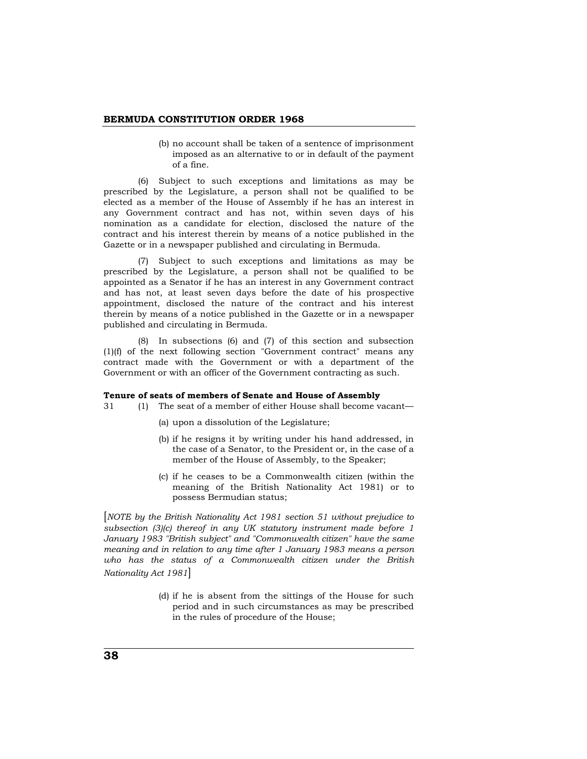(b) no account shall be taken of a sentence of imprisonment imposed as an alternative to or in default of the payment of a fine.

(6) Subject to such exceptions and limitations as may be prescribed by the Legislature, a person shall not be qualified to be elected as a member of the House of Assembly if he has an interest in any Government contract and has not, within seven days of his nomination as a candidate for election, disclosed the nature of the contract and his interest therein by means of a notice published in the Gazette or in a newspaper published and circulating in Bermuda.

(7) Subject to such exceptions and limitations as may be prescribed by the Legislature, a person shall not be qualified to be appointed as a Senator if he has an interest in any Government contract and has not, at least seven days before the date of his prospective appointment, disclosed the nature of the contract and his interest therein by means of a notice published in the Gazette or in a newspaper published and circulating in Bermuda.

(8) In subsections (6) and (7) of this section and subsection (1)(f) of the next following section "Government contract" means any contract made with the Government or with a department of the Government or with an officer of the Government contracting as such.

**Tenure of seats of members of Senate and House of Assembly**

31 (1) The seat of a member of either House shall become vacant—

(a) upon a dissolution of the Legislature;

(b) if he resigns it by writing under his hand addressed, in the case of a Senator, to the President or, in the case of a member of the House of Assembly, to the Speaker;

(c) if he ceases to be a Commonwealth citizen (within the meaning of the British Nationality Act 1981) or to possess Bermudian status;

[*NOTE by the British Nationality Act 1981 section 51 without prejudice to subsection (3)(c) thereof in any UK statutory instrument made before 1 January 1983 "British subject" and "Commonwealth citizen" have the same meaning and in relation to any time after 1 January 1983 means a person who has the status of a Commonwealth citizen under the British Nationality Act 1981*]

(d) if he is absent from the sittings of the House for such period and in such circumstances as may be prescribed in the rules of procedure of the House;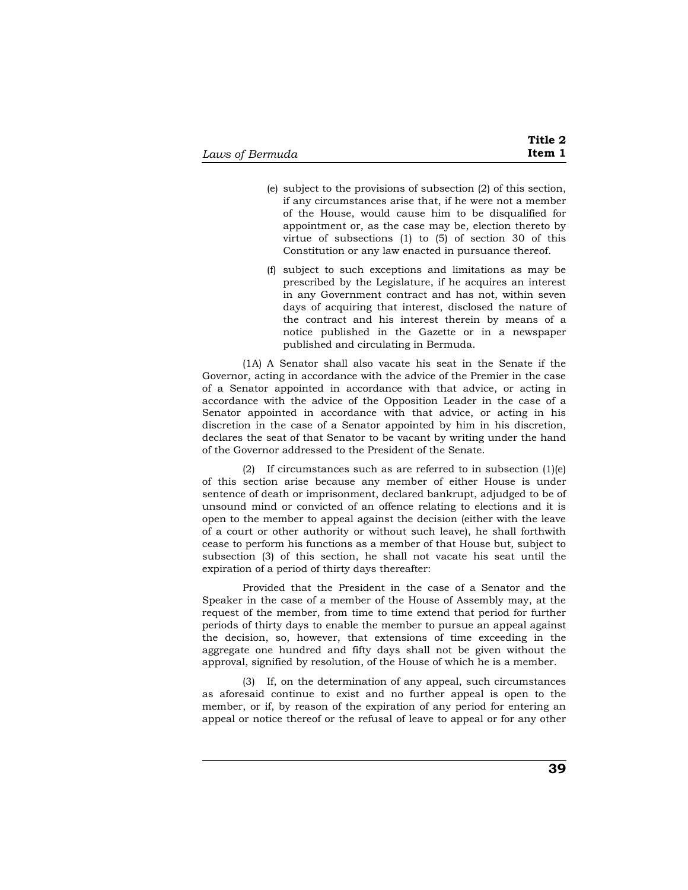(e) subject to the provisions of subsection (2) of this section, if any circumstances arise that, if he were not a member of the House, would cause him to be disqualified for appointment or, as the case may be, election thereto by virtue of subsections (1) to (5) of section 30 of this Constitution or any law enacted in pursuance thereof.

(f) subject to such exceptions and limitations as may be prescribed by the Legislature, if he acquires an interest in any Government contract and has not, within seven days of acquiring that interest, disclosed the nature of the contract and his interest therein by means of a notice published in the Gazette or in a newspaper published and circulating in Bermuda.

(1A) A Senator shall also vacate his seat in the Senate if the Governor, acting in accordance with the advice of the Premier in the case of a Senator appointed in accordance with that advice, or acting in accordance with the advice of the Opposition Leader in the case of a Senator appointed in accordance with that advice, or acting in his discretion in the case of a Senator appointed by him in his discretion, declares the seat of that Senator to be vacant by writing under the hand of the Governor addressed to the President of the Senate.

(2) If circumstances such as are referred to in subsection (1)(e) of this section arise because any member of either House is under sentence of death or imprisonment, declared bankrupt, adjudged to be of unsound mind or convicted of an offence relating to elections and it is open to the member to appeal against the decision (either with the leave of a court or other authority or without such leave), he shall forthwith cease to perform his functions as a member of that House but, subject to subsection (3) of this section, he shall not vacate his seat until the expiration of a period of thirty days thereafter:

Provided that the President in the case of a Senator and the Speaker in the case of a member of the House of Assembly may, at the request of the member, from time to time extend that period for further periods of thirty days to enable the member to pursue an appeal against the decision, so, however, that extensions of time exceeding in the aggregate one hundred and fifty days shall not be given without the approval, signified by resolution, of the House of which he is a member.

(3) If, on the determination of any appeal, such circumstances as aforesaid continue to exist and no further appeal is open to the member, or if, by reason of the expiration of any period for entering an appeal or notice thereof or the refusal of leave to appeal or for any other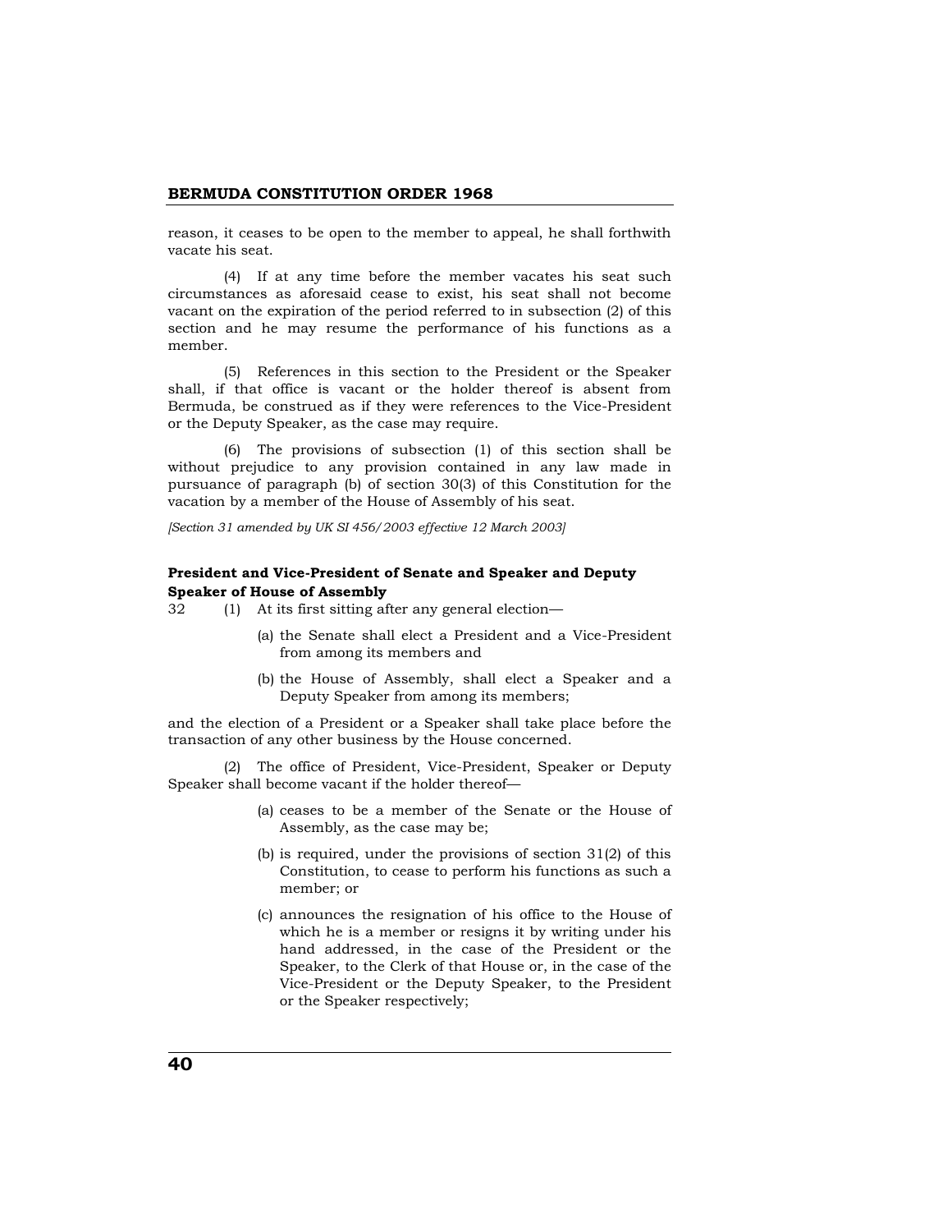reason, it ceases to be open to the member to appeal, he shall forthwith vacate his seat.

(4) If at any time before the member vacates his seat such circumstances as aforesaid cease to exist, his seat shall not become vacant on the expiration of the period referred to in subsection (2) of this section and he may resume the performance of his functions as a member.

(5) References in this section to the President or the Speaker shall, if that office is vacant or the holder thereof is absent from Bermuda, be construed as if they were references to the Vice-President or the Deputy Speaker, as the case may require.

(6) The provisions of subsection (1) of this section shall be without prejudice to any provision contained in any law made in pursuance of paragraph (b) of section 30(3) of this Constitution for the vacation by a member of the House of Assembly of his seat.

*[Section 31 amended by UK SI 456/2003 effective 12 March 2003]*

**President and Vice-President of Senate and Speaker and Deputy Speaker of House of Assembly**

32 (1) At its first sitting after any general election—

(a) the Senate shall elect a President and a Vice-President from among its members and

(b) the House of Assembly, shall elect a Speaker and a Deputy Speaker from among its members;

and the election of a President or a Speaker shall take place before the transaction of any other business by the House concerned.

(2) The office of President, Vice-President, Speaker or Deputy Speaker shall become vacant if the holder thereof—

(a) ceases to be a member of the Senate or the House of Assembly, as the case may be;

(b) is required, under the provisions of section 31(2) of this Constitution, to cease to perform his functions as such a member; or

(c) announces the resignation of his office to the House of which he is a member or resigns it by writing under his hand addressed, in the case of the President or the Speaker, to the Clerk of that House or, in the case of the Vice-President or the Deputy Speaker, to the President or the Speaker respectively;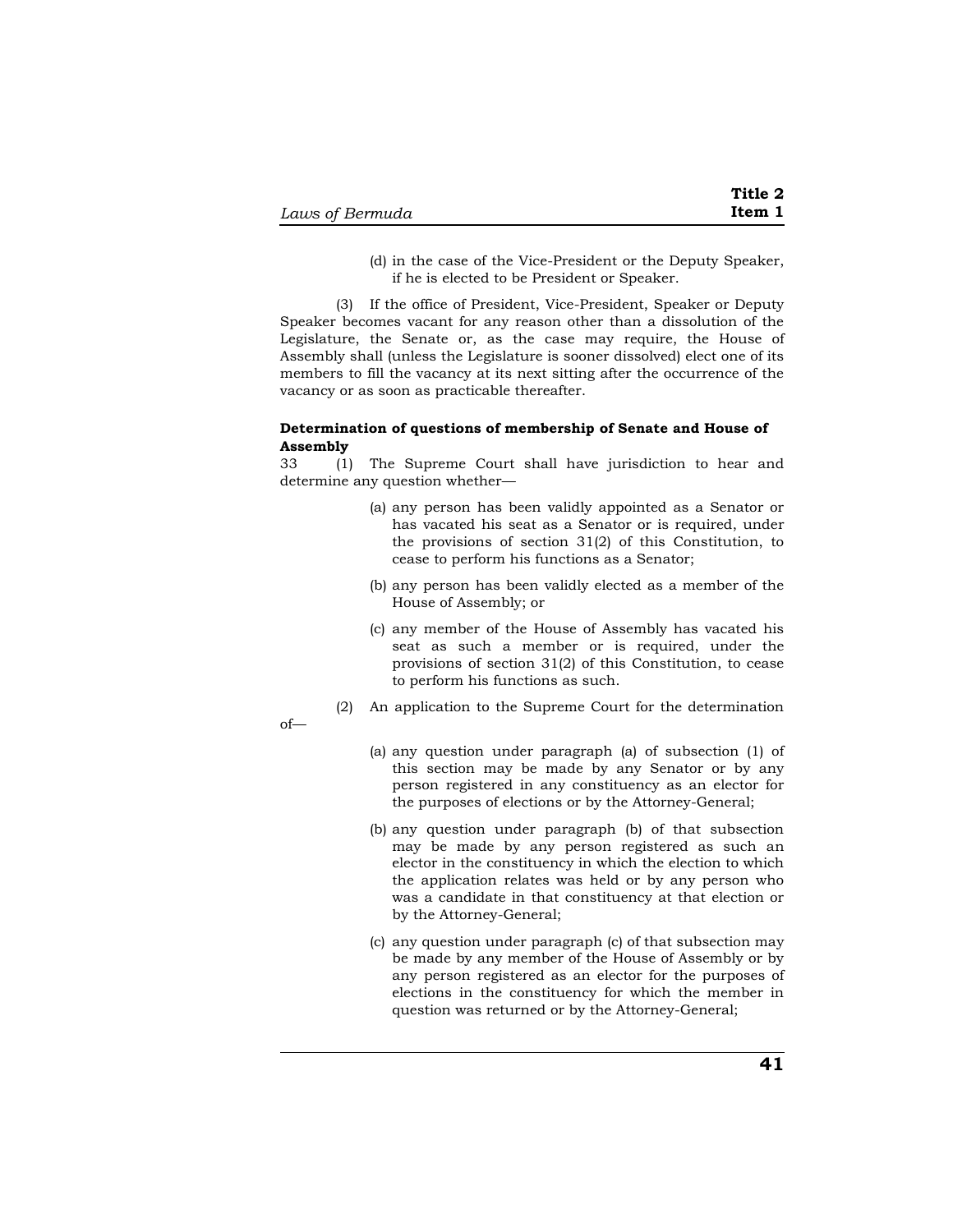(d) in the case of the Vice-President or the Deputy Speaker, if he is elected to be President or Speaker.

(3) If the office of President, Vice-President, Speaker or Deputy Speaker becomes vacant for any reason other than a dissolution of the Legislature, the Senate or, as the case may require, the House of Assembly shall (unless the Legislature is sooner dissolved) elect one of its members to fill the vacancy at its next sitting after the occurrence of the vacancy or as soon as practicable thereafter.

**Determination of questions of membership of Senate and House of Assembly**

33 (1) The Supreme Court shall have jurisdiction to hear and determine any question whether—

(a) any person has been validly appointed as a Senator or has vacated his seat as a Senator or is required, under the provisions of section 31(2) of this Constitution, to cease to perform his functions as a Senator;

(b) any person has been validly elected as a member of the House of Assembly; or

(c) any member of the House of Assembly has vacated his seat as such a member or is required, under the provisions of section 31(2) of this Constitution, to cease to perform his functions as such.

(2) An application to the Supreme Court for the determination of—

(a) any question under paragraph (a) of subsection (1) of this section may be made by any Senator or by any person registered in any constituency as an elector for the purposes of elections or by the Attorney-General;

(b) any question under paragraph (b) of that subsection may be made by any person registered as such an elector in the constituency in which the election to which the application relates was held or by any person who was a candidate in that constituency at that election or by the Attorney-General;

(c) any question under paragraph (c) of that subsection may be made by any member of the House of Assembly or by any person registered as an elector for the purposes of elections in the constituency for which the member in question was returned or by the Attorney-General;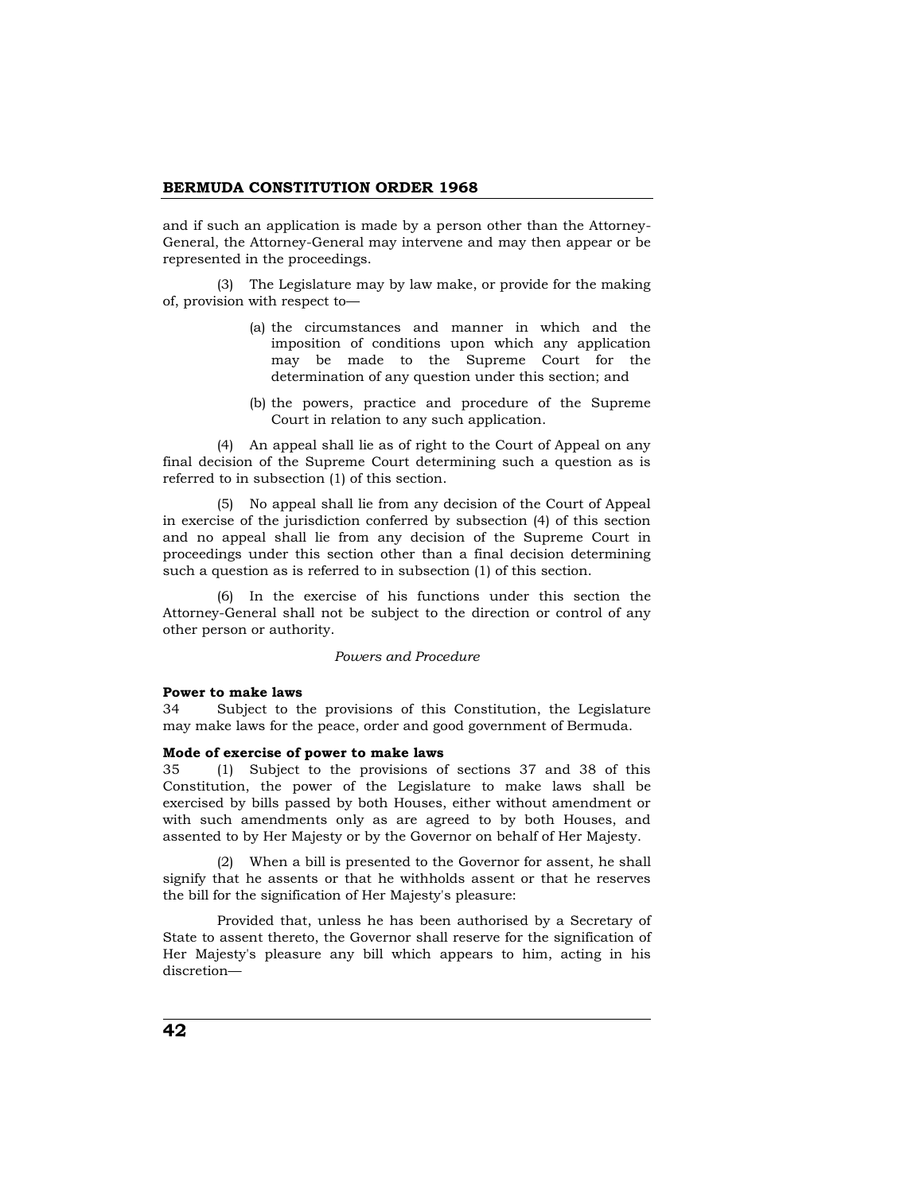and if such an application is made by a person other than the Attorney-General, the Attorney-General may intervene and may then appear or be represented in the proceedings.

(3) The Legislature may by law make, or provide for the making of, provision with respect to—

(a) the circumstances and manner in which and the imposition of conditions upon which any application may be made to the Supreme Court for the determination of any question under this section; and

(b) the powers, practice and procedure of the Supreme Court in relation to any such application.

(4) An appeal shall lie as of right to the Court of Appeal on any final decision of the Supreme Court determining such a question as is referred to in subsection (1) of this section.

(5) No appeal shall lie from any decision of the Court of Appeal in exercise of the jurisdiction conferred by subsection (4) of this section and no appeal shall lie from any decision of the Supreme Court in proceedings under this section other than a final decision determining such a question as is referred to in subsection (1) of this section.

(6) In the exercise of his functions under this section the Attorney-General shall not be subject to the direction or control of any other person or authority.

*Powers and Procedure*

**Power to make laws**

34 Subject to the provisions of this Constitution, the Legislature may make laws for the peace, order and good government of Bermuda.

**Mode of exercise of power to make laws**

35 (1) Subject to the provisions of sections 37 and 38 of this Constitution, the power of the Legislature to make laws shall be exercised by bills passed by both Houses, either without amendment or with such amendments only as are agreed to by both Houses, and assented to by Her Majesty or by the Governor on behalf of Her Majesty.

(2) When a bill is presented to the Governor for assent, he shall signify that he assents or that he withholds assent or that he reserves the bill for the signification of Her Majesty's pleasure:

Provided that, unless he has been authorised by a Secretary of State to assent thereto, the Governor shall reserve for the signification of Her Majesty's pleasure any bill which appears to him, acting in his discretion—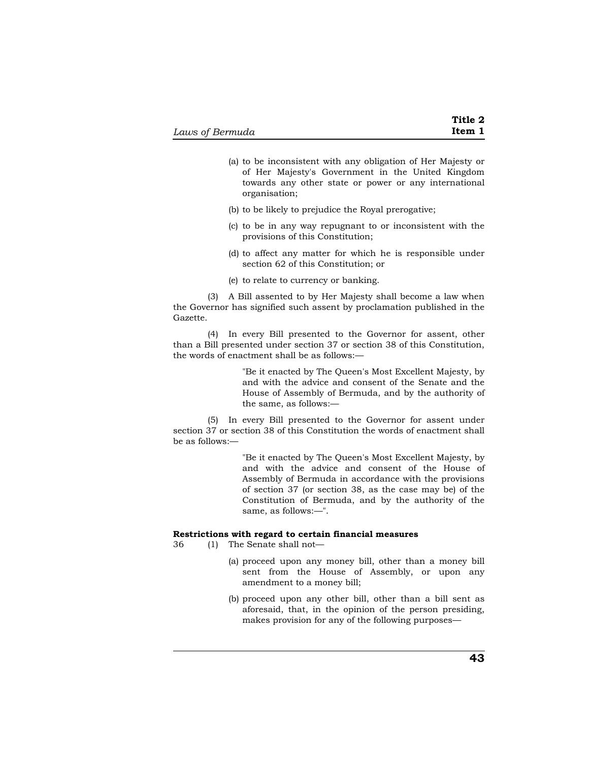(a) to be inconsistent with any obligation of Her Majesty or of Her Majesty's Government in the United Kingdom towards any other state or power or any international organisation;

(b) to be likely to prejudice the Royal prerogative;

(c) to be in any way repugnant to or inconsistent with the provisions of this Constitution;

(d) to affect any matter for which he is responsible under section 62 of this Constitution; or

(e) to relate to currency or banking.

(3) A Bill assented to by Her Majesty shall become a law when the Governor has signified such assent by proclamation published in the Gazette.

(4) In every Bill presented to the Governor for assent, other than a Bill presented under section 37 or section 38 of this Constitution, the words of enactment shall be as follows:—

> "Be it enacted by The Queen's Most Excellent Majesty, by and with the advice and consent of the Senate and the House of Assembly of Bermuda, and by the authority of the same, as follows:—

(5) In every Bill presented to the Governor for assent under section 37 or section 38 of this Constitution the words of enactment shall be as follows:—

> "Be it enacted by The Queen's Most Excellent Majesty, by and with the advice and consent of the House of Assembly of Bermuda in accordance with the provisions of section 37 (or section 38, as the case may be) of the Constitution of Bermuda, and by the authority of the same, as follows:—".

**Restrictions with regard to certain financial measures**

36 (1) The Senate shall not—

(a) proceed upon any money bill, other than a money bill sent from the House of Assembly, or upon any amendment to a money bill;

(b) proceed upon any other bill, other than a bill sent as aforesaid, that, in the opinion of the person presiding, makes provision for any of the following purposes—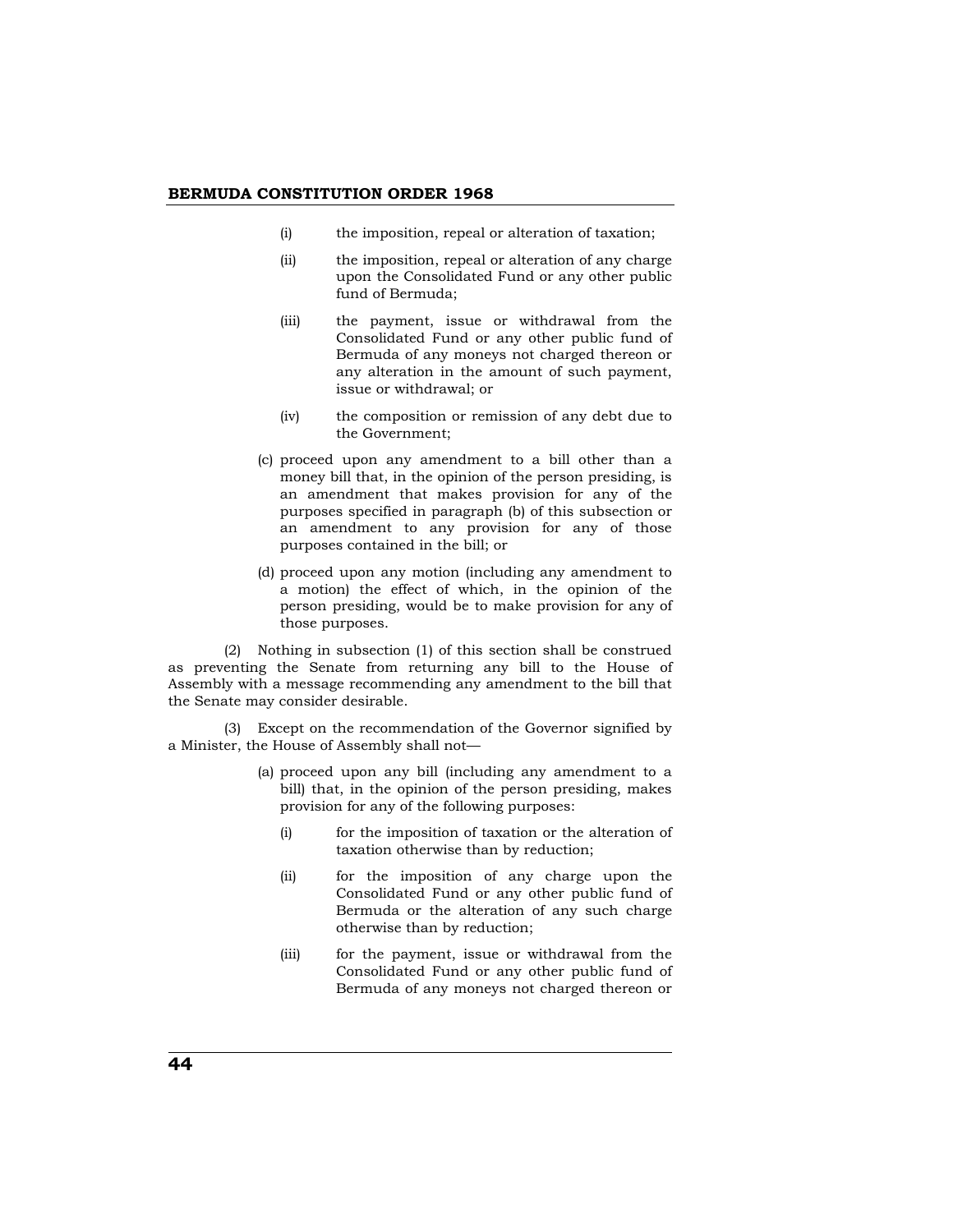(i) the imposition, repeal or alteration of taxation;

(ii) the imposition, repeal or alteration of any charge upon the Consolidated Fund or any other public fund of Bermuda;

(iii) the payment, issue or withdrawal from the Consolidated Fund or any other public fund of Bermuda of any moneys not charged thereon or any alteration in the amount of such payment, issue or withdrawal; or

(iv) the composition or remission of any debt due to the Government;

(c) proceed upon any amendment to a bill other than a money bill that, in the opinion of the person presiding, is an amendment that makes provision for any of the purposes specified in paragraph (b) of this subsection or an amendment to any provision for any of those purposes contained in the bill; or

(d) proceed upon any motion (including any amendment to a motion) the effect of which, in the opinion of the person presiding, would be to make provision for any of those purposes.

(2) Nothing in subsection (1) of this section shall be construed as preventing the Senate from returning any bill to the House of Assembly with a message recommending any amendment to the bill that the Senate may consider desirable.

(3) Except on the recommendation of the Governor signified by a Minister, the House of Assembly shall not—

(a) proceed upon any bill (including any amendment to a bill) that, in the opinion of the person presiding, makes provision for any of the following purposes:

(i) for the imposition of taxation or the alteration of taxation otherwise than by reduction;

(ii) for the imposition of any charge upon the Consolidated Fund or any other public fund of Bermuda or the alteration of any such charge otherwise than by reduction;

(iii) for the payment, issue or withdrawal from the Consolidated Fund or any other public fund of Bermuda of any moneys not charged thereon or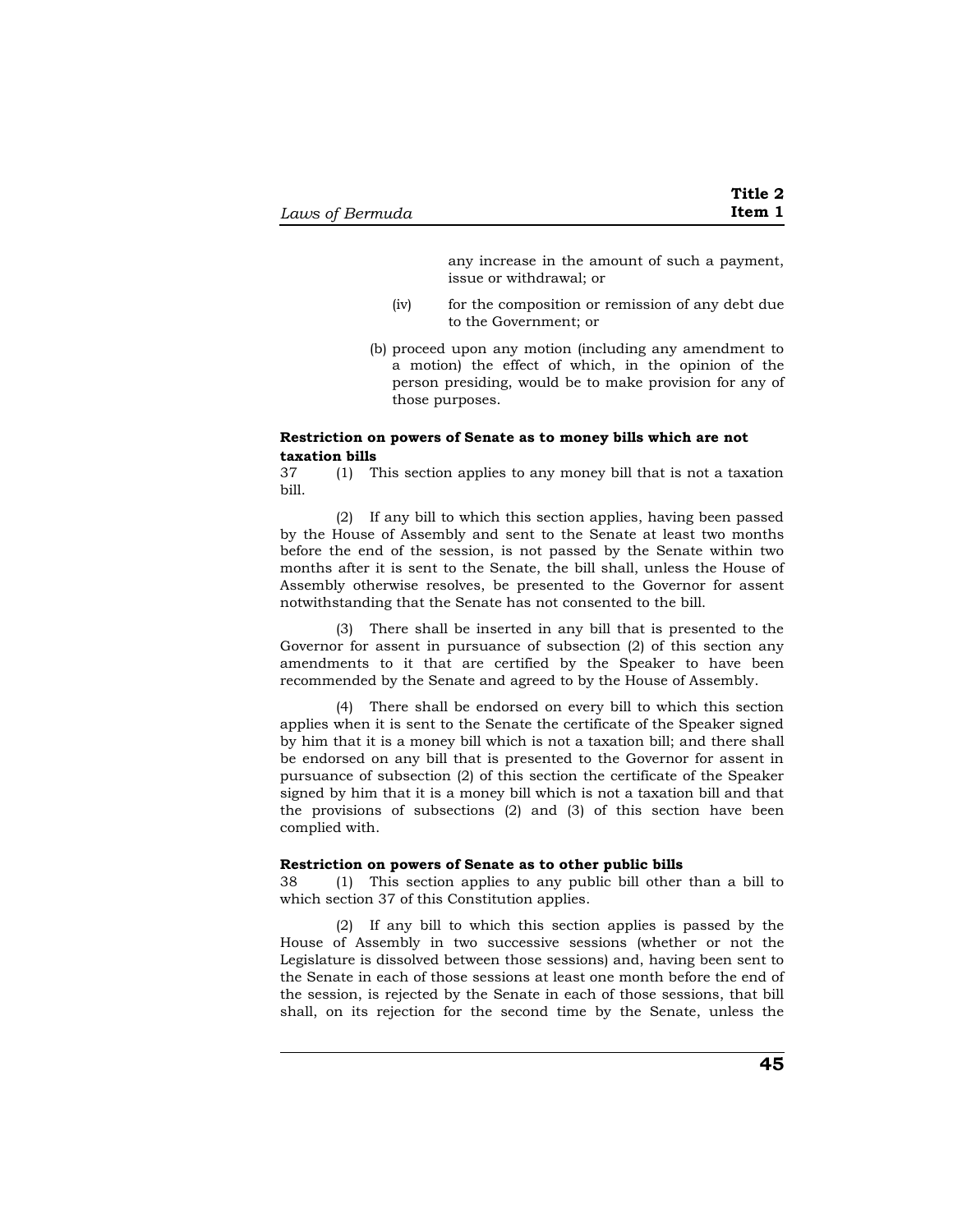any increase in the amount of such a payment, issue or withdrawal; or

(iv) for the composition or remission of any debt due to the Government; or

(b) proceed upon any motion (including any amendment to a motion) the effect of which, in the opinion of the person presiding, would be to make provision for any of those purposes.

**Restriction on powers of Senate as to money bills which are not taxation bills**

37 (1) This section applies to any money bill that is not a taxation bill.

(2) If any bill to which this section applies, having been passed by the House of Assembly and sent to the Senate at least two months before the end of the session, is not passed by the Senate within two months after it is sent to the Senate, the bill shall, unless the House of Assembly otherwise resolves, be presented to the Governor for assent notwithstanding that the Senate has not consented to the bill.

(3) There shall be inserted in any bill that is presented to the Governor for assent in pursuance of subsection (2) of this section any amendments to it that are certified by the Speaker to have been recommended by the Senate and agreed to by the House of Assembly.

(4) There shall be endorsed on every bill to which this section applies when it is sent to the Senate the certificate of the Speaker signed by him that it is a money bill which is not a taxation bill; and there shall be endorsed on any bill that is presented to the Governor for assent in pursuance of subsection (2) of this section the certificate of the Speaker signed by him that it is a money bill which is not a taxation bill and that the provisions of subsections (2) and (3) of this section have been complied with.

**Restriction on powers of Senate as to other public bills**

38 (1) This section applies to any public bill other than a bill to which section 37 of this Constitution applies.

(2) If any bill to which this section applies is passed by the House of Assembly in two successive sessions (whether or not the Legislature is dissolved between those sessions) and, having been sent to the Senate in each of those sessions at least one month before the end of the session, is rejected by the Senate in each of those sessions, that bill shall, on its rejection for the second time by the Senate, unless the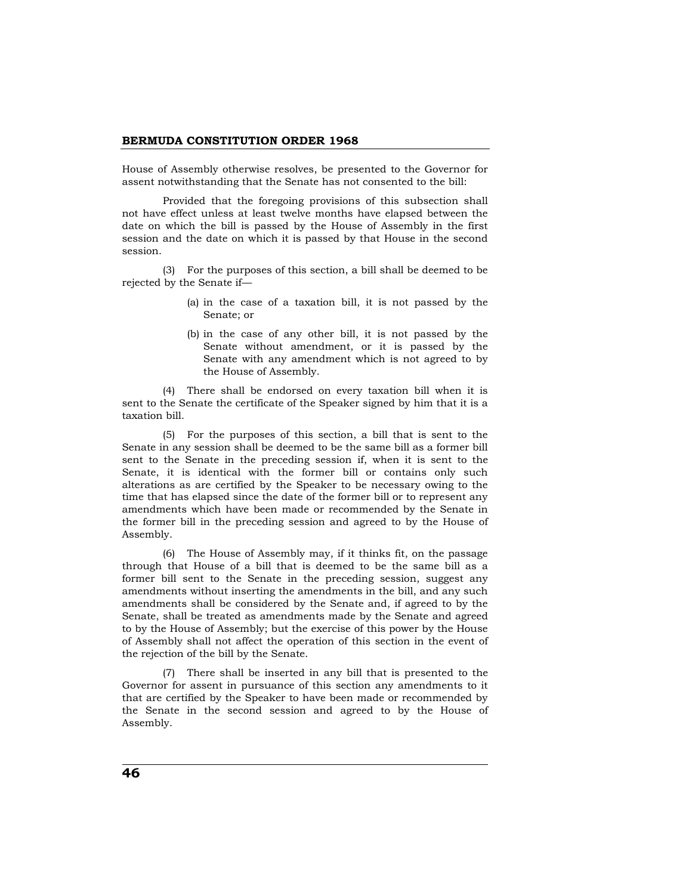House of Assembly otherwise resolves, be presented to the Governor for assent notwithstanding that the Senate has not consented to the bill:

Provided that the foregoing provisions of this subsection shall not have effect unless at least twelve months have elapsed between the date on which the bill is passed by the House of Assembly in the first session and the date on which it is passed by that House in the second session.

(3) For the purposes of this section, a bill shall be deemed to be rejected by the Senate if—

(a) in the case of a taxation bill, it is not passed by the Senate; or

(b) in the case of any other bill, it is not passed by the Senate without amendment, or it is passed by the Senate with any amendment which is not agreed to by the House of Assembly.

(4) There shall be endorsed on every taxation bill when it is sent to the Senate the certificate of the Speaker signed by him that it is a taxation bill.

(5) For the purposes of this section, a bill that is sent to the Senate in any session shall be deemed to be the same bill as a former bill sent to the Senate in the preceding session if, when it is sent to the Senate, it is identical with the former bill or contains only such alterations as are certified by the Speaker to be necessary owing to the time that has elapsed since the date of the former bill or to represent any amendments which have been made or recommended by the Senate in the former bill in the preceding session and agreed to by the House of Assembly.

(6) The House of Assembly may, if it thinks fit, on the passage through that House of a bill that is deemed to be the same bill as a former bill sent to the Senate in the preceding session, suggest any amendments without inserting the amendments in the bill, and any such amendments shall be considered by the Senate and, if agreed to by the Senate, shall be treated as amendments made by the Senate and agreed to by the House of Assembly; but the exercise of this power by the House of Assembly shall not affect the operation of this section in the event of the rejection of the bill by the Senate.

(7) There shall be inserted in any bill that is presented to the Governor for assent in pursuance of this section any amendments to it that are certified by the Speaker to have been made or recommended by the Senate in the second session and agreed to by the House of Assembly.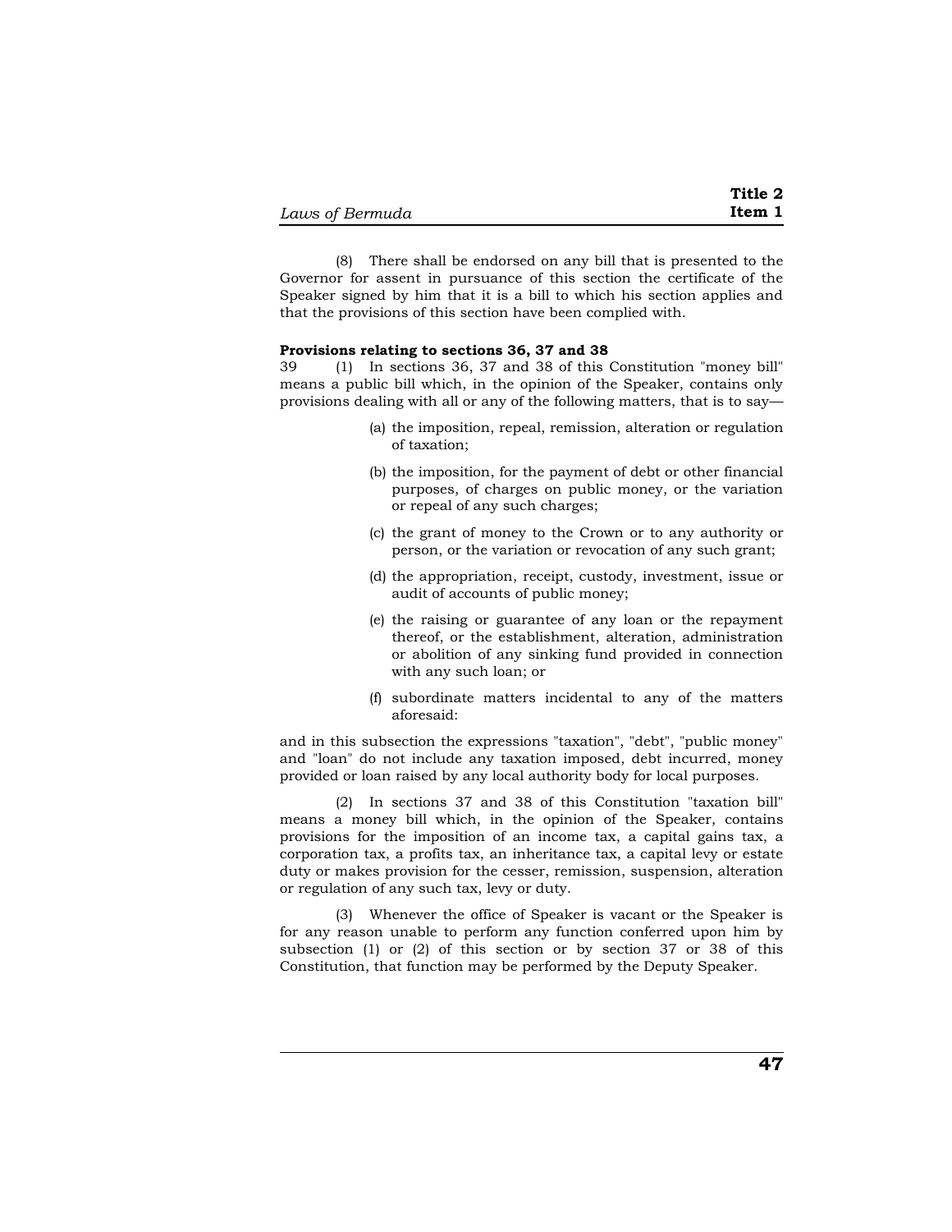(8) There shall be endorsed on any bill that is presented to the Governor for assent in pursuance of this section the certificate of the Speaker signed by him that it is a bill to which his section applies and that the provisions of this section have been complied with.

**Provisions relating to sections 36, 37 and 38**

39 (1) In sections 36, 37 and 38 of this Constitution "money bill" means a public bill which, in the opinion of the Speaker, contains only provisions dealing with all or any of the following matters, that is to say—

(a) the imposition, repeal, remission, alteration or regulation of taxation;

(b) the imposition, for the payment of debt or other financial purposes, of charges on public money, or the variation or repeal of any such charges;

(c) the grant of money to the Crown or to any authority or person, or the variation or revocation of any such grant;

(d) the appropriation, receipt, custody, investment, issue or audit of accounts of public money;

(e) the raising or guarantee of any loan or the repayment thereof, or the establishment, alteration, administration or abolition of any sinking fund provided in connection with any such loan; or

(f) subordinate matters incidental to any of the matters aforesaid:

and in this subsection the expressions "taxation", "debt", "public money" and "loan" do not include any taxation imposed, debt incurred, money provided or loan raised by any local authority body for local purposes.

(2) In sections 37 and 38 of this Constitution "taxation bill" means a money bill which, in the opinion of the Speaker, contains provisions for the imposition of an income tax, a capital gains tax, a corporation tax, a profits tax, an inheritance tax, a capital levy or estate duty or makes provision for the cesser, remission, suspension, alteration or regulation of any such tax, levy or duty.

(3) Whenever the office of Speaker is vacant or the Speaker is for any reason unable to perform any function conferred upon him by subsection (1) or (2) of this section or by section 37 or 38 of this Constitution, that function may be performed by the Deputy Speaker.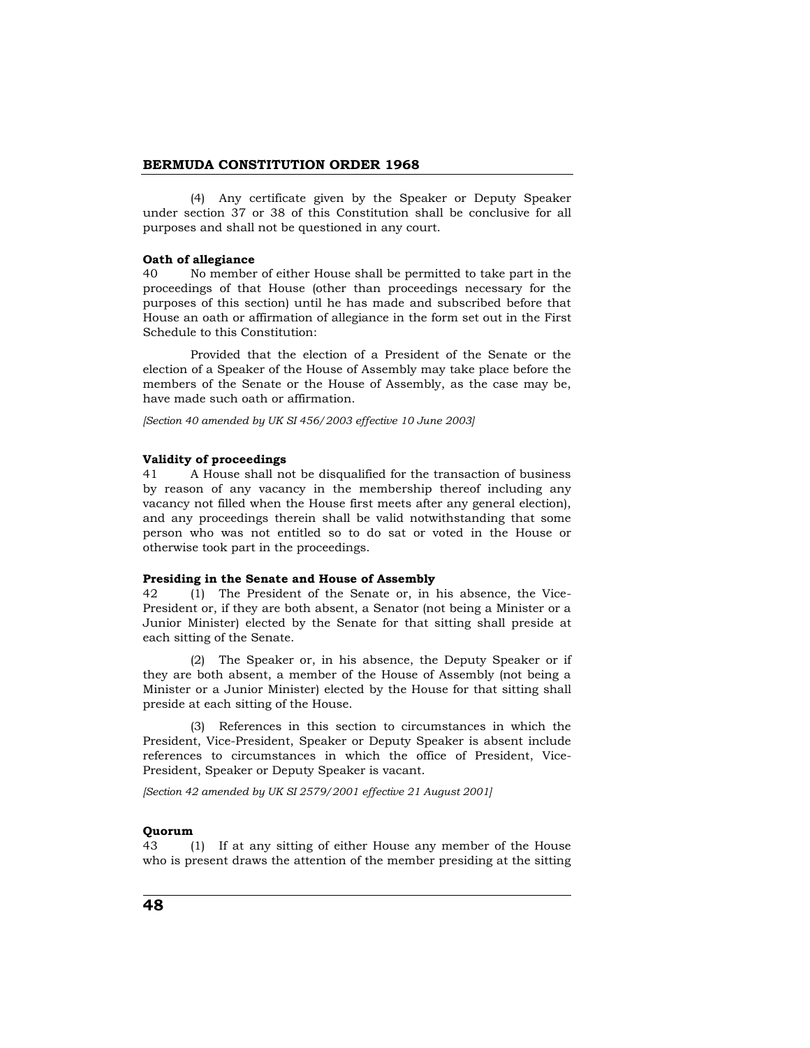(4) Any certificate given by the Speaker or Deputy Speaker under section 37 or 38 of this Constitution shall be conclusive for all purposes and shall not be questioned in any court.

**Oath of allegiance**

40 No member of either House shall be permitted to take part in the proceedings of that House (other than proceedings necessary for the purposes of this section) until he has made and subscribed before that House an oath or affirmation of allegiance in the form set out in the First Schedule to this Constitution:

Provided that the election of a President of the Senate or the election of a Speaker of the House of Assembly may take place before the members of the Senate or the House of Assembly, as the case may be, have made such oath or affirmation.

*[Section 40 amended by UK SI 456/2003 effective 10 June 2003]*

**Validity of proceedings**

41 A House shall not be disqualified for the transaction of business by reason of any vacancy in the membership thereof including any vacancy not filled when the House first meets after any general election), and any proceedings therein shall be valid notwithstanding that some person who was not entitled so to do sat or voted in the House or otherwise took part in the proceedings.

**Presiding in the Senate and House of Assembly**

42 (1) The President of the Senate or, in his absence, the Vice-President or, if they are both absent, a Senator (not being a Minister or a Junior Minister) elected by the Senate for that sitting shall preside at each sitting of the Senate.

(2) The Speaker or, in his absence, the Deputy Speaker or if they are both absent, a member of the House of Assembly (not being a Minister or a Junior Minister) elected by the House for that sitting shall preside at each sitting of the House.

(3) References in this section to circumstances in which the President, Vice-President, Speaker or Deputy Speaker is absent include references to circumstances in which the office of President, Vice-President, Speaker or Deputy Speaker is vacant.

*[Section 42 amended by UK SI 2579/2001 effective 21 August 2001]*

**Quorum**

43 (1) If at any sitting of either House any member of the House who is present draws the attention of the member presiding at the sitting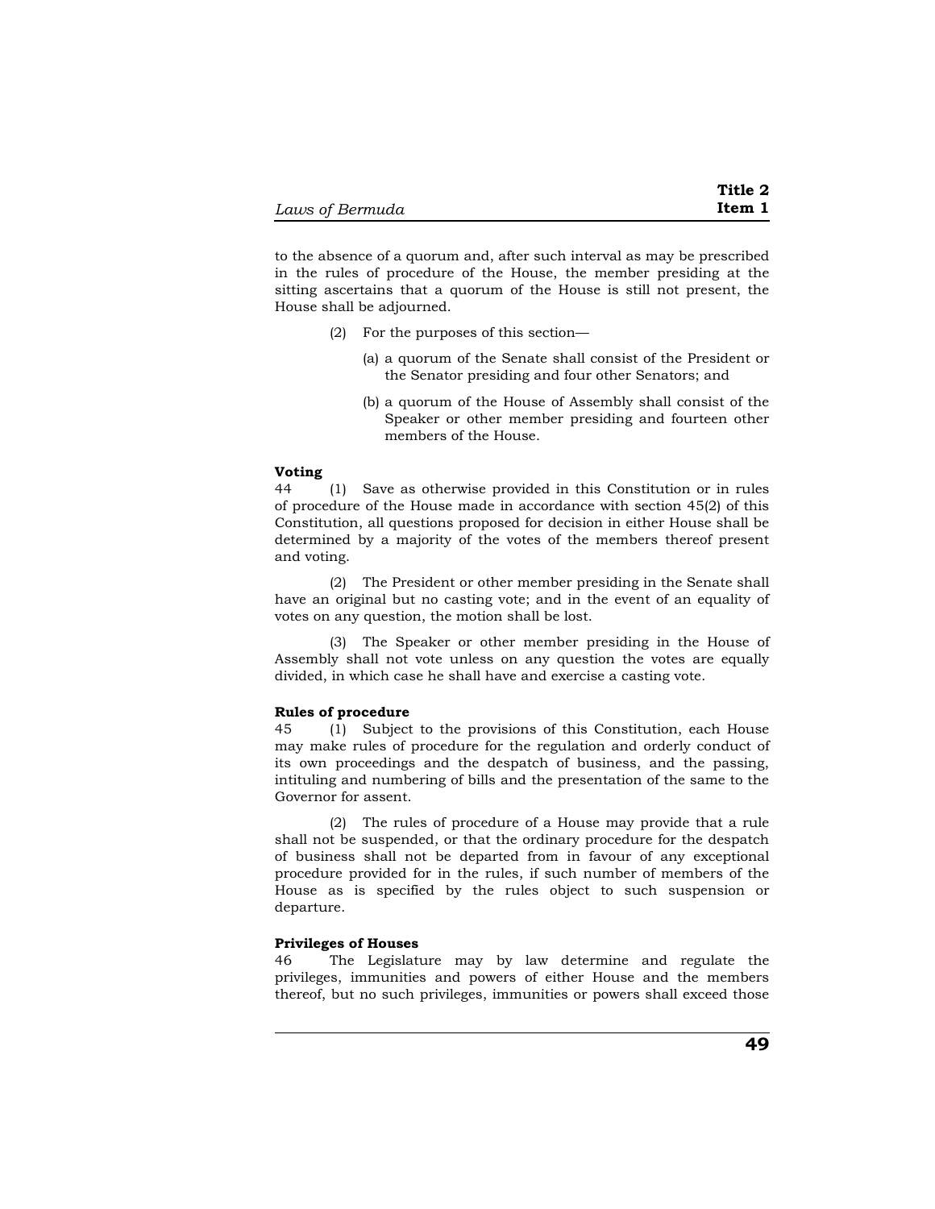to the absence of a quorum and, after such interval as may be prescribed in the rules of procedure of the House, the member presiding at the sitting ascertains that a quorum of the House is still not present, the House shall be adjourned.

(2) For the purposes of this section—

(a) a quorum of the Senate shall consist of the President or the Senator presiding and four other Senators; and

(b) a quorum of the House of Assembly shall consist of the Speaker or other member presiding and fourteen other members of the House.

**Voting**

44 (1) Save as otherwise provided in this Constitution or in rules of procedure of the House made in accordance with section 45(2) of this Constitution, all questions proposed for decision in either House shall be determined by a majority of the votes of the members thereof present and voting.

(2) The President or other member presiding in the Senate shall have an original but no casting vote; and in the event of an equality of votes on any question, the motion shall be lost.

(3) The Speaker or other member presiding in the House of Assembly shall not vote unless on any question the votes are equally divided, in which case he shall have and exercise a casting vote.

**Rules of procedure**

45 (1) Subject to the provisions of this Constitution, each House may make rules of procedure for the regulation and orderly conduct of its own proceedings and the despatch of business, and the passing, intituling and numbering of bills and the presentation of the same to the Governor for assent.

(2) The rules of procedure of a House may provide that a rule shall not be suspended, or that the ordinary procedure for the despatch of business shall not be departed from in favour of any exceptional procedure provided for in the rules, if such number of members of the House as is specified by the rules object to such suspension or departure.

**Privileges of Houses**

46 The Legislature may by law determine and regulate the privileges, immunities and powers of either House and the members thereof, but no such privileges, immunities or powers shall exceed those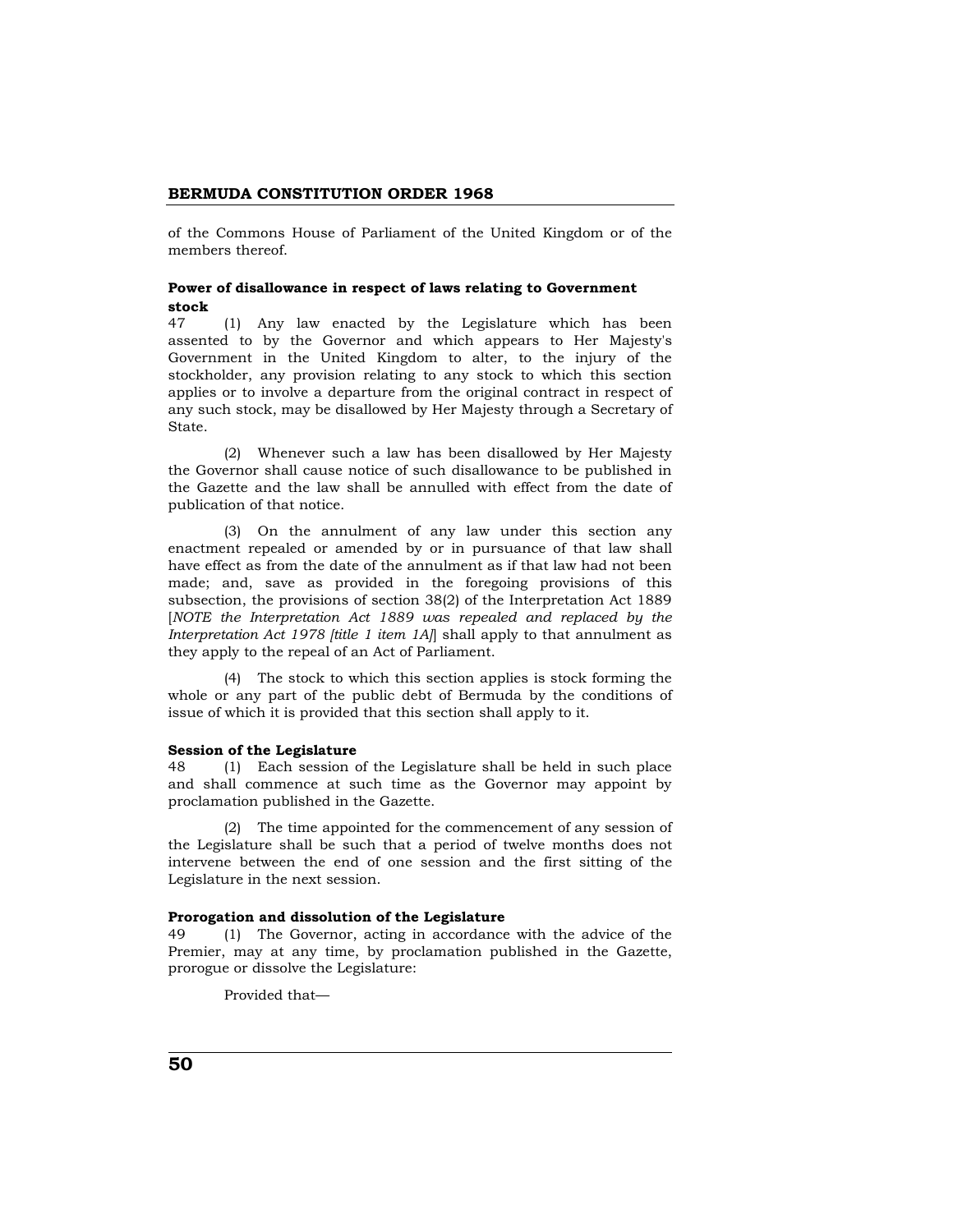of the Commons House of Parliament of the United Kingdom or of the members thereof.

**Power of disallowance in respect of laws relating to Government stock**

47 (1) Any law enacted by the Legislature which has been assented to by the Governor and which appears to Her Majesty's Government in the United Kingdom to alter, to the injury of the stockholder, any provision relating to any stock to which this section applies or to involve a departure from the original contract in respect of any such stock, may be disallowed by Her Majesty through a Secretary of State.

(2) Whenever such a law has been disallowed by Her Majesty the Governor shall cause notice of such disallowance to be published in the Gazette and the law shall be annulled with effect from the date of publication of that notice.

(3) On the annulment of any law under this section any enactment repealed or amended by or in pursuance of that law shall have effect as from the date of the annulment as if that law had not been made; and, save as provided in the foregoing provisions of this subsection, the provisions of section 38(2) of the Interpretation Act 1889 [*NOTE the Interpretation Act 1889 was repealed and replaced by the Interpretation Act 1978 [title 1 item 1A]*] shall apply to that annulment as they apply to the repeal of an Act of Parliament.

(4) The stock to which this section applies is stock forming the whole or any part of the public debt of Bermuda by the conditions of issue of which it is provided that this section shall apply to it.

**Session of the Legislature**

48 (1) Each session of the Legislature shall be held in such place and shall commence at such time as the Governor may appoint by proclamation published in the Gazette.

(2) The time appointed for the commencement of any session of the Legislature shall be such that a period of twelve months does not intervene between the end of one session and the first sitting of the Legislature in the next session.

**Prorogation and dissolution of the Legislature**

49 (1) The Governor, acting in accordance with the advice of the Premier, may at any time, by proclamation published in the Gazette, prorogue or dissolve the Legislature:

Provided that—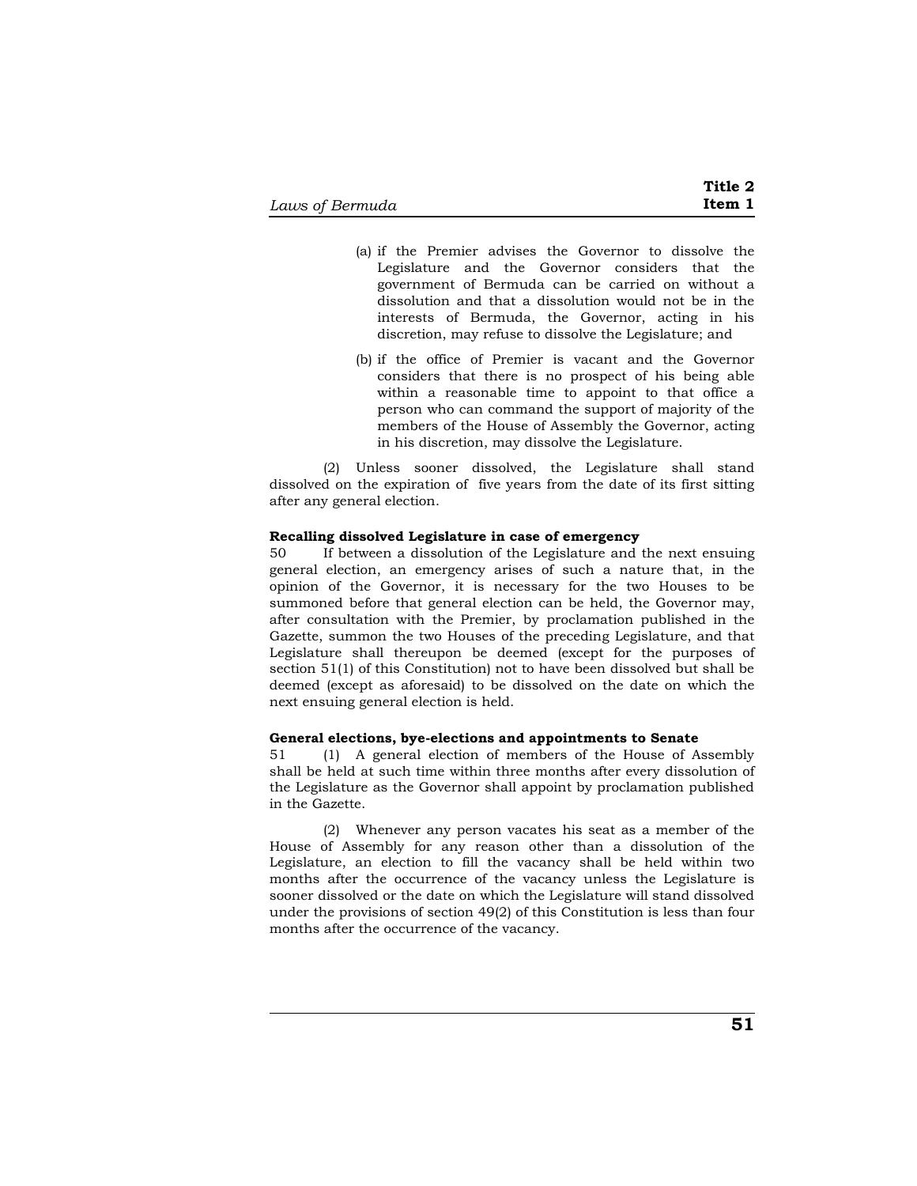(a) if the Premier advises the Governor to dissolve the Legislature and the Governor considers that the government of Bermuda can be carried on without a dissolution and that a dissolution would not be in the interests of Bermuda, the Governor, acting in his discretion, may refuse to dissolve the Legislature; and

(b) if the office of Premier is vacant and the Governor considers that there is no prospect of his being able within a reasonable time to appoint to that office a person who can command the support of majority of the members of the House of Assembly the Governor, acting in his discretion, may dissolve the Legislature.

(2) Unless sooner dissolved, the Legislature shall stand dissolved on the expiration of five years from the date of its first sitting after any general election.

**Recalling dissolved Legislature in case of emergency**

50 If between a dissolution of the Legislature and the next ensuing general election, an emergency arises of such a nature that, in the opinion of the Governor, it is necessary for the two Houses to be summoned before that general election can be held, the Governor may, after consultation with the Premier, by proclamation published in the Gazette, summon the two Houses of the preceding Legislature, and that Legislature shall thereupon be deemed (except for the purposes of section 51(1) of this Constitution) not to have been dissolved but shall be deemed (except as aforesaid) to be dissolved on the date on which the next ensuing general election is held.

**General elections, bye-elections and appointments to Senate**

51 (1) A general election of members of the House of Assembly shall be held at such time within three months after every dissolution of the Legislature as the Governor shall appoint by proclamation published in the Gazette.

(2) Whenever any person vacates his seat as a member of the House of Assembly for any reason other than a dissolution of the Legislature, an election to fill the vacancy shall be held within two months after the occurrence of the vacancy unless the Legislature is sooner dissolved or the date on which the Legislature will stand dissolved under the provisions of section 49(2) of this Constitution is less than four months after the occurrence of the vacancy.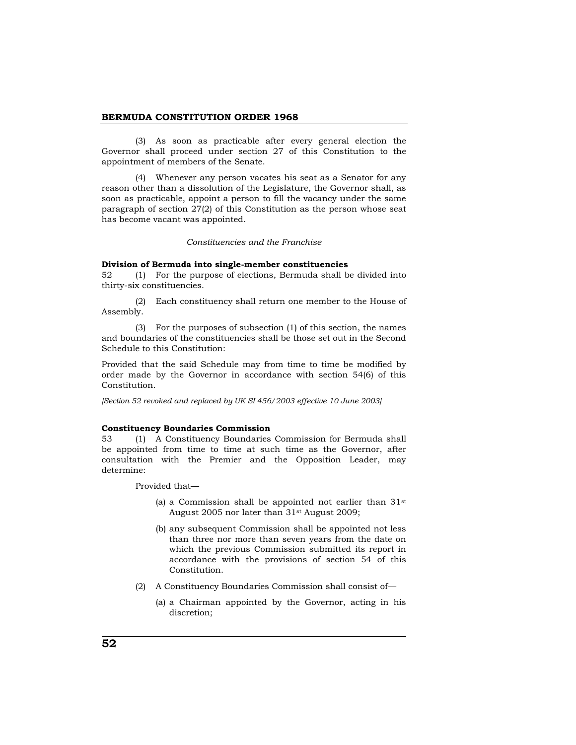(3) As soon as practicable after every general election the Governor shall proceed under section 27 of this Constitution to the appointment of members of the Senate.

(4) Whenever any person vacates his seat as a Senator for any reason other than a dissolution of the Legislature, the Governor shall, as soon as practicable, appoint a person to fill the vacancy under the same paragraph of section 27(2) of this Constitution as the person whose seat has become vacant was appointed.

*Constituencies and the Franchise*

**Division of Bermuda into single-member constituencies**

52 (1) For the purpose of elections, Bermuda shall be divided into thirty-six constituencies.

(2) Each constituency shall return one member to the House of Assembly.

(3) For the purposes of subsection (1) of this section, the names and boundaries of the constituencies shall be those set out in the Second Schedule to this Constitution:

Provided that the said Schedule may from time to time be modified by order made by the Governor in accordance with section 54(6) of this Constitution.

*[Section 52 revoked and replaced by UK SI 456/2003 effective 10 June 2003]*

**Constituency Boundaries Commission**

53 (1) A Constituency Boundaries Commission for Bermuda shall be appointed from time to time at such time as the Governor, after consultation with the Premier and the Opposition Leader, may determine:

Provided that—

(a) a Commission shall be appointed not earlier than 31st August 2005 nor later than 31st August 2009;

(b) any subsequent Commission shall be appointed not less than three nor more than seven years from the date on which the previous Commission submitted its report in accordance with the provisions of section 54 of this Constitution.

(2) A Constituency Boundaries Commission shall consist of—

(a) a Chairman appointed by the Governor, acting in his discretion;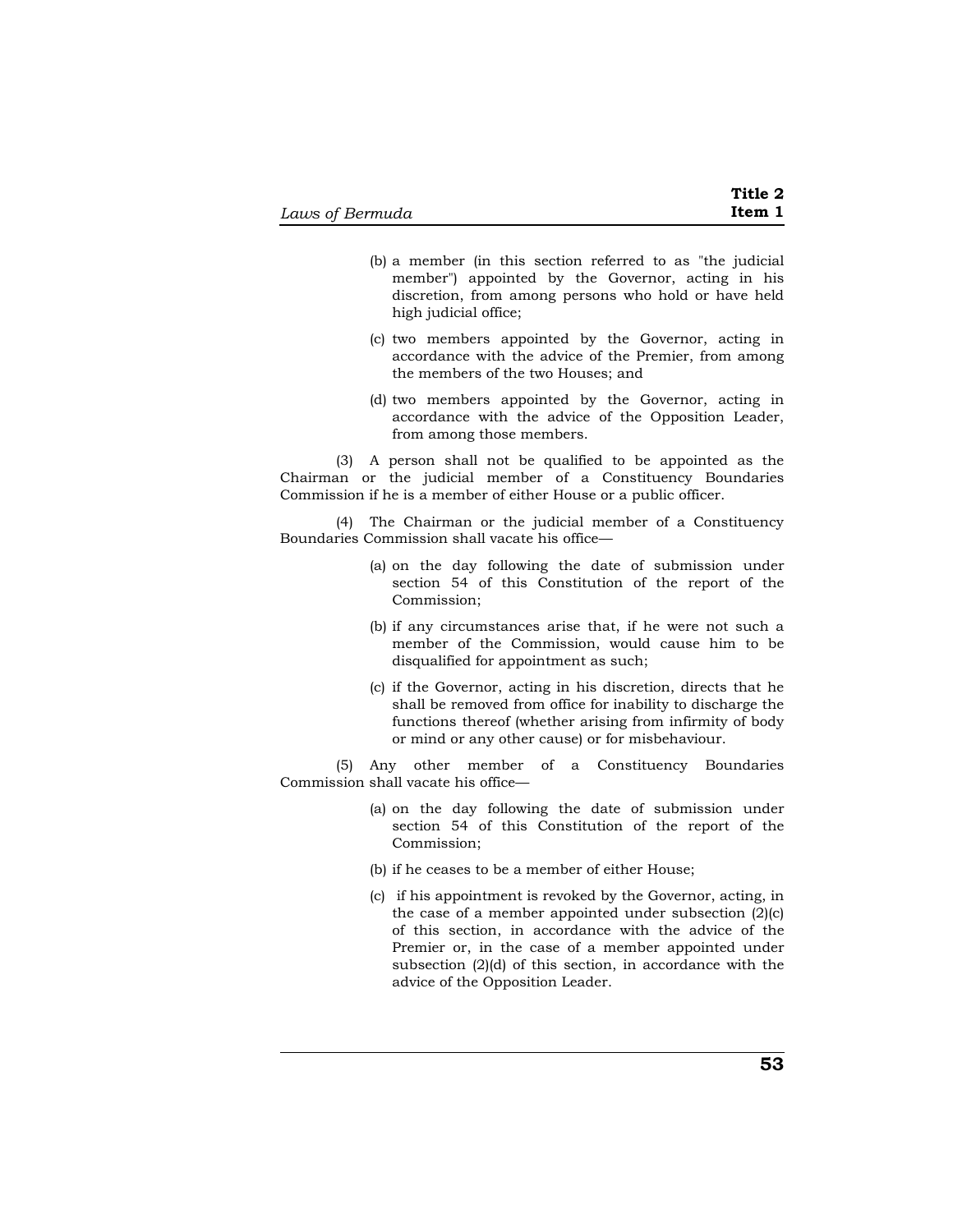(b) a member (in this section referred to as "the judicial member") appointed by the Governor, acting in his discretion, from among persons who hold or have held high judicial office;

(c) two members appointed by the Governor, acting in accordance with the advice of the Premier, from among the members of the two Houses; and

(d) two members appointed by the Governor, acting in accordance with the advice of the Opposition Leader, from among those members.

(3) A person shall not be qualified to be appointed as the Chairman or the judicial member of a Constituency Boundaries Commission if he is a member of either House or a public officer.

(4) The Chairman or the judicial member of a Constituency Boundaries Commission shall vacate his office—

(a) on the day following the date of submission under section 54 of this Constitution of the report of the Commission;

(b) if any circumstances arise that, if he were not such a member of the Commission, would cause him to be disqualified for appointment as such;

(c) if the Governor, acting in his discretion, directs that he shall be removed from office for inability to discharge the functions thereof (whether arising from infirmity of body or mind or any other cause) or for misbehaviour.

(5) Any other member of a Constituency Boundaries Commission shall vacate his office—

(a) on the day following the date of submission under section 54 of this Constitution of the report of the Commission;

(b) if he ceases to be a member of either House;

(c) if his appointment is revoked by the Governor, acting, in the case of a member appointed under subsection (2)(c) of this section, in accordance with the advice of the Premier or, in the case of a member appointed under subsection (2)(d) of this section, in accordance with the advice of the Opposition Leader.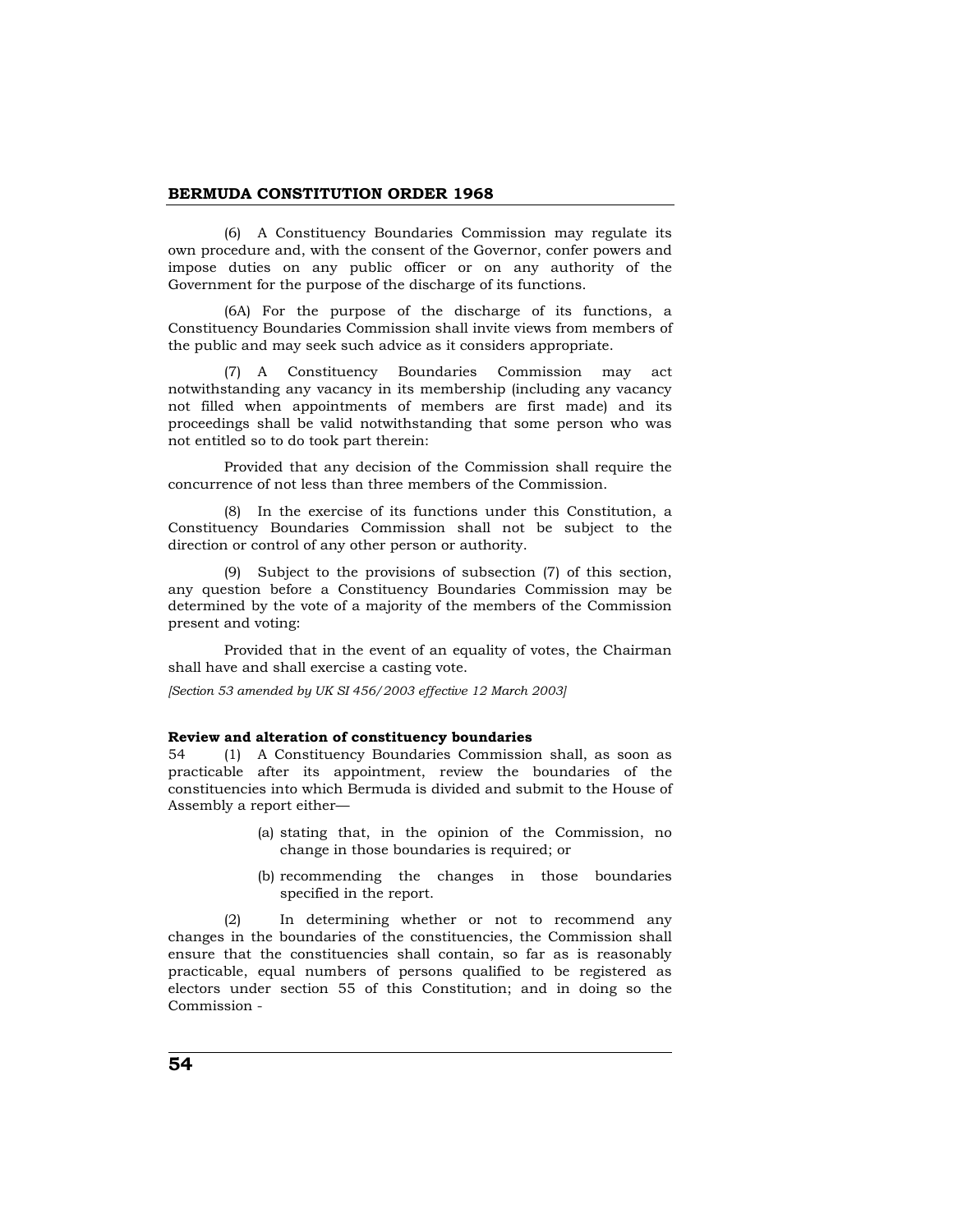(6) A Constituency Boundaries Commission may regulate its own procedure and, with the consent of the Governor, confer powers and impose duties on any public officer or on any authority of the Government for the purpose of the discharge of its functions.

(6A) For the purpose of the discharge of its functions, a Constituency Boundaries Commission shall invite views from members of the public and may seek such advice as it considers appropriate.

(7) A Constituency Boundaries Commission may act notwithstanding any vacancy in its membership (including any vacancy not filled when appointments of members are first made) and its proceedings shall be valid notwithstanding that some person who was not entitled so to do took part therein:

Provided that any decision of the Commission shall require the concurrence of not less than three members of the Commission.

(8) In the exercise of its functions under this Constitution, a Constituency Boundaries Commission shall not be subject to the direction or control of any other person or authority.

(9) Subject to the provisions of subsection (7) of this section, any question before a Constituency Boundaries Commission may be determined by the vote of a majority of the members of the Commission present and voting:

Provided that in the event of an equality of votes, the Chairman shall have and shall exercise a casting vote.

*[Section 53 amended by UK SI 456/2003 effective 12 March 2003]*

**Review and alteration of constituency boundaries**

54 (1) A Constituency Boundaries Commission shall, as soon as practicable after its appointment, review the boundaries of the constituencies into which Bermuda is divided and submit to the House of Assembly a report either—

(a) stating that, in the opinion of the Commission, no change in those boundaries is required; or

(b) recommending the changes in those boundaries specified in the report.

(2) In determining whether or not to recommend any changes in the boundaries of the constituencies, the Commission shall ensure that the constituencies shall contain, so far as is reasonably practicable, equal numbers of persons qualified to be registered as electors under section 55 of this Constitution; and in doing so the Commission -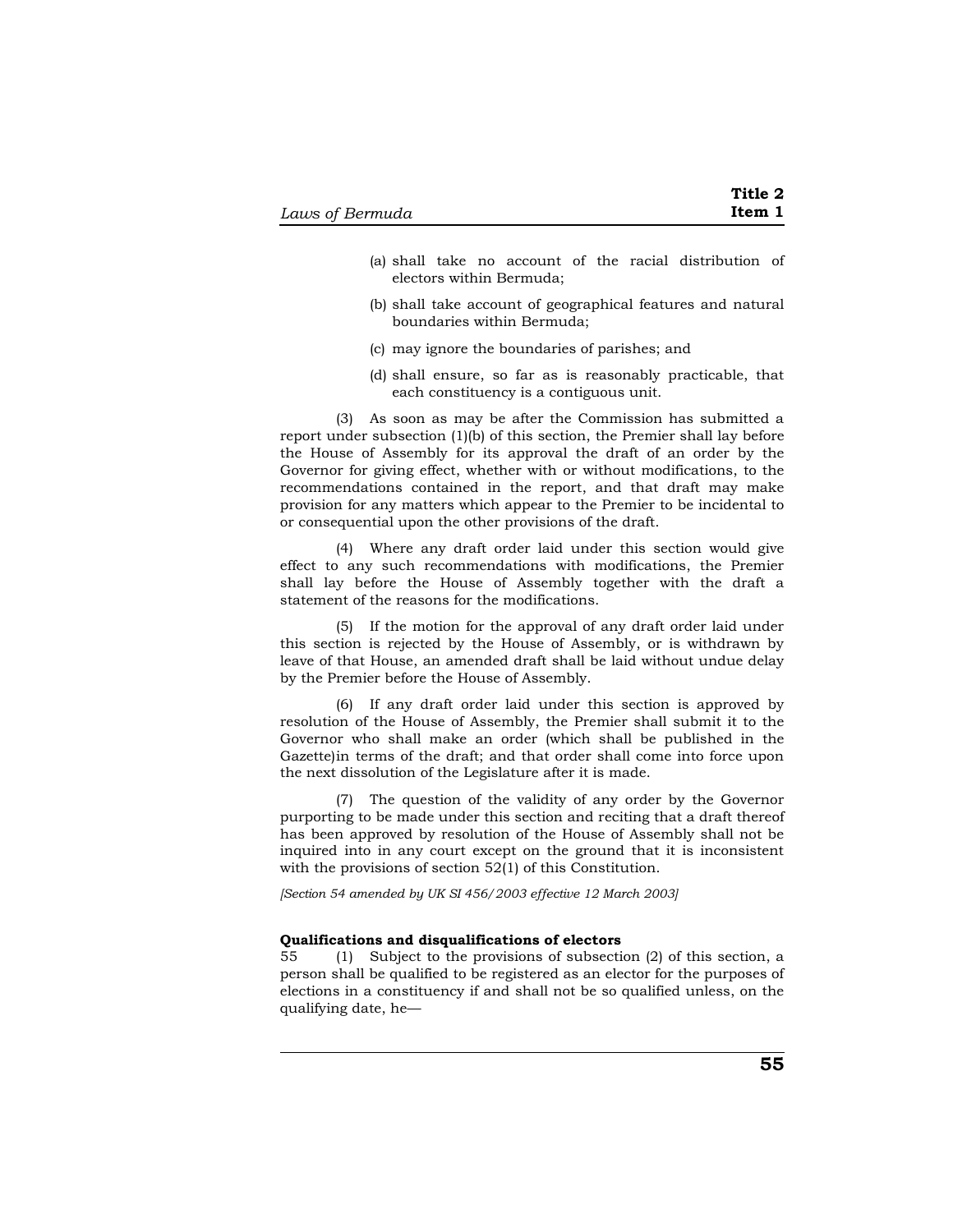(a) shall take no account of the racial distribution of electors within Bermuda;

(b) shall take account of geographical features and natural boundaries within Bermuda;

(c) may ignore the boundaries of parishes; and

(d) shall ensure, so far as is reasonably practicable, that each constituency is a contiguous unit.

(3) As soon as may be after the Commission has submitted a report under subsection (1)(b) of this section, the Premier shall lay before the House of Assembly for its approval the draft of an order by the Governor for giving effect, whether with or without modifications, to the recommendations contained in the report, and that draft may make provision for any matters which appear to the Premier to be incidental to or consequential upon the other provisions of the draft.

(4) Where any draft order laid under this section would give effect to any such recommendations with modifications, the Premier shall lay before the House of Assembly together with the draft a statement of the reasons for the modifications.

(5) If the motion for the approval of any draft order laid under this section is rejected by the House of Assembly, or is withdrawn by leave of that House, an amended draft shall be laid without undue delay by the Premier before the House of Assembly.

(6) If any draft order laid under this section is approved by resolution of the House of Assembly, the Premier shall submit it to the Governor who shall make an order (which shall be published in the Gazette)in terms of the draft; and that order shall come into force upon the next dissolution of the Legislature after it is made.

(7) The question of the validity of any order by the Governor purporting to be made under this section and reciting that a draft thereof has been approved by resolution of the House of Assembly shall not be inquired into in any court except on the ground that it is inconsistent with the provisions of section 52(1) of this Constitution.

*[Section 54 amended by UK SI 456/2003 effective 12 March 2003]*

**Qualifications and disqualifications of electors**

55 (1) Subject to the provisions of subsection (2) of this section, a person shall be qualified to be registered as an elector for the purposes of elections in a constituency if and shall not be so qualified unless, on the qualifying date, he—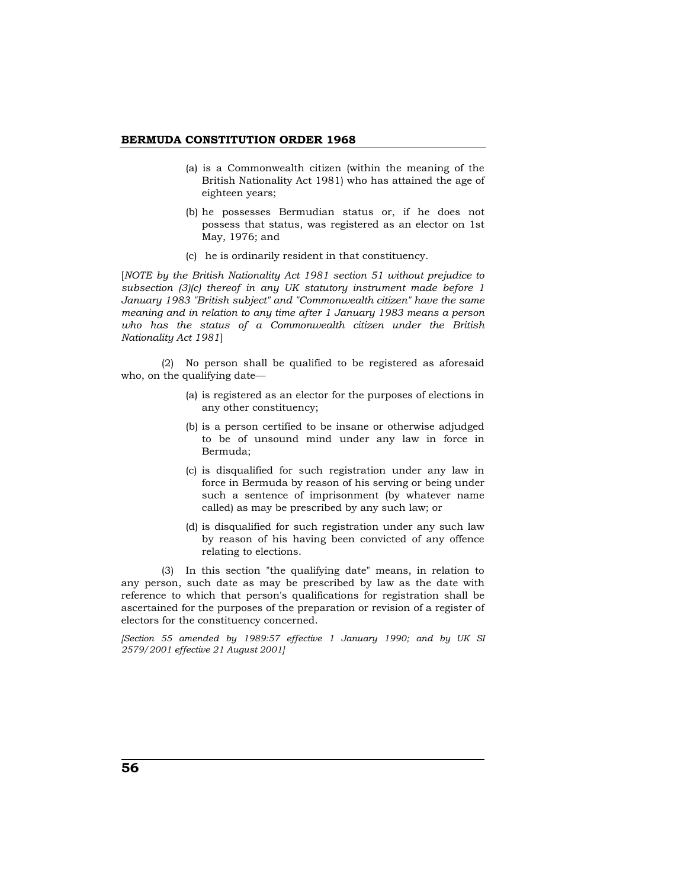(a) is a Commonwealth citizen (within the meaning of the British Nationality Act 1981) who has attained the age of eighteen years;

(b) he possesses Bermudian status or, if he does not possess that status, was registered as an elector on 1st May, 1976; and

(c) he is ordinarily resident in that constituency.

[*NOTE by the British Nationality Act 1981 section 51 without prejudice to subsection (3)(c) thereof in any UK statutory instrument made before 1 January 1983 "British subject" and "Commonwealth citizen" have the same meaning and in relation to any time after 1 January 1983 means a person who has the status of a Commonwealth citizen under the British Nationality Act 1981*]

(2) No person shall be qualified to be registered as aforesaid who, on the qualifying date—

(a) is registered as an elector for the purposes of elections in any other constituency;

(b) is a person certified to be insane or otherwise adjudged to be of unsound mind under any law in force in Bermuda;

(c) is disqualified for such registration under any law in force in Bermuda by reason of his serving or being under such a sentence of imprisonment (by whatever name called) as may be prescribed by any such law; or

(d) is disqualified for such registration under any such law by reason of his having been convicted of any offence relating to elections.

(3) In this section "the qualifying date" means, in relation to any person, such date as may be prescribed by law as the date with reference to which that person's qualifications for registration shall be ascertained for the purposes of the preparation or revision of a register of electors for the constituency concerned.

*[Section 55 amended by 1989:57 effective 1 January 1990; and by UK SI 2579/2001 effective 21 August 2001]*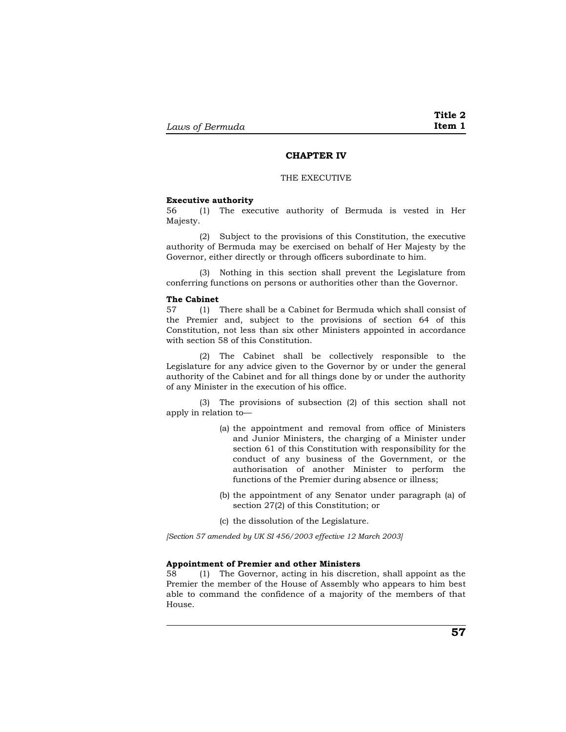## CHAPTER IV

THE EXECUTIVE

**Executive authority**

56 (1) The executive authority of Bermuda is vested in Her Majesty.

(2) Subject to the provisions of this Constitution, the executive authority of Bermuda may be exercised on behalf of Her Majesty by the Governor, either directly or through officers subordinate to him.

(3) Nothing in this section shall prevent the Legislature from conferring functions on persons or authorities other than the Governor.

**The Cabinet**

57 (1) There shall be a Cabinet for Bermuda which shall consist of the Premier and, subject to the provisions of section 64 of this Constitution, not less than six other Ministers appointed in accordance with section 58 of this Constitution.

(2) The Cabinet shall be collectively responsible to the Legislature for any advice given to the Governor by or under the general authority of the Cabinet and for all things done by or under the authority of any Minister in the execution of his office.

(3) The provisions of subsection (2) of this section shall not apply in relation to—

(a) the appointment and removal from office of Ministers and Junior Ministers, the charging of a Minister under section 61 of this Constitution with responsibility for the conduct of any business of the Government, or the authorisation of another Minister to perform the functions of the Premier during absence or illness;

(b) the appointment of any Senator under paragraph (a) of section 27(2) of this Constitution; or

(c) the dissolution of the Legislature.

*[Section 57 amended by UK SI 456/2003 effective 12 March 2003]*

**Appointment of Premier and other Ministers**

58 (1) The Governor, acting in his discretion, shall appoint as the Premier the member of the House of Assembly who appears to him best able to command the confidence of a majority of the members of that House.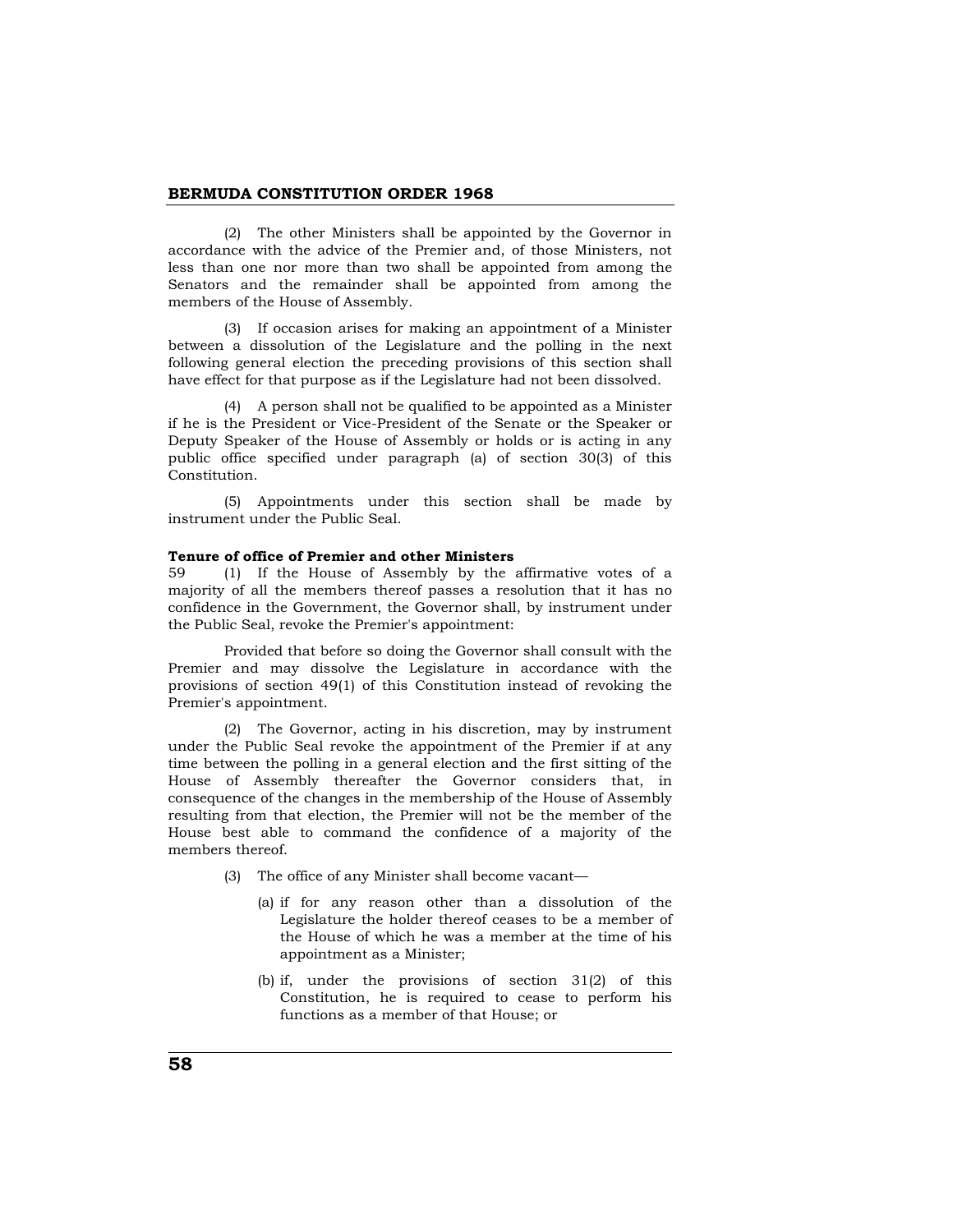(2) The other Ministers shall be appointed by the Governor in accordance with the advice of the Premier and, of those Ministers, not less than one nor more than two shall be appointed from among the Senators and the remainder shall be appointed from among the members of the House of Assembly.

(3) If occasion arises for making an appointment of a Minister between a dissolution of the Legislature and the polling in the next following general election the preceding provisions of this section shall have effect for that purpose as if the Legislature had not been dissolved.

(4) A person shall not be qualified to be appointed as a Minister if he is the President or Vice-President of the Senate or the Speaker or Deputy Speaker of the House of Assembly or holds or is acting in any public office specified under paragraph (a) of section 30(3) of this Constitution.

(5) Appointments under this section shall be made by instrument under the Public Seal.

**Tenure of office of Premier and other Ministers**

59 (1) If the House of Assembly by the affirmative votes of a majority of all the members thereof passes a resolution that it has no confidence in the Government, the Governor shall, by instrument under the Public Seal, revoke the Premier's appointment:

Provided that before so doing the Governor shall consult with the Premier and may dissolve the Legislature in accordance with the provisions of section 49(1) of this Constitution instead of revoking the Premier's appointment.

(2) The Governor, acting in his discretion, may by instrument under the Public Seal revoke the appointment of the Premier if at any time between the polling in a general election and the first sitting of the House of Assembly thereafter the Governor considers that, in consequence of the changes in the membership of the House of Assembly resulting from that election, the Premier will not be the member of the House best able to command the confidence of a majority of the members thereof.

(3) The office of any Minister shall become vacant—

(a) if for any reason other than a dissolution of the Legislature the holder thereof ceases to be a member of the House of which he was a member at the time of his appointment as a Minister;

(b) if, under the provisions of section 31(2) of this Constitution, he is required to cease to perform his functions as a member of that House; or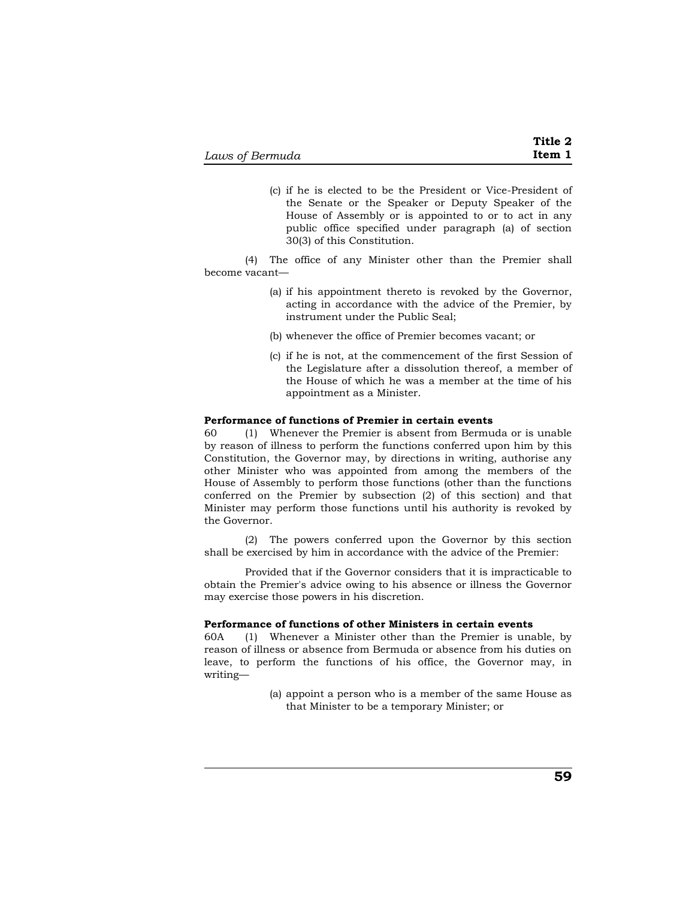(c) if he is elected to be the President or Vice-President of the Senate or the Speaker or Deputy Speaker of the House of Assembly or is appointed to or to act in any public office specified under paragraph (a) of section 30(3) of this Constitution.

(4) The office of any Minister other than the Premier shall become vacant—

(a) if his appointment thereto is revoked by the Governor, acting in accordance with the advice of the Premier, by instrument under the Public Seal;

(b) whenever the office of Premier becomes vacant; or

(c) if he is not, at the commencement of the first Session of the Legislature after a dissolution thereof, a member of the House of which he was a member at the time of his appointment as a Minister.

**Performance of functions of Premier in certain events**

60 (1) Whenever the Premier is absent from Bermuda or is unable by reason of illness to perform the functions conferred upon him by this Constitution, the Governor may, by directions in writing, authorise any other Minister who was appointed from among the members of the House of Assembly to perform those functions (other than the functions conferred on the Premier by subsection (2) of this section) and that Minister may perform those functions until his authority is revoked by the Governor.

(2) The powers conferred upon the Governor by this section shall be exercised by him in accordance with the advice of the Premier:

Provided that if the Governor considers that it is impracticable to obtain the Premier's advice owing to his absence or illness the Governor may exercise those powers in his discretion.

**Performance of functions of other Ministers in certain events**

60A (1) Whenever a Minister other than the Premier is unable, by reason of illness or absence from Bermuda or absence from his duties on leave, to perform the functions of his office, the Governor may, in writing—

(a) appoint a person who is a member of the same House as that Minister to be a temporary Minister; or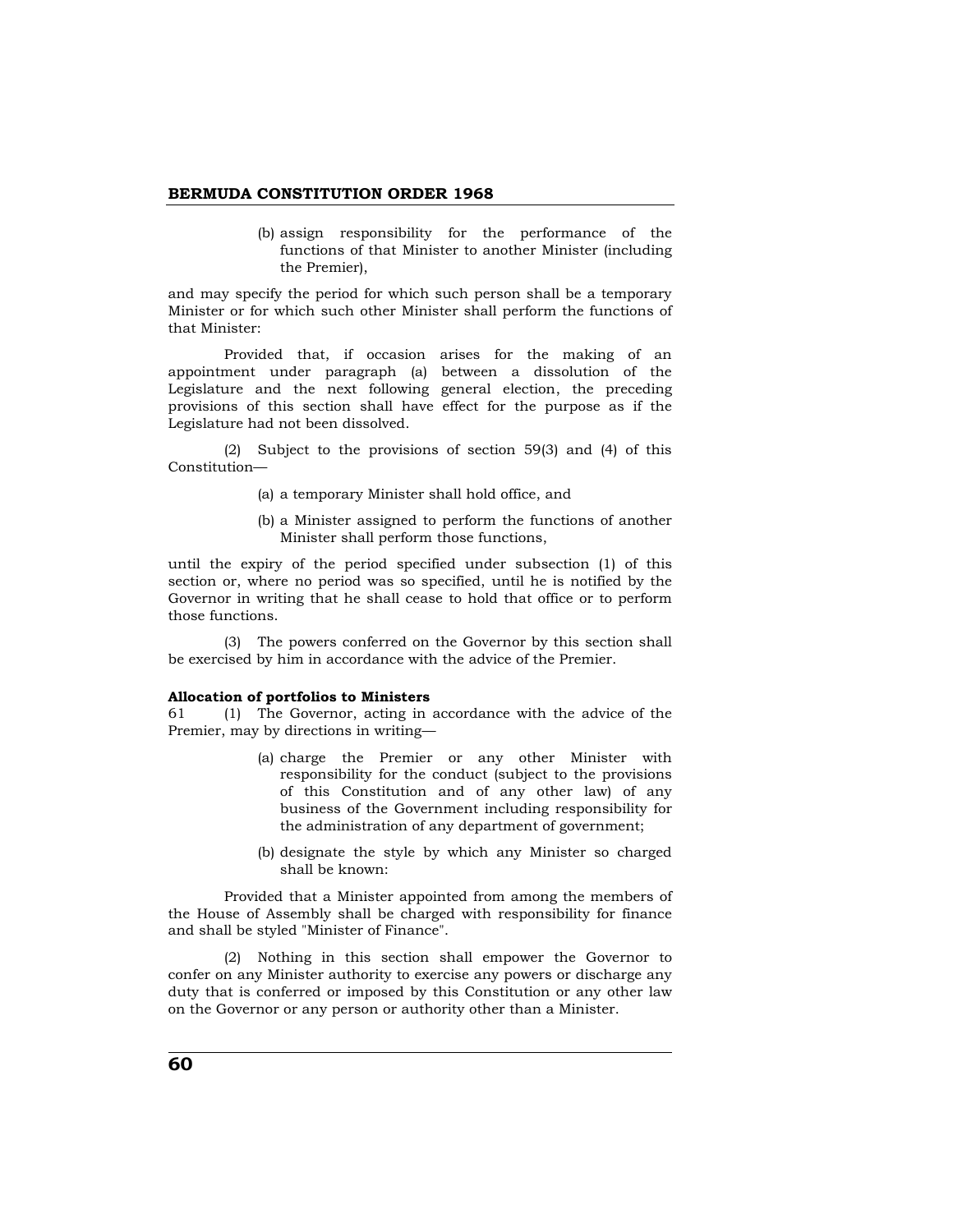(b) assign responsibility for the performance of the functions of that Minister to another Minister (including the Premier),

and may specify the period for which such person shall be a temporary Minister or for which such other Minister shall perform the functions of that Minister:

Provided that, if occasion arises for the making of an appointment under paragraph (a) between a dissolution of the Legislature and the next following general election, the preceding provisions of this section shall have effect for the purpose as if the Legislature had not been dissolved.

(2) Subject to the provisions of section 59(3) and (4) of this Constitution—

(a) a temporary Minister shall hold office, and

(b) a Minister assigned to perform the functions of another Minister shall perform those functions,

until the expiry of the period specified under subsection (1) of this section or, where no period was so specified, until he is notified by the Governor in writing that he shall cease to hold that office or to perform those functions.

(3) The powers conferred on the Governor by this section shall be exercised by him in accordance with the advice of the Premier.

**Allocation of portfolios to Ministers**

61 (1) The Governor, acting in accordance with the advice of the Premier, may by directions in writing—

(a) charge the Premier or any other Minister with responsibility for the conduct (subject to the provisions of this Constitution and of any other law) of any business of the Government including responsibility for the administration of any department of government;

(b) designate the style by which any Minister so charged shall be known:

Provided that a Minister appointed from among the members of the House of Assembly shall be charged with responsibility for finance and shall be styled "Minister of Finance".

(2) Nothing in this section shall empower the Governor to confer on any Minister authority to exercise any powers or discharge any duty that is conferred or imposed by this Constitution or any other law on the Governor or any person or authority other than a Minister.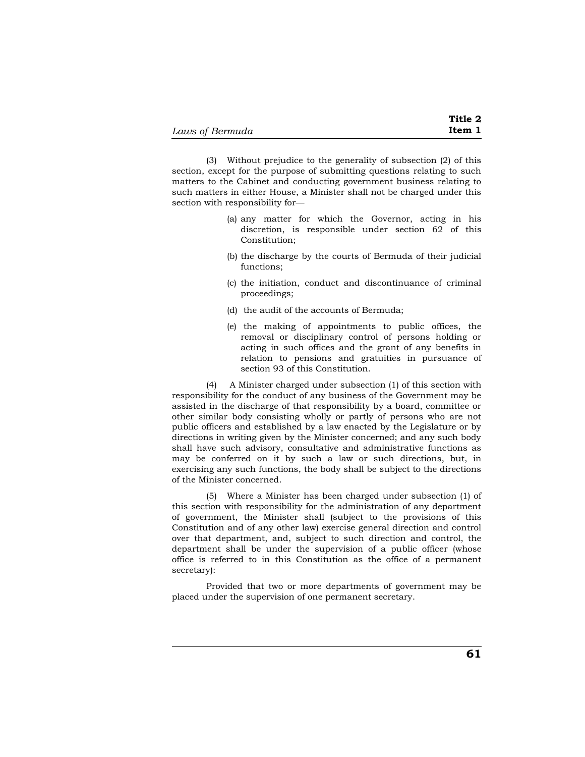(3) Without prejudice to the generality of subsection (2) of this section, except for the purpose of submitting questions relating to such matters to the Cabinet and conducting government business relating to such matters in either House, a Minister shall not be charged under this section with responsibility for—

(a) any matter for which the Governor, acting in his discretion, is responsible under section 62 of this Constitution;

(b) the discharge by the courts of Bermuda of their judicial functions;

(c) the initiation, conduct and discontinuance of criminal proceedings;

(d) the audit of the accounts of Bermuda;

(e) the making of appointments to public offices, the removal or disciplinary control of persons holding or acting in such offices and the grant of any benefits in relation to pensions and gratuities in pursuance of section 93 of this Constitution.

(4) A Minister charged under subsection (1) of this section with responsibility for the conduct of any business of the Government may be assisted in the discharge of that responsibility by a board, committee or other similar body consisting wholly or partly of persons who are not public officers and established by a law enacted by the Legislature or by directions in writing given by the Minister concerned; and any such body shall have such advisory, consultative and administrative functions as may be conferred on it by such a law or such directions, but, in exercising any such functions, the body shall be subject to the directions of the Minister concerned.

(5) Where a Minister has been charged under subsection (1) of this section with responsibility for the administration of any department of government, the Minister shall (subject to the provisions of this Constitution and of any other law) exercise general direction and control over that department, and, subject to such direction and control, the department shall be under the supervision of a public officer (whose office is referred to in this Constitution as the office of a permanent secretary):

Provided that two or more departments of government may be placed under the supervision of one permanent secretary.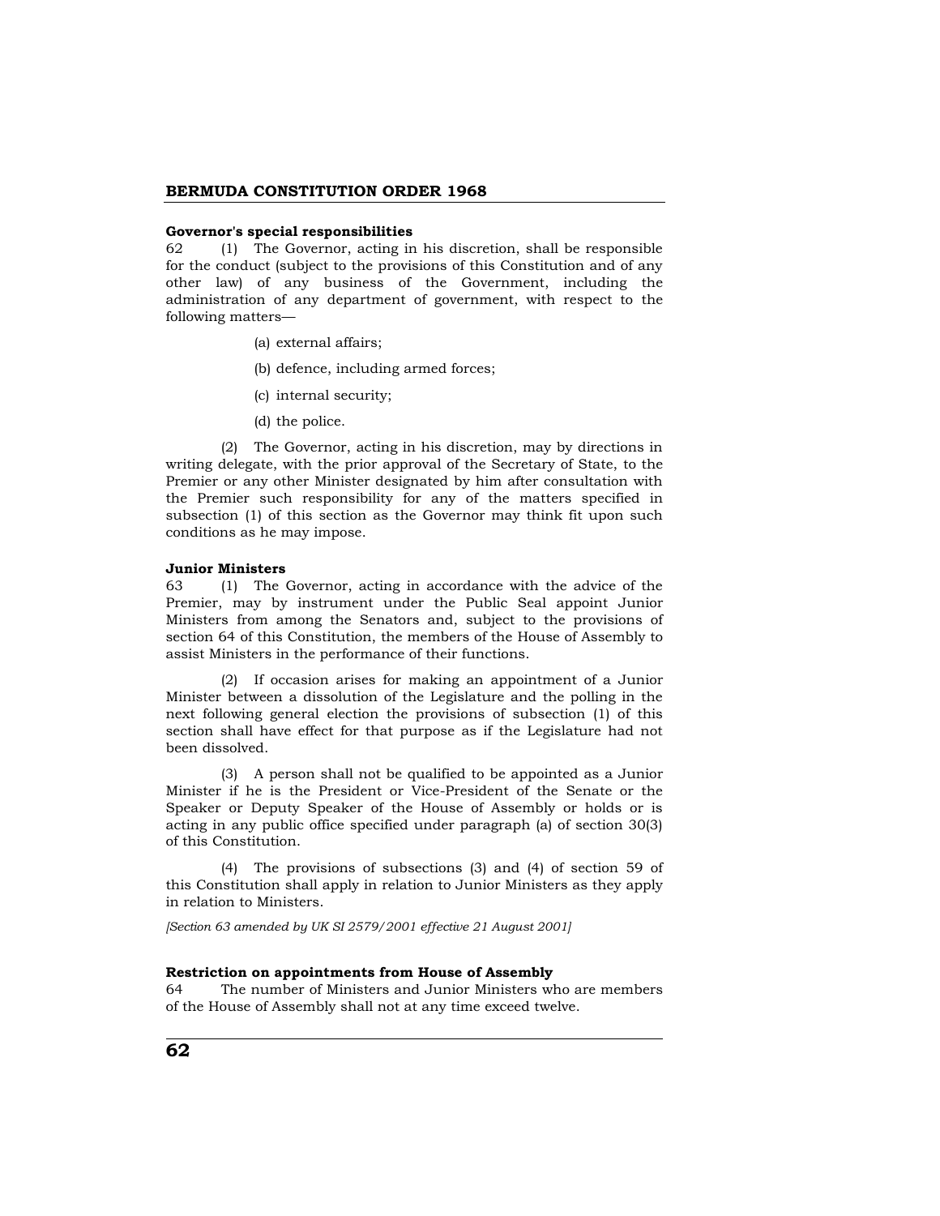### Governor's special responsibilities

62 (1) The Governor, acting in his discretion, shall be responsible for the conduct (subject to the provisions of this Constitution and of any other law) of any business of the Government, including the administration of any department of government, with respect to the following matters—

(a) external affairs;

(b) defence, including armed forces;

(c) internal security;

(d) the police.

(2) The Governor, acting in his discretion, may by directions in writing delegate, with the prior approval of the Secretary of State, to the Premier or any other Minister designated by him after consultation with the Premier such responsibility for any of the matters specified in subsection (1) of this section as the Governor may think fit upon such conditions as he may impose.

### Junior Ministers

63 (1) The Governor, acting in accordance with the advice of the Premier, may by instrument under the Public Seal appoint Junior Ministers from among the Senators and, subject to the provisions of section 64 of this Constitution, the members of the House of Assembly to assist Ministers in the performance of their functions.

(2) If occasion arises for making an appointment of a Junior Minister between a dissolution of the Legislature and the polling in the next following general election the provisions of subsection (1) of this section shall have effect for that purpose as if the Legislature had not been dissolved.

(3) A person shall not be qualified to be appointed as a Junior Minister if he is the President or Vice-President of the Senate or the Speaker or Deputy Speaker of the House of Assembly or holds or is acting in any public office specified under paragraph (a) of section 30(3) of this Constitution.

(4) The provisions of subsections (3) and (4) of section 59 of this Constitution shall apply in relation to Junior Ministers as they apply in relation to Ministers.

*[Section 63 amended by UK SI 2579/2001 effective 21 August 2001]*

### Restriction on appointments from House of Assembly

64 The number of Ministers and Junior Ministers who are members of the House of Assembly shall not at any time exceed twelve.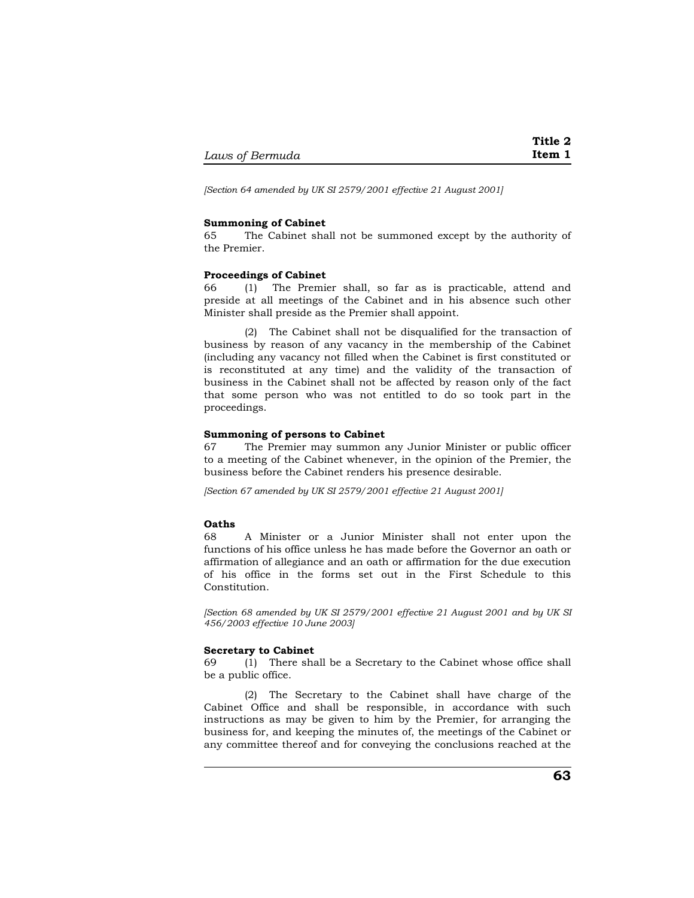*[Section 64 amended by UK SI 2579/2001 effective 21 August 2001]*

**Summoning of Cabinet**

65 The Cabinet shall not be summoned except by the authority of the Premier.

**Proceedings of Cabinet**

66 (1) The Premier shall, so far as is practicable, attend and preside at all meetings of the Cabinet and in his absence such other Minister shall preside as the Premier shall appoint.

(2) The Cabinet shall not be disqualified for the transaction of business by reason of any vacancy in the membership of the Cabinet (including any vacancy not filled when the Cabinet is first constituted or is reconstituted at any time) and the validity of the transaction of business in the Cabinet shall not be affected by reason only of the fact that some person who was not entitled to do so took part in the proceedings.

**Summoning of persons to Cabinet**

67 The Premier may summon any Junior Minister or public officer to a meeting of the Cabinet whenever, in the opinion of the Premier, the business before the Cabinet renders his presence desirable.

*[Section 67 amended by UK SI 2579/2001 effective 21 August 2001]*

**Oaths**

68 A Minister or a Junior Minister shall not enter upon the functions of his office unless he has made before the Governor an oath or affirmation of allegiance and an oath or affirmation for the due execution of his office in the forms set out in the First Schedule to this Constitution.

*[Section 68 amended by UK SI 2579/2001 effective 21 August 2001 and by UK SI 456/2003 effective 10 June 2003]*

**Secretary to Cabinet**

69 (1) There shall be a Secretary to the Cabinet whose office shall be a public office.

(2) The Secretary to the Cabinet shall have charge of the Cabinet Office and shall be responsible, in accordance with such instructions as may be given to him by the Premier, for arranging the business for, and keeping the minutes of, the meetings of the Cabinet or any committee thereof and for conveying the conclusions reached at the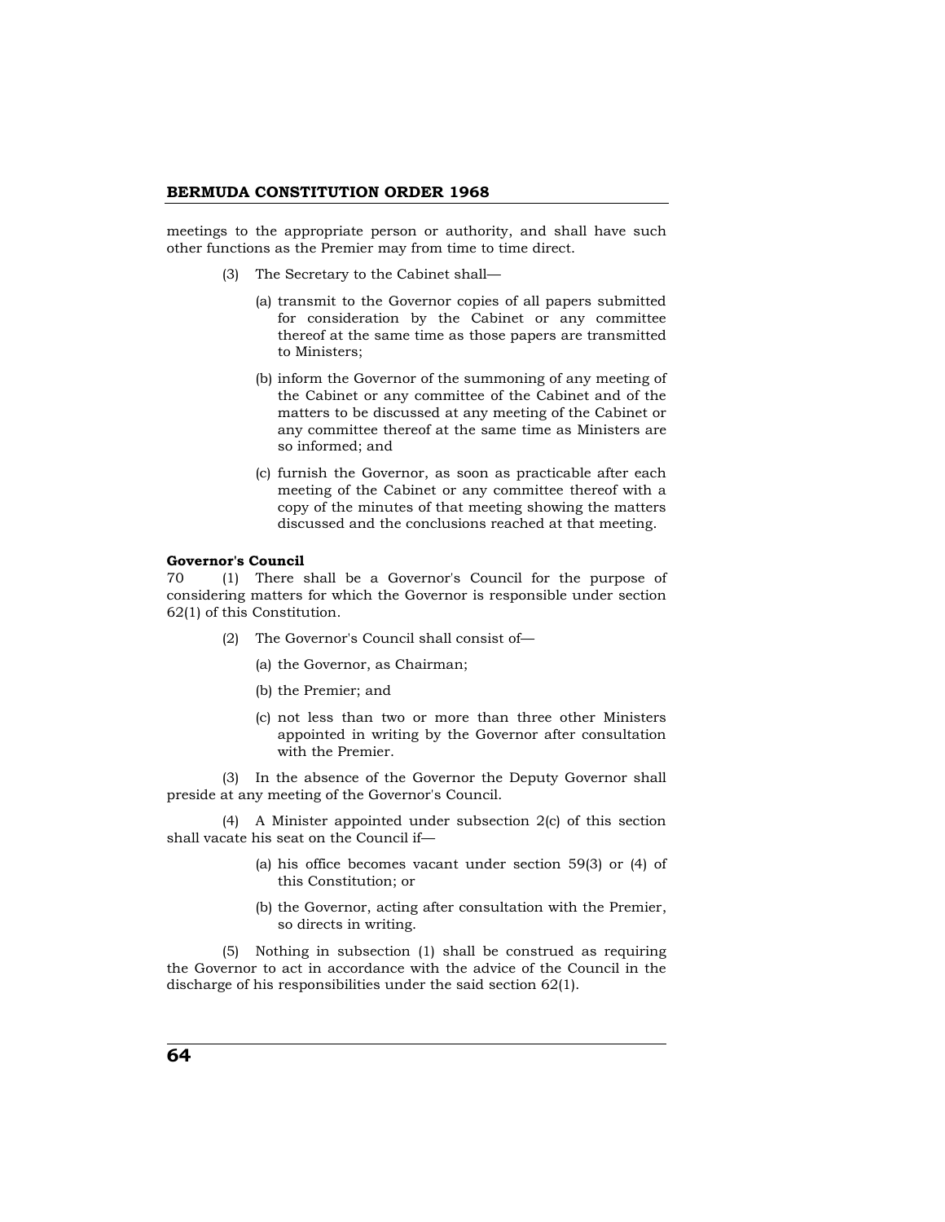meetings to the appropriate person or authority, and shall have such other functions as the Premier may from time to time direct.

(3) The Secretary to the Cabinet shall—

(a) transmit to the Governor copies of all papers submitted for consideration by the Cabinet or any committee thereof at the same time as those papers are transmitted to Ministers;

(b) inform the Governor of the summoning of any meeting of the Cabinet or any committee of the Cabinet and of the matters to be discussed at any meeting of the Cabinet or any committee thereof at the same time as Ministers are so informed; and

(c) furnish the Governor, as soon as practicable after each meeting of the Cabinet or any committee thereof with a copy of the minutes of that meeting showing the matters discussed and the conclusions reached at that meeting.

**Governor's Council**

70 (1) There shall be a Governor's Council for the purpose of considering matters for which the Governor is responsible under section 62(1) of this Constitution.

(2) The Governor's Council shall consist of—

(a) the Governor, as Chairman;

(b) the Premier; and

(c) not less than two or more than three other Ministers appointed in writing by the Governor after consultation with the Premier.

(3) In the absence of the Governor the Deputy Governor shall preside at any meeting of the Governor's Council.

(4) A Minister appointed under subsection 2(c) of this section shall vacate his seat on the Council if—

(a) his office becomes vacant under section 59(3) or (4) of this Constitution; or

(b) the Governor, acting after consultation with the Premier, so directs in writing.

(5) Nothing in subsection (1) shall be construed as requiring the Governor to act in accordance with the advice of the Council in the discharge of his responsibilities under the said section 62(1).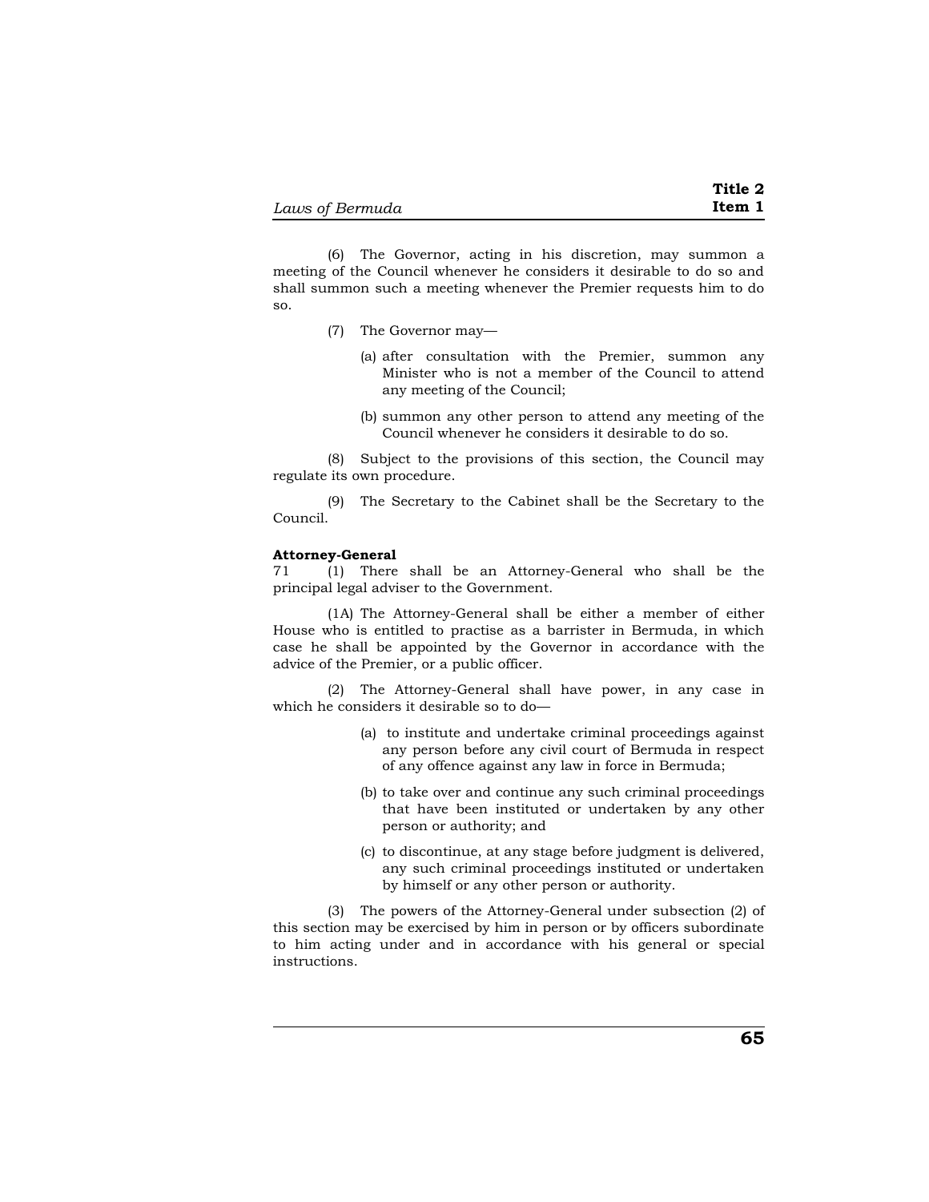(6) The Governor, acting in his discretion, may summon a meeting of the Council whenever he considers it desirable to do so and shall summon such a meeting whenever the Premier requests him to do so.

(7) The Governor may—

(a) after consultation with the Premier, summon any Minister who is not a member of the Council to attend any meeting of the Council;

(b) summon any other person to attend any meeting of the Council whenever he considers it desirable to do so.

(8) Subject to the provisions of this section, the Council may regulate its own procedure.

(9) The Secretary to the Cabinet shall be the Secretary to the Council.

**Attorney-General**

71 (1) There shall be an Attorney-General who shall be the principal legal adviser to the Government.

(1A) The Attorney-General shall be either a member of either House who is entitled to practise as a barrister in Bermuda, in which case he shall be appointed by the Governor in accordance with the advice of the Premier, or a public officer.

(2) The Attorney-General shall have power, in any case in which he considers it desirable so to do—

(a) to institute and undertake criminal proceedings against any person before any civil court of Bermuda in respect of any offence against any law in force in Bermuda;

(b) to take over and continue any such criminal proceedings that have been instituted or undertaken by any other person or authority; and

(c) to discontinue, at any stage before judgment is delivered, any such criminal proceedings instituted or undertaken by himself or any other person or authority.

(3) The powers of the Attorney-General under subsection (2) of this section may be exercised by him in person or by officers subordinate to him acting under and in accordance with his general or special instructions.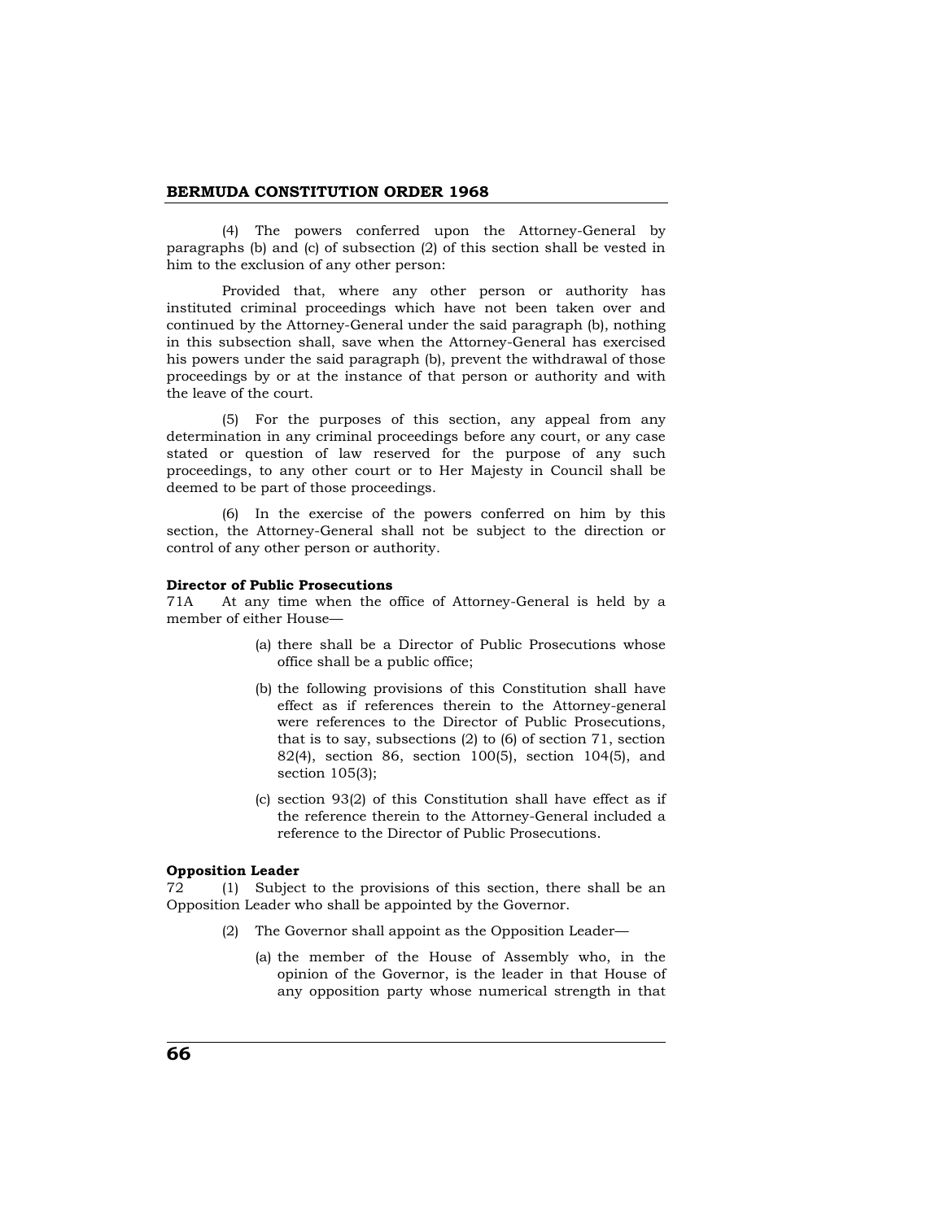(4) The powers conferred upon the Attorney-General by paragraphs (b) and (c) of subsection (2) of this section shall be vested in him to the exclusion of any other person:

Provided that, where any other person or authority has instituted criminal proceedings which have not been taken over and continued by the Attorney-General under the said paragraph (b), nothing in this subsection shall, save when the Attorney-General has exercised his powers under the said paragraph (b), prevent the withdrawal of those proceedings by or at the instance of that person or authority and with the leave of the court.

(5) For the purposes of this section, any appeal from any determination in any criminal proceedings before any court, or any case stated or question of law reserved for the purpose of any such proceedings, to any other court or to Her Majesty in Council shall be deemed to be part of those proceedings.

(6) In the exercise of the powers conferred on him by this section, the Attorney-General shall not be subject to the direction or control of any other person or authority.

**Director of Public Prosecutions**

71A At any time when the office of Attorney-General is held by a member of either House—

(a) there shall be a Director of Public Prosecutions whose office shall be a public office;

(b) the following provisions of this Constitution shall have effect as if references therein to the Attorney-general were references to the Director of Public Prosecutions, that is to say, subsections (2) to (6) of section 71, section 82(4), section 86, section 100(5), section 104(5), and section 105(3);

(c) section 93(2) of this Constitution shall have effect as if the reference therein to the Attorney-General included a reference to the Director of Public Prosecutions.

**Opposition Leader**

72 (1) Subject to the provisions of this section, there shall be an Opposition Leader who shall be appointed by the Governor.

(2) The Governor shall appoint as the Opposition Leader—

(a) the member of the House of Assembly who, in the opinion of the Governor, is the leader in that House of any opposition party whose numerical strength in that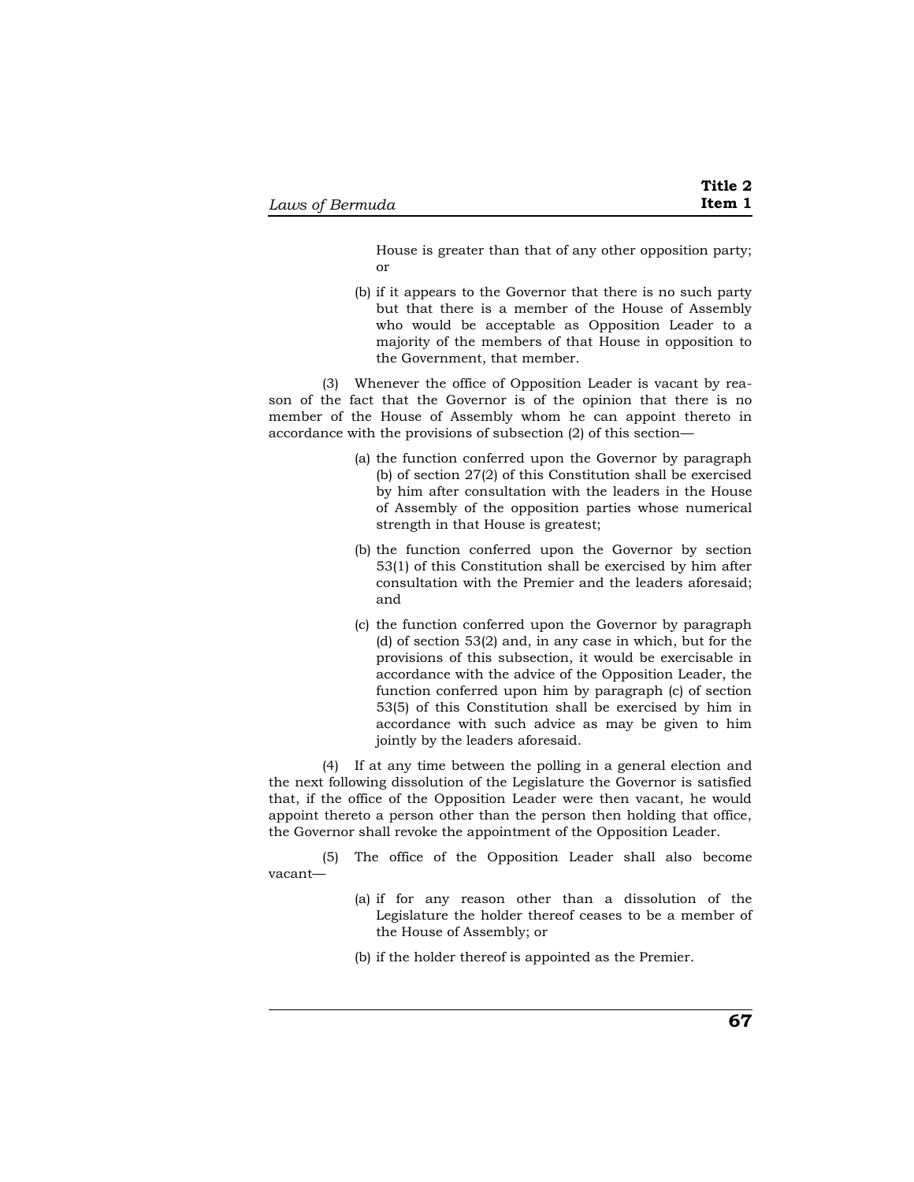House is greater than that of any other opposition party; or

(b) if it appears to the Governor that there is no such party but that there is a member of the House of Assembly who would be acceptable as Opposition Leader to a majority of the members of that House in opposition to the Government, that member.

(3) Whenever the office of Opposition Leader is vacant by reason of the fact that the Governor is of the opinion that there is no member of the House of Assembly whom he can appoint thereto in accordance with the provisions of subsection (2) of this section—

(a) the function conferred upon the Governor by paragraph (b) of section 27(2) of this Constitution shall be exercised by him after consultation with the leaders in the House of Assembly of the opposition parties whose numerical strength in that House is greatest;

(b) the function conferred upon the Governor by section 53(1) of this Constitution shall be exercised by him after consultation with the Premier and the leaders aforesaid; and

(c) the function conferred upon the Governor by paragraph (d) of section 53(2) and, in any case in which, but for the provisions of this subsection, it would be exercisable in accordance with the advice of the Opposition Leader, the function conferred upon him by paragraph (c) of section 53(5) of this Constitution shall be exercised by him in accordance with such advice as may be given to him jointly by the leaders aforesaid.

(4) If at any time between the polling in a general election and the next following dissolution of the Legislature the Governor is satisfied that, if the office of the Opposition Leader were then vacant, he would appoint thereto a person other than the person then holding that office, the Governor shall revoke the appointment of the Opposition Leader.

(5) The office of the Opposition Leader shall also become vacant—

(a) if for any reason other than a dissolution of the Legislature the holder thereof ceases to be a member of the House of Assembly; or

(b) if the holder thereof is appointed as the Premier.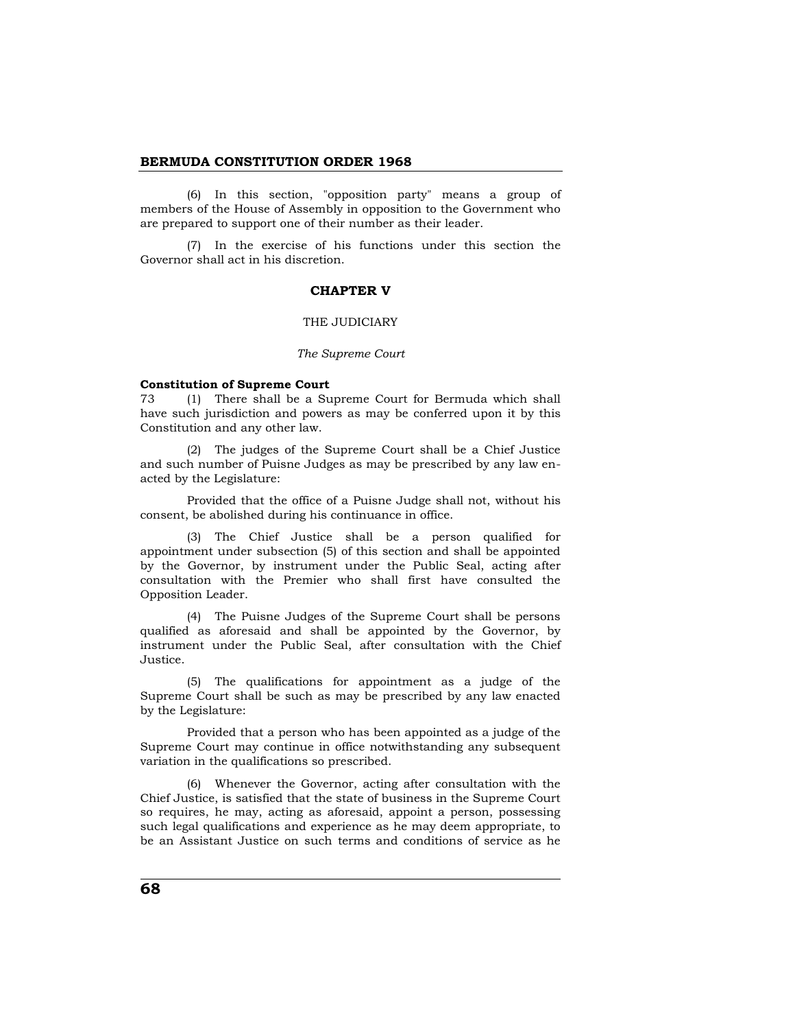(6) In this section, "opposition party" means a group of members of the House of Assembly in opposition to the Government who are prepared to support one of their number as their leader.

(7) In the exercise of his functions under this section the Governor shall act in his discretion.

## CHAPTER V

### THE JUDICIARY

*The Supreme Court*

**Constitution of Supreme Court**

73 (1) There shall be a Supreme Court for Bermuda which shall have such jurisdiction and powers as may be conferred upon it by this Constitution and any other law.

(2) The judges of the Supreme Court shall be a Chief Justice and such number of Puisne Judges as may be prescribed by any law enacted by the Legislature:

Provided that the office of a Puisne Judge shall not, without his consent, be abolished during his continuance in office.

(3) The Chief Justice shall be a person qualified for appointment under subsection (5) of this section and shall be appointed by the Governor, by instrument under the Public Seal, acting after consultation with the Premier who shall first have consulted the Opposition Leader.

(4) The Puisne Judges of the Supreme Court shall be persons qualified as aforesaid and shall be appointed by the Governor, by instrument under the Public Seal, after consultation with the Chief Justice.

(5) The qualifications for appointment as a judge of the Supreme Court shall be such as may be prescribed by any law enacted by the Legislature:

Provided that a person who has been appointed as a judge of the Supreme Court may continue in office notwithstanding any subsequent variation in the qualifications so prescribed.

(6) Whenever the Governor, acting after consultation with the Chief Justice, is satisfied that the state of business in the Supreme Court so requires, he may, acting as aforesaid, appoint a person, possessing such legal qualifications and experience as he may deem appropriate, to be an Assistant Justice on such terms and conditions of service as he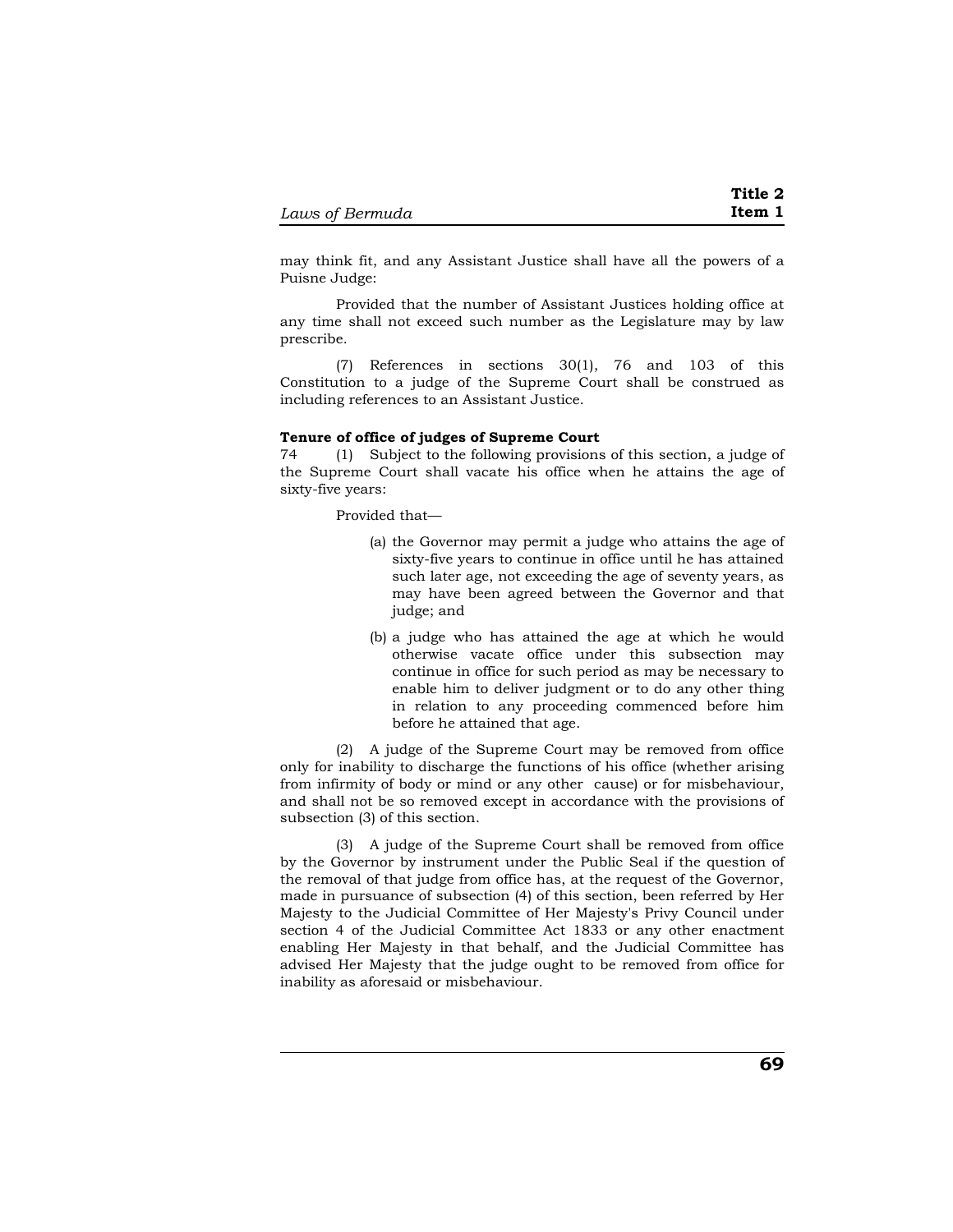may think fit, and any Assistant Justice shall have all the powers of a Puisne Judge:

Provided that the number of Assistant Justices holding office at any time shall not exceed such number as the Legislature may by law prescribe.

(7) References in sections 30(1), 76 and 103 of this Constitution to a judge of the Supreme Court shall be construed as including references to an Assistant Justice.

**Tenure of office of judges of Supreme Court**

74 (1) Subject to the following provisions of this section, a judge of the Supreme Court shall vacate his office when he attains the age of sixty-five years:

Provided that—

- (a) the Governor may permit a judge who attains the age of sixty-five years to continue in office until he has attained such later age, not exceeding the age of seventy years, as may have been agreed between the Governor and that judge; and
- (b) a judge who has attained the age at which he would otherwise vacate office under this subsection may continue in office for such period as may be necessary to enable him to deliver judgment or to do any other thing in relation to any proceeding commenced before him before he attained that age.

(2) A judge of the Supreme Court may be removed from office only for inability to discharge the functions of his office (whether arising from infirmity of body or mind or any other cause) or for misbehaviour, and shall not be so removed except in accordance with the provisions of subsection (3) of this section.

(3) A judge of the Supreme Court shall be removed from office by the Governor by instrument under the Public Seal if the question of the removal of that judge from office has, at the request of the Governor, made in pursuance of subsection (4) of this section, been referred by Her Majesty to the Judicial Committee of Her Majesty's Privy Council under section 4 of the Judicial Committee Act 1833 or any other enactment enabling Her Majesty in that behalf, and the Judicial Committee has advised Her Majesty that the judge ought to be removed from office for inability as aforesaid or misbehaviour.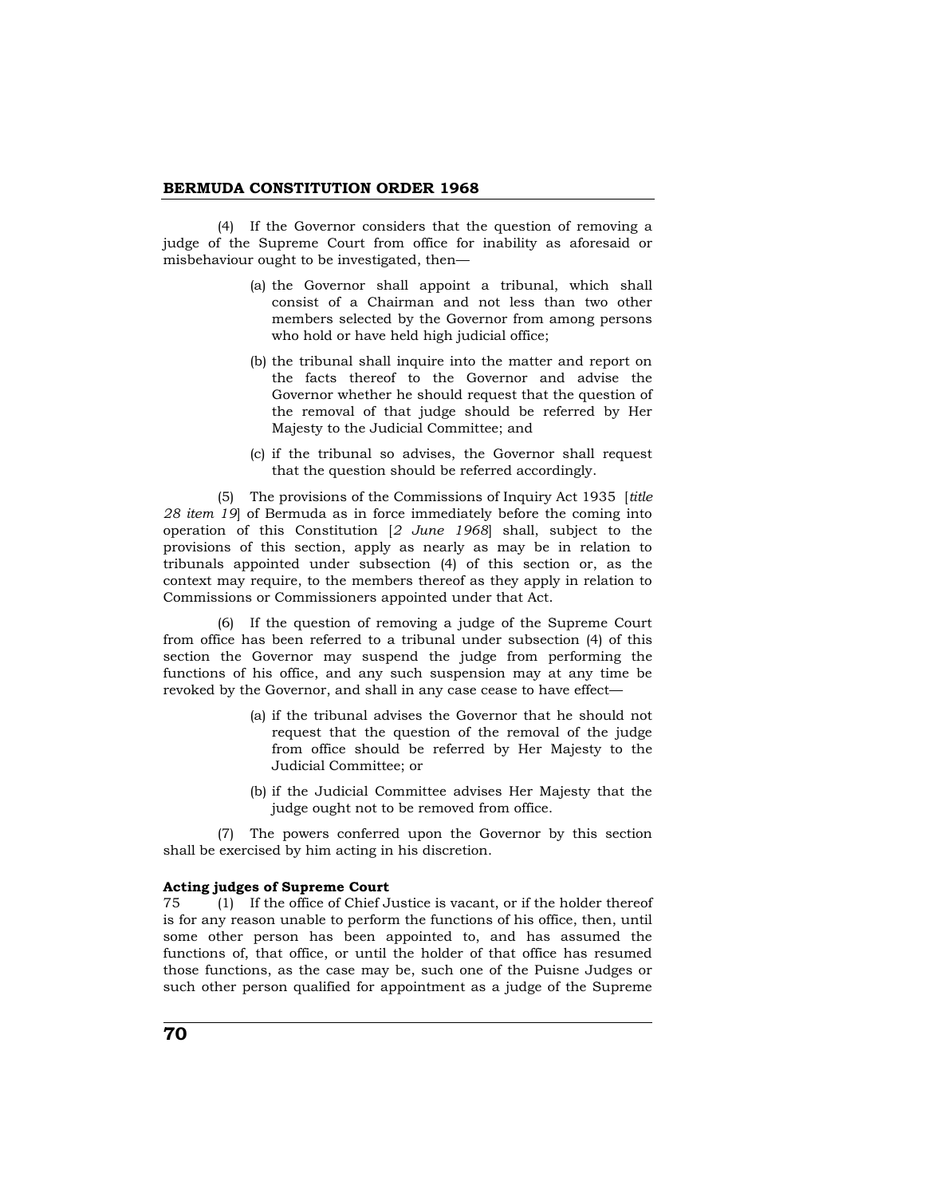(4) If the Governor considers that the question of removing a judge of the Supreme Court from office for inability as aforesaid or misbehaviour ought to be investigated, then—

(a) the Governor shall appoint a tribunal, which shall consist of a Chairman and not less than two other members selected by the Governor from among persons who hold or have held high judicial office;

(b) the tribunal shall inquire into the matter and report on the facts thereof to the Governor and advise the Governor whether he should request that the question of the removal of that judge should be referred by Her Majesty to the Judicial Committee; and

(c) if the tribunal so advises, the Governor shall request that the question should be referred accordingly.

(5) The provisions of the Commissions of Inquiry Act 1935 [*title 28 item 19*] of Bermuda as in force immediately before the coming into operation of this Constitution [*2 June 1968*] shall, subject to the provisions of this section, apply as nearly as may be in relation to tribunals appointed under subsection (4) of this section or, as the context may require, to the members thereof as they apply in relation to Commissions or Commissioners appointed under that Act.

(6) If the question of removing a judge of the Supreme Court from office has been referred to a tribunal under subsection (4) of this section the Governor may suspend the judge from performing the functions of his office, and any such suspension may at any time be revoked by the Governor, and shall in any case cease to have effect—

(a) if the tribunal advises the Governor that he should not request that the question of the removal of the judge from office should be referred by Her Majesty to the Judicial Committee; or

(b) if the Judicial Committee advises Her Majesty that the judge ought not to be removed from office.

(7) The powers conferred upon the Governor by this section shall be exercised by him acting in his discretion.

**Acting judges of Supreme Court**

75 (1) If the office of Chief Justice is vacant, or if the holder thereof is for any reason unable to perform the functions of his office, then, until some other person has been appointed to, and has assumed the functions of, that office, or until the holder of that office has resumed those functions, as the case may be, such one of the Puisne Judges or such other person qualified for appointment as a judge of the Supreme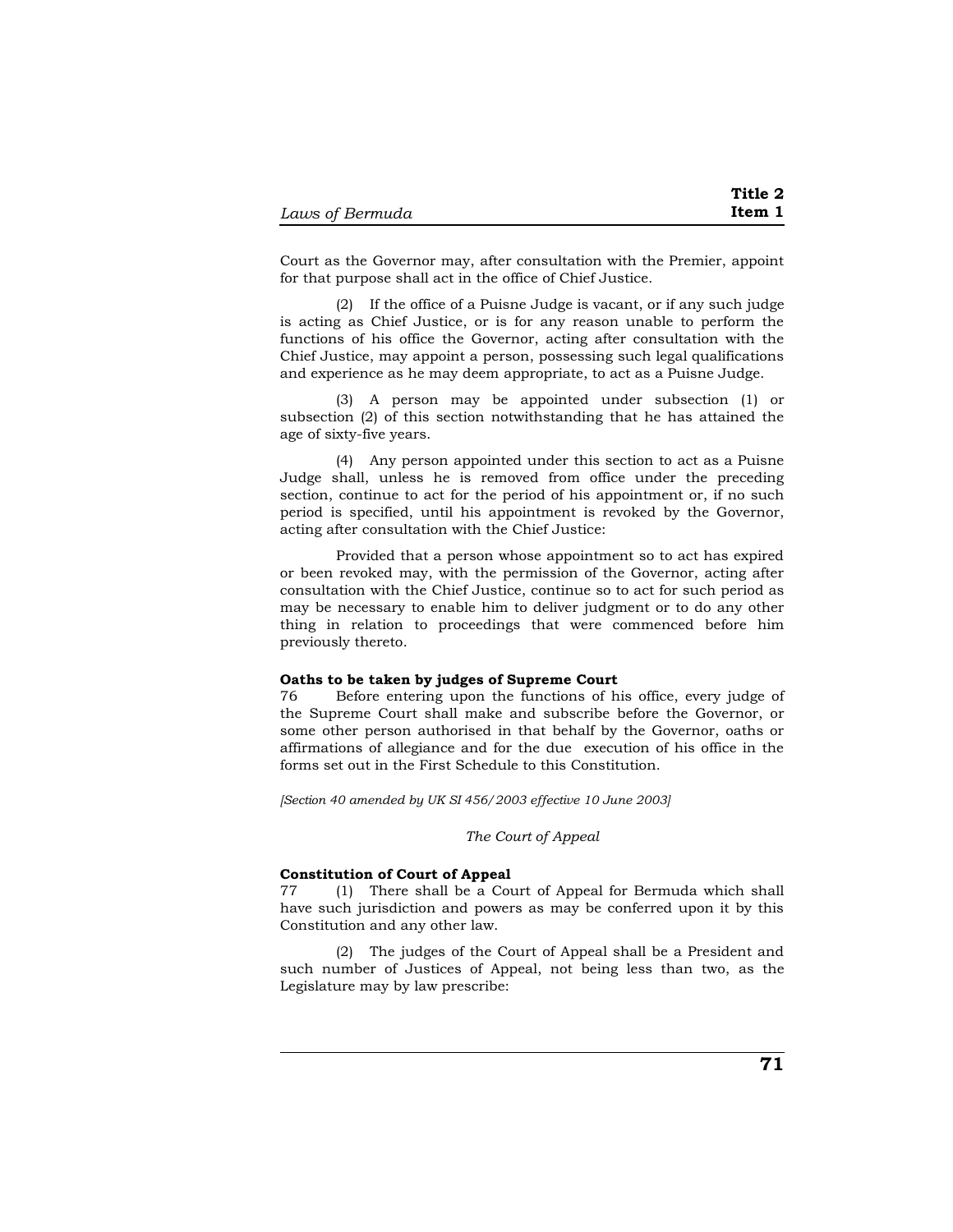Court as the Governor may, after consultation with the Premier, appoint for that purpose shall act in the office of Chief Justice.

(2) If the office of a Puisne Judge is vacant, or if any such judge is acting as Chief Justice, or is for any reason unable to perform the functions of his office the Governor, acting after consultation with the Chief Justice, may appoint a person, possessing such legal qualifications and experience as he may deem appropriate, to act as a Puisne Judge.

(3) A person may be appointed under subsection (1) or subsection (2) of this section notwithstanding that he has attained the age of sixty-five years.

(4) Any person appointed under this section to act as a Puisne Judge shall, unless he is removed from office under the preceding section, continue to act for the period of his appointment or, if no such period is specified, until his appointment is revoked by the Governor, acting after consultation with the Chief Justice:

Provided that a person whose appointment so to act has expired or been revoked may, with the permission of the Governor, acting after consultation with the Chief Justice, continue so to act for such period as may be necessary to enable him to deliver judgment or to do any other thing in relation to proceedings that were commenced before him previously thereto.

**Oaths to be taken by judges of Supreme Court**

76 Before entering upon the functions of his office, every judge of the Supreme Court shall make and subscribe before the Governor, or some other person authorised in that behalf by the Governor, oaths or affirmations of allegiance and for the due execution of his office in the forms set out in the First Schedule to this Constitution.

*[Section 40 amended by UK SI 456/2003 effective 10 June 2003]*

*The Court of Appeal*

**Constitution of Court of Appeal**

77 (1) There shall be a Court of Appeal for Bermuda which shall have such jurisdiction and powers as may be conferred upon it by this Constitution and any other law.

(2) The judges of the Court of Appeal shall be a President and such number of Justices of Appeal, not being less than two, as the Legislature may by law prescribe: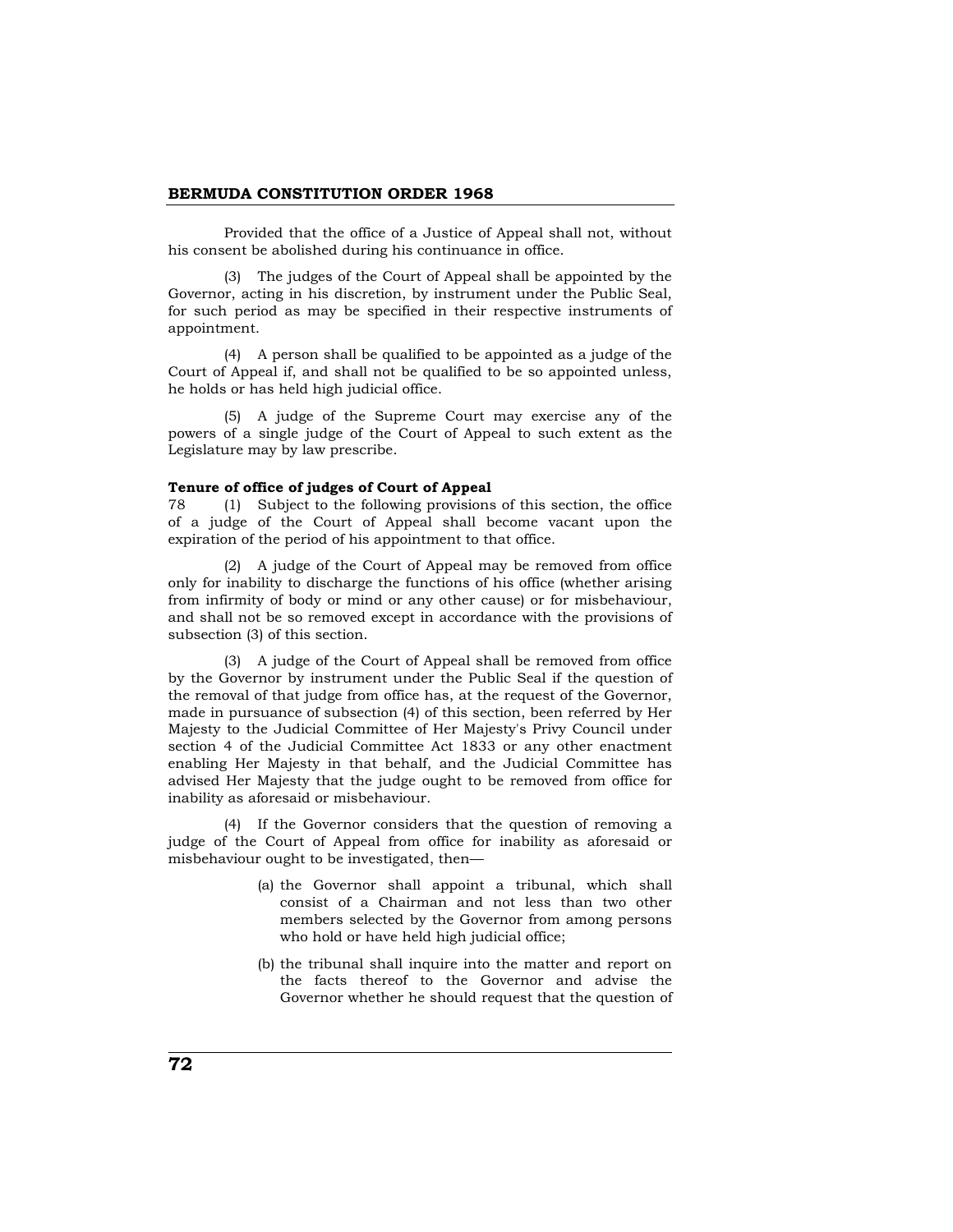Provided that the office of a Justice of Appeal shall not, without his consent be abolished during his continuance in office.

(3) The judges of the Court of Appeal shall be appointed by the Governor, acting in his discretion, by instrument under the Public Seal, for such period as may be specified in their respective instruments of appointment.

(4) A person shall be qualified to be appointed as a judge of the Court of Appeal if, and shall not be qualified to be so appointed unless, he holds or has held high judicial office.

(5) A judge of the Supreme Court may exercise any of the powers of a single judge of the Court of Appeal to such extent as the Legislature may by law prescribe.

**Tenure of office of judges of Court of Appeal**

78 (1) Subject to the following provisions of this section, the office of a judge of the Court of Appeal shall become vacant upon the expiration of the period of his appointment to that office.

(2) A judge of the Court of Appeal may be removed from office only for inability to discharge the functions of his office (whether arising from infirmity of body or mind or any other cause) or for misbehaviour, and shall not be so removed except in accordance with the provisions of subsection (3) of this section.

(3) A judge of the Court of Appeal shall be removed from office by the Governor by instrument under the Public Seal if the question of the removal of that judge from office has, at the request of the Governor, made in pursuance of subsection (4) of this section, been referred by Her Majesty to the Judicial Committee of Her Majesty's Privy Council under section 4 of the Judicial Committee Act 1833 or any other enactment enabling Her Majesty in that behalf, and the Judicial Committee has advised Her Majesty that the judge ought to be removed from office for inability as aforesaid or misbehaviour.

(4) If the Governor considers that the question of removing a judge of the Court of Appeal from office for inability as aforesaid or misbehaviour ought to be investigated, then—

(a) the Governor shall appoint a tribunal, which shall consist of a Chairman and not less than two other members selected by the Governor from among persons who hold or have held high judicial office;

(b) the tribunal shall inquire into the matter and report on the facts thereof to the Governor and advise the Governor whether he should request that the question of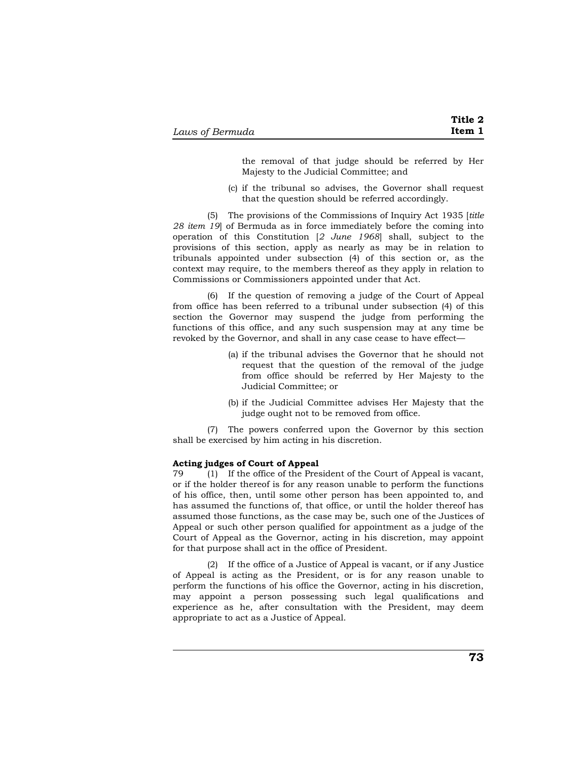the removal of that judge should be referred by Her Majesty to the Judicial Committee; and

(c) if the tribunal so advises, the Governor shall request that the question should be referred accordingly.

(5) The provisions of the Commissions of Inquiry Act 1935 [*title 28 item 19*] of Bermuda as in force immediately before the coming into operation of this Constitution [*2 June 1968*] shall, subject to the provisions of this section, apply as nearly as may be in relation to tribunals appointed under subsection (4) of this section or, as the context may require, to the members thereof as they apply in relation to Commissions or Commissioners appointed under that Act.

(6) If the question of removing a judge of the Court of Appeal from office has been referred to a tribunal under subsection (4) of this section the Governor may suspend the judge from performing the functions of this office, and any such suspension may at any time be revoked by the Governor, and shall in any case cease to have effect—

(a) if the tribunal advises the Governor that he should not request that the question of the removal of the judge from office should be referred by Her Majesty to the Judicial Committee; or

(b) if the Judicial Committee advises Her Majesty that the judge ought not to be removed from office.

(7) The powers conferred upon the Governor by this section shall be exercised by him acting in his discretion.

**Acting judges of Court of Appeal**

79 (1) If the office of the President of the Court of Appeal is vacant, or if the holder thereof is for any reason unable to perform the functions of his office, then, until some other person has been appointed to, and has assumed the functions of, that office, or until the holder thereof has assumed those functions, as the case may be, such one of the Justices of Appeal or such other person qualified for appointment as a judge of the Court of Appeal as the Governor, acting in his discretion, may appoint for that purpose shall act in the office of President.

(2) If the office of a Justice of Appeal is vacant, or if any Justice of Appeal is acting as the President, or is for any reason unable to perform the functions of his office the Governor, acting in his discretion, may appoint a person possessing such legal qualifications and experience as he, after consultation with the President, may deem appropriate to act as a Justice of Appeal.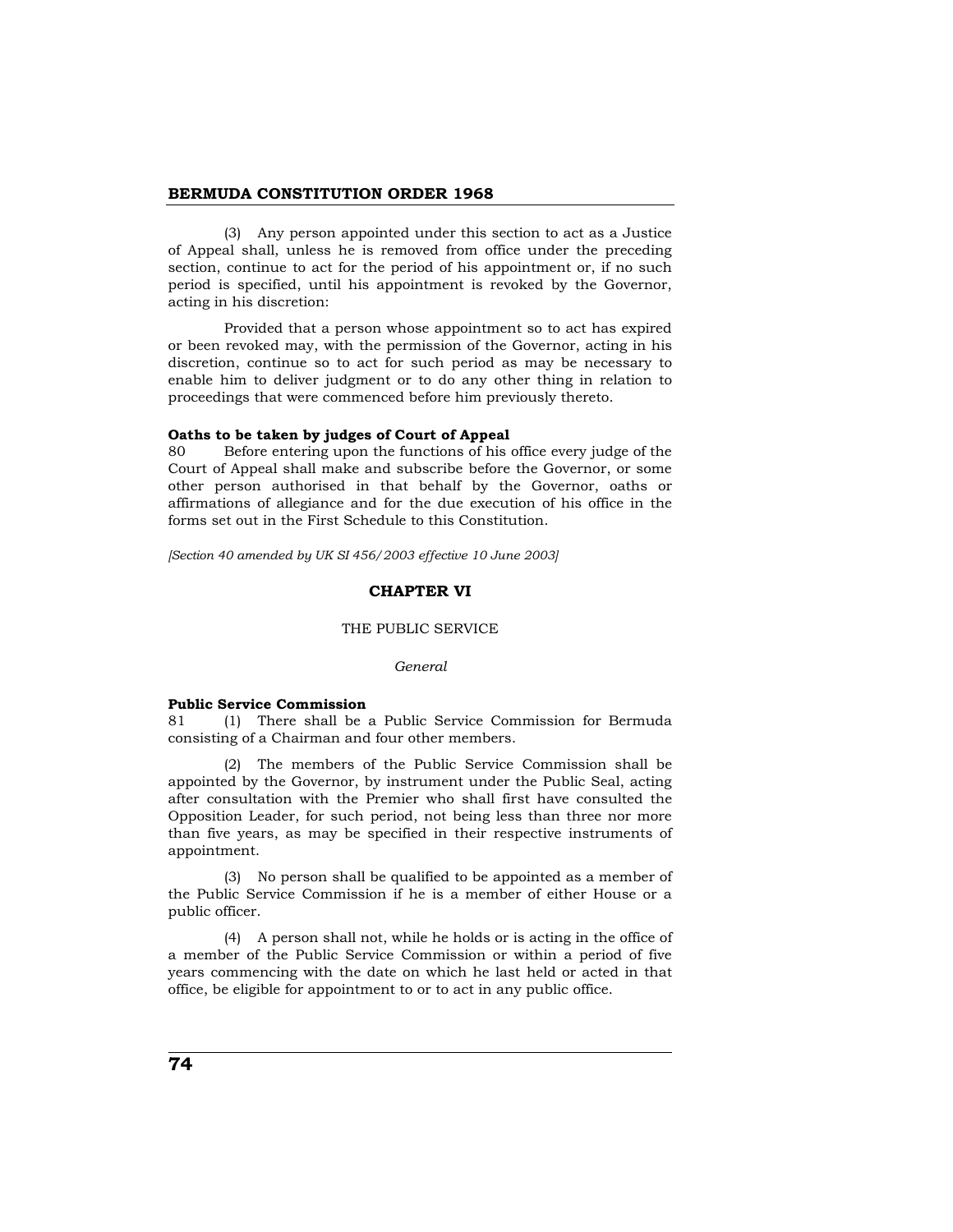(3) Any person appointed under this section to act as a Justice of Appeal shall, unless he is removed from office under the preceding section, continue to act for the period of his appointment or, if no such period is specified, until his appointment is revoked by the Governor, acting in his discretion:

Provided that a person whose appointment so to act has expired or been revoked may, with the permission of the Governor, acting in his discretion, continue so to act for such period as may be necessary to enable him to deliver judgment or to do any other thing in relation to proceedings that were commenced before him previously thereto.

**Oaths to be taken by judges of Court of Appeal**

80 Before entering upon the functions of his office every judge of the Court of Appeal shall make and subscribe before the Governor, or some other person authorised in that behalf by the Governor, oaths or affirmations of allegiance and for the due execution of his office in the forms set out in the First Schedule to this Constitution.

*[Section 40 amended by UK SI 456/2003 effective 10 June 2003]*

## CHAPTER VI

### THE PUBLIC SERVICE

*General*

**Public Service Commission**

81 (1) There shall be a Public Service Commission for Bermuda consisting of a Chairman and four other members.

(2) The members of the Public Service Commission shall be appointed by the Governor, by instrument under the Public Seal, acting after consultation with the Premier who shall first have consulted the Opposition Leader, for such period, not being less than three nor more than five years, as may be specified in their respective instruments of appointment.

(3) No person shall be qualified to be appointed as a member of the Public Service Commission if he is a member of either House or a public officer.

(4) A person shall not, while he holds or is acting in the office of a member of the Public Service Commission or within a period of five years commencing with the date on which he last held or acted in that office, be eligible for appointment to or to act in any public office.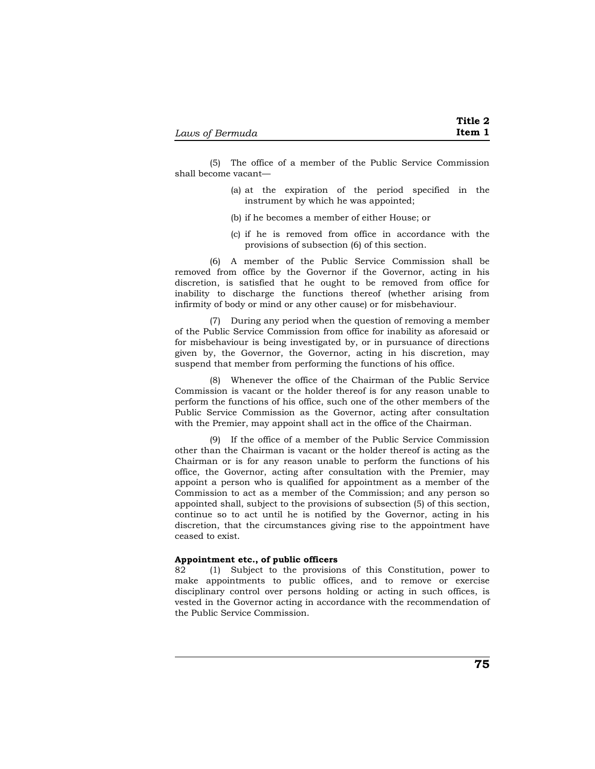(5) The office of a member of the Public Service Commission shall become vacant—

(a) at the expiration of the period specified in the instrument by which he was appointed;

(b) if he becomes a member of either House; or

(c) if he is removed from office in accordance with the provisions of subsection (6) of this section.

(6) A member of the Public Service Commission shall be removed from office by the Governor if the Governor, acting in his discretion, is satisfied that he ought to be removed from office for inability to discharge the functions thereof (whether arising from infirmity of body or mind or any other cause) or for misbehaviour.

(7) During any period when the question of removing a member of the Public Service Commission from office for inability as aforesaid or for misbehaviour is being investigated by, or in pursuance of directions given by, the Governor, the Governor, acting in his discretion, may suspend that member from performing the functions of his office.

(8) Whenever the office of the Chairman of the Public Service Commission is vacant or the holder thereof is for any reason unable to perform the functions of his office, such one of the other members of the Public Service Commission as the Governor, acting after consultation with the Premier, may appoint shall act in the office of the Chairman.

(9) If the office of a member of the Public Service Commission other than the Chairman is vacant or the holder thereof is acting as the Chairman or is for any reason unable to perform the functions of his office, the Governor, acting after consultation with the Premier, may appoint a person who is qualified for appointment as a member of the Commission to act as a member of the Commission; and any person so appointed shall, subject to the provisions of subsection (5) of this section, continue so to act until he is notified by the Governor, acting in his discretion, that the circumstances giving rise to the appointment have ceased to exist.

**Appointment etc., of public officers**

82 (1) Subject to the provisions of this Constitution, power to make appointments to public offices, and to remove or exercise disciplinary control over persons holding or acting in such offices, is vested in the Governor acting in accordance with the recommendation of the Public Service Commission.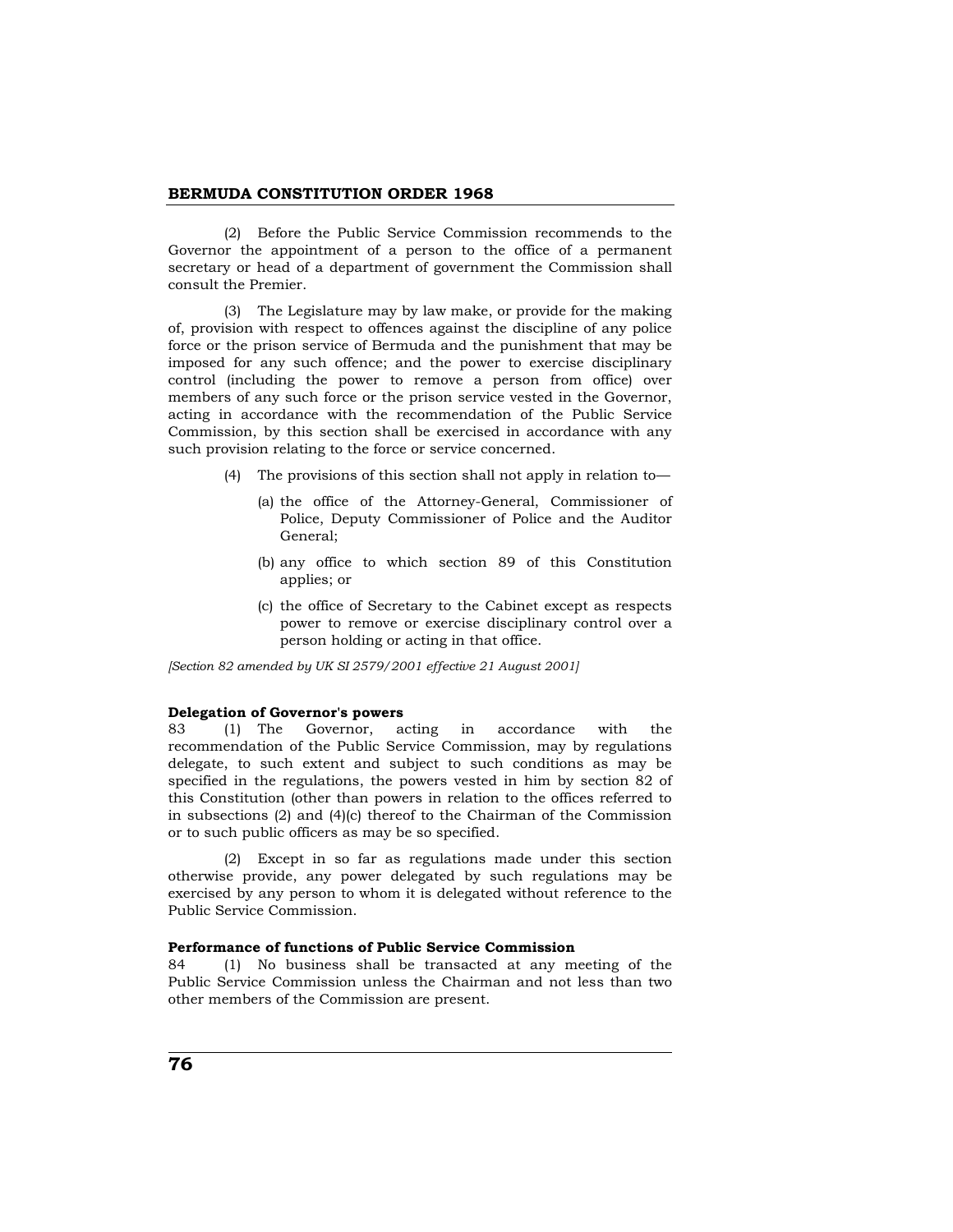(2) Before the Public Service Commission recommends to the Governor the appointment of a person to the office of a permanent secretary or head of a department of government the Commission shall consult the Premier.

(3) The Legislature may by law make, or provide for the making of, provision with respect to offences against the discipline of any police force or the prison service of Bermuda and the punishment that may be imposed for any such offence; and the power to exercise disciplinary control (including the power to remove a person from office) over members of any such force or the prison service vested in the Governor, acting in accordance with the recommendation of the Public Service Commission, by this section shall be exercised in accordance with any such provision relating to the force or service concerned.

(4) The provisions of this section shall not apply in relation to—

(a) the office of the Attorney-General, Commissioner of Police, Deputy Commissioner of Police and the Auditor General;

(b) any office to which section 89 of this Constitution applies; or

(c) the office of Secretary to the Cabinet except as respects power to remove or exercise disciplinary control over a person holding or acting in that office.

*[Section 82 amended by UK SI 2579/2001 effective 21 August 2001]*

**Delegation of Governor's powers**

83 (1) The Governor, acting in accordance with the recommendation of the Public Service Commission, may by regulations delegate, to such extent and subject to such conditions as may be specified in the regulations, the powers vested in him by section 82 of this Constitution (other than powers in relation to the offices referred to in subsections (2) and (4)(c) thereof to the Chairman of the Commission or to such public officers as may be so specified.

(2) Except in so far as regulations made under this section otherwise provide, any power delegated by such regulations may be exercised by any person to whom it is delegated without reference to the Public Service Commission.

**Performance of functions of Public Service Commission**

84 (1) No business shall be transacted at any meeting of the Public Service Commission unless the Chairman and not less than two other members of the Commission are present.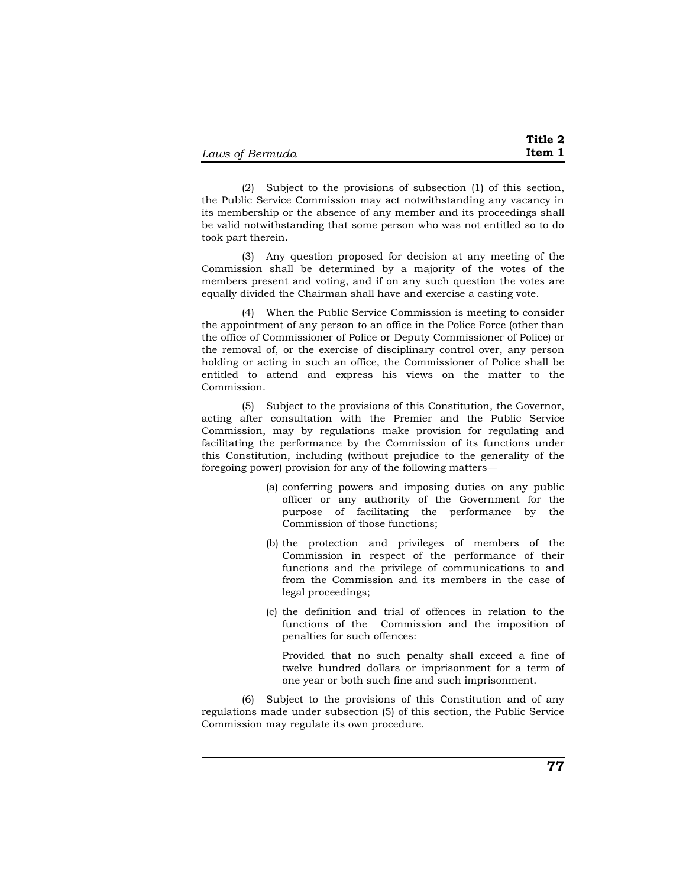(2) Subject to the provisions of subsection (1) of this section, the Public Service Commission may act notwithstanding any vacancy in its membership or the absence of any member and its proceedings shall be valid notwithstanding that some person who was not entitled so to do took part therein.

(3) Any question proposed for decision at any meeting of the Commission shall be determined by a majority of the votes of the members present and voting, and if on any such question the votes are equally divided the Chairman shall have and exercise a casting vote.

(4) When the Public Service Commission is meeting to consider the appointment of any person to an office in the Police Force (other than the office of Commissioner of Police or Deputy Commissioner of Police) or the removal of, or the exercise of disciplinary control over, any person holding or acting in such an office, the Commissioner of Police shall be entitled to attend and express his views on the matter to the Commission.

(5) Subject to the provisions of this Constitution, the Governor, acting after consultation with the Premier and the Public Service Commission, may by regulations make provision for regulating and facilitating the performance by the Commission of its functions under this Constitution, including (without prejudice to the generality of the foregoing power) provision for any of the following matters—

(a) conferring powers and imposing duties on any public officer or any authority of the Government for the purpose of facilitating the performance by the Commission of those functions;

(b) the protection and privileges of members of the Commission in respect of the performance of their functions and the privilege of communications to and from the Commission and its members in the case of legal proceedings;

(c) the definition and trial of offences in relation to the functions of the Commission and the imposition of penalties for such offences:

Provided that no such penalty shall exceed a fine of twelve hundred dollars or imprisonment for a term of one year or both such fine and such imprisonment.

(6) Subject to the provisions of this Constitution and of any regulations made under subsection (5) of this section, the Public Service Commission may regulate its own procedure.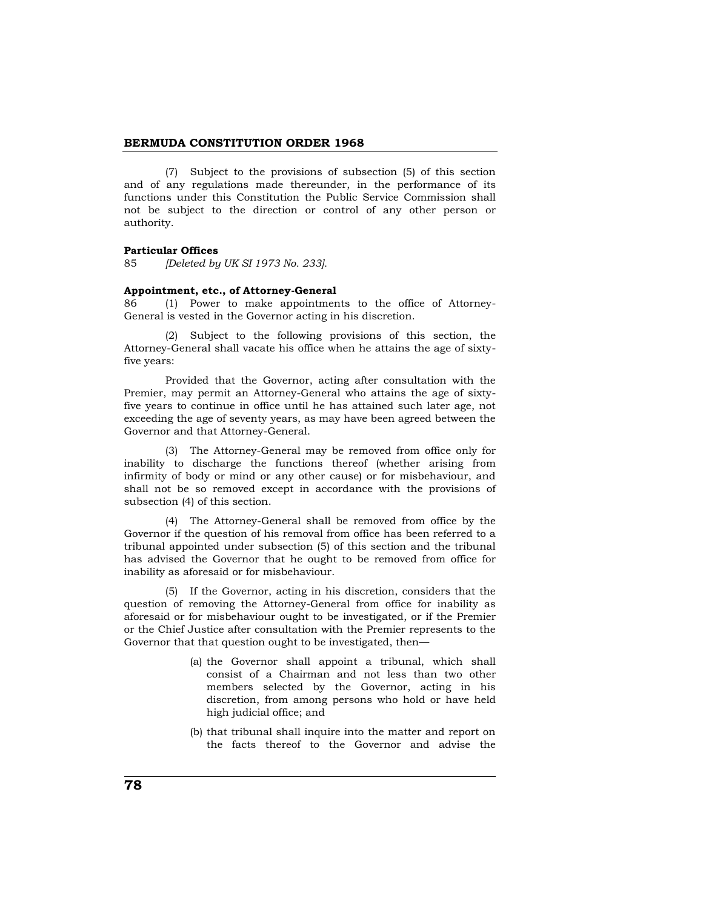(7) Subject to the provisions of subsection (5) of this section and of any regulations made thereunder, in the performance of its functions under this Constitution the Public Service Commission shall not be subject to the direction or control of any other person or authority.

**Particular Offices**

85 *[Deleted by UK SI 1973 No. 233].*

**Appointment, etc., of Attorney-General**

86 (1) Power to make appointments to the office of Attorney-General is vested in the Governor acting in his discretion.

(2) Subject to the following provisions of this section, the Attorney-General shall vacate his office when he attains the age of sixty-five years:

Provided that the Governor, acting after consultation with the Premier, may permit an Attorney-General who attains the age of sixty-five years to continue in office until he has attained such later age, not exceeding the age of seventy years, as may have been agreed between the Governor and that Attorney-General.

(3) The Attorney-General may be removed from office only for inability to discharge the functions thereof (whether arising from infirmity of body or mind or any other cause) or for misbehaviour, and shall not be so removed except in accordance with the provisions of subsection (4) of this section.

(4) The Attorney-General shall be removed from office by the Governor if the question of his removal from office has been referred to a tribunal appointed under subsection (5) of this section and the tribunal has advised the Governor that he ought to be removed from office for inability as aforesaid or for misbehaviour.

(5) If the Governor, acting in his discretion, considers that the question of removing the Attorney-General from office for inability as aforesaid or for misbehaviour ought to be investigated, or if the Premier or the Chief Justice after consultation with the Premier represents to the Governor that that question ought to be investigated, then—

(a) the Governor shall appoint a tribunal, which shall consist of a Chairman and not less than two other members selected by the Governor, acting in his discretion, from among persons who hold or have held high judicial office; and

(b) that tribunal shall inquire into the matter and report on the facts thereof to the Governor and advise the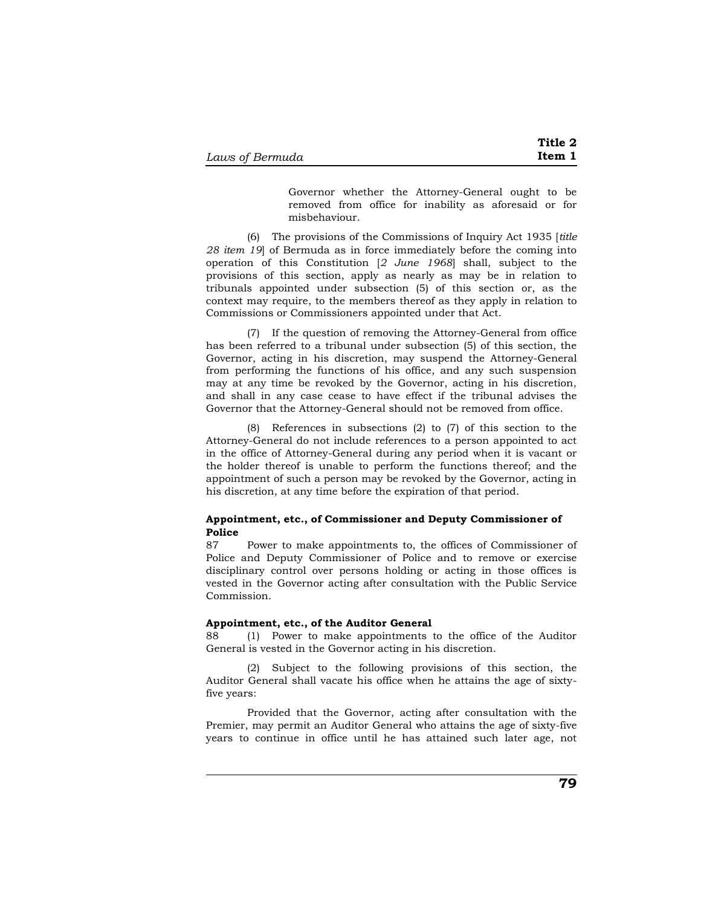Governor whether the Attorney-General ought to be removed from office for inability as aforesaid or for misbehaviour.

(6) The provisions of the Commissions of Inquiry Act 1935 [*title 28 item 19*] of Bermuda as in force immediately before the coming into operation of this Constitution [*2 June 1968*] shall, subject to the provisions of this section, apply as nearly as may be in relation to tribunals appointed under subsection (5) of this section or, as the context may require, to the members thereof as they apply in relation to Commissions or Commissioners appointed under that Act.

(7) If the question of removing the Attorney-General from office has been referred to a tribunal under subsection (5) of this section, the Governor, acting in his discretion, may suspend the Attorney-General from performing the functions of his office, and any such suspension may at any time be revoked by the Governor, acting in his discretion, and shall in any case cease to have effect if the tribunal advises the Governor that the Attorney-General should not be removed from office.

(8) References in subsections (2) to (7) of this section to the Attorney-General do not include references to a person appointed to act in the office of Attorney-General during any period when it is vacant or the holder thereof is unable to perform the functions thereof; and the appointment of such a person may be revoked by the Governor, acting in his discretion, at any time before the expiration of that period.

**Appointment, etc., of Commissioner and Deputy Commissioner of Police**

87 Power to make appointments to, the offices of Commissioner of Police and Deputy Commissioner of Police and to remove or exercise disciplinary control over persons holding or acting in those offices is vested in the Governor acting after consultation with the Public Service Commission.

**Appointment, etc., of the Auditor General**

88 (1) Power to make appointments to the office of the Auditor General is vested in the Governor acting in his discretion.

(2) Subject to the following provisions of this section, the Auditor General shall vacate his office when he attains the age of sixty-five years:

Provided that the Governor, acting after consultation with the Premier, may permit an Auditor General who attains the age of sixty-five years to continue in office until he has attained such later age, not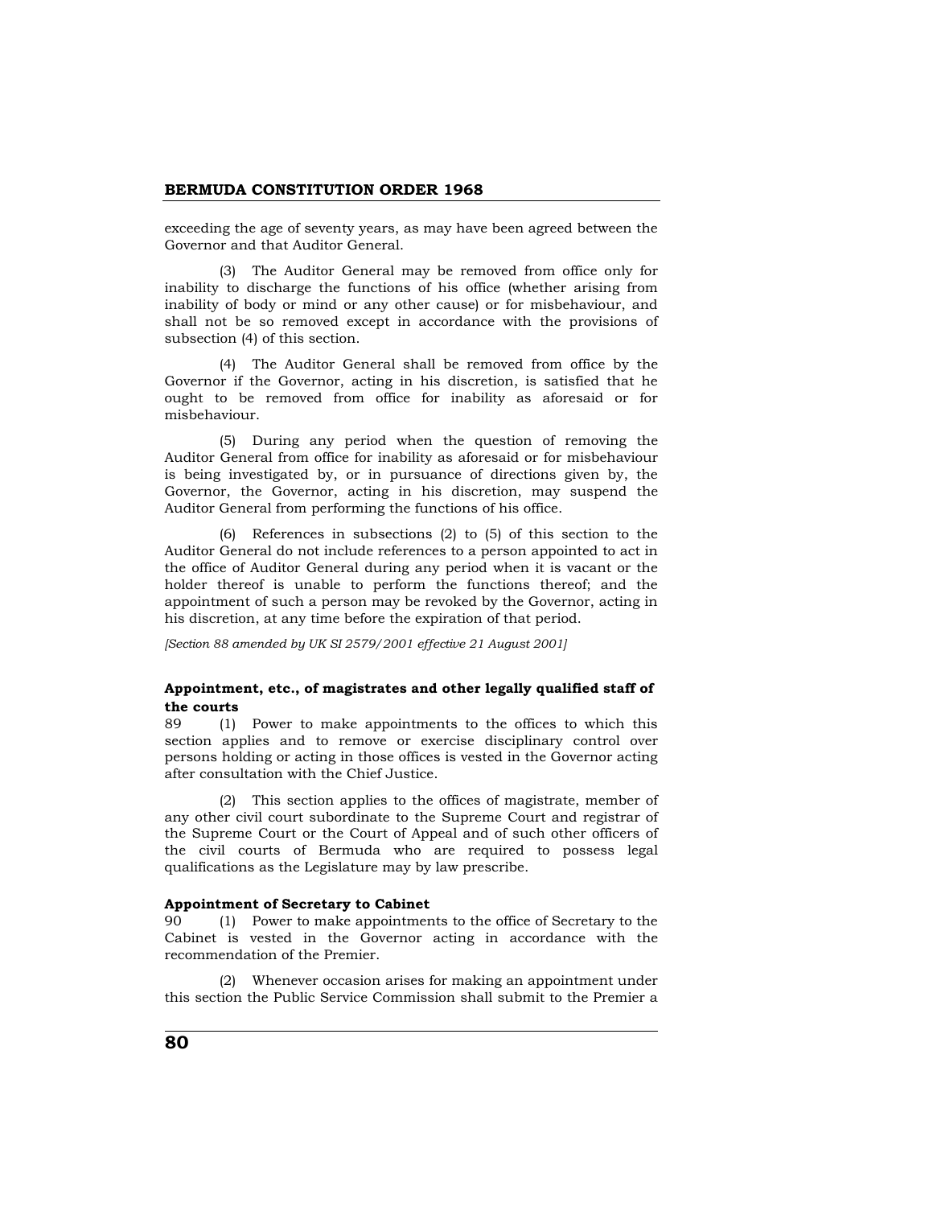exceeding the age of seventy years, as may have been agreed between the Governor and that Auditor General.

(3) The Auditor General may be removed from office only for inability to discharge the functions of his office (whether arising from inability of body or mind or any other cause) or for misbehaviour, and shall not be so removed except in accordance with the provisions of subsection (4) of this section.

(4) The Auditor General shall be removed from office by the Governor if the Governor, acting in his discretion, is satisfied that he ought to be removed from office for inability as aforesaid or for misbehaviour.

(5) During any period when the question of removing the Auditor General from office for inability as aforesaid or for misbehaviour is being investigated by, or in pursuance of directions given by, the Governor, the Governor, acting in his discretion, may suspend the Auditor General from performing the functions of his office.

(6) References in subsections (2) to (5) of this section to the Auditor General do not include references to a person appointed to act in the office of Auditor General during any period when it is vacant or the holder thereof is unable to perform the functions thereof; and the appointment of such a person may be revoked by the Governor, acting in his discretion, at any time before the expiration of that period.

*[Section 88 amended by UK SI 2579/2001 effective 21 August 2001]*

**Appointment, etc., of magistrates and other legally qualified staff of the courts**

89 (1) Power to make appointments to the offices to which this section applies and to remove or exercise disciplinary control over persons holding or acting in those offices is vested in the Governor acting after consultation with the Chief Justice.

(2) This section applies to the offices of magistrate, member of any other civil court subordinate to the Supreme Court and registrar of the Supreme Court or the Court of Appeal and of such other officers of the civil courts of Bermuda who are required to possess legal qualifications as the Legislature may by law prescribe.

**Appointment of Secretary to Cabinet**

90 (1) Power to make appointments to the office of Secretary to the Cabinet is vested in the Governor acting in accordance with the recommendation of the Premier.

(2) Whenever occasion arises for making an appointment under this section the Public Service Commission shall submit to the Premier a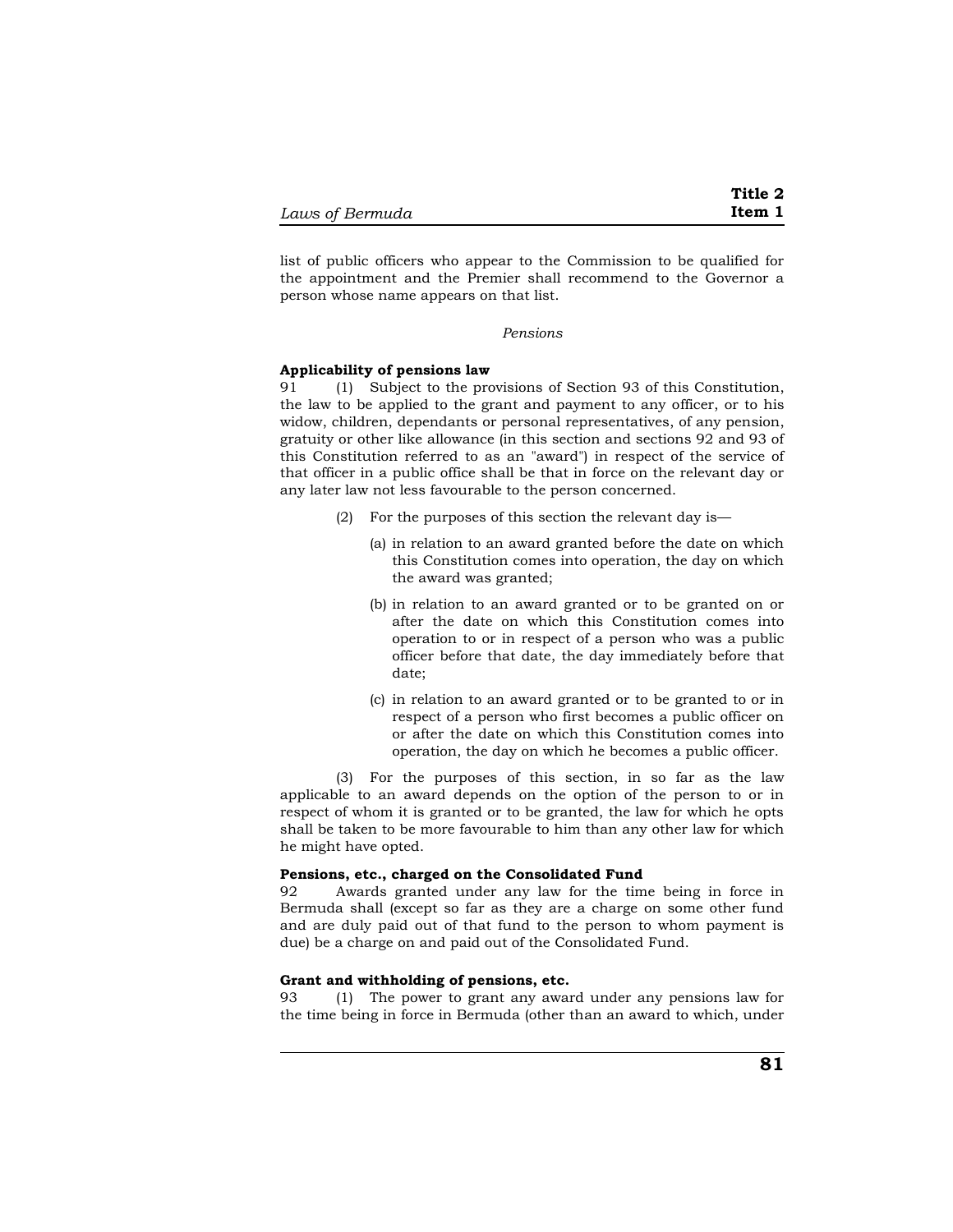list of public officers who appear to the Commission to be qualified for the appointment and the Premier shall recommend to the Governor a person whose name appears on that list.

*Pensions*

**Applicability of pensions law**

91 (1) Subject to the provisions of Section 93 of this Constitution, the law to be applied to the grant and payment to any officer, or to his widow, children, dependants or personal representatives, of any pension, gratuity or other like allowance (in this section and sections 92 and 93 of this Constitution referred to as an "award") in respect of the service of that officer in a public office shall be that in force on the relevant day or any later law not less favourable to the person concerned.

(2) For the purposes of this section the relevant day is—

(a) in relation to an award granted before the date on which this Constitution comes into operation, the day on which the award was granted;

(b) in relation to an award granted or to be granted on or after the date on which this Constitution comes into operation to or in respect of a person who was a public officer before that date, the day immediately before that date;

(c) in relation to an award granted or to be granted to or in respect of a person who first becomes a public officer on or after the date on which this Constitution comes into operation, the day on which he becomes a public officer.

(3) For the purposes of this section, in so far as the law applicable to an award depends on the option of the person to or in respect of whom it is granted or to be granted, the law for which he opts shall be taken to be more favourable to him than any other law for which he might have opted.

**Pensions, etc., charged on the Consolidated Fund**

92 Awards granted under any law for the time being in force in Bermuda shall (except so far as they are a charge on some other fund and are duly paid out of that fund to the person to whom payment is due) be a charge on and paid out of the Consolidated Fund.

**Grant and withholding of pensions, etc.**

93 (1) The power to grant any award under any pensions law for the time being in force in Bermuda (other than an award to which, under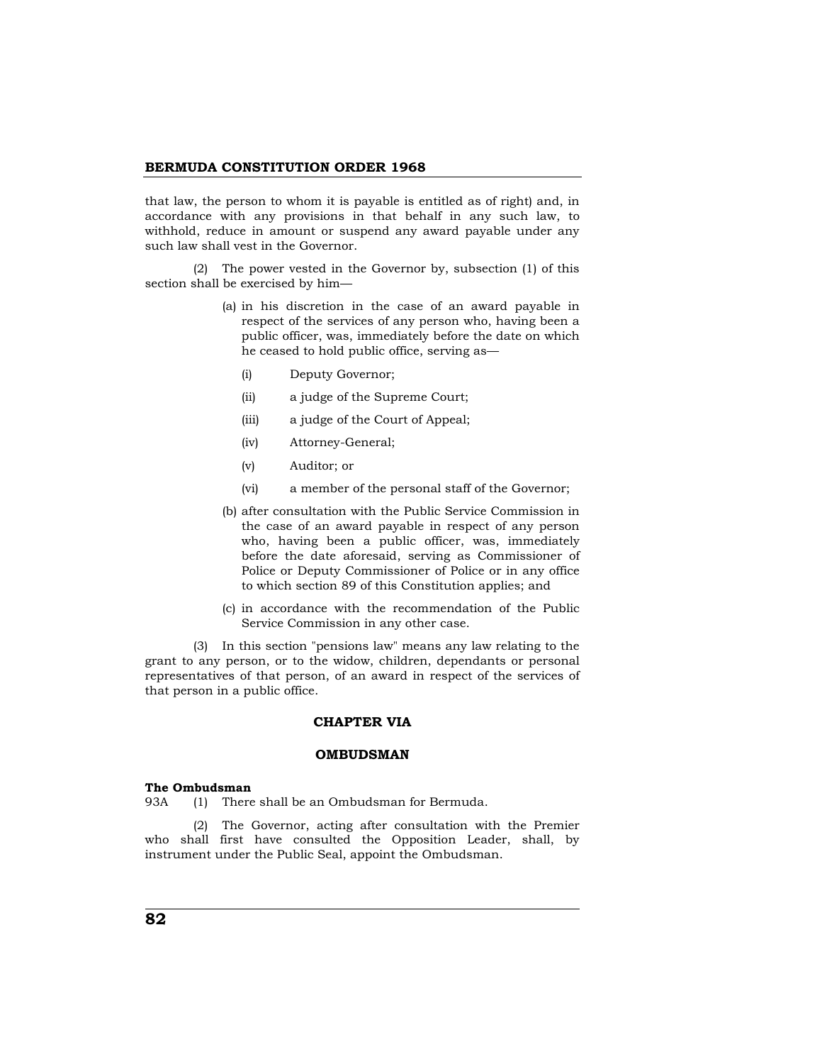that law, the person to whom it is payable is entitled as of right) and, in accordance with any provisions in that behalf in any such law, to withhold, reduce in amount or suspend any award payable under any such law shall vest in the Governor.

(2) The power vested in the Governor by, subsection (1) of this section shall be exercised by him—

(a) in his discretion in the case of an award payable in respect of the services of any person who, having been a public officer, was, immediately before the date on which he ceased to hold public office, serving as—

(i) Deputy Governor;

(ii) a judge of the Supreme Court;

(iii) a judge of the Court of Appeal;

(iv) Attorney-General;

(v) Auditor; or

(vi) a member of the personal staff of the Governor;

(b) after consultation with the Public Service Commission in the case of an award payable in respect of any person who, having been a public officer, was, immediately before the date aforesaid, serving as Commissioner of Police or Deputy Commissioner of Police or in any office to which section 89 of this Constitution applies; and

(c) in accordance with the recommendation of the Public Service Commission in any other case.

(3) In this section "pensions law" means any law relating to the grant to any person, or to the widow, children, dependants or personal representatives of that person, of an award in respect of the services of that person in a public office.

## CHAPTER VIA

## OMBUDSMAN

**The Ombudsman**

93A (1) There shall be an Ombudsman for Bermuda.

(2) The Governor, acting after consultation with the Premier who shall first have consulted the Opposition Leader, shall, by instrument under the Public Seal, appoint the Ombudsman.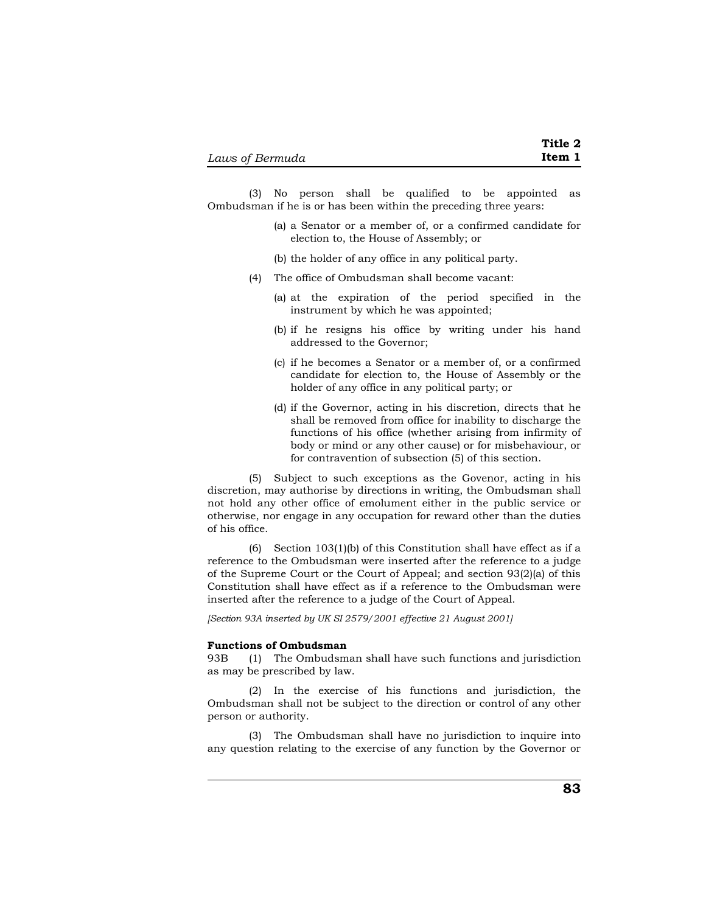(3) No person shall be qualified to be appointed as Ombudsman if he is or has been within the preceding three years:

(a) a Senator or a member of, or a confirmed candidate for election to, the House of Assembly; or

(b) the holder of any office in any political party.

(4) The office of Ombudsman shall become vacant:

(a) at the expiration of the period specified in the instrument by which he was appointed;

(b) if he resigns his office by writing under his hand addressed to the Governor;

(c) if he becomes a Senator or a member of, or a confirmed candidate for election to, the House of Assembly or the holder of any office in any political party; or

(d) if the Governor, acting in his discretion, directs that he shall be removed from office for inability to discharge the functions of his office (whether arising from infirmity of body or mind or any other cause) or for misbehaviour, or for contravention of subsection (5) of this section.

(5) Subject to such exceptions as the Govenor, acting in his discretion, may authorise by directions in writing, the Ombudsman shall not hold any other office of emolument either in the public service or otherwise, nor engage in any occupation for reward other than the duties of his office.

(6) Section 103(1)(b) of this Constitution shall have effect as if a reference to the Ombudsman were inserted after the reference to a judge of the Supreme Court or the Court of Appeal; and section 93(2)(a) of this Constitution shall have effect as if a reference to the Ombudsman were inserted after the reference to a judge of the Court of Appeal.

*[Section 93A inserted by UK SI 2579/2001 effective 21 August 2001]*

**Functions of Ombudsman**

93B (1) The Ombudsman shall have such functions and jurisdiction as may be prescribed by law.

(2) In the exercise of his functions and jurisdiction, the Ombudsman shall not be subject to the direction or control of any other person or authority.

(3) The Ombudsman shall have no jurisdiction to inquire into any question relating to the exercise of any function by the Governor or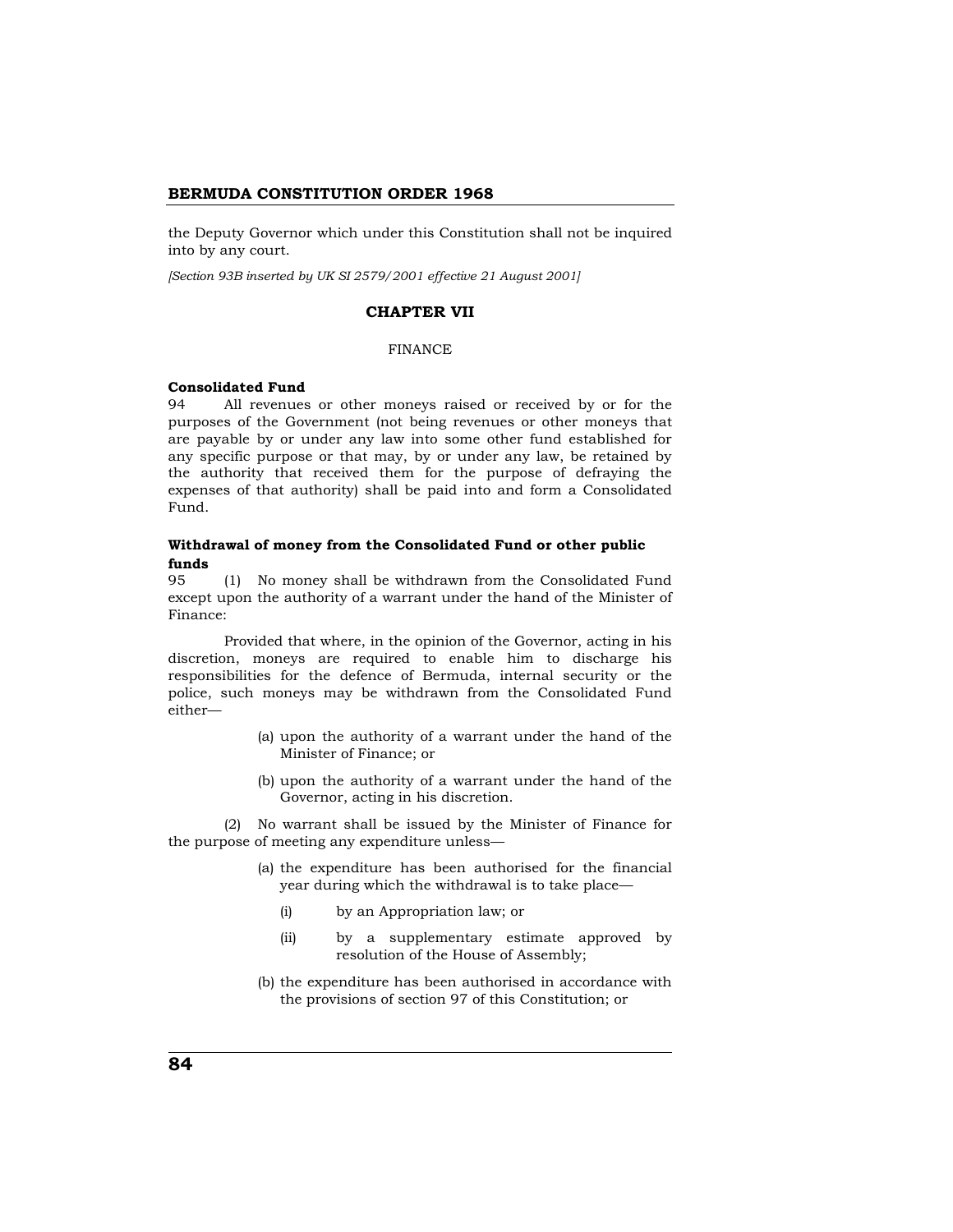the Deputy Governor which under this Constitution shall not be inquired into by any court.

*[Section 93B inserted by UK SI 2579/2001 effective 21 August 2001]*

## CHAPTER VII

FINANCE

**Consolidated Fund**

94 All revenues or other moneys raised or received by or for the purposes of the Government (not being revenues or other moneys that are payable by or under any law into some other fund established for any specific purpose or that may, by or under any law, be retained by the authority that received them for the purpose of defraying the expenses of that authority) shall be paid into and form a Consolidated Fund.

**Withdrawal of money from the Consolidated Fund or other public funds**

95 (1) No money shall be withdrawn from the Consolidated Fund except upon the authority of a warrant under the hand of the Minister of Finance:

Provided that where, in the opinion of the Governor, acting in his discretion, moneys are required to enable him to discharge his responsibilities for the defence of Bermuda, internal security or the police, such moneys may be withdrawn from the Consolidated Fund either—

(a) upon the authority of a warrant under the hand of the Minister of Finance; or

(b) upon the authority of a warrant under the hand of the Governor, acting in his discretion.

(2) No warrant shall be issued by the Minister of Finance for the purpose of meeting any expenditure unless—

(a) the expenditure has been authorised for the financial year during which the withdrawal is to take place—

(i) by an Appropriation law; or

(ii) by a supplementary estimate approved by resolution of the House of Assembly;

(b) the expenditure has been authorised in accordance with the provisions of section 97 of this Constitution; or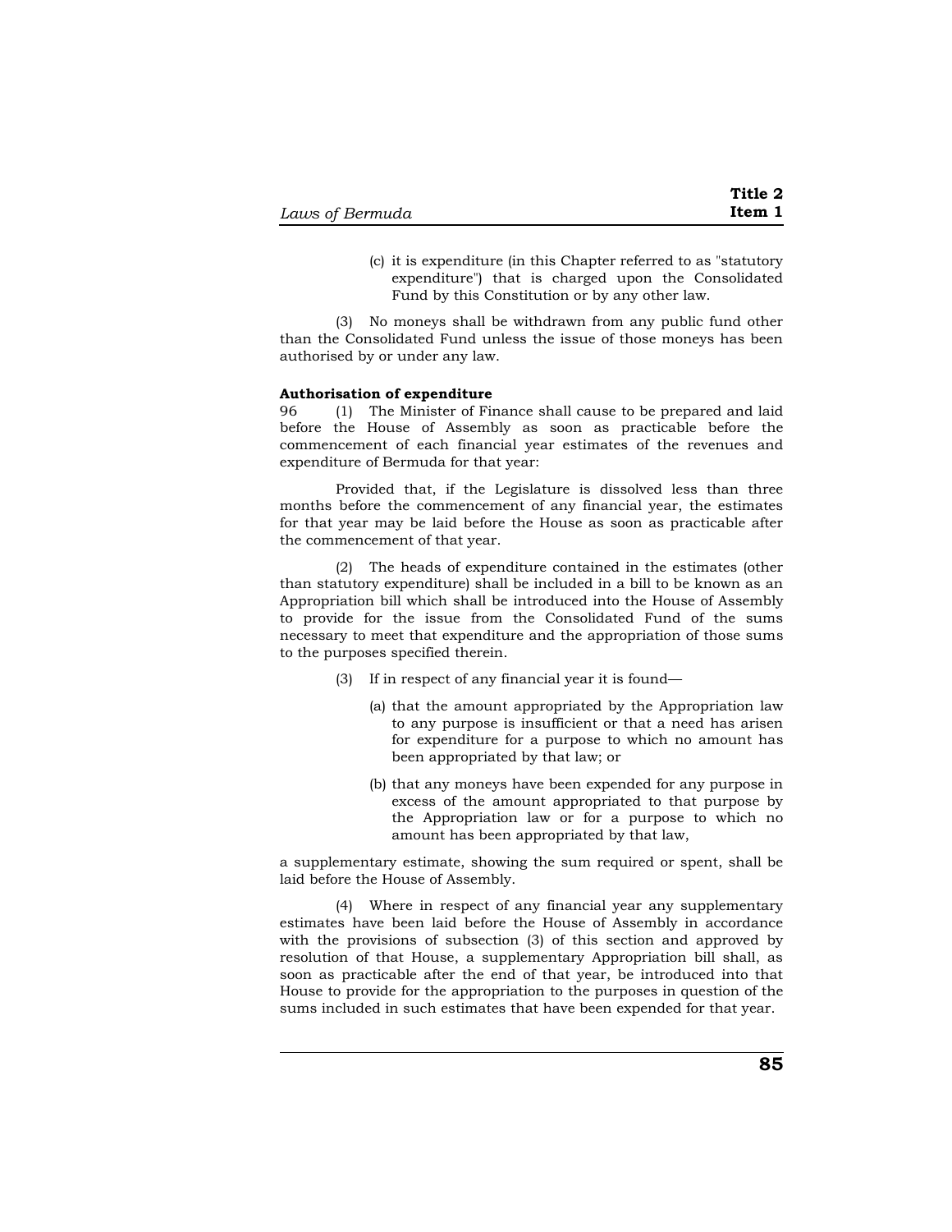(c) it is expenditure (in this Chapter referred to as "statutory expenditure") that is charged upon the Consolidated Fund by this Constitution or by any other law.

(3) No moneys shall be withdrawn from any public fund other than the Consolidated Fund unless the issue of those moneys has been authorised by or under any law.

**Authorisation of expenditure**

96 (1) The Minister of Finance shall cause to be prepared and laid before the House of Assembly as soon as practicable before the commencement of each financial year estimates of the revenues and expenditure of Bermuda for that year:

Provided that, if the Legislature is dissolved less than three months before the commencement of any financial year, the estimates for that year may be laid before the House as soon as practicable after the commencement of that year.

(2) The heads of expenditure contained in the estimates (other than statutory expenditure) shall be included in a bill to be known as an Appropriation bill which shall be introduced into the House of Assembly to provide for the issue from the Consolidated Fund of the sums necessary to meet that expenditure and the appropriation of those sums to the purposes specified therein.

(3) If in respect of any financial year it is found—

(a) that the amount appropriated by the Appropriation law to any purpose is insufficient or that a need has arisen for expenditure for a purpose to which no amount has been appropriated by that law; or

(b) that any moneys have been expended for any purpose in excess of the amount appropriated to that purpose by the Appropriation law or for a purpose to which no amount has been appropriated by that law,

a supplementary estimate, showing the sum required or spent, shall be laid before the House of Assembly.

(4) Where in respect of any financial year any supplementary estimates have been laid before the House of Assembly in accordance with the provisions of subsection (3) of this section and approved by resolution of that House, a supplementary Appropriation bill shall, as soon as practicable after the end of that year, be introduced into that House to provide for the appropriation to the purposes in question of the sums included in such estimates that have been expended for that year.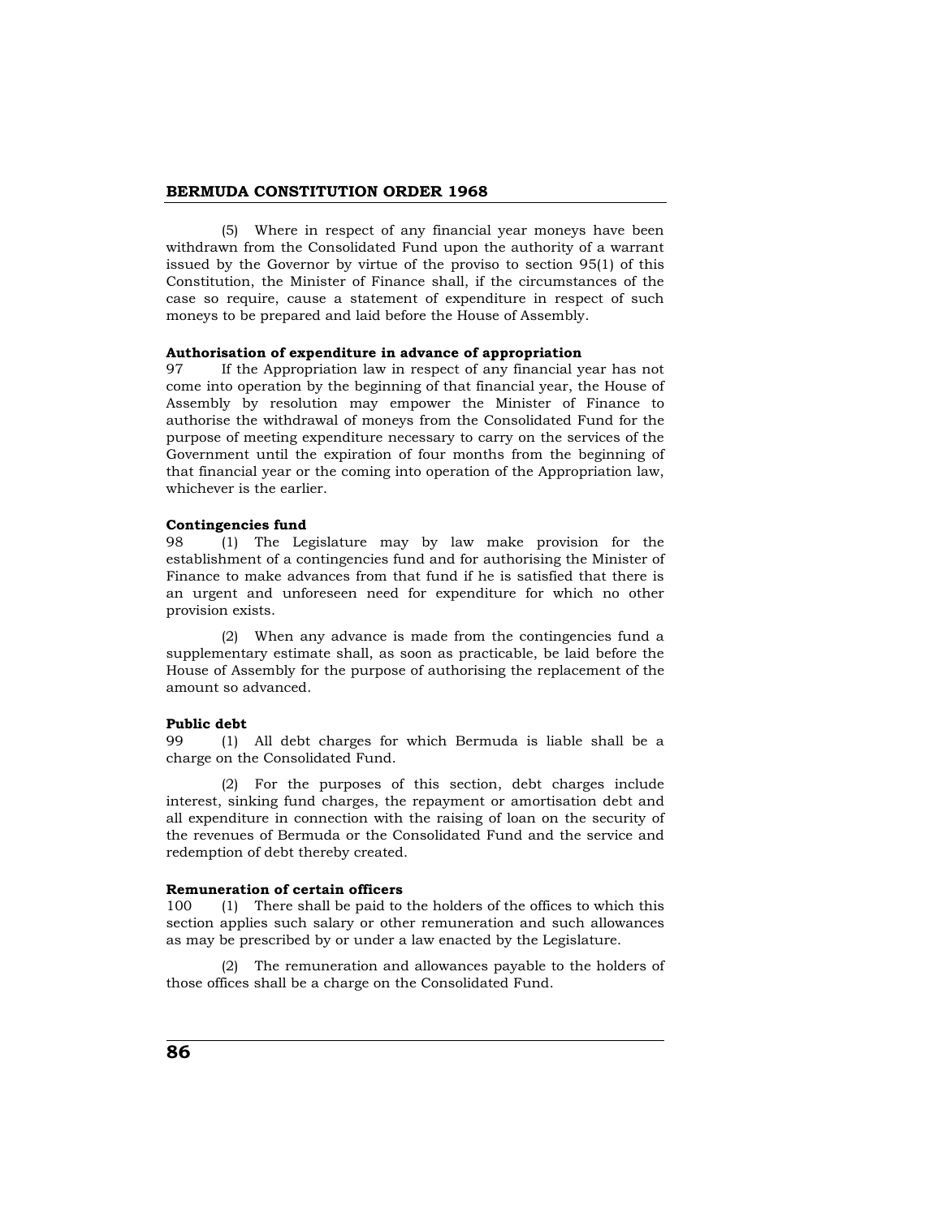(5) Where in respect of any financial year moneys have been withdrawn from the Consolidated Fund upon the authority of a warrant issued by the Governor by virtue of the proviso to section 95(1) of this Constitution, the Minister of Finance shall, if the circumstances of the case so require, cause a statement of expenditure in respect of such moneys to be prepared and laid before the House of Assembly.

**Authorisation of expenditure in advance of appropriation**

97 If the Appropriation law in respect of any financial year has not come into operation by the beginning of that financial year, the House of Assembly by resolution may empower the Minister of Finance to authorise the withdrawal of moneys from the Consolidated Fund for the purpose of meeting expenditure necessary to carry on the services of the Government until the expiration of four months from the beginning of that financial year or the coming into operation of the Appropriation law, whichever is the earlier.

**Contingencies fund**

98 (1) The Legislature may by law make provision for the establishment of a contingencies fund and for authorising the Minister of Finance to make advances from that fund if he is satisfied that there is an urgent and unforeseen need for expenditure for which no other provision exists.

(2) When any advance is made from the contingencies fund a supplementary estimate shall, as soon as practicable, be laid before the House of Assembly for the purpose of authorising the replacement of the amount so advanced.

**Public debt**

99 (1) All debt charges for which Bermuda is liable shall be a charge on the Consolidated Fund.

(2) For the purposes of this section, debt charges include interest, sinking fund charges, the repayment or amortisation debt and all expenditure in connection with the raising of loan on the security of the revenues of Bermuda or the Consolidated Fund and the service and redemption of debt thereby created.

**Remuneration of certain officers**

100 (1) There shall be paid to the holders of the offices to which this section applies such salary or other remuneration and such allowances as may be prescribed by or under a law enacted by the Legislature.

(2) The remuneration and allowances payable to the holders of those offices shall be a charge on the Consolidated Fund.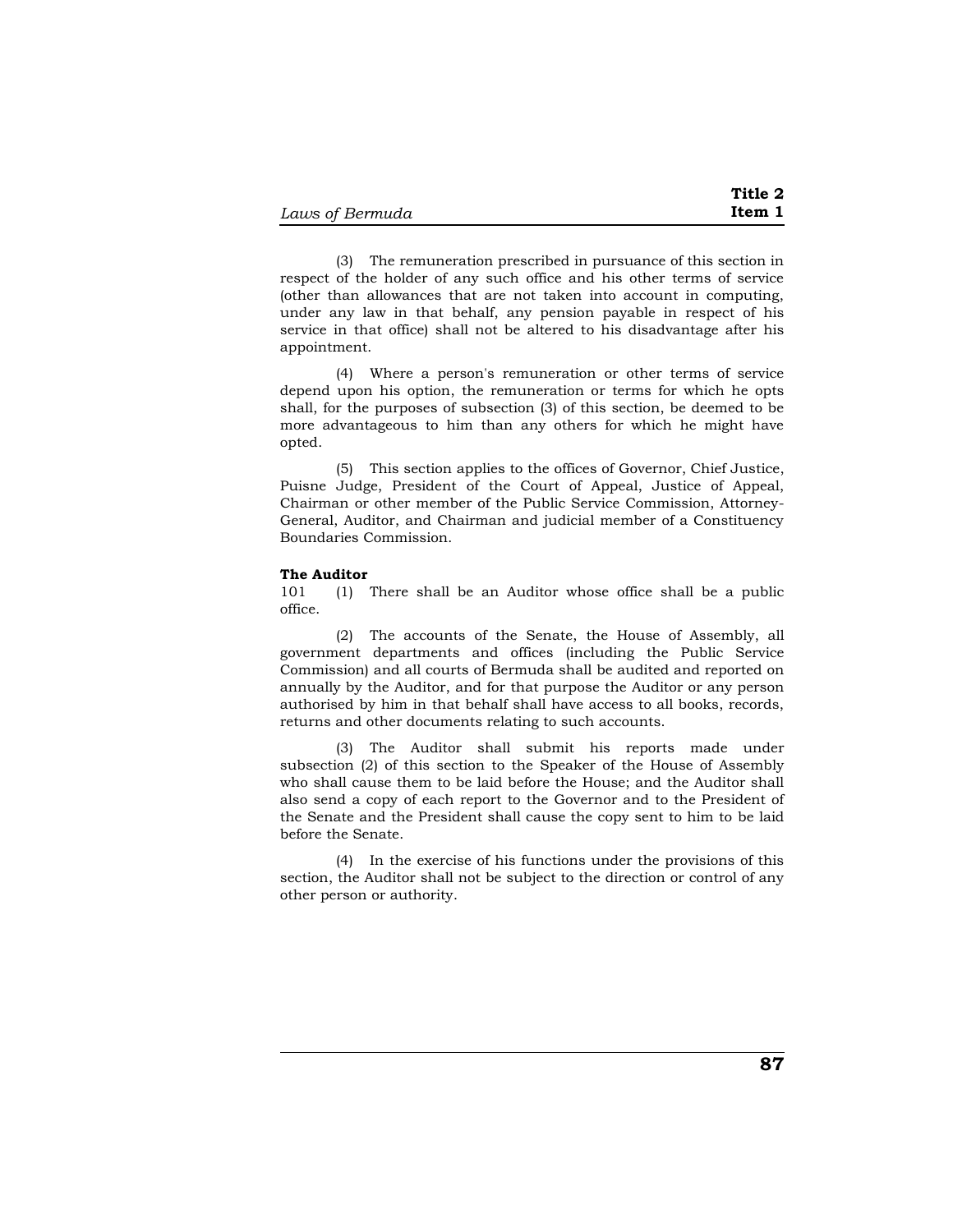(3) The remuneration prescribed in pursuance of this section in respect of the holder of any such office and his other terms of service (other than allowances that are not taken into account in computing, under any law in that behalf, any pension payable in respect of his service in that office) shall not be altered to his disadvantage after his appointment.

(4) Where a person's remuneration or other terms of service depend upon his option, the remuneration or terms for which he opts shall, for the purposes of subsection (3) of this section, be deemed to be more advantageous to him than any others for which he might have opted.

(5) This section applies to the offices of Governor, Chief Justice, Puisne Judge, President of the Court of Appeal, Justice of Appeal, Chairman or other member of the Public Service Commission, Attorney-General, Auditor, and Chairman and judicial member of a Constituency Boundaries Commission.

**The Auditor**

101 (1) There shall be an Auditor whose office shall be a public office.

(2) The accounts of the Senate, the House of Assembly, all government departments and offices (including the Public Service Commission) and all courts of Bermuda shall be audited and reported on annually by the Auditor, and for that purpose the Auditor or any person authorised by him in that behalf shall have access to all books, records, returns and other documents relating to such accounts.

(3) The Auditor shall submit his reports made under subsection (2) of this section to the Speaker of the House of Assembly who shall cause them to be laid before the House; and the Auditor shall also send a copy of each report to the Governor and to the President of the Senate and the President shall cause the copy sent to him to be laid before the Senate.

(4) In the exercise of his functions under the provisions of this section, the Auditor shall not be subject to the direction or control of any other person or authority.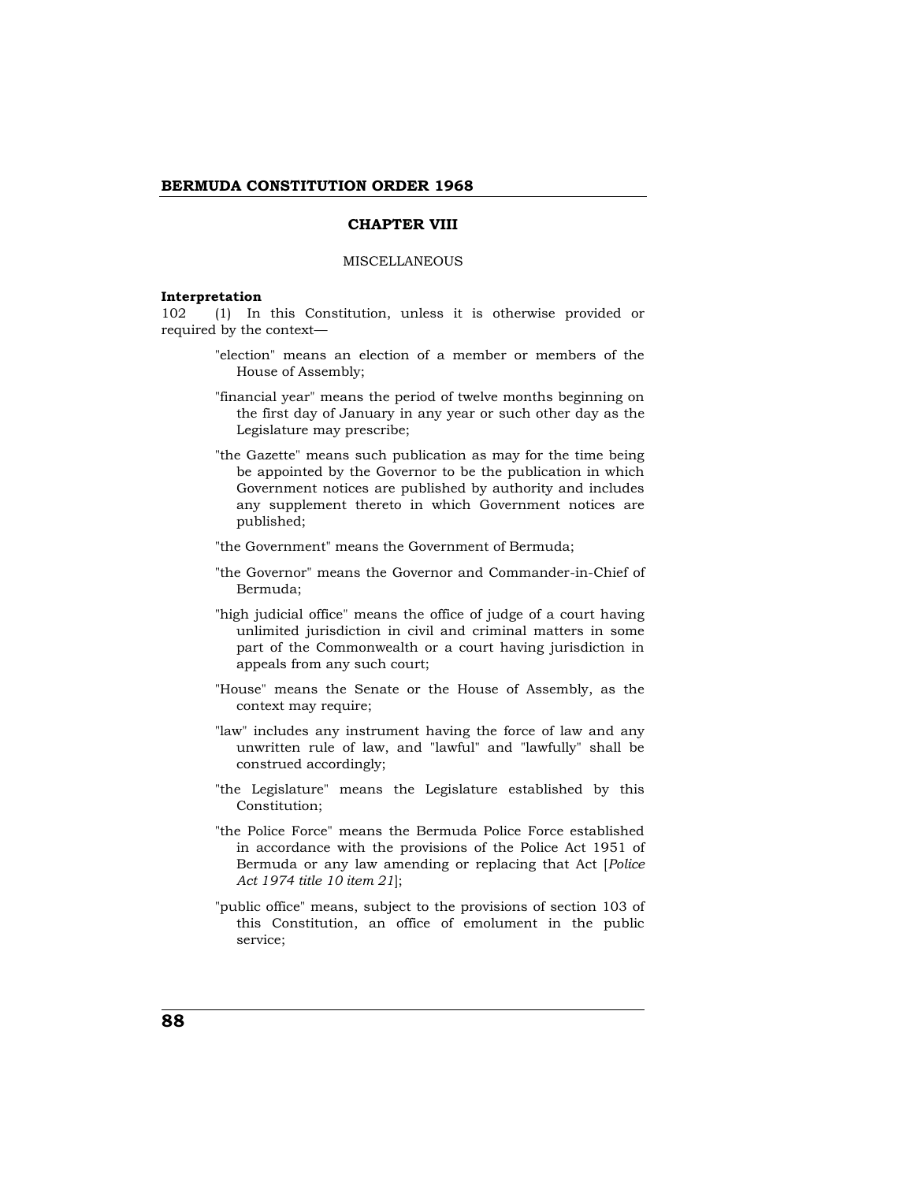## CHAPTER VIII

MISCELLANEOUS

**Interpretation**

102 (1) In this Constitution, unless it is otherwise provided or required by the context—

"election" means an election of a member or members of the House of Assembly;

"financial year" means the period of twelve months beginning on the first day of January in any year or such other day as the Legislature may prescribe;

"the Gazette" means such publication as may for the time being be appointed by the Governor to be the publication in which Government notices are published by authority and includes any supplement thereto in which Government notices are published;

"the Government" means the Government of Bermuda;

"the Governor" means the Governor and Commander-in-Chief of Bermuda;

"high judicial office" means the office of judge of a court having unlimited jurisdiction in civil and criminal matters in some part of the Commonwealth or a court having jurisdiction in appeals from any such court;

"House" means the Senate or the House of Assembly, as the context may require;

"law" includes any instrument having the force of law and any unwritten rule of law, and "lawful" and "lawfully" shall be construed accordingly;

"the Legislature" means the Legislature established by this Constitution;

"the Police Force" means the Bermuda Police Force established in accordance with the provisions of the Police Act 1951 of Bermuda or any law amending or replacing that Act [*Police Act 1974 title 10 item 21*];

"public office" means, subject to the provisions of section 103 of this Constitution, an office of emolument in the public service;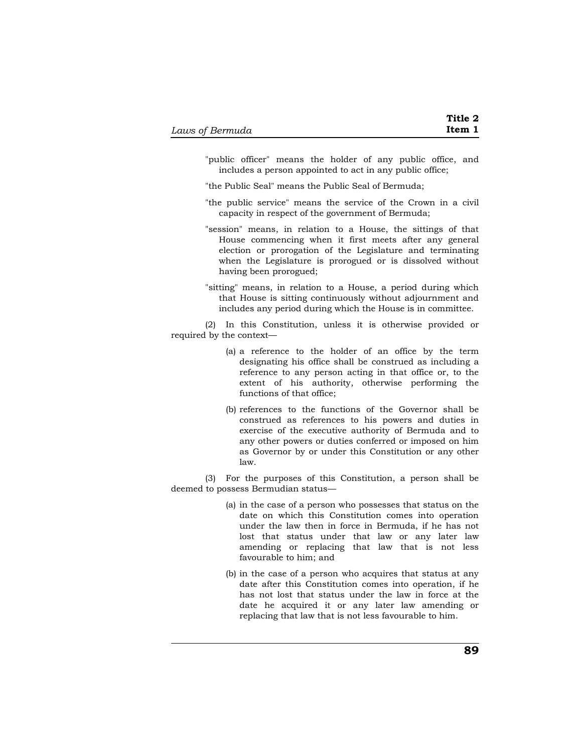"public officer" means the holder of any public office, and includes a person appointed to act in any public office;

"the Public Seal" means the Public Seal of Bermuda;

"the public service" means the service of the Crown in a civil capacity in respect of the government of Bermuda;

"session" means, in relation to a House, the sittings of that House commencing when it first meets after any general election or prorogation of the Legislature and terminating when the Legislature is prorogued or is dissolved without having been prorogued;

"sitting" means, in relation to a House, a period during which that House is sitting continuously without adjournment and includes any period during which the House is in committee.

(2) In this Constitution, unless it is otherwise provided or required by the context—

(a) a reference to the holder of an office by the term designating his office shall be construed as including a reference to any person acting in that office or, to the extent of his authority, otherwise performing the functions of that office;

(b) references to the functions of the Governor shall be construed as references to his powers and duties in exercise of the executive authority of Bermuda and to any other powers or duties conferred or imposed on him as Governor by or under this Constitution or any other law.

(3) For the purposes of this Constitution, a person shall be deemed to possess Bermudian status—

(a) in the case of a person who possesses that status on the date on which this Constitution comes into operation under the law then in force in Bermuda, if he has not lost that status under that law or any later law amending or replacing that law that is not less favourable to him; and

(b) in the case of a person who acquires that status at any date after this Constitution comes into operation, if he has not lost that status under the law in force at the date he acquired it or any later law amending or replacing that law that is not less favourable to him.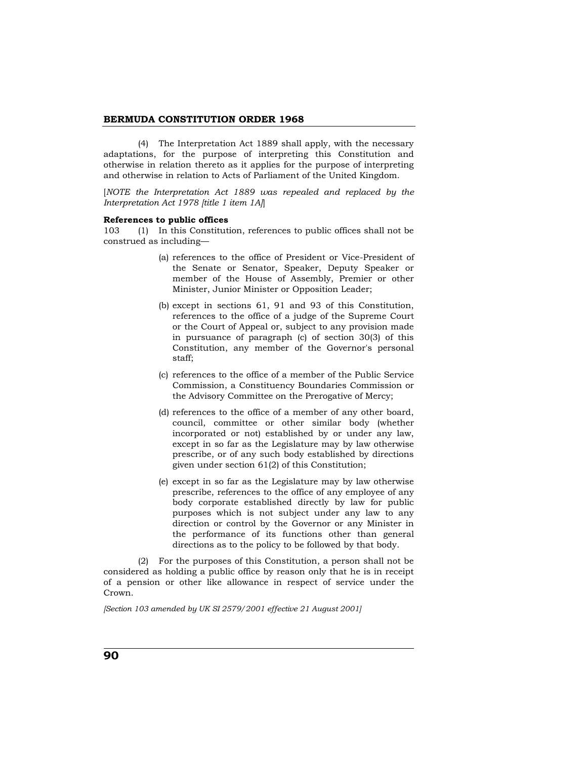(4) The Interpretation Act 1889 shall apply, with the necessary adaptations, for the purpose of interpreting this Constitution and otherwise in relation thereto as it applies for the purpose of interpreting and otherwise in relation to Acts of Parliament of the United Kingdom.

[*NOTE the Interpretation Act 1889 was repealed and replaced by the Interpretation Act 1978 [title 1 item 1A]*]

**References to public offices**

103 (1) In this Constitution, references to public offices shall not be construed as including—

(a) references to the office of President or Vice-President of the Senate or Senator, Speaker, Deputy Speaker or member of the House of Assembly, Premier or other Minister, Junior Minister or Opposition Leader;

(b) except in sections 61, 91 and 93 of this Constitution, references to the office of a judge of the Supreme Court or the Court of Appeal or, subject to any provision made in pursuance of paragraph (c) of section 30(3) of this Constitution, any member of the Governor's personal staff;

(c) references to the office of a member of the Public Service Commission, a Constituency Boundaries Commission or the Advisory Committee on the Prerogative of Mercy;

(d) references to the office of a member of any other board, council, committee or other similar body (whether incorporated or not) established by or under any law, except in so far as the Legislature may by law otherwise prescribe, or of any such body established by directions given under section 61(2) of this Constitution;

(e) except in so far as the Legislature may by law otherwise prescribe, references to the office of any employee of any body corporate established directly by law for public purposes which is not subject under any law to any direction or control by the Governor or any Minister in the performance of its functions other than general directions as to the policy to be followed by that body.

(2) For the purposes of this Constitution, a person shall not be considered as holding a public office by reason only that he is in receipt of a pension or other like allowance in respect of service under the Crown.

*[Section 103 amended by UK SI 2579/2001 effective 21 August 2001]*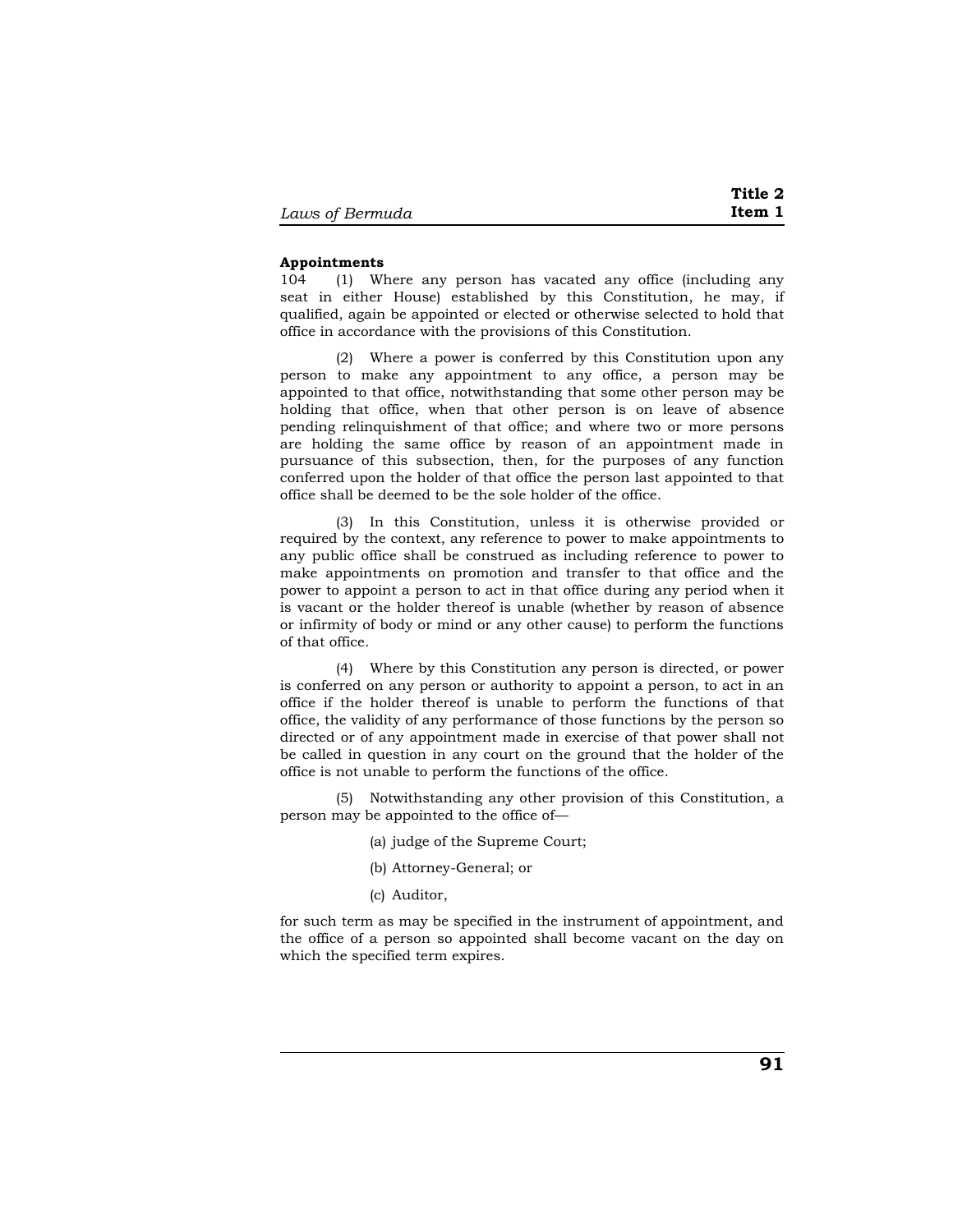**Appointments**

104 (1) Where any person has vacated any office (including any seat in either House) established by this Constitution, he may, if qualified, again be appointed or elected or otherwise selected to hold that office in accordance with the provisions of this Constitution.

(2) Where a power is conferred by this Constitution upon any person to make any appointment to any office, a person may be appointed to that office, notwithstanding that some other person may be holding that office, when that other person is on leave of absence pending relinquishment of that office; and where two or more persons are holding the same office by reason of an appointment made in pursuance of this subsection, then, for the purposes of any function conferred upon the holder of that office the person last appointed to that office shall be deemed to be the sole holder of the office.

(3) In this Constitution, unless it is otherwise provided or required by the context, any reference to power to make appointments to any public office shall be construed as including reference to power to make appointments on promotion and transfer to that office and the power to appoint a person to act in that office during any period when it is vacant or the holder thereof is unable (whether by reason of absence or infirmity of body or mind or any other cause) to perform the functions of that office.

(4) Where by this Constitution any person is directed, or power is conferred on any person or authority to appoint a person, to act in an office if the holder thereof is unable to perform the functions of that office, the validity of any performance of those functions by the person so directed or of any appointment made in exercise of that power shall not be called in question in any court on the ground that the holder of the office is not unable to perform the functions of the office.

(5) Notwithstanding any other provision of this Constitution, a person may be appointed to the office of—

(a) judge of the Supreme Court;

(b) Attorney-General; or

(c) Auditor,

for such term as may be specified in the instrument of appointment, and the office of a person so appointed shall become vacant on the day on which the specified term expires.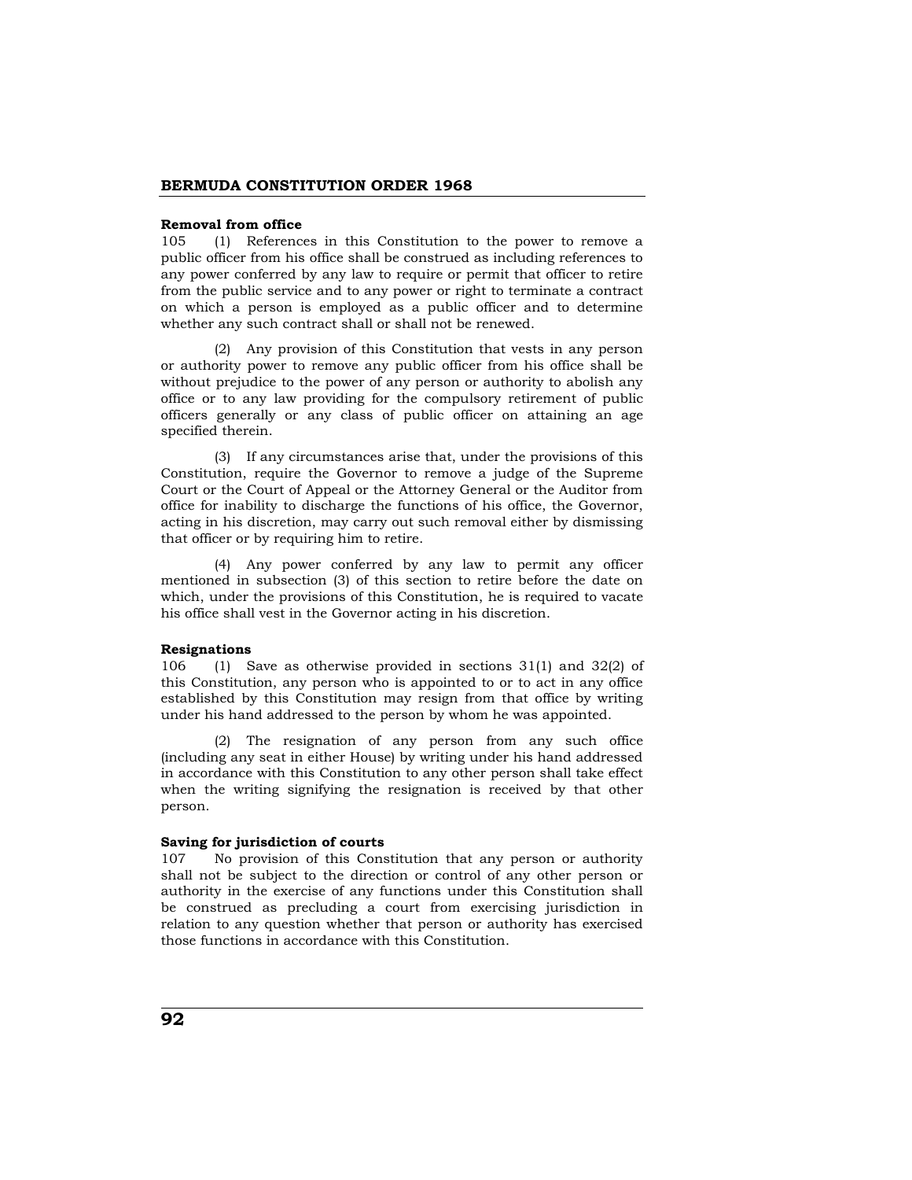### Removal from office

105 (1) References in this Constitution to the power to remove a public officer from his office shall be construed as including references to any power conferred by any law to require or permit that officer to retire from the public service and to any power or right to terminate a contract on which a person is employed as a public officer and to determine whether any such contract shall or shall not be renewed.

(2) Any provision of this Constitution that vests in any person or authority power to remove any public officer from his office shall be without prejudice to the power of any person or authority to abolish any office or to any law providing for the compulsory retirement of public officers generally or any class of public officer on attaining an age specified therein.

(3) If any circumstances arise that, under the provisions of this Constitution, require the Governor to remove a judge of the Supreme Court or the Court of Appeal or the Attorney General or the Auditor from office for inability to discharge the functions of his office, the Governor, acting in his discretion, may carry out such removal either by dismissing that officer or by requiring him to retire.

(4) Any power conferred by any law to permit any officer mentioned in subsection (3) of this section to retire before the date on which, under the provisions of this Constitution, he is required to vacate his office shall vest in the Governor acting in his discretion.

### Resignations

106 (1) Save as otherwise provided in sections 31(1) and 32(2) of this Constitution, any person who is appointed to or to act in any office established by this Constitution may resign from that office by writing under his hand addressed to the person by whom he was appointed.

(2) The resignation of any person from any such office (including any seat in either House) by writing under his hand addressed in accordance with this Constitution to any other person shall take effect when the writing signifying the resignation is received by that other person.

### Saving for jurisdiction of courts

107 No provision of this Constitution that any person or authority shall not be subject to the direction or control of any other person or authority in the exercise of any functions under this Constitution shall be construed as precluding a court from exercising jurisdiction in relation to any question whether that person or authority has exercised those functions in accordance with this Constitution.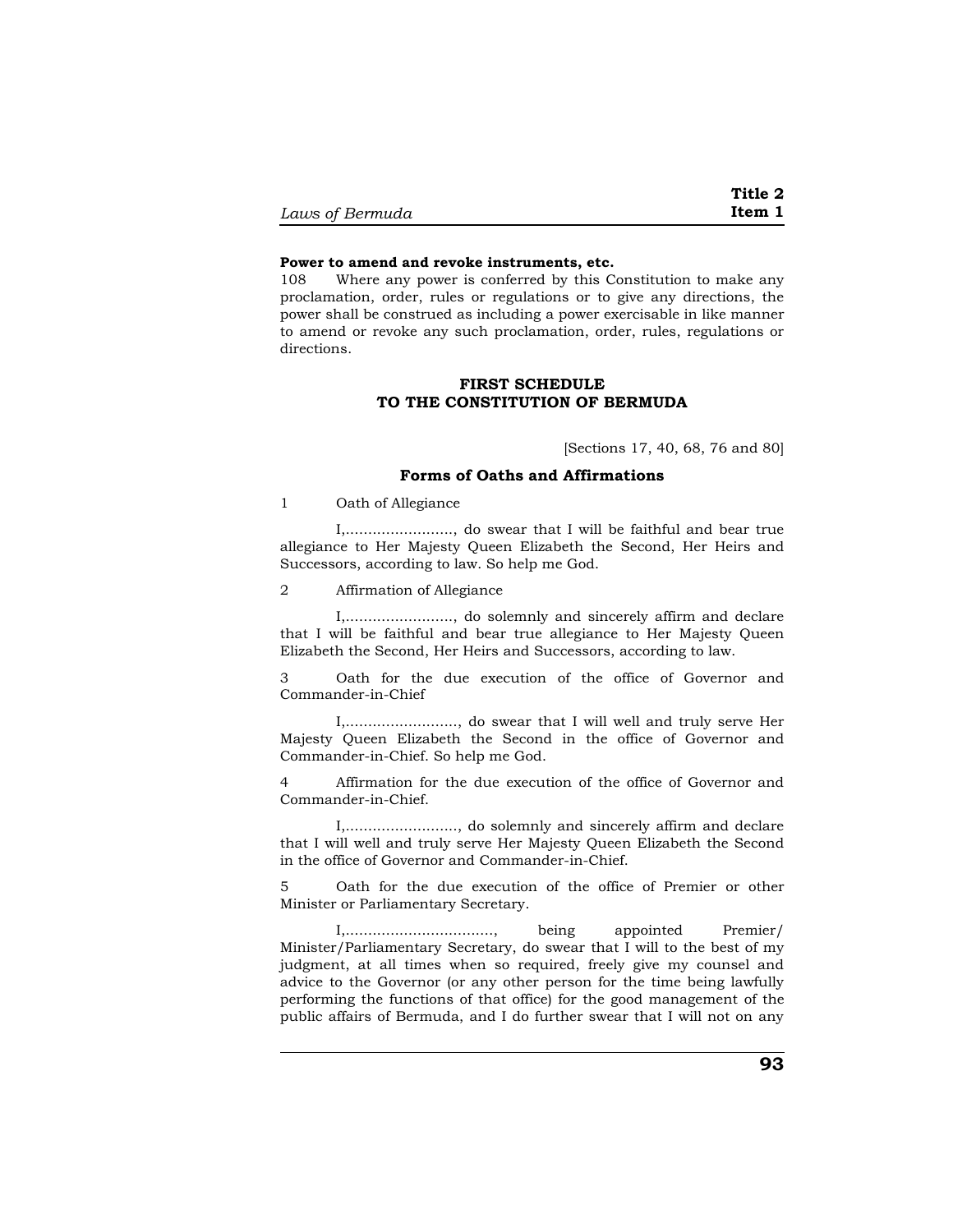**Power to amend and revoke instruments, etc.**

108 Where any power is conferred by this Constitution to make any proclamation, order, rules or regulations or to give any directions, the power shall be construed as including a power exercisable in like manner to amend or revoke any such proclamation, order, rules, regulations or directions.

## FIRST SCHEDULE
## TO THE CONSTITUTION OF BERMUDA

[Sections 17, 40, 68, 76 and 80]

### Forms of Oaths and Affirmations

1 Oath of Allegiance

I,........................, do swear that I will be faithful and bear true allegiance to Her Majesty Queen Elizabeth the Second, Her Heirs and Successors, according to law. So help me God.

2 Affirmation of Allegiance

I,........................, do solemnly and sincerely affirm and declare that I will be faithful and bear true allegiance to Her Majesty Queen Elizabeth the Second, Her Heirs and Successors, according to law.

3 Oath for the due execution of the office of Governor and Commander-in-Chief

I,........................, do swear that I will well and truly serve Her Majesty Queen Elizabeth the Second in the office of Governor and Commander-in-Chief. So help me God.

4 Affirmation for the due execution of the office of Governor and Commander-in-Chief.

I,........................, do solemnly and sincerely affirm and declare that I will well and truly serve Her Majesty Queen Elizabeth the Second in the office of Governor and Commander-in-Chief.

5 Oath for the due execution of the office of Premier or other Minister or Parliamentary Secretary.

I,................................, being appointed Premier/ Minister/Parliamentary Secretary, do swear that I will to the best of my judgment, at all times when so required, freely give my counsel and advice to the Governor (or any other person for the time being lawfully performing the functions of that office) for the good management of the public affairs of Bermuda, and I do further swear that I will not on any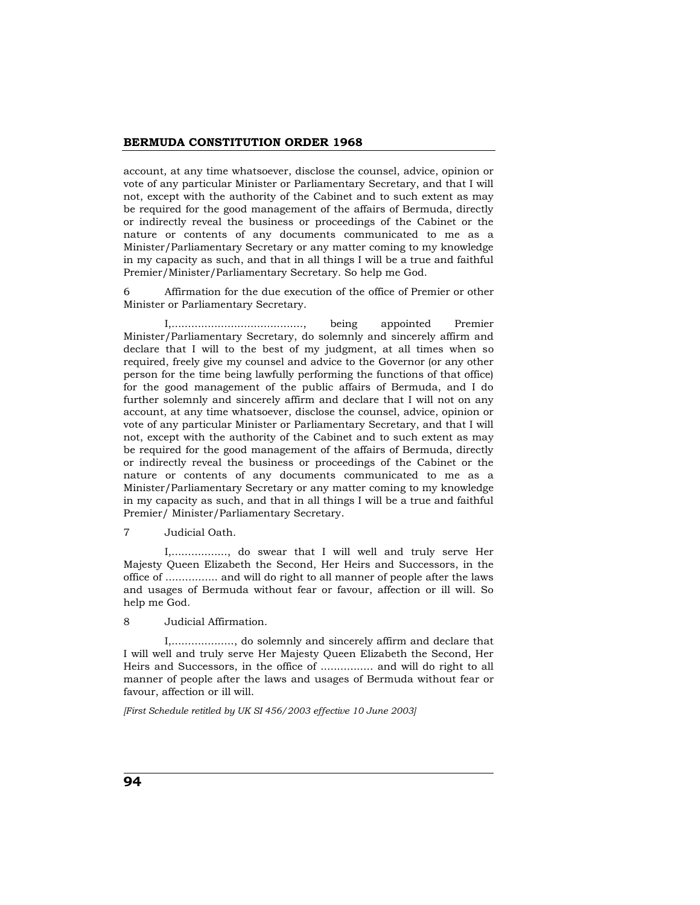account, at any time whatsoever, disclose the counsel, advice, opinion or vote of any particular Minister or Parliamentary Secretary, and that I will not, except with the authority of the Cabinet and to such extent as may be required for the good management of the affairs of Bermuda, directly or indirectly reveal the business or proceedings of the Cabinet or the nature or contents of any documents communicated to me as a Minister/Parliamentary Secretary or any matter coming to my knowledge in my capacity as such, and that in all things I will be a true and faithful Premier/Minister/Parliamentary Secretary. So help me God.

6 Affirmation for the due execution of the office of Premier or other Minister or Parliamentary Secretary.

I,........................................, being appointed Premier Minister/Parliamentary Secretary, do solemnly and sincerely affirm and declare that I will to the best of my judgment, at all times when so required, freely give my counsel and advice to the Governor (or any other person for the time being lawfully performing the functions of that office) for the good management of the public affairs of Bermuda, and I do further solemnly and sincerely affirm and declare that I will not on any account, at any time whatsoever, disclose the counsel, advice, opinion or vote of any particular Minister or Parliamentary Secretary, and that I will not, except with the authority of the Cabinet and to such extent as may be required for the good management of the affairs of Bermuda, directly or indirectly reveal the business or proceedings of the Cabinet or the nature or contents of any documents communicated to me as a Minister/Parliamentary Secretary or any matter coming to my knowledge in my capacity as such, and that in all things I will be a true and faithful Premier/ Minister/Parliamentary Secretary.

7 Judicial Oath.

I,................., do swear that I will well and truly serve Her Majesty Queen Elizabeth the Second, Her Heirs and Successors, in the office of ................ and will do right to all manner of people after the laws and usages of Bermuda without fear or favour, affection or ill will. So help me God.

8 Judicial Affirmation.

I,..................., do solemnly and sincerely affirm and declare that I will well and truly serve Her Majesty Queen Elizabeth the Second, Her Heirs and Successors, in the office of ................ and will do right to all manner of people after the laws and usages of Bermuda without fear or favour, affection or ill will.

*[First Schedule retitled by UK SI 456/2003 effective 10 June 2003]*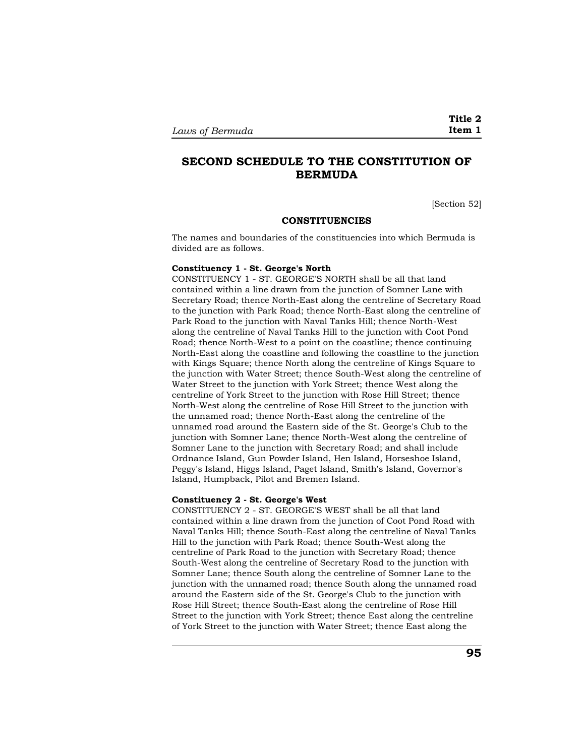# SECOND SCHEDULE TO THE CONSTITUTION OF BERMUDA

[Section 52]

### CONSTITUENCIES

The names and boundaries of the constituencies into which Bermuda is divided are as follows.

**Constituency 1 - St. George's North**

CONSTITUENCY 1 - ST. GEORGE'S NORTH shall be all that land contained within a line drawn from the junction of Somner Lane with Secretary Road; thence North-East along the centreline of Secretary Road to the junction with Park Road; thence North-East along the centreline of Park Road to the junction with Naval Tanks Hill; thence North-West along the centreline of Naval Tanks Hill to the junction with Coot Pond Road; thence North-West to a point on the coastline; thence continuing North-East along the coastline and following the coastline to the junction with Kings Square; thence North along the centreline of Kings Square to the junction with Water Street; thence South-West along the centreline of Water Street to the junction with York Street; thence West along the centreline of York Street to the junction with Rose Hill Street; thence North-West along the centreline of Rose Hill Street to the junction with the unnamed road; thence North-East along the centreline of the unnamed road around the Eastern side of the St. George's Club to the junction with Somner Lane; thence North-West along the centreline of Somner Lane to the junction with Secretary Road; and shall include Ordnance Island, Gun Powder Island, Hen Island, Horseshoe Island, Peggy's Island, Higgs Island, Paget Island, Smith's Island, Governor's Island, Humpback, Pilot and Bremen Island.

**Constituency 2 - St. George's West**

CONSTITUENCY 2 - ST. GEORGE'S WEST shall be all that land contained within a line drawn from the junction of Coot Pond Road with Naval Tanks Hill; thence South-East along the centreline of Naval Tanks Hill to the junction with Park Road; thence South-West along the centreline of Park Road to the junction with Secretary Road; thence South-West along the centreline of Secretary Road to the junction with Somner Lane; thence South along the centreline of Somner Lane to the junction with the unnamed road; thence South along the unnamed road around the Eastern side of the St. George's Club to the junction with Rose Hill Street; thence South-East along the centreline of Rose Hill Street to the junction with York Street; thence East along the centreline of York Street to the junction with Water Street; thence East along the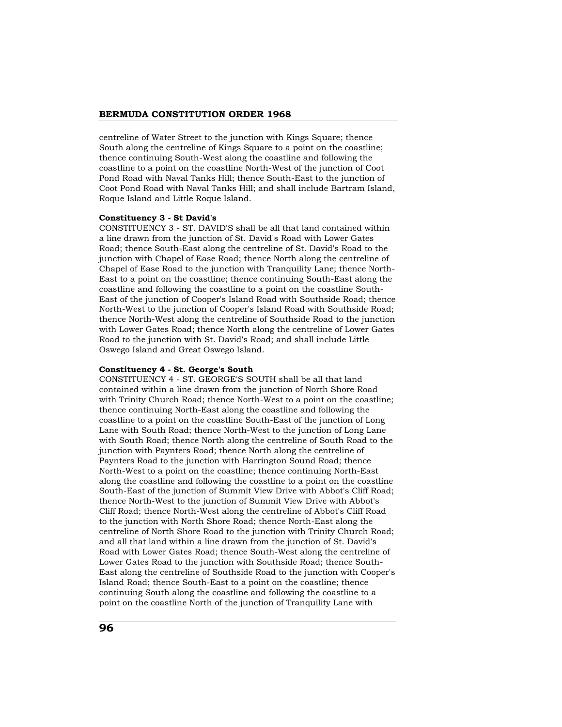centreline of Water Street to the junction with Kings Square; thence South along the centreline of Kings Square to a point on the coastline; thence continuing South-West along the coastline and following the coastline to a point on the coastline North-West of the junction of Coot Pond Road with Naval Tanks Hill; thence South-East to the junction of Coot Pond Road with Naval Tanks Hill; and shall include Bartram Island, Roque Island and Little Roque Island.

**Constituency 3 - St David's**

CONSTITUENCY 3 - ST. DAVID'S shall be all that land contained within a line drawn from the junction of St. David's Road with Lower Gates Road; thence South-East along the centreline of St. David's Road to the junction with Chapel of Ease Road; thence North along the centreline of Chapel of Ease Road to the junction with Tranquility Lane; thence North-East to a point on the coastline; thence continuing South-East along the coastline and following the coastline to a point on the coastline South-East of the junction of Cooper's Island Road with Southside Road; thence North-West to the junction of Cooper's Island Road with Southside Road; thence North-West along the centreline of Southside Road to the junction with Lower Gates Road; thence North along the centreline of Lower Gates Road to the junction with St. David's Road; and shall include Little Oswego Island and Great Oswego Island.

**Constituency 4 - St. George's South**

CONSTITUENCY 4 - ST. GEORGE'S SOUTH shall be all that land contained within a line drawn from the junction of North Shore Road with Trinity Church Road; thence North-West to a point on the coastline; thence continuing North-East along the coastline and following the coastline to a point on the coastline South-East of the junction of Long Lane with South Road; thence North-West to the junction of Long Lane with South Road; thence North along the centreline of South Road to the junction with Paynters Road; thence North along the centreline of Paynters Road to the junction with Harrington Sound Road; thence North-West to a point on the coastline; thence continuing North-East along the coastline and following the coastline to a point on the coastline South-East of the junction of Summit View Drive with Abbot's Cliff Road; thence North-West to the junction of Summit View Drive with Abbot's Cliff Road; thence North-West along the centreline of Abbot's Cliff Road to the junction with North Shore Road; thence North-East along the centreline of North Shore Road to the junction with Trinity Church Road; and all that land within a line drawn from the junction of St. David's Road with Lower Gates Road; thence South-West along the centreline of Lower Gates Road to the junction with Southside Road; thence South-East along the centreline of Southside Road to the junction with Cooper's Island Road; thence South-East to a point on the coastline; thence continuing South along the coastline and following the coastline to a point on the coastline North of the junction of Tranquility Lane with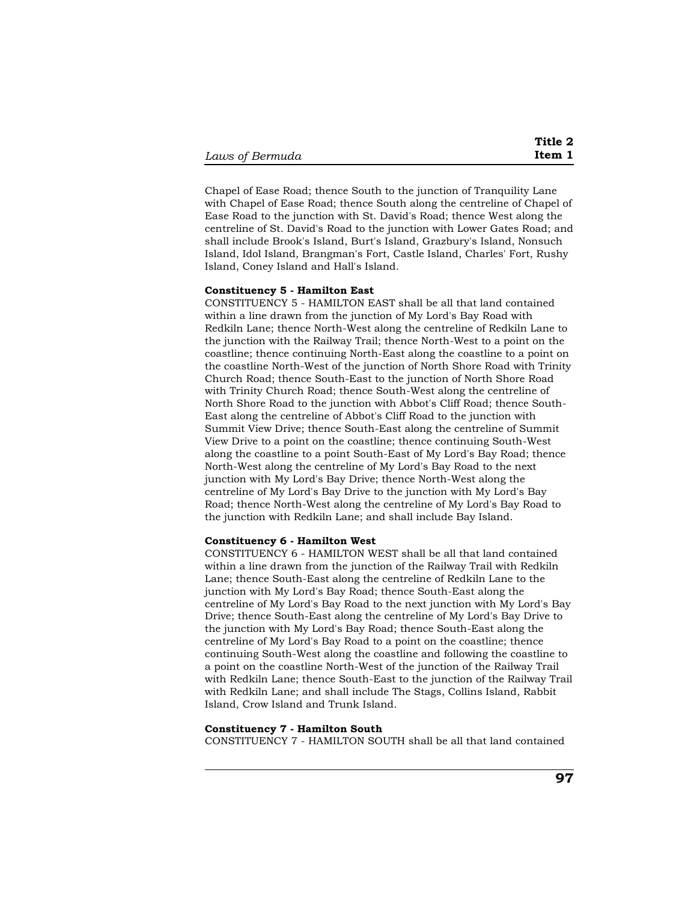Chapel of Ease Road; thence South to the junction of Tranquility Lane with Chapel of Ease Road; thence South along the centreline of Chapel of Ease Road to the junction with St. David's Road; thence West along the centreline of St. David's Road to the junction with Lower Gates Road; and shall include Brook's Island, Burt's Island, Grazbury's Island, Nonsuch Island, Idol Island, Brangman's Fort, Castle Island, Charles' Fort, Rushy Island, Coney Island and Hall's Island.

**Constituency 5 - Hamilton East**

CONSTITUENCY 5 - HAMILTON EAST shall be all that land contained within a line drawn from the junction of My Lord's Bay Road with Redkiln Lane; thence North-West along the centreline of Redkiln Lane to the junction with the Railway Trail; thence North-West to a point on the coastline; thence continuing North-East along the coastline to a point on the coastline North-West of the junction of North Shore Road with Trinity Church Road; thence South-East to the junction of North Shore Road with Trinity Church Road; thence South-West along the centreline of North Shore Road to the junction with Abbot's Cliff Road; thence South-East along the centreline of Abbot's Cliff Road to the junction with Summit View Drive; thence South-East along the centreline of Summit View Drive to a point on the coastline; thence continuing South-West along the coastline to a point South-East of My Lord's Bay Road; thence North-West along the centreline of My Lord's Bay Road to the next junction with My Lord's Bay Drive; thence North-West along the centreline of My Lord's Bay Drive to the junction with My Lord's Bay Road; thence North-West along the centreline of My Lord's Bay Road to the junction with Redkiln Lane; and shall include Bay Island.

**Constituency 6 - Hamilton West**

CONSTITUENCY 6 - HAMILTON WEST shall be all that land contained within a line drawn from the junction of the Railway Trail with Redkiln Lane; thence South-East along the centreline of Redkiln Lane to the junction with My Lord's Bay Road; thence South-East along the centreline of My Lord's Bay Road to the next junction with My Lord's Bay Drive; thence South-East along the centreline of My Lord's Bay Drive to the junction with My Lord's Bay Road; thence South-East along the centreline of My Lord's Bay Road to a point on the coastline; thence continuing South-West along the coastline and following the coastline to a point on the coastline North-West of the junction of the Railway Trail with Redkiln Lane; thence South-East to the junction of the Railway Trail with Redkiln Lane; and shall include The Stags, Collins Island, Rabbit Island, Crow Island and Trunk Island.

**Constituency 7 - Hamilton South**

CONSTITUENCY 7 - HAMILTON SOUTH shall be all that land contained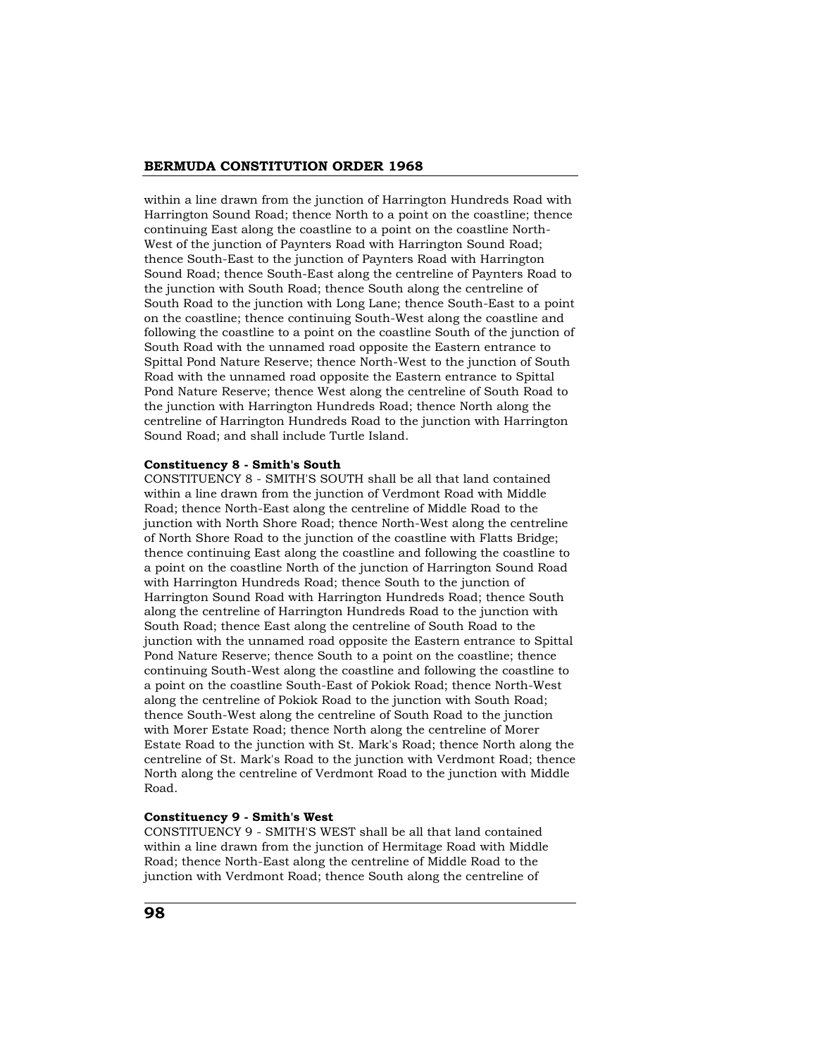within a line drawn from the junction of Harrington Hundreds Road with Harrington Sound Road; thence North to a point on the coastline; thence continuing East along the coastline to a point on the coastline North-West of the junction of Paynters Road with Harrington Sound Road; thence South-East to the junction of Paynters Road with Harrington Sound Road; thence South-East along the centreline of Paynters Road to the junction with South Road; thence South along the centreline of South Road to the junction with Long Lane; thence South-East to a point on the coastline; thence continuing South-West along the coastline and following the coastline to a point on the coastline South of the junction of South Road with the unnamed road opposite the Eastern entrance to Spittal Pond Nature Reserve; thence North-West to the junction of South Road with the unnamed road opposite the Eastern entrance to Spittal Pond Nature Reserve; thence West along the centreline of South Road to the junction with Harrington Hundreds Road; thence North along the centreline of Harrington Hundreds Road to the junction with Harrington Sound Road; and shall include Turtle Island.

**Constituency 8 - Smith's South**

CONSTITUENCY 8 - SMITH'S SOUTH shall be all that land contained within a line drawn from the junction of Verdmont Road with Middle Road; thence North-East along the centreline of Middle Road to the junction with North Shore Road; thence North-West along the centreline of North Shore Road to the junction of the coastline with Flatts Bridge; thence continuing East along the coastline and following the coastline to a point on the coastline North of the junction of Harrington Sound Road with Harrington Hundreds Road; thence South to the junction of Harrington Sound Road with Harrington Hundreds Road; thence South along the centreline of Harrington Hundreds Road to the junction with South Road; thence East along the centreline of South Road to the junction with the unnamed road opposite the Eastern entrance to Spittal Pond Nature Reserve; thence South to a point on the coastline; thence continuing South-West along the coastline and following the coastline to a point on the coastline South-East of Pokiok Road; thence North-West along the centreline of Pokiok Road to the junction with South Road; thence South-West along the centreline of South Road to the junction with Morer Estate Road; thence North along the centreline of Morer Estate Road to the junction with St. Mark's Road; thence North along the centreline of St. Mark's Road to the junction with Verdmont Road; thence North along the centreline of Verdmont Road to the junction with Middle Road.

**Constituency 9 - Smith's West**

CONSTITUENCY 9 - SMITH'S WEST shall be all that land contained within a line drawn from the junction of Hermitage Road with Middle Road; thence North-East along the centreline of Middle Road to the junction with Verdmont Road; thence South along the centreline of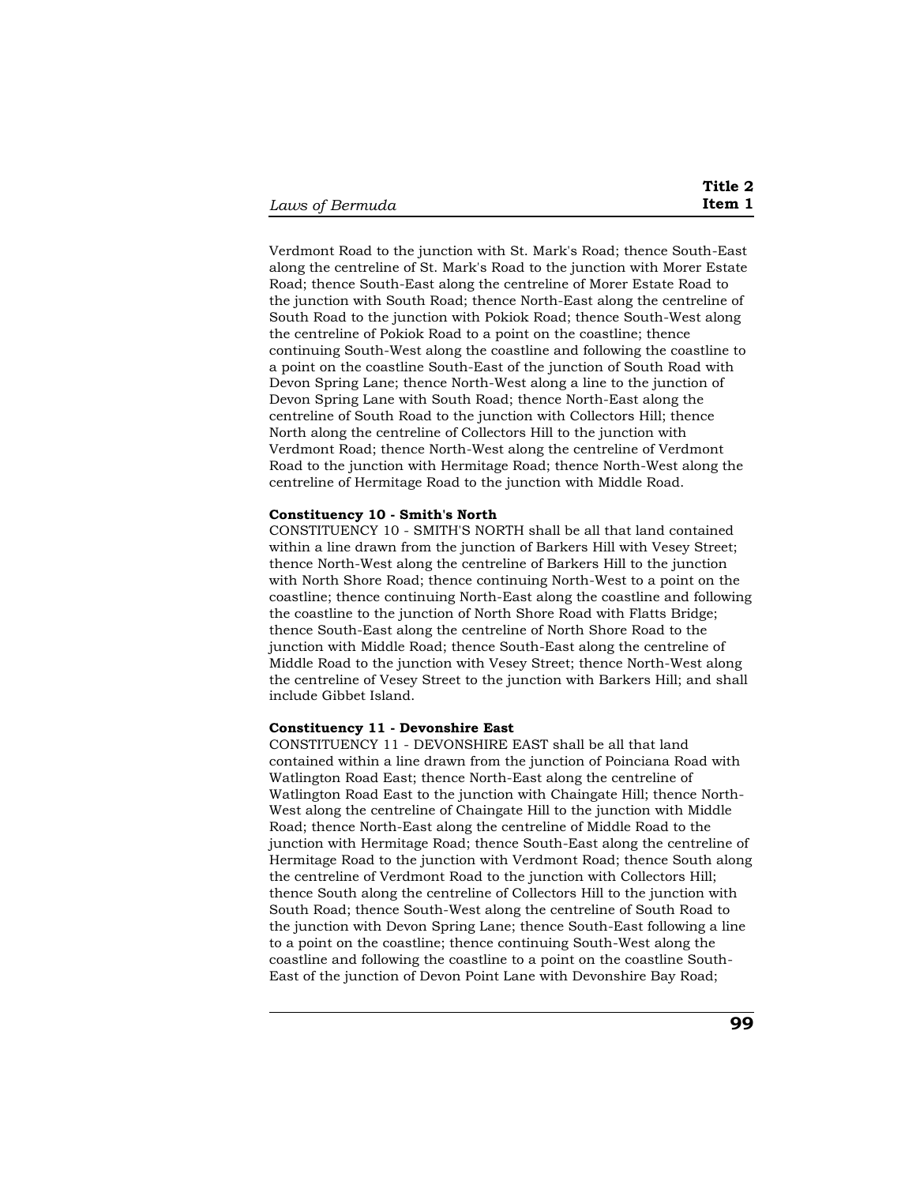Verdmont Road to the junction with St. Mark's Road; thence South-East along the centreline of St. Mark's Road to the junction with Morer Estate Road; thence South-East along the centreline of Morer Estate Road to the junction with South Road; thence North-East along the centreline of South Road to the junction with Pokiok Road; thence South-West along the centreline of Pokiok Road to a point on the coastline; thence continuing South-West along the coastline and following the coastline to a point on the coastline South-East of the junction of South Road with Devon Spring Lane; thence North-West along a line to the junction of Devon Spring Lane with South Road; thence North-East along the centreline of South Road to the junction with Collectors Hill; thence North along the centreline of Collectors Hill to the junction with Verdmont Road; thence North-West along the centreline of Verdmont Road to the junction with Hermitage Road; thence North-West along the centreline of Hermitage Road to the junction with Middle Road.

**Constituency 10 - Smith's North**

CONSTITUENCY 10 - SMITH'S NORTH shall be all that land contained within a line drawn from the junction of Barkers Hill with Vesey Street; thence North-West along the centreline of Barkers Hill to the junction with North Shore Road; thence continuing North-West to a point on the coastline; thence continuing North-East along the coastline and following the coastline to the junction of North Shore Road with Flatts Bridge; thence South-East along the centreline of North Shore Road to the junction with Middle Road; thence South-East along the centreline of Middle Road to the junction with Vesey Street; thence North-West along the centreline of Vesey Street to the junction with Barkers Hill; and shall include Gibbet Island.

**Constituency 11 - Devonshire East**

CONSTITUENCY 11 - DEVONSHIRE EAST shall be all that land contained within a line drawn from the junction of Poinciana Road with Watlington Road East; thence North-East along the centreline of Watlington Road East to the junction with Chaingate Hill; thence North-West along the centreline of Chaingate Hill to the junction with Middle Road; thence North-East along the centreline of Middle Road to the junction with Hermitage Road; thence South-East along the centreline of Hermitage Road to the junction with Verdmont Road; thence South along the centreline of Verdmont Road to the junction with Collectors Hill; thence South along the centreline of Collectors Hill to the junction with South Road; thence South-West along the centreline of South Road to the junction with Devon Spring Lane; thence South-East following a line to a point on the coastline; thence continuing South-West along the coastline and following the coastline to a point on the coastline South-East of the junction of Devon Point Lane with Devonshire Bay Road;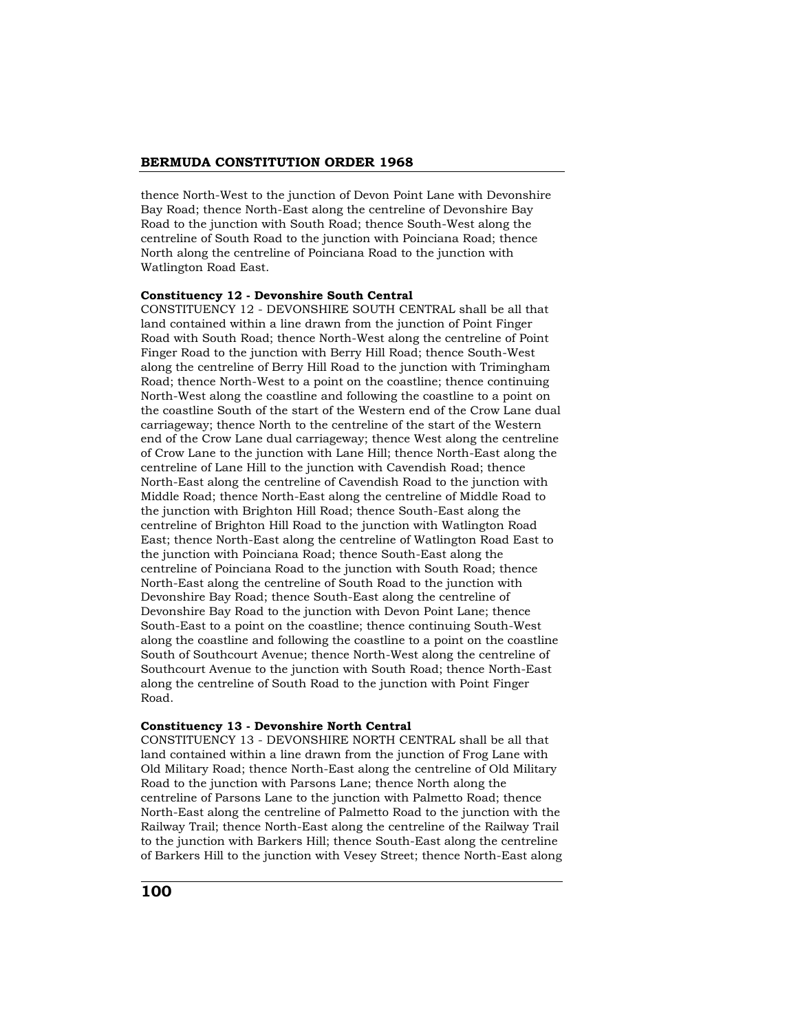thence North-West to the junction of Devon Point Lane with Devonshire Bay Road; thence North-East along the centreline of Devonshire Bay Road to the junction with South Road; thence South-West along the centreline of South Road to the junction with Poinciana Road; thence North along the centreline of Poinciana Road to the junction with Watlington Road East.

**Constituency 12 - Devonshire South Central**

CONSTITUENCY 12 - DEVONSHIRE SOUTH CENTRAL shall be all that land contained within a line drawn from the junction of Point Finger Road with South Road; thence North-West along the centreline of Point Finger Road to the junction with Berry Hill Road; thence South-West along the centreline of Berry Hill Road to the junction with Trimingham Road; thence North-West to a point on the coastline; thence continuing North-West along the coastline and following the coastline to a point on the coastline South of the start of the Western end of the Crow Lane dual carriageway; thence North to the centreline of the start of the Western end of the Crow Lane dual carriageway; thence West along the centreline of Crow Lane to the junction with Lane Hill; thence North-East along the centreline of Lane Hill to the junction with Cavendish Road; thence North-East along the centreline of Cavendish Road to the junction with Middle Road; thence North-East along the centreline of Middle Road to the junction with Brighton Hill Road; thence South-East along the centreline of Brighton Hill Road to the junction with Watlington Road East; thence North-East along the centreline of Watlington Road East to the junction with Poinciana Road; thence South-East along the centreline of Poinciana Road to the junction with South Road; thence North-East along the centreline of South Road to the junction with Devonshire Bay Road; thence South-East along the centreline of Devonshire Bay Road to the junction with Devon Point Lane; thence South-East to a point on the coastline; thence continuing South-West along the coastline and following the coastline to a point on the coastline South of Southcourt Avenue; thence North-West along the centreline of Southcourt Avenue to the junction with South Road; thence North-East along the centreline of South Road to the junction with Point Finger Road.

**Constituency 13 - Devonshire North Central**

CONSTITUENCY 13 - DEVONSHIRE NORTH CENTRAL shall be all that land contained within a line drawn from the junction of Frog Lane with Old Military Road; thence North-East along the centreline of Old Military Road to the junction with Parsons Lane; thence North along the centreline of Parsons Lane to the junction with Palmetto Road; thence North-East along the centreline of Palmetto Road to the junction with the Railway Trail; thence North-East along the centreline of the Railway Trail to the junction with Barkers Hill; thence South-East along the centreline of Barkers Hill to the junction with Vesey Street; thence North-East along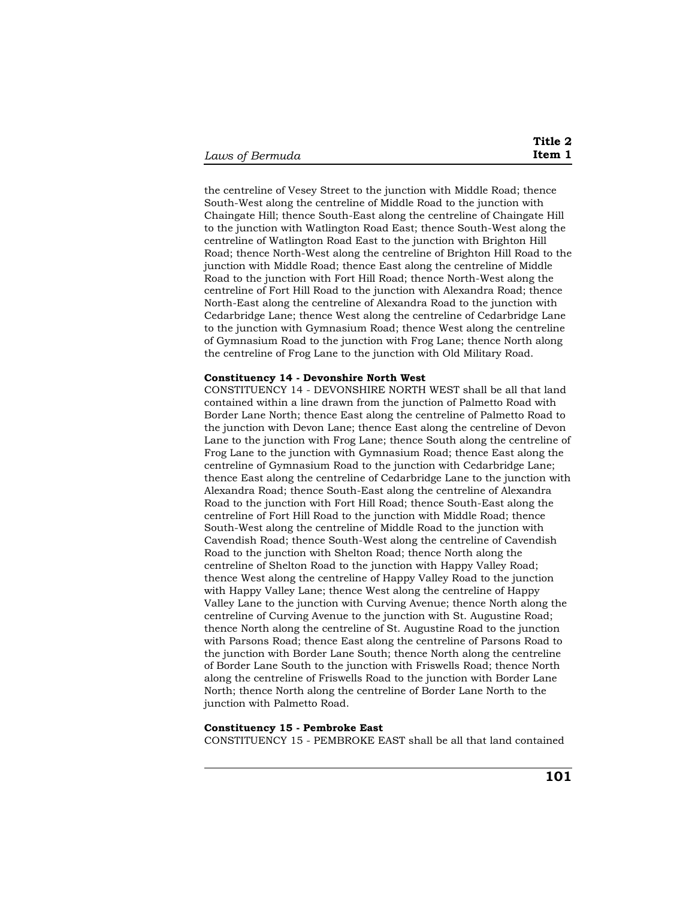the centreline of Vesey Street to the junction with Middle Road; thence South-West along the centreline of Middle Road to the junction with Chaingate Hill; thence South-East along the centreline of Chaingate Hill to the junction with Watlington Road East; thence South-West along the centreline of Watlington Road East to the junction with Brighton Hill Road; thence North-West along the centreline of Brighton Hill Road to the junction with Middle Road; thence East along the centreline of Middle Road to the junction with Fort Hill Road; thence North-West along the centreline of Fort Hill Road to the junction with Alexandra Road; thence North-East along the centreline of Alexandra Road to the junction with Cedarbridge Lane; thence West along the centreline of Cedarbridge Lane to the junction with Gymnasium Road; thence West along the centreline of Gymnasium Road to the junction with Frog Lane; thence North along the centreline of Frog Lane to the junction with Old Military Road.

**Constituency 14 - Devonshire North West**

CONSTITUENCY 14 - DEVONSHIRE NORTH WEST shall be all that land contained within a line drawn from the junction of Palmetto Road with Border Lane North; thence East along the centreline of Palmetto Road to the junction with Devon Lane; thence East along the centreline of Devon Lane to the junction with Frog Lane; thence South along the centreline of Frog Lane to the junction with Gymnasium Road; thence East along the centreline of Gymnasium Road to the junction with Cedarbridge Lane; thence East along the centreline of Cedarbridge Lane to the junction with Alexandra Road; thence South-East along the centreline of Alexandra Road to the junction with Fort Hill Road; thence South-East along the centreline of Fort Hill Road to the junction with Middle Road; thence South-West along the centreline of Middle Road to the junction with Cavendish Road; thence South-West along the centreline of Cavendish Road to the junction with Shelton Road; thence North along the centreline of Shelton Road to the junction with Happy Valley Road; thence West along the centreline of Happy Valley Road to the junction with Happy Valley Lane; thence West along the centreline of Happy Valley Lane to the junction with Curving Avenue; thence North along the centreline of Curving Avenue to the junction with St. Augustine Road; thence North along the centreline of St. Augustine Road to the junction with Parsons Road; thence East along the centreline of Parsons Road to the junction with Border Lane South; thence North along the centreline of Border Lane South to the junction with Friswells Road; thence North along the centreline of Friswells Road to the junction with Border Lane North; thence North along the centreline of Border Lane North to the junction with Palmetto Road.

**Constituency 15 - Pembroke East**

CONSTITUENCY 15 - PEMBROKE EAST shall be all that land contained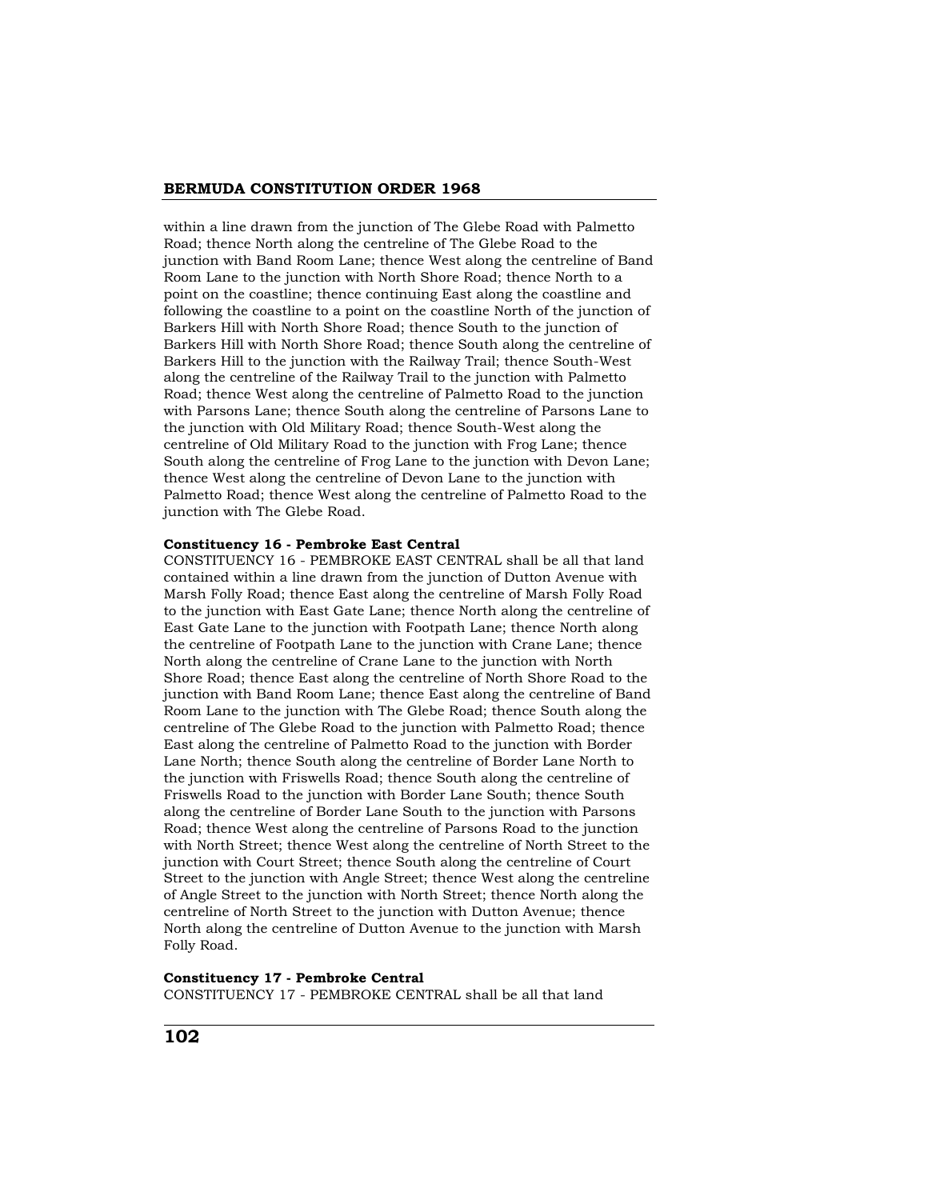within a line drawn from the junction of The Glebe Road with Palmetto Road; thence North along the centreline of The Glebe Road to the junction with Band Room Lane; thence West along the centreline of Band Room Lane to the junction with North Shore Road; thence North to a point on the coastline; thence continuing East along the coastline and following the coastline to a point on the coastline North of the junction of Barkers Hill with North Shore Road; thence South to the junction of Barkers Hill with North Shore Road; thence South along the centreline of Barkers Hill to the junction with the Railway Trail; thence South-West along the centreline of the Railway Trail to the junction with Palmetto Road; thence West along the centreline of Palmetto Road to the junction with Parsons Lane; thence South along the centreline of Parsons Lane to the junction with Old Military Road; thence South-West along the centreline of Old Military Road to the junction with Frog Lane; thence South along the centreline of Frog Lane to the junction with Devon Lane; thence West along the centreline of Devon Lane to the junction with Palmetto Road; thence West along the centreline of Palmetto Road to the junction with The Glebe Road.

**Constituency 16 - Pembroke East Central**

CONSTITUENCY 16 - PEMBROKE EAST CENTRAL shall be all that land contained within a line drawn from the junction of Dutton Avenue with Marsh Folly Road; thence East along the centreline of Marsh Folly Road to the junction with East Gate Lane; thence North along the centreline of East Gate Lane to the junction with Footpath Lane; thence North along the centreline of Footpath Lane to the junction with Crane Lane; thence North along the centreline of Crane Lane to the junction with North Shore Road; thence East along the centreline of North Shore Road to the junction with Band Room Lane; thence East along the centreline of Band Room Lane to the junction with The Glebe Road; thence South along the centreline of The Glebe Road to the junction with Palmetto Road; thence East along the centreline of Palmetto Road to the junction with Border Lane North; thence South along the centreline of Border Lane North to the junction with Friswells Road; thence South along the centreline of Friswells Road to the junction with Border Lane South; thence South along the centreline of Border Lane South to the junction with Parsons Road; thence West along the centreline of Parsons Road to the junction with North Street; thence West along the centreline of North Street to the junction with Court Street; thence South along the centreline of Court Street to the junction with Angle Street; thence West along the centreline of Angle Street to the junction with North Street; thence North along the centreline of North Street to the junction with Dutton Avenue; thence North along the centreline of Dutton Avenue to the junction with Marsh Folly Road.

**Constituency 17 - Pembroke Central**

CONSTITUENCY 17 - PEMBROKE CENTRAL shall be all that land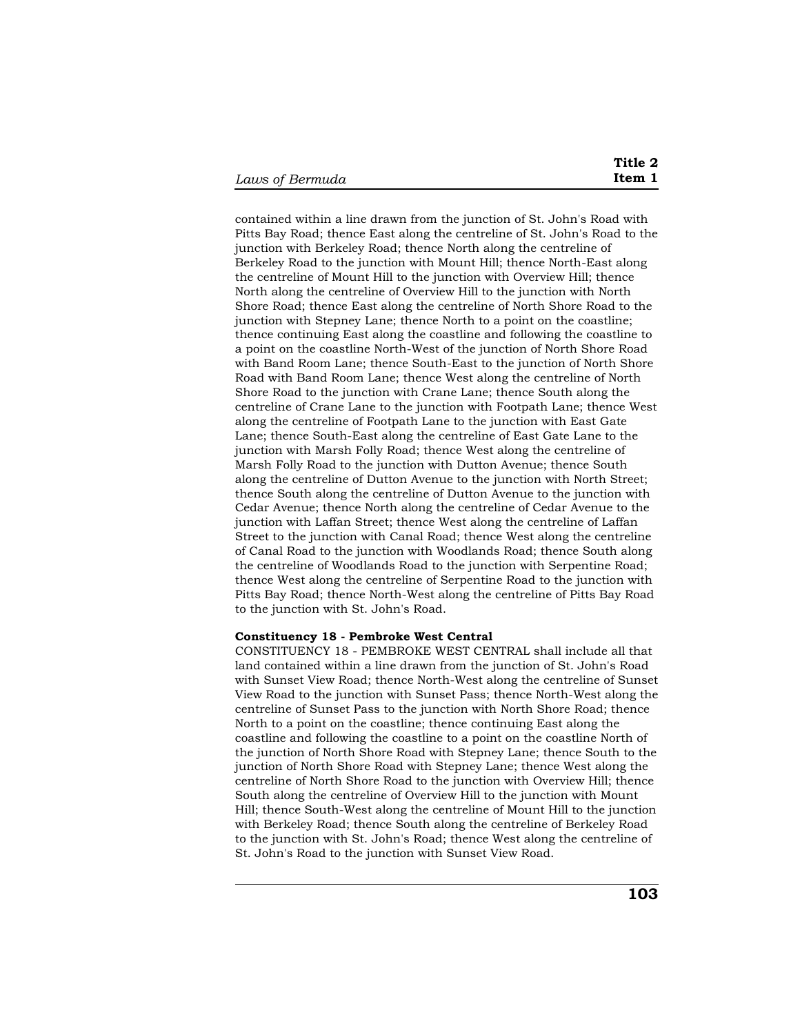contained within a line drawn from the junction of St. John's Road with Pitts Bay Road; thence East along the centreline of St. John's Road to the junction with Berkeley Road; thence North along the centreline of Berkeley Road to the junction with Mount Hill; thence North-East along the centreline of Mount Hill to the junction with Overview Hill; thence North along the centreline of Overview Hill to the junction with North Shore Road; thence East along the centreline of North Shore Road to the junction with Stepney Lane; thence North to a point on the coastline; thence continuing East along the coastline and following the coastline to a point on the coastline North-West of the junction of North Shore Road with Band Room Lane; thence South-East to the junction of North Shore Road with Band Room Lane; thence West along the centreline of North Shore Road to the junction with Crane Lane; thence South along the centreline of Crane Lane to the junction with Footpath Lane; thence West along the centreline of Footpath Lane to the junction with East Gate Lane; thence South-East along the centreline of East Gate Lane to the junction with Marsh Folly Road; thence West along the centreline of Marsh Folly Road to the junction with Dutton Avenue; thence South along the centreline of Dutton Avenue to the junction with North Street; thence South along the centreline of Dutton Avenue to the junction with Cedar Avenue; thence North along the centreline of Cedar Avenue to the junction with Laffan Street; thence West along the centreline of Laffan Street to the junction with Canal Road; thence West along the centreline of Canal Road to the junction with Woodlands Road; thence South along the centreline of Woodlands Road to the junction with Serpentine Road; thence West along the centreline of Serpentine Road to the junction with Pitts Bay Road; thence North-West along the centreline of Pitts Bay Road to the junction with St. John's Road.

**Constituency 18 - Pembroke West Central**

CONSTITUENCY 18 - PEMBROKE WEST CENTRAL shall include all that land contained within a line drawn from the junction of St. John's Road with Sunset View Road; thence North-West along the centreline of Sunset View Road to the junction with Sunset Pass; thence North-West along the centreline of Sunset Pass to the junction with North Shore Road; thence North to a point on the coastline; thence continuing East along the coastline and following the coastline to a point on the coastline North of the junction of North Shore Road with Stepney Lane; thence South to the junction of North Shore Road with Stepney Lane; thence West along the centreline of North Shore Road to the junction with Overview Hill; thence South along the centreline of Overview Hill to the junction with Mount Hill; thence South-West along the centreline of Mount Hill to the junction with Berkeley Road; thence South along the centreline of Berkeley Road to the junction with St. John's Road; thence West along the centreline of St. John's Road to the junction with Sunset View Road.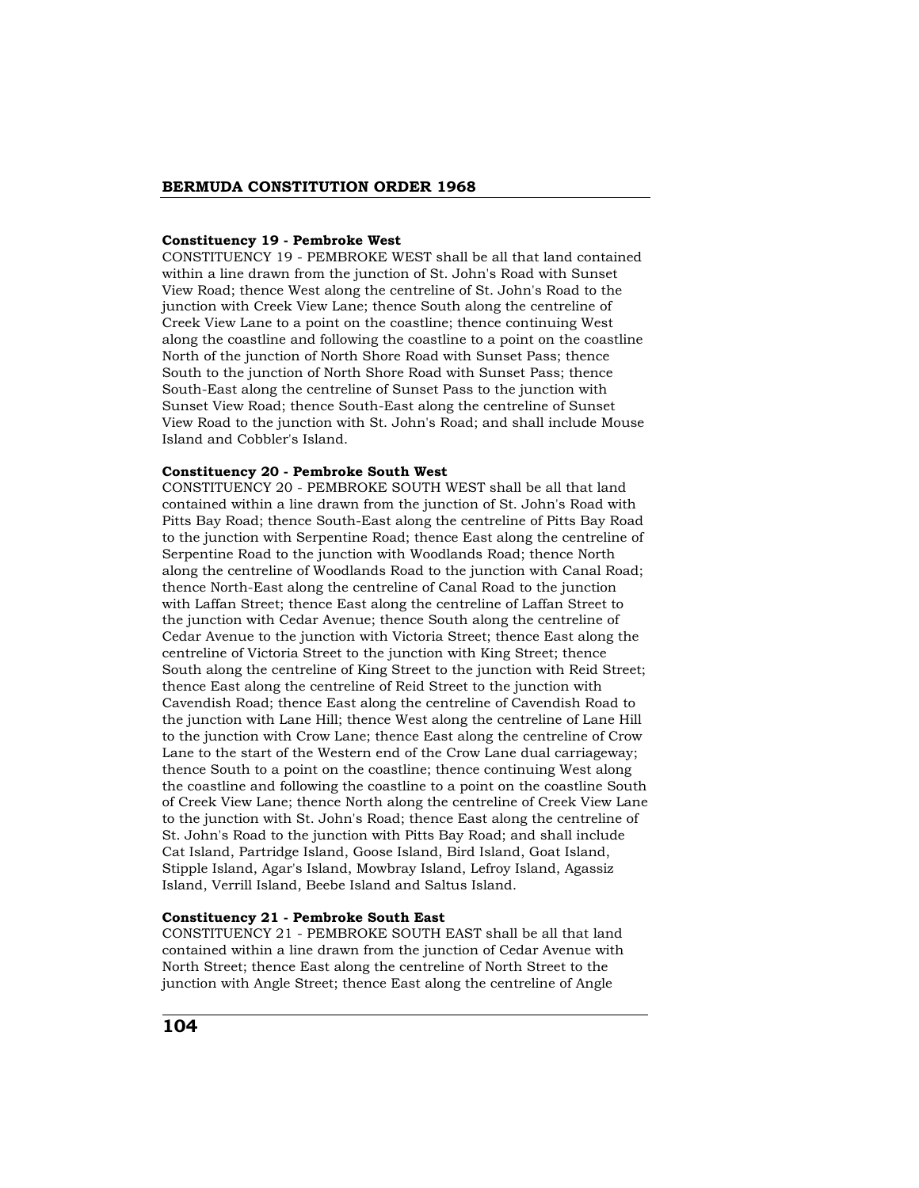### Constituency 19 - Pembroke West

CONSTITUENCY 19 - PEMBROKE WEST shall be all that land contained within a line drawn from the junction of St. John's Road with Sunset View Road; thence West along the centreline of St. John's Road to the junction with Creek View Lane; thence South along the centreline of Creek View Lane to a point on the coastline; thence continuing West along the coastline and following the coastline to a point on the coastline North of the junction of North Shore Road with Sunset Pass; thence South to the junction of North Shore Road with Sunset Pass; thence South-East along the centreline of Sunset Pass to the junction with Sunset View Road; thence South-East along the centreline of Sunset View Road to the junction with St. John's Road; and shall include Mouse Island and Cobbler's Island.

### Constituency 20 - Pembroke South West

CONSTITUENCY 20 - PEMBROKE SOUTH WEST shall be all that land contained within a line drawn from the junction of St. John's Road with Pitts Bay Road; thence South-East along the centreline of Pitts Bay Road to the junction with Serpentine Road; thence East along the centreline of Serpentine Road to the junction with Woodlands Road; thence North along the centreline of Woodlands Road to the junction with Canal Road; thence North-East along the centreline of Canal Road to the junction with Laffan Street; thence East along the centreline of Laffan Street to the junction with Cedar Avenue; thence South along the centreline of Cedar Avenue to the junction with Victoria Street; thence East along the centreline of Victoria Street to the junction with King Street; thence South along the centreline of King Street to the junction with Reid Street; thence East along the centreline of Reid Street to the junction with Cavendish Road; thence East along the centreline of Cavendish Road to the junction with Lane Hill; thence West along the centreline of Lane Hill to the junction with Crow Lane; thence East along the centreline of Crow Lane to the start of the Western end of the Crow Lane dual carriageway; thence South to a point on the coastline; thence continuing West along the coastline and following the coastline to a point on the coastline South of Creek View Lane; thence North along the centreline of Creek View Lane to the junction with St. John's Road; thence East along the centreline of St. John's Road to the junction with Pitts Bay Road; and shall include Cat Island, Partridge Island, Goose Island, Bird Island, Goat Island, Stipple Island, Agar's Island, Mowbray Island, Lefroy Island, Agassiz Island, Verrill Island, Beebe Island and Saltus Island.

### Constituency 21 - Pembroke South East

CONSTITUENCY 21 - PEMBROKE SOUTH EAST shall be all that land contained within a line drawn from the junction of Cedar Avenue with North Street; thence East along the centreline of North Street to the junction with Angle Street; thence East along the centreline of Angle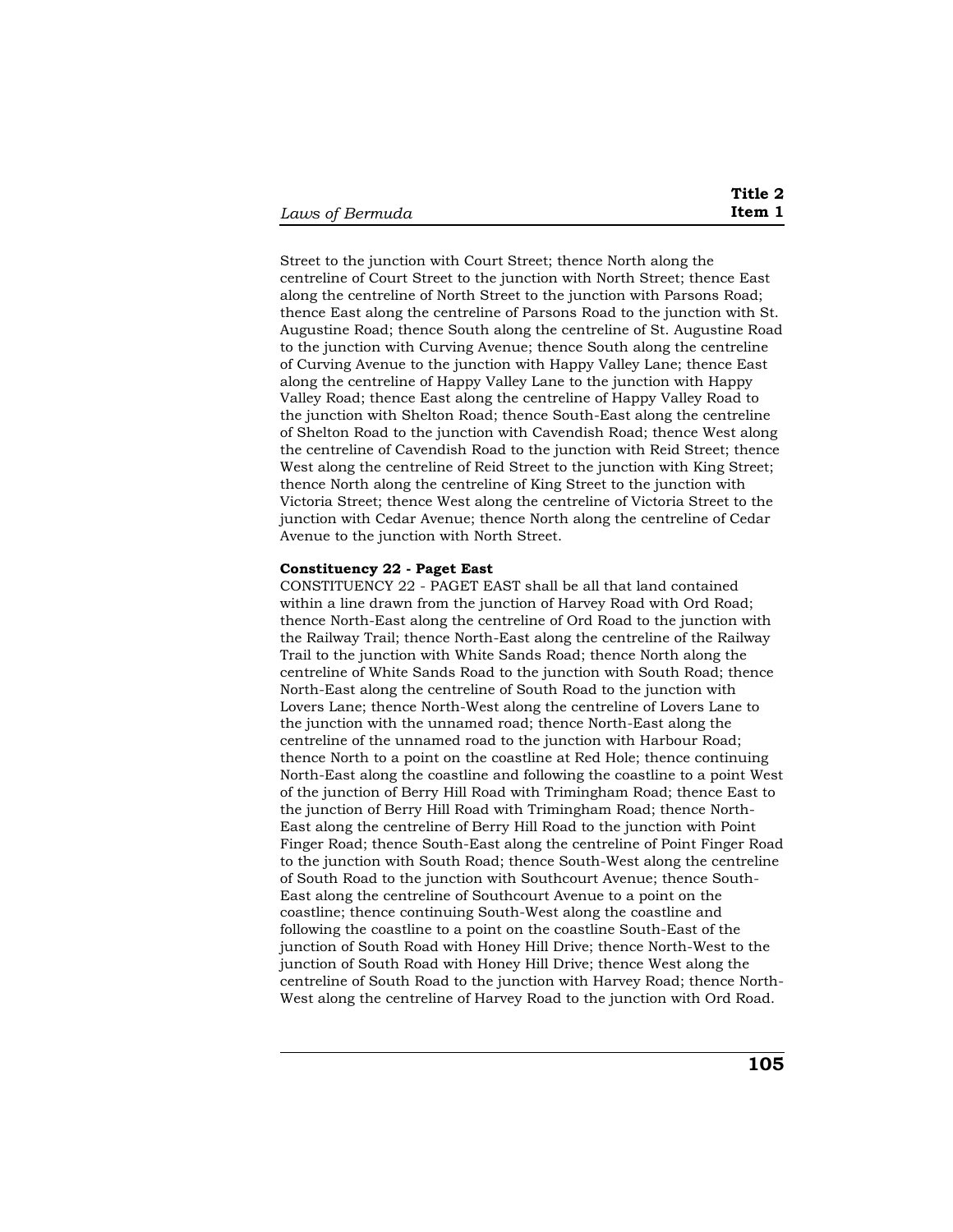Street to the junction with Court Street; thence North along the centreline of Court Street to the junction with North Street; thence East along the centreline of North Street to the junction with Parsons Road; thence East along the centreline of Parsons Road to the junction with St. Augustine Road; thence South along the centreline of St. Augustine Road to the junction with Curving Avenue; thence South along the centreline of Curving Avenue to the junction with Happy Valley Lane; thence East along the centreline of Happy Valley Lane to the junction with Happy Valley Road; thence East along the centreline of Happy Valley Road to the junction with Shelton Road; thence South-East along the centreline of Shelton Road to the junction with Cavendish Road; thence West along the centreline of Cavendish Road to the junction with Reid Street; thence West along the centreline of Reid Street to the junction with King Street; thence North along the centreline of King Street to the junction with Victoria Street; thence West along the centreline of Victoria Street to the junction with Cedar Avenue; thence North along the centreline of Cedar Avenue to the junction with North Street.

**Constituency 22 - Paget East**

CONSTITUENCY 22 - PAGET EAST shall be all that land contained within a line drawn from the junction of Harvey Road with Ord Road; thence North-East along the centreline of Ord Road to the junction with the Railway Trail; thence North-East along the centreline of the Railway Trail to the junction with White Sands Road; thence North along the centreline of White Sands Road to the junction with South Road; thence North-East along the centreline of South Road to the junction with Lovers Lane; thence North-West along the centreline of Lovers Lane to the junction with the unnamed road; thence North-East along the centreline of the unnamed road to the junction with Harbour Road; thence North to a point on the coastline at Red Hole; thence continuing North-East along the coastline and following the coastline to a point West of the junction of Berry Hill Road with Trimingham Road; thence East to the junction of Berry Hill Road with Trimingham Road; thence North-East along the centreline of Berry Hill Road to the junction with Point Finger Road; thence South-East along the centreline of Point Finger Road to the junction with South Road; thence South-West along the centreline of South Road to the junction with Southcourt Avenue; thence South-East along the centreline of Southcourt Avenue to a point on the coastline; thence continuing South-West along the coastline and following the coastline to a point on the coastline South-East of the junction of South Road with Honey Hill Drive; thence North-West to the junction of South Road with Honey Hill Drive; thence West along the centreline of South Road to the junction with Harvey Road; thence North-West along the centreline of Harvey Road to the junction with Ord Road.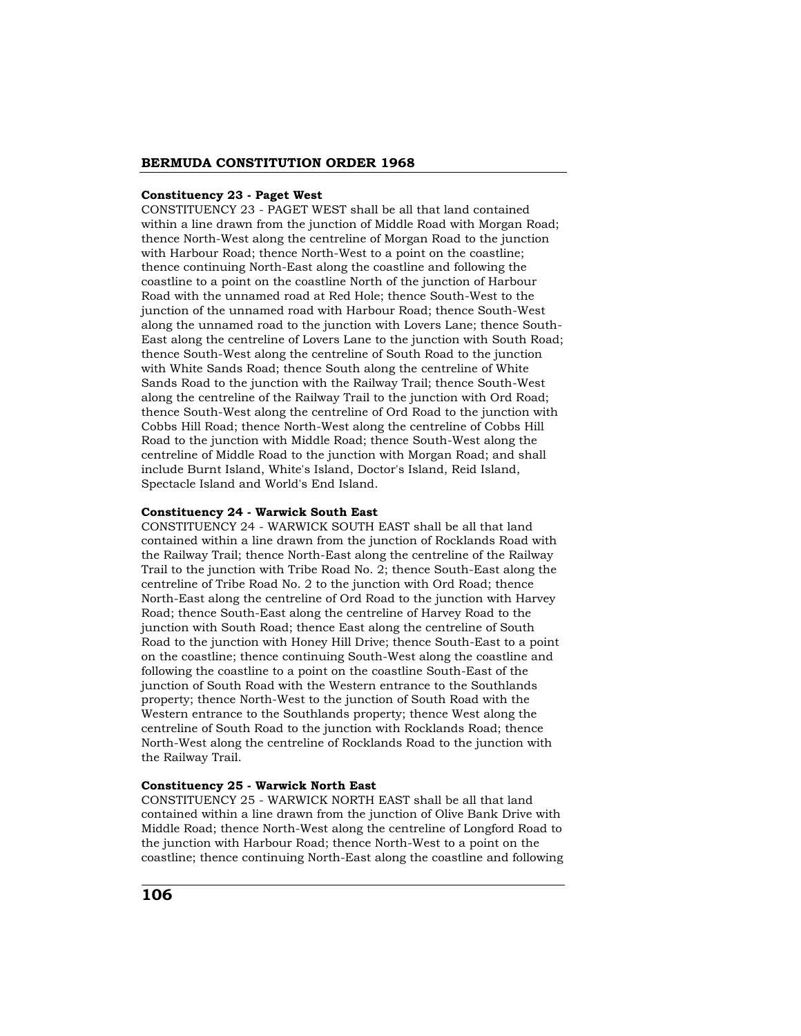#### Constituency 23 - Paget West

CONSTITUENCY 23 - PAGET WEST shall be all that land contained within a line drawn from the junction of Middle Road with Morgan Road; thence North-West along the centreline of Morgan Road to the junction with Harbour Road; thence North-West to a point on the coastline; thence continuing North-East along the coastline and following the coastline to a point on the coastline North of the junction of Harbour Road with the unnamed road at Red Hole; thence South-West to the junction of the unnamed road with Harbour Road; thence South-West along the unnamed road to the junction with Lovers Lane; thence South-East along the centreline of Lovers Lane to the junction with South Road; thence South-West along the centreline of South Road to the junction with White Sands Road; thence South along the centreline of White Sands Road to the junction with the Railway Trail; thence South-West along the centreline of the Railway Trail to the junction with Ord Road; thence South-West along the centreline of Ord Road to the junction with Cobbs Hill Road; thence North-West along the centreline of Cobbs Hill Road to the junction with Middle Road; thence South-West along the centreline of Middle Road to the junction with Morgan Road; and shall include Burnt Island, White's Island, Doctor's Island, Reid Island, Spectacle Island and World's End Island.

#### Constituency 24 - Warwick South East

CONSTITUENCY 24 - WARWICK SOUTH EAST shall be all that land contained within a line drawn from the junction of Rocklands Road with the Railway Trail; thence North-East along the centreline of the Railway Trail to the junction with Tribe Road No. 2; thence South-East along the centreline of Tribe Road No. 2 to the junction with Ord Road; thence North-East along the centreline of Ord Road to the junction with Harvey Road; thence South-East along the centreline of Harvey Road to the junction with South Road; thence East along the centreline of South Road to the junction with Honey Hill Drive; thence South-East to a point on the coastline; thence continuing South-West along the coastline and following the coastline to a point on the coastline South-East of the junction of South Road with the Western entrance to the Southlands property; thence North-West to the junction of South Road with the Western entrance to the Southlands property; thence West along the centreline of South Road to the junction with Rocklands Road; thence North-West along the centreline of Rocklands Road to the junction with the Railway Trail.

#### Constituency 25 - Warwick North East

CONSTITUENCY 25 - WARWICK NORTH EAST shall be all that land contained within a line drawn from the junction of Olive Bank Drive with Middle Road; thence North-West along the centreline of Longford Road to the junction with Harbour Road; thence North-West to a point on the coastline; thence continuing North-East along the coastline and following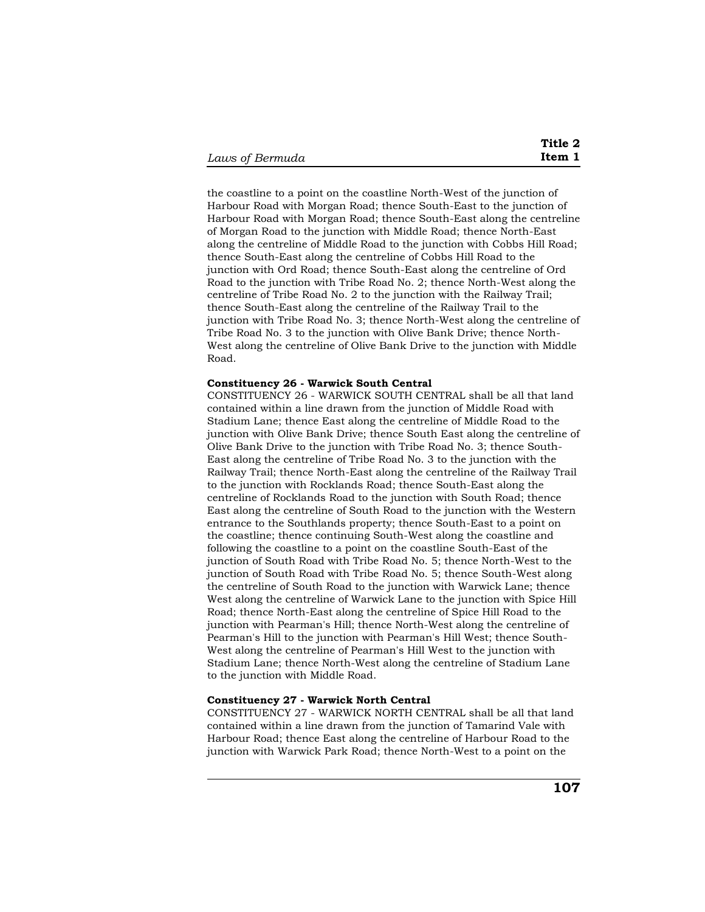the coastline to a point on the coastline North-West of the junction of Harbour Road with Morgan Road; thence South-East to the junction of Harbour Road with Morgan Road; thence South-East along the centreline of Morgan Road to the junction with Middle Road; thence North-East along the centreline of Middle Road to the junction with Cobbs Hill Road; thence South-East along the centreline of Cobbs Hill Road to the junction with Ord Road; thence South-East along the centreline of Ord Road to the junction with Tribe Road No. 2; thence North-West along the centreline of Tribe Road No. 2 to the junction with the Railway Trail; thence South-East along the centreline of the Railway Trail to the junction with Tribe Road No. 3; thence North-West along the centreline of Tribe Road No. 3 to the junction with Olive Bank Drive; thence North-West along the centreline of Olive Bank Drive to the junction with Middle Road.

**Constituency 26 - Warwick South Central**

CONSTITUENCY 26 - WARWICK SOUTH CENTRAL shall be all that land contained within a line drawn from the junction of Middle Road with Stadium Lane; thence East along the centreline of Middle Road to the junction with Olive Bank Drive; thence South East along the centreline of Olive Bank Drive to the junction with Tribe Road No. 3; thence South-East along the centreline of Tribe Road No. 3 to the junction with the Railway Trail; thence North-East along the centreline of the Railway Trail to the junction with Rocklands Road; thence South-East along the centreline of Rocklands Road to the junction with South Road; thence East along the centreline of South Road to the junction with the Western entrance to the Southlands property; thence South-East to a point on the coastline; thence continuing South-West along the coastline and following the coastline to a point on the coastline South-East of the junction of South Road with Tribe Road No. 5; thence North-West to the junction of South Road with Tribe Road No. 5; thence South-West along the centreline of South Road to the junction with Warwick Lane; thence West along the centreline of Warwick Lane to the junction with Spice Hill Road; thence North-East along the centreline of Spice Hill Road to the junction with Pearman's Hill; thence North-West along the centreline of Pearman's Hill to the junction with Pearman's Hill West; thence South-West along the centreline of Pearman's Hill West to the junction with Stadium Lane; thence North-West along the centreline of Stadium Lane to the junction with Middle Road.

**Constituency 27 - Warwick North Central**

CONSTITUENCY 27 - WARWICK NORTH CENTRAL shall be all that land contained within a line drawn from the junction of Tamarind Vale with Harbour Road; thence East along the centreline of Harbour Road to the junction with Warwick Park Road; thence North-West to a point on the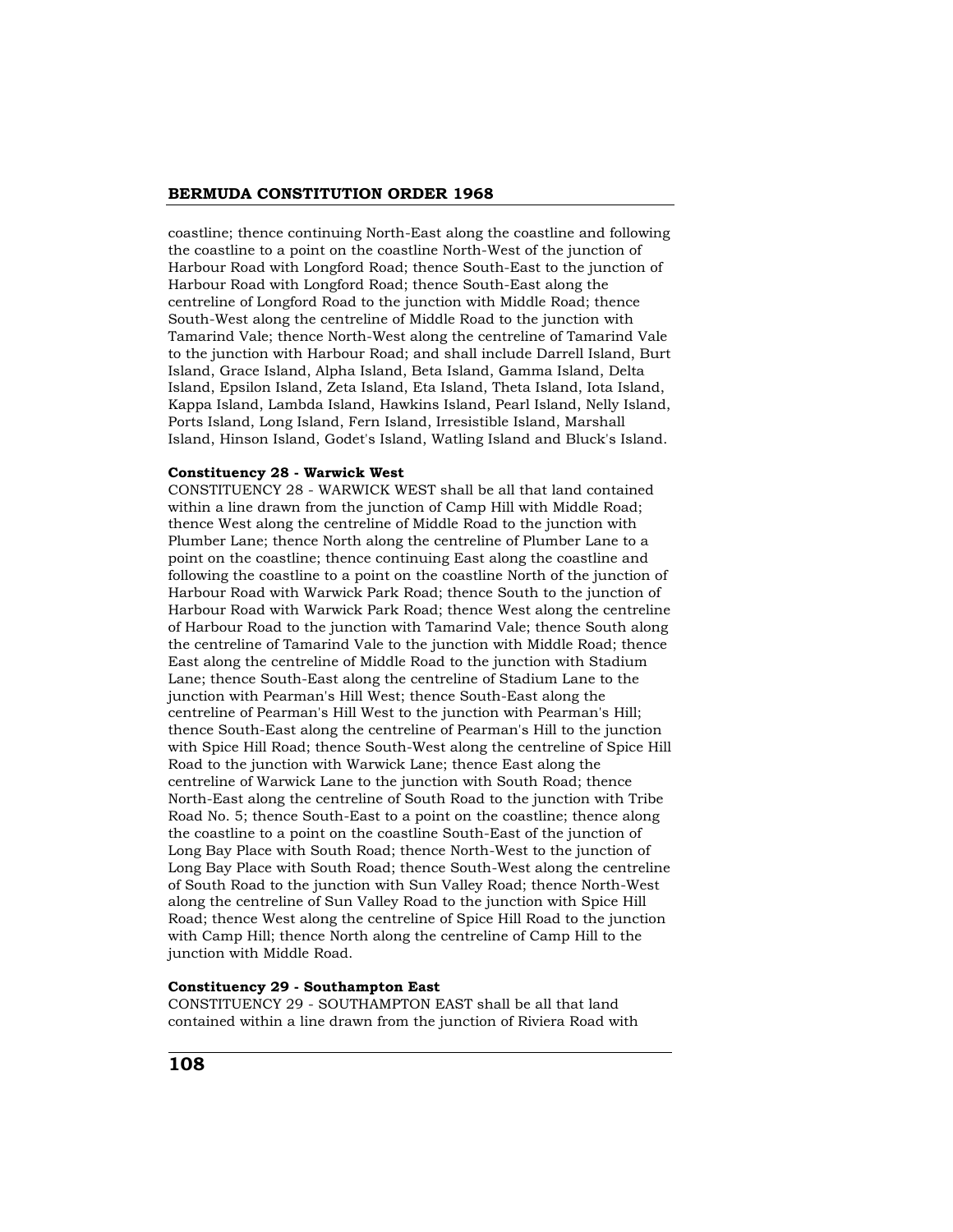coastline; thence continuing North-East along the coastline and following the coastline to a point on the coastline North-West of the junction of Harbour Road with Longford Road; thence South-East to the junction of Harbour Road with Longford Road; thence South-East along the centreline of Longford Road to the junction with Middle Road; thence South-West along the centreline of Middle Road to the junction with Tamarind Vale; thence North-West along the centreline of Tamarind Vale to the junction with Harbour Road; and shall include Darrell Island, Burt Island, Grace Island, Alpha Island, Beta Island, Gamma Island, Delta Island, Epsilon Island, Zeta Island, Eta Island, Theta Island, Iota Island, Kappa Island, Lambda Island, Hawkins Island, Pearl Island, Nelly Island, Ports Island, Long Island, Fern Island, Irresistible Island, Marshall Island, Hinson Island, Godet's Island, Watling Island and Bluck's Island.

**Constituency 28 - Warwick West**

CONSTITUENCY 28 - WARWICK WEST shall be all that land contained within a line drawn from the junction of Camp Hill with Middle Road; thence West along the centreline of Middle Road to the junction with Plumber Lane; thence North along the centreline of Plumber Lane to a point on the coastline; thence continuing East along the coastline and following the coastline to a point on the coastline North of the junction of Harbour Road with Warwick Park Road; thence South to the junction of Harbour Road with Warwick Park Road; thence West along the centreline of Harbour Road to the junction with Tamarind Vale; thence South along the centreline of Tamarind Vale to the junction with Middle Road; thence East along the centreline of Middle Road to the junction with Stadium Lane; thence South-East along the centreline of Stadium Lane to the junction with Pearman's Hill West; thence South-East along the centreline of Pearman's Hill West to the junction with Pearman's Hill; thence South-East along the centreline of Pearman's Hill to the junction with Spice Hill Road; thence South-West along the centreline of Spice Hill Road to the junction with Warwick Lane; thence East along the centreline of Warwick Lane to the junction with South Road; thence North-East along the centreline of South Road to the junction with Tribe Road No. 5; thence South-East to a point on the coastline; thence along the coastline to a point on the coastline South-East of the junction of Long Bay Place with South Road; thence North-West to the junction of Long Bay Place with South Road; thence South-West along the centreline of South Road to the junction with Sun Valley Road; thence North-West along the centreline of Sun Valley Road to the junction with Spice Hill Road; thence West along the centreline of Spice Hill Road to the junction with Camp Hill; thence North along the centreline of Camp Hill to the junction with Middle Road.

**Constituency 29 - Southampton East**

CONSTITUENCY 29 - SOUTHAMPTON EAST shall be all that land contained within a line drawn from the junction of Riviera Road with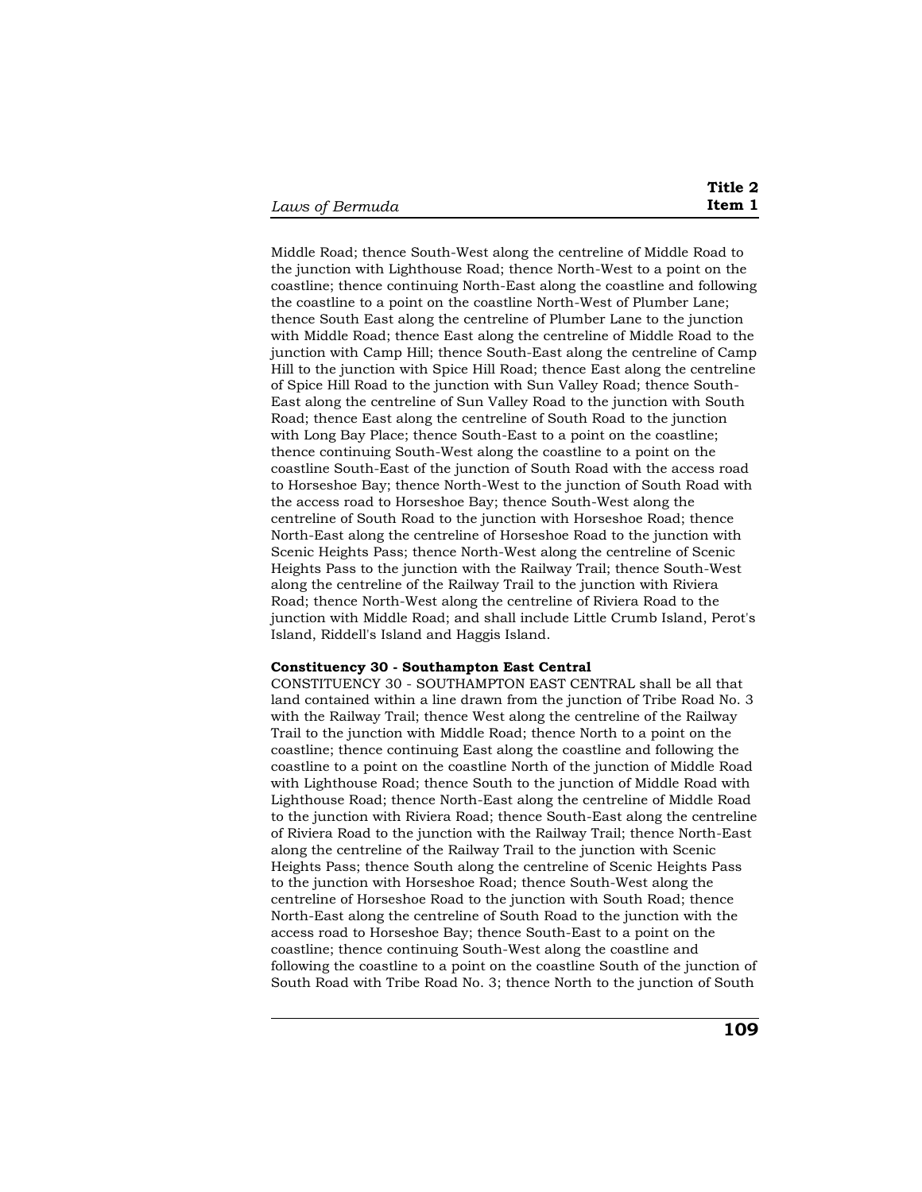Middle Road; thence South-West along the centreline of Middle Road to the junction with Lighthouse Road; thence North-West to a point on the coastline; thence continuing North-East along the coastline and following the coastline to a point on the coastline North-West of Plumber Lane; thence South East along the centreline of Plumber Lane to the junction with Middle Road; thence East along the centreline of Middle Road to the junction with Camp Hill; thence South-East along the centreline of Camp Hill to the junction with Spice Hill Road; thence East along the centreline of Spice Hill Road to the junction with Sun Valley Road; thence South-East along the centreline of Sun Valley Road to the junction with South Road; thence East along the centreline of South Road to the junction with Long Bay Place; thence South-East to a point on the coastline; thence continuing South-West along the coastline to a point on the coastline South-East of the junction of South Road with the access road to Horseshoe Bay; thence North-West to the junction of South Road with the access road to Horseshoe Bay; thence South-West along the centreline of South Road to the junction with Horseshoe Road; thence North-East along the centreline of Horseshoe Road to the junction with Scenic Heights Pass; thence North-West along the centreline of Scenic Heights Pass to the junction with the Railway Trail; thence South-West along the centreline of the Railway Trail to the junction with Riviera Road; thence North-West along the centreline of Riviera Road to the junction with Middle Road; and shall include Little Crumb Island, Perot's Island, Riddell's Island and Haggis Island.

**Constituency 30 - Southampton East Central**

CONSTITUENCY 30 - SOUTHAMPTON EAST CENTRAL shall be all that land contained within a line drawn from the junction of Tribe Road No. 3 with the Railway Trail; thence West along the centreline of the Railway Trail to the junction with Middle Road; thence North to a point on the coastline; thence continuing East along the coastline and following the coastline to a point on the coastline North of the junction of Middle Road with Lighthouse Road; thence South to the junction of Middle Road with Lighthouse Road; thence North-East along the centreline of Middle Road to the junction with Riviera Road; thence South-East along the centreline of Riviera Road to the junction with the Railway Trail; thence North-East along the centreline of the Railway Trail to the junction with Scenic Heights Pass; thence South along the centreline of Scenic Heights Pass to the junction with Horseshoe Road; thence South-West along the centreline of Horseshoe Road to the junction with South Road; thence North-East along the centreline of South Road to the junction with the access road to Horseshoe Bay; thence South-East to a point on the coastline; thence continuing South-West along the coastline and following the coastline to a point on the coastline South of the junction of South Road with Tribe Road No. 3; thence North to the junction of South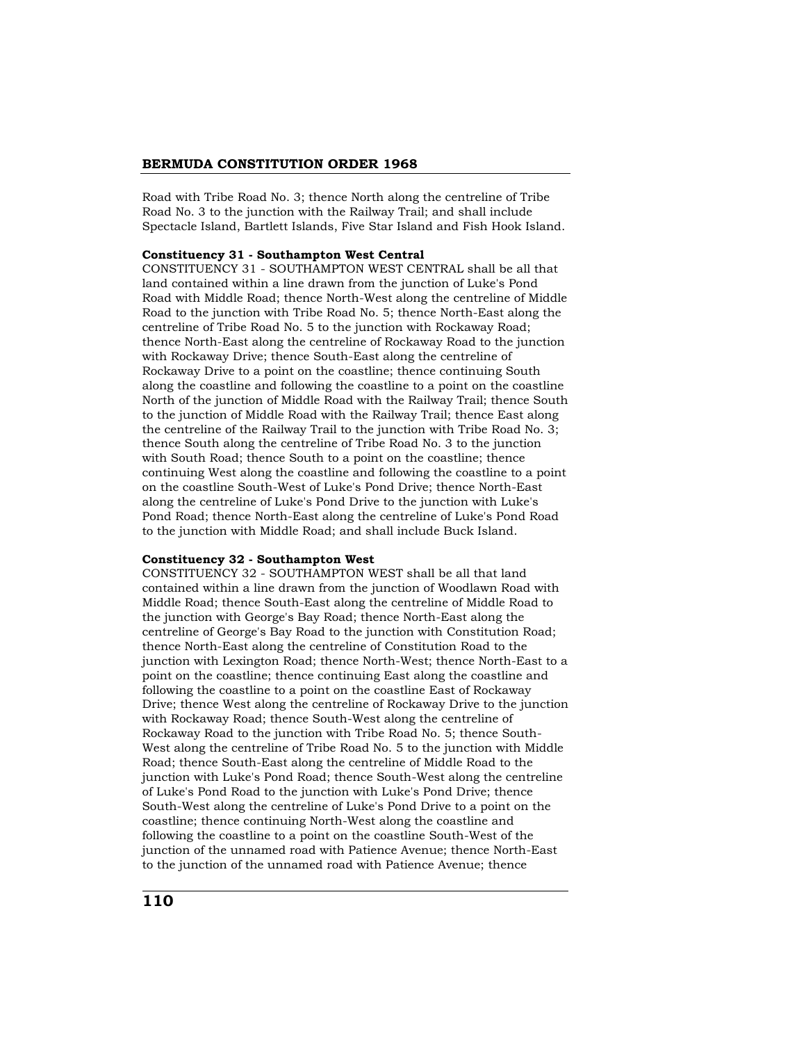Road with Tribe Road No. 3; thence North along the centreline of Tribe Road No. 3 to the junction with the Railway Trail; and shall include Spectacle Island, Bartlett Islands, Five Star Island and Fish Hook Island.

**Constituency 31 - Southampton West Central**

CONSTITUENCY 31 - SOUTHAMPTON WEST CENTRAL shall be all that land contained within a line drawn from the junction of Luke's Pond Road with Middle Road; thence North-West along the centreline of Middle Road to the junction with Tribe Road No. 5; thence North-East along the centreline of Tribe Road No. 5 to the junction with Rockaway Road; thence North-East along the centreline of Rockaway Road to the junction with Rockaway Drive; thence South-East along the centreline of Rockaway Drive to a point on the coastline; thence continuing South along the coastline and following the coastline to a point on the coastline North of the junction of Middle Road with the Railway Trail; thence South to the junction of Middle Road with the Railway Trail; thence East along the centreline of the Railway Trail to the junction with Tribe Road No. 3; thence South along the centreline of Tribe Road No. 3 to the junction with South Road; thence South to a point on the coastline; thence continuing West along the coastline and following the coastline to a point on the coastline South-West of Luke's Pond Drive; thence North-East along the centreline of Luke's Pond Drive to the junction with Luke's Pond Road; thence North-East along the centreline of Luke's Pond Road to the junction with Middle Road; and shall include Buck Island.

**Constituency 32 - Southampton West**

CONSTITUENCY 32 - SOUTHAMPTON WEST shall be all that land contained within a line drawn from the junction of Woodlawn Road with Middle Road; thence South-East along the centreline of Middle Road to the junction with George's Bay Road; thence North-East along the centreline of George's Bay Road to the junction with Constitution Road; thence North-East along the centreline of Constitution Road to the junction with Lexington Road; thence North-West; thence North-East to a point on the coastline; thence continuing East along the coastline and following the coastline to a point on the coastline East of Rockaway Drive; thence West along the centreline of Rockaway Drive to the junction with Rockaway Road; thence South-West along the centreline of Rockaway Road to the junction with Tribe Road No. 5; thence South-West along the centreline of Tribe Road No. 5 to the junction with Middle Road; thence South-East along the centreline of Middle Road to the junction with Luke's Pond Road; thence South-West along the centreline of Luke's Pond Road to the junction with Luke's Pond Drive; thence South-West along the centreline of Luke's Pond Drive to a point on the coastline; thence continuing North-West along the coastline and following the coastline to a point on the coastline South-West of the junction of the unnamed road with Patience Avenue; thence North-East to the junction of the unnamed road with Patience Avenue; thence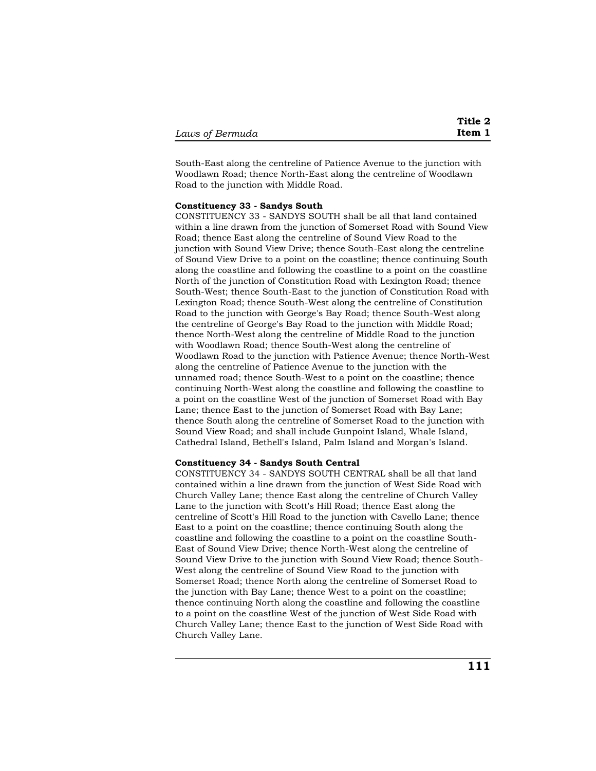South-East along the centreline of Patience Avenue to the junction with Woodlawn Road; thence North-East along the centreline of Woodlawn Road to the junction with Middle Road.

**Constituency 33 - Sandys South**

CONSTITUENCY 33 - SANDYS SOUTH shall be all that land contained within a line drawn from the junction of Somerset Road with Sound View Road; thence East along the centreline of Sound View Road to the junction with Sound View Drive; thence South-East along the centreline of Sound View Drive to a point on the coastline; thence continuing South along the coastline and following the coastline to a point on the coastline North of the junction of Constitution Road with Lexington Road; thence South-West; thence South-East to the junction of Constitution Road with Lexington Road; thence South-West along the centreline of Constitution Road to the junction with George's Bay Road; thence South-West along the centreline of George's Bay Road to the junction with Middle Road; thence North-West along the centreline of Middle Road to the junction with Woodlawn Road; thence South-West along the centreline of Woodlawn Road to the junction with Patience Avenue; thence North-West along the centreline of Patience Avenue to the junction with the unnamed road; thence South-West to a point on the coastline; thence continuing North-West along the coastline and following the coastline to a point on the coastline West of the junction of Somerset Road with Bay Lane; thence East to the junction of Somerset Road with Bay Lane; thence South along the centreline of Somerset Road to the junction with Sound View Road; and shall include Gunpoint Island, Whale Island, Cathedral Island, Bethell's Island, Palm Island and Morgan's Island.

**Constituency 34 - Sandys South Central**

CONSTITUENCY 34 - SANDYS SOUTH CENTRAL shall be all that land contained within a line drawn from the junction of West Side Road with Church Valley Lane; thence East along the centreline of Church Valley Lane to the junction with Scott's Hill Road; thence East along the centreline of Scott's Hill Road to the junction with Cavello Lane; thence East to a point on the coastline; thence continuing South along the coastline and following the coastline to a point on the coastline South-East of Sound View Drive; thence North-West along the centreline of Sound View Drive to the junction with Sound View Road; thence South-West along the centreline of Sound View Road to the junction with Somerset Road; thence North along the centreline of Somerset Road to the junction with Bay Lane; thence West to a point on the coastline; thence continuing North along the coastline and following the coastline to a point on the coastline West of the junction of West Side Road with Church Valley Lane; thence East to the junction of West Side Road with Church Valley Lane.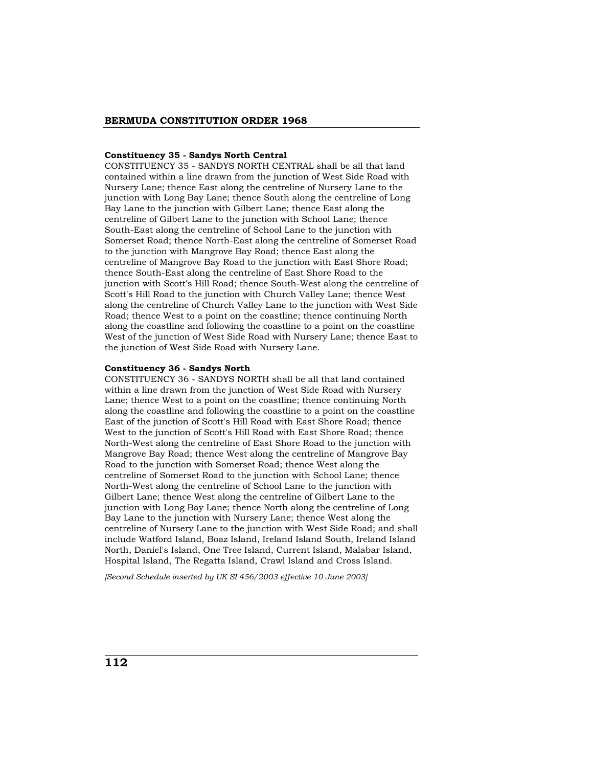**Constituency 35 - Sandys North Central**

CONSTITUENCY 35 - SANDYS NORTH CENTRAL shall be all that land contained within a line drawn from the junction of West Side Road with Nursery Lane; thence East along the centreline of Nursery Lane to the junction with Long Bay Lane; thence South along the centreline of Long Bay Lane to the junction with Gilbert Lane; thence East along the centreline of Gilbert Lane to the junction with School Lane; thence South-East along the centreline of School Lane to the junction with Somerset Road; thence North-East along the centreline of Somerset Road to the junction with Mangrove Bay Road; thence East along the centreline of Mangrove Bay Road to the junction with East Shore Road; thence South-East along the centreline of East Shore Road to the junction with Scott's Hill Road; thence South-West along the centreline of Scott's Hill Road to the junction with Church Valley Lane; thence West along the centreline of Church Valley Lane to the junction with West Side Road; thence West to a point on the coastline; thence continuing North along the coastline and following the coastline to a point on the coastline West of the junction of West Side Road with Nursery Lane; thence East to the junction of West Side Road with Nursery Lane.

**Constituency 36 - Sandys North**

CONSTITUENCY 36 - SANDYS NORTH shall be all that land contained within a line drawn from the junction of West Side Road with Nursery Lane; thence West to a point on the coastline; thence continuing North along the coastline and following the coastline to a point on the coastline East of the junction of Scott's Hill Road with East Shore Road; thence West to the junction of Scott's Hill Road with East Shore Road; thence North-West along the centreline of East Shore Road to the junction with Mangrove Bay Road; thence West along the centreline of Mangrove Bay Road to the junction with Somerset Road; thence West along the centreline of Somerset Road to the junction with School Lane; thence North-West along the centreline of School Lane to the junction with Gilbert Lane; thence West along the centreline of Gilbert Lane to the junction with Long Bay Lane; thence North along the centreline of Long Bay Lane to the junction with Nursery Lane; thence West along the centreline of Nursery Lane to the junction with West Side Road; and shall include Watford Island, Boaz Island, Ireland Island South, Ireland Island North, Daniel's Island, One Tree Island, Current Island, Malabar Island, Hospital Island, The Regatta Island, Crawl Island and Cross Island.

*[Second Schedule inserted by UK SI 456/2003 effective 10 June 2003]*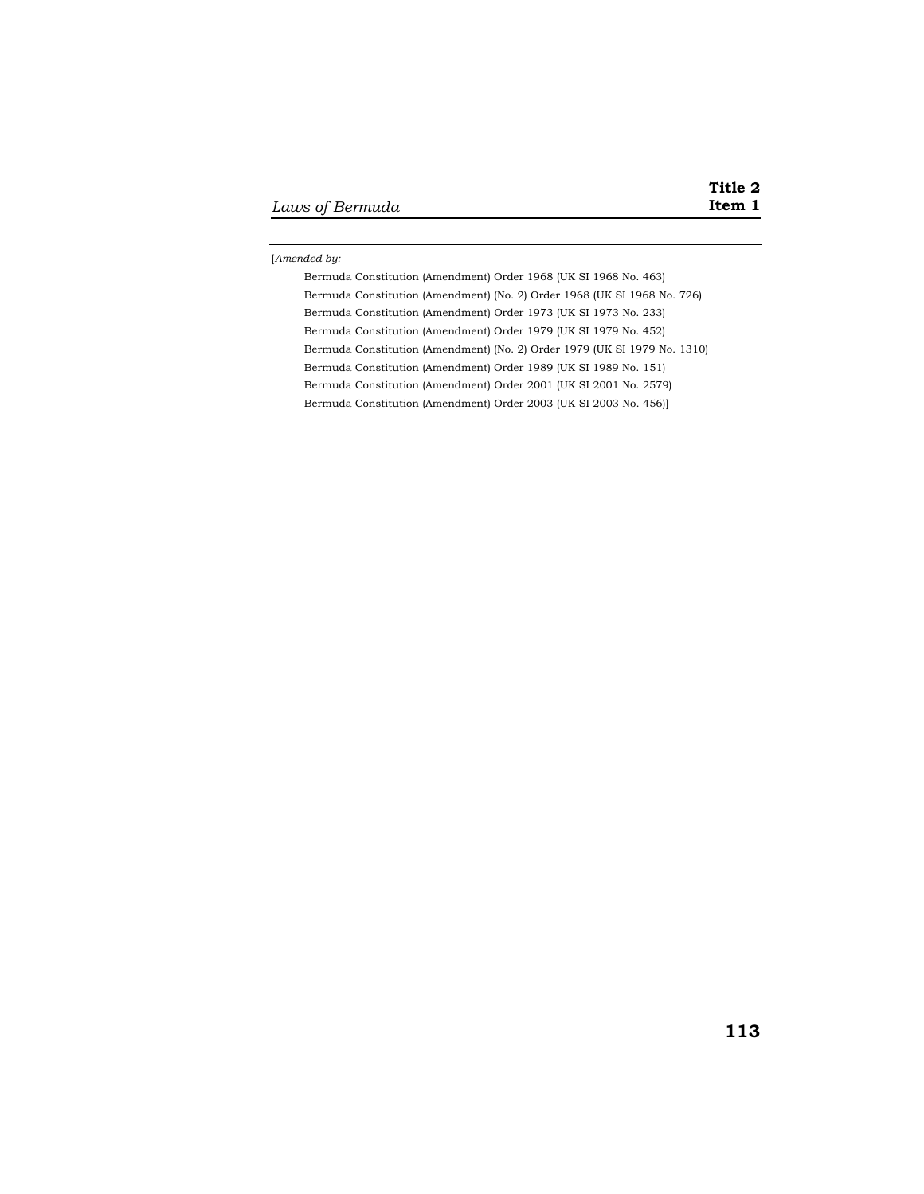[*Amended by:*

Bermuda Constitution (Amendment) Order 1968 (UK SI 1968 No. 463)

Bermuda Constitution (Amendment) (No. 2) Order 1968 (UK SI 1968 No. 726)

Bermuda Constitution (Amendment) Order 1973 (UK SI 1973 No. 233)

Bermuda Constitution (Amendment) Order 1979 (UK SI 1979 No. 452)

Bermuda Constitution (Amendment) (No. 2) Order 1979 (UK SI 1979 No. 1310)

Bermuda Constitution (Amendment) Order 1989 (UK SI 1989 No. 151)

Bermuda Constitution (Amendment) Order 2001 (UK SI 2001 No. 2579)

Bermuda Constitution (Amendment) Order 2003 (UK SI 2003 No. 456)]